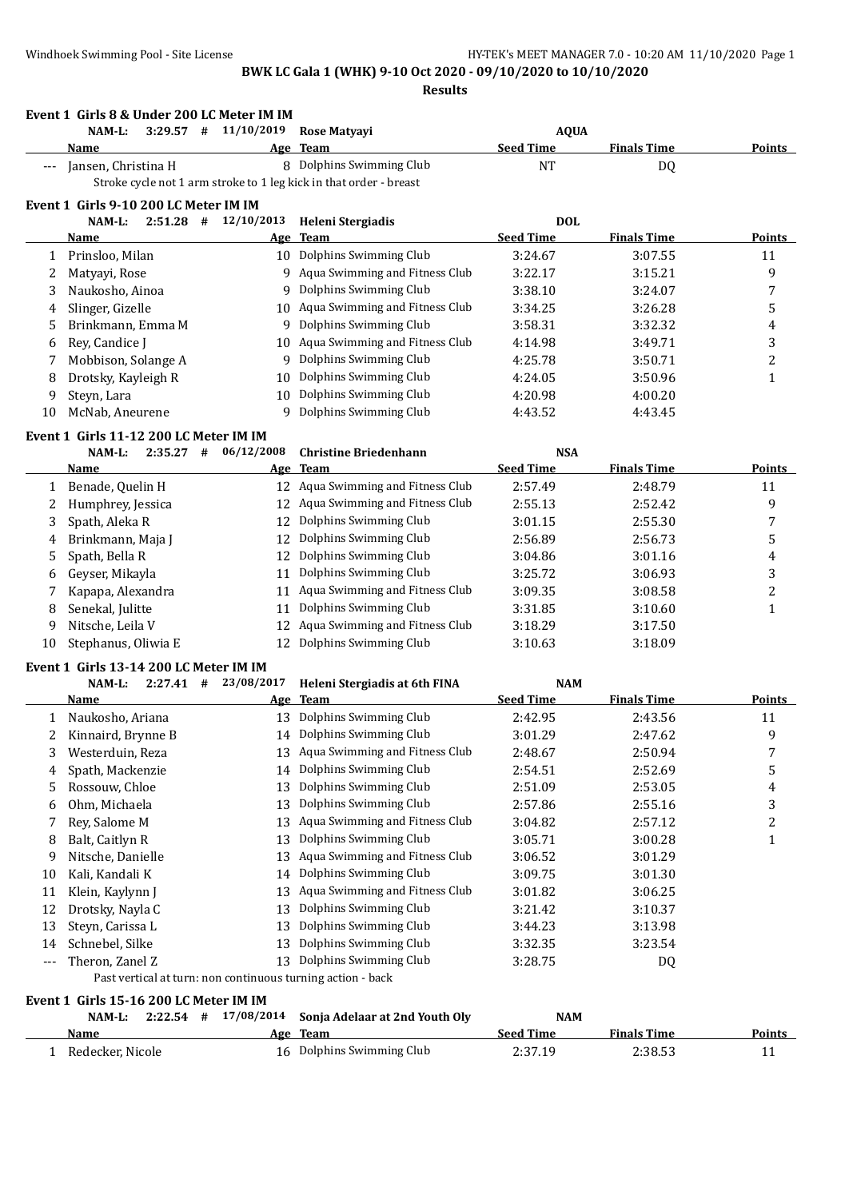**BWK LC Gala 1 (WHK) 9-10 Oct 2020 - 09/10/2020 to 10/10/2020**

**Results**

### Event 1 Girls 8 & Under 200 LC Meter IM IM

NAM-L: 3:29.57 # 11/10/2019 Rose Matyayi AQUA

| | Name | Age | Team | Seed Time | Finals Time | Points |
|---|---|---|---|---|---|---|
| --- | Jansen, Christina H | 8 | Dolphins Swimming Club | NT | DQ | |

Stroke cycle not 1 arm stroke to 1 leg kick in that order - breast

### Event 1 Girls 9-10 200 LC Meter IM IM

NAM-L: 2:51.28 # 12/10/2013 Heleni Stergiadis DOL

| | Name | Age | Team | Seed Time | Finals Time | Points |
|---|---|---|---|---|---|---|
| 1 | Prinsloo, Milan | 10 | Dolphins Swimming Club | 3:24.67 | 3:07.55 | 11 |
| 2 | Matyayi, Rose | 9 | Aqua Swimming and Fitness Club | 3:22.17 | 3:15.21 | 9 |
| 3 | Naukosho, Ainoa | 9 | Dolphins Swimming Club | 3:38.10 | 3:24.07 | 7 |
| 4 | Slinger, Gizelle | 10 | Aqua Swimming and Fitness Club | 3:34.25 | 3:26.28 | 5 |
| 5 | Brinkmann, Emma M | 9 | Dolphins Swimming Club | 3:58.31 | 3:32.32 | 4 |
| 6 | Rey, Candice J | 10 | Aqua Swimming and Fitness Club | 4:14.98 | 3:49.71 | 3 |
| 7 | Mobbison, Solange A | 9 | Dolphins Swimming Club | 4:25.78 | 3:50.71 | 2 |
| 8 | Drotsky, Kayleigh R | 10 | Dolphins Swimming Club | 4:24.05 | 3:50.96 | 1 |
| 9 | Steyn, Lara | 10 | Dolphins Swimming Club | 4:20.98 | 4:00.20 | |
| 10 | McNab, Aneurene | 9 | Dolphins Swimming Club | 4:43.52 | 4:43.45 | |

### Event 1 Girls 11-12 200 LC Meter IM IM

NAM-L: 2:35.27 # 06/12/2008 Christine Briedenhann NSA

| | Name | Age | Team | Seed Time | Finals Time | Points |
|---|---|---|---|---|---|---|
| 1 | Benade, Quelin H | 12 | Aqua Swimming and Fitness Club | 2:57.49 | 2:48.79 | 11 |
| 2 | Humphrey, Jessica | 12 | Aqua Swimming and Fitness Club | 2:55.13 | 2:52.42 | 9 |
| 3 | Spath, Aleka R | 12 | Dolphins Swimming Club | 3:01.15 | 2:55.30 | 7 |
| 4 | Brinkmann, Maja J | 12 | Dolphins Swimming Club | 2:56.89 | 2:56.73 | 5 |
| 5 | Spath, Bella R | 12 | Dolphins Swimming Club | 3:04.86 | 3:01.16 | 4 |
| 6 | Geyser, Mikayla | 11 | Dolphins Swimming Club | 3:25.72 | 3:06.93 | 3 |
| 7 | Kapapa, Alexandra | 11 | Aqua Swimming and Fitness Club | 3:09.35 | 3:08.58 | 2 |
| 8 | Senekal, Julitte | 11 | Dolphins Swimming Club | 3:31.85 | 3:10.60 | 1 |
| 9 | Nitsche, Leila V | 12 | Aqua Swimming and Fitness Club | 3:18.29 | 3:17.50 | |
| 10 | Stephanus, Oliwia E | 12 | Dolphins Swimming Club | 3:10.63 | 3:18.09 | |

### Event 1 Girls 13-14 200 LC Meter IM IM

NAM-L: 2:27.41 # 23/08/2017 Heleni Stergiadis at 6th FINA NAM

| | Name | Age | Team | Seed Time | Finals Time | Points |
|---|---|---|---|---|---|---|
| 1 | Naukosho, Ariana | 13 | Dolphins Swimming Club | 2:42.95 | 2:43.56 | 11 |
| 2 | Kinnaird, Brynne B | 14 | Dolphins Swimming Club | 3:01.29 | 2:47.62 | 9 |
| 3 | Westerduin, Reza | 13 | Aqua Swimming and Fitness Club | 2:48.67 | 2:50.94 | 7 |
| 4 | Spath, Mackenzie | 14 | Dolphins Swimming Club | 2:54.51 | 2:52.69 | 5 |
| 5 | Rossouw, Chloe | 13 | Dolphins Swimming Club | 2:51.09 | 2:53.05 | 4 |
| 6 | Ohm, Michaela | 13 | Dolphins Swimming Club | 2:57.86 | 2:55.16 | 3 |
| 7 | Rey, Salome M | 13 | Aqua Swimming and Fitness Club | 3:04.82 | 2:57.12 | 2 |
| 8 | Balt, Caitlyn R | 13 | Dolphins Swimming Club | 3:05.71 | 3:00.28 | 1 |
| 9 | Nitsche, Danielle | 13 | Aqua Swimming and Fitness Club | 3:06.52 | 3:01.29 | |
| 10 | Kali, Kandali K | 14 | Dolphins Swimming Club | 3:09.75 | 3:01.30 | |
| 11 | Klein, Kaylynn J | 13 | Aqua Swimming and Fitness Club | 3:01.82 | 3:06.25 | |
| 12 | Drotsky, Nayla C | 13 | Dolphins Swimming Club | 3:21.42 | 3:10.37 | |
| 13 | Steyn, Carissa L | 13 | Dolphins Swimming Club | 3:44.23 | 3:13.98 | |
| 14 | Schnebel, Silke | 13 | Dolphins Swimming Club | 3:32.35 | 3:23.54 | |
| --- | Theron, Zanel Z | 13 | Dolphins Swimming Club | 3:28.75 | DQ | |

Past vertical at turn: non continuous turning action - back

### Event 1 Girls 15-16 200 LC Meter IM IM

NAM-L: 2:22.54 # 17/08/2014 Sonja Adelaar at 2nd Youth Oly NAM

| | Name | Age | Team | Seed Time | Finals Time | Points |
|---|---|---|---|---|---|---|
| 1 | Redecker, Nicole | 16 | Dolphins Swimming Club | 2:37.19 | 2:38.53 | 11 |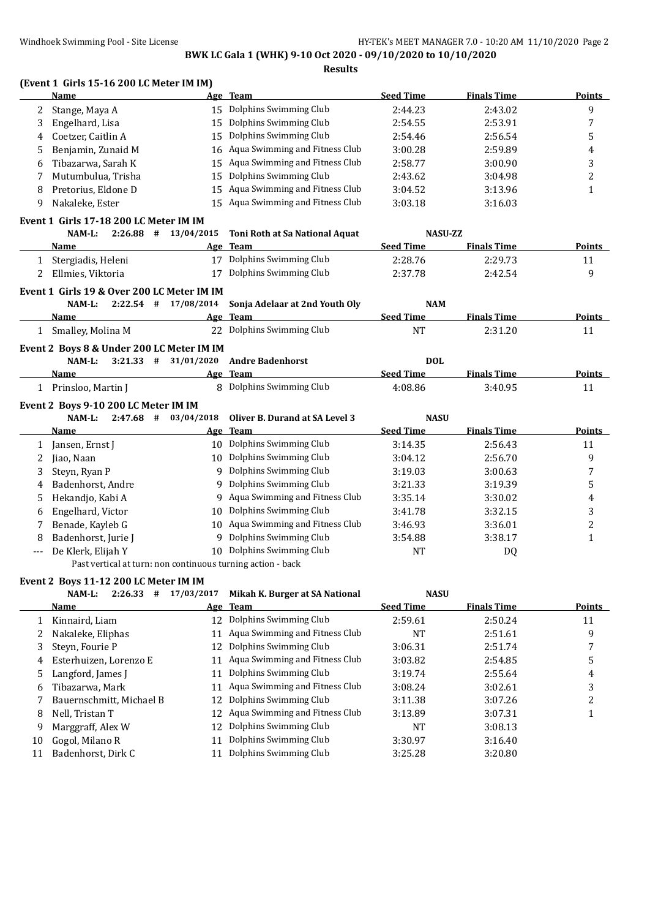**BWK LC Gala 1 (WHK) 9-10 Oct 2020 - 09/10/2020 to 10/10/2020**

**Results**

**(Event 1 Girls 15-16 200 LC Meter IM IM)**

| | Name | Age | Team | Seed Time | Finals Time | Points |
|---|---|---|---|---|---|---|
| 2 | Stange, Maya A | 15 | Dolphins Swimming Club | 2:44.23 | 2:43.02 | 9 |
| 3 | Engelhard, Lisa | 15 | Dolphins Swimming Club | 2:54.55 | 2:53.91 | 7 |
| 4 | Coetzer, Caitlin A | 15 | Dolphins Swimming Club | 2:54.46 | 2:56.54 | 5 |
| 5 | Benjamin, Zunaid M | 16 | Aqua Swimming and Fitness Club | 3:00.28 | 2:59.89 | 4 |
| 6 | Tibazarwa, Sarah K | 15 | Aqua Swimming and Fitness Club | 2:58.77 | 3:00.90 | 3 |
| 7 | Mutumbulua, Trisha | 15 | Dolphins Swimming Club | 2:43.62 | 3:04.98 | 2 |
| 8 | Pretorius, Eldone D | 15 | Aqua Swimming and Fitness Club | 3:04.52 | 3:13.96 | 1 |
| 9 | Nakaleke, Ester | 15 | Aqua Swimming and Fitness Club | 3:03.18 | 3:16.03 | |

**Event 1 Girls 17-18 200 LC Meter IM IM**

NAM-L: 2:26.88 # 13/04/2015 Toni Roth at Sa National Aquat NASU-ZZ

| | Name | Age | Team | Seed Time | Finals Time | Points |
|---|---|---|---|---|---|---|
| 1 | Stergiadis, Heleni | 17 | Dolphins Swimming Club | 2:28.76 | 2:29.73 | 11 |
| 2 | Ellmies, Viktoria | 17 | Dolphins Swimming Club | 2:37.78 | 2:42.54 | 9 |

**Event 1 Girls 19 & Over 200 LC Meter IM IM**

NAM-L: 2:22.54 # 17/08/2014 Sonja Adelaar at 2nd Youth Oly NAM

| | Name | Age | Team | Seed Time | Finals Time | Points |
|---|---|---|---|---|---|---|
| 1 | Smalley, Molina M | 22 | Dolphins Swimming Club | NT | 2:31.20 | 11 |

**Event 2 Boys 8 & Under 200 LC Meter IM IM**

NAM-L: 3:21.33 # 31/01/2020 Andre Badenhorst DOL

| | Name | Age | Team | Seed Time | Finals Time | Points |
|---|---|---|---|---|---|---|
| 1 | Prinsloo, Martin J | 8 | Dolphins Swimming Club | 4:08.86 | 3:40.95 | 11 |

**Event 2 Boys 9-10 200 LC Meter IM IM**

NAM-L: 2:47.68 # 03/04/2018 Oliver B. Durand at SA Level 3 NASU

| | Name | Age | Team | Seed Time | Finals Time | Points |
|---|---|---|---|---|---|---|
| 1 | Jansen, Ernst J | 10 | Dolphins Swimming Club | 3:14.35 | 2:56.43 | 11 |
| 2 | Jiao, Naan | 10 | Dolphins Swimming Club | 3:04.12 | 2:56.70 | 9 |
| 3 | Steyn, Ryan P | 9 | Dolphins Swimming Club | 3:19.03 | 3:00.63 | 7 |
| 4 | Badenhorst, Andre | 9 | Dolphins Swimming Club | 3:21.33 | 3:19.39 | 5 |
| 5 | Hekandjo, Kabi A | 9 | Aqua Swimming and Fitness Club | 3:35.14 | 3:30.02 | 4 |
| 6 | Engelhard, Victor | 10 | Dolphins Swimming Club | 3:41.78 | 3:32.15 | 3 |
| 7 | Benade, Kayleb G | 10 | Aqua Swimming and Fitness Club | 3:46.93 | 3:36.01 | 2 |
| 8 | Badenhorst, Jurie J | 9 | Dolphins Swimming Club | 3:54.88 | 3:38.17 | 1 |
| --- | De Klerk, Elijah Y | 10 | Dolphins Swimming Club | NT | DQ | |

Past vertical at turn: non continuous turning action - back

**Event 2 Boys 11-12 200 LC Meter IM IM**

NAM-L: 2:26.33 # 17/03/2017 Mikah K. Burger at SA National NASU

| | Name | Age | Team | Seed Time | Finals Time | Points |
|---|---|---|---|---|---|---|
| 1 | Kinnaird, Liam | 12 | Dolphins Swimming Club | 2:59.61 | 2:50.24 | 11 |
| 2 | Nakaleke, Eliphas | 11 | Aqua Swimming and Fitness Club | NT | 2:51.61 | 9 |
| 3 | Steyn, Fourie P | 12 | Dolphins Swimming Club | 3:06.31 | 2:51.74 | 7 |
| 4 | Esterhuizen, Lorenzo E | 11 | Aqua Swimming and Fitness Club | 3:03.82 | 2:54.85 | 5 |
| 5 | Langford, James J | 11 | Dolphins Swimming Club | 3:19.74 | 2:55.64 | 4 |
| 6 | Tibazarwa, Mark | 11 | Aqua Swimming and Fitness Club | 3:08.24 | 3:02.61 | 3 |
| 7 | Bauernschmitt, Michael B | 12 | Dolphins Swimming Club | 3:11.38 | 3:07.26 | 2 |
| 8 | Nell, Tristan T | 12 | Aqua Swimming and Fitness Club | 3:13.89 | 3:07.31 | 1 |
| 9 | Marggraff, Alex W | 12 | Dolphins Swimming Club | NT | 3:08.13 | |
| 10 | Gogol, Milano R | 11 | Dolphins Swimming Club | 3:30.97 | 3:16.40 | |
| 11 | Badenhorst, Dirk C | 11 | Dolphins Swimming Club | 3:25.28 | 3:20.80 | |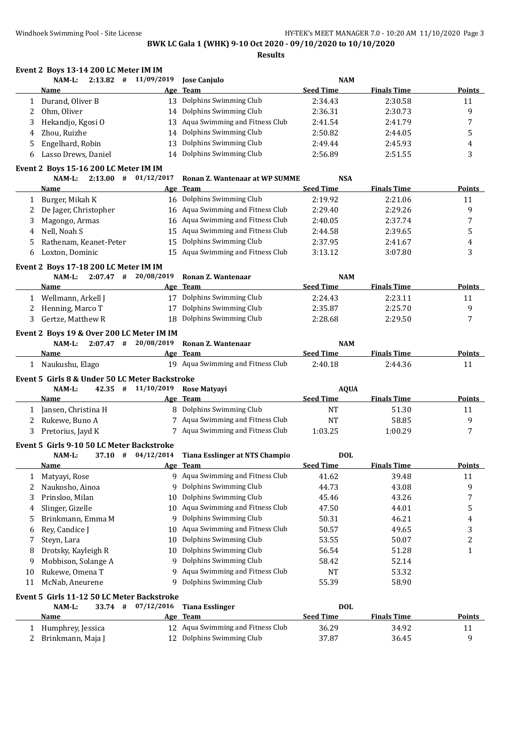**BWK LC Gala 1 (WHK) 9-10 Oct 2020 - 09/10/2020 to 10/10/2020**

**Results**

### Event 2 Boys 13-14 200 LC Meter IM IM

NAM-L: 2:13.82 # 11/09/2019 Jose Canjulo NAM

| | Name | Age | Team | Seed Time | Finals Time | Points |
|---|---|---|---|---|---|---|
| 1 | Durand, Oliver B | 13 | Dolphins Swimming Club | 2:34.43 | 2:30.58 | 11 |
| 2 | Ohm, Oliver | 14 | Dolphins Swimming Club | 2:36.31 | 2:30.73 | 9 |
| 3 | Hekandjo, Kgosi O | 13 | Aqua Swimming and Fitness Club | 2:41.54 | 2:41.79 | 7 |
| 4 | Zhou, Ruizhe | 14 | Dolphins Swimming Club | 2:50.82 | 2:44.05 | 5 |
| 5 | Engelhard, Robin | 13 | Dolphins Swimming Club | 2:49.44 | 2:45.93 | 4 |
| 6 | Lasso Drews, Daniel | 14 | Dolphins Swimming Club | 2:56.89 | 2:51.55 | 3 |

### Event 2 Boys 15-16 200 LC Meter IM IM

NAM-L: 2:13.00 # 01/12/2017 Ronan Z. Wantenaar at WP SUMME NSA

| | Name | Age | Team | Seed Time | Finals Time | Points |
|---|---|---|---|---|---|---|
| 1 | Burger, Mikah K | 16 | Dolphins Swimming Club | 2:19.92 | 2:21.06 | 11 |
| 2 | De Jager, Christopher | 16 | Aqua Swimming and Fitness Club | 2:29.40 | 2:29.26 | 9 |
| 3 | Magongo, Armas | 16 | Aqua Swimming and Fitness Club | 2:40.05 | 2:37.74 | 7 |
| 4 | Nell, Noah S | 15 | Aqua Swimming and Fitness Club | 2:44.58 | 2:39.65 | 5 |
| 5 | Rathenam, Keanet-Peter | 15 | Dolphins Swimming Club | 2:37.95 | 2:41.67 | 4 |
| 6 | Loxton, Dominic | 15 | Aqua Swimming and Fitness Club | 3:13.12 | 3:07.80 | 3 |

### Event 2 Boys 17-18 200 LC Meter IM IM

NAM-L: 2:07.47 # 20/08/2019 Ronan Z. Wantenaar NAM

| | Name | Age | Team | Seed Time | Finals Time | Points |
|---|---|---|---|---|---|---|
| 1 | Wellmann, Arkell J | 17 | Dolphins Swimming Club | 2:24.43 | 2:23.11 | 11 |
| 2 | Henning, Marco T | 17 | Dolphins Swimming Club | 2:35.87 | 2:25.70 | 9 |
| 3 | Gertze, Matthew R | 18 | Dolphins Swimming Club | 2:28.68 | 2:29.50 | 7 |

### Event 2 Boys 19 & Over 200 LC Meter IM IM

NAM-L: 2:07.47 # 20/08/2019 Ronan Z. Wantenaar NAM

| | Name | Age | Team | Seed Time | Finals Time | Points |
|---|---|---|---|---|---|---|
| 1 | Naukushu, Elago | 19 | Aqua Swimming and Fitness Club | 2:40.18 | 2:44.36 | 11 |

### Event 5 Girls 8 & Under 50 LC Meter Backstroke

NAM-L: 42.35 # 11/10/2019 Rose Matyayi AQUA

| | Name | Age | Team | Seed Time | Finals Time | Points |
|---|---|---|---|---|---|---|
| 1 | Jansen, Christina H | 8 | Dolphins Swimming Club | NT | 51.30 | 11 |
| 2 | Rukewe, Buno A | 7 | Aqua Swimming and Fitness Club | NT | 58.85 | 9 |
| 3 | Pretorius, Jayd K | 7 | Aqua Swimming and Fitness Club | 1:03.25 | 1:00.29 | 7 |

### Event 5 Girls 9-10 50 LC Meter Backstroke

NAM-L: 37.10 # 04/12/2014 Tiana Esslinger at NTS Champio DOL

| | Name | Age | Team | Seed Time | Finals Time | Points |
|---|---|---|---|---|---|---|
| 1 | Matyayi, Rose | 9 | Aqua Swimming and Fitness Club | 41.62 | 39.48 | 11 |
| 2 | Naukosho, Ainoa | 9 | Dolphins Swimming Club | 44.73 | 43.08 | 9 |
| 3 | Prinsloo, Milan | 10 | Dolphins Swimming Club | 45.46 | 43.26 | 7 |
| 4 | Slinger, Gizelle | 10 | Aqua Swimming and Fitness Club | 47.50 | 44.01 | 5 |
| 5 | Brinkmann, Emma M | 9 | Dolphins Swimming Club | 50.31 | 46.21 | 4 |
| 6 | Rey, Candice J | 10 | Aqua Swimming and Fitness Club | 50.57 | 49.65 | 3 |
| 7 | Steyn, Lara | 10 | Dolphins Swimming Club | 53.55 | 50.07 | 2 |
| 8 | Drotsky, Kayleigh R | 10 | Dolphins Swimming Club | 56.54 | 51.28 | 1 |
| 9 | Mobbison, Solange A | 9 | Dolphins Swimming Club | 58.42 | 52.14 | |
| 10 | Rukewe, Omena T | 9 | Aqua Swimming and Fitness Club | NT | 53.32 | |
| 11 | McNab, Aneurene | 9 | Dolphins Swimming Club | 55.39 | 58.90 | |

### Event 5 Girls 11-12 50 LC Meter Backstroke

NAM-L: 33.74 # 07/12/2016 Tiana Esslinger DOL

| | Name | Age | Team | Seed Time | Finals Time | Points |
|---|---|---|---|---|---|---|
| 1 | Humphrey, Jessica | 12 | Aqua Swimming and Fitness Club | 36.29 | 34.92 | 11 |
| 2 | Brinkmann, Maja J | 12 | Dolphins Swimming Club | 37.87 | 36.45 | 9 |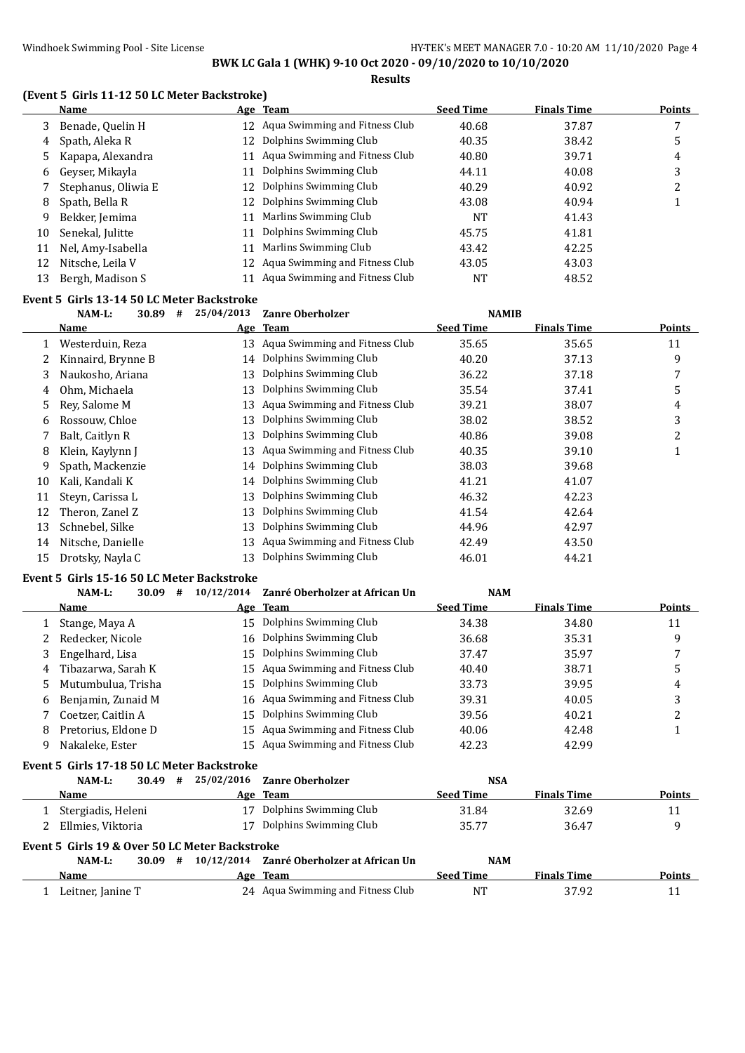**BWK LC Gala 1 (WHK) 9-10 Oct 2020 - 09/10/2020 to 10/10/2020**

**Results**

### (Event 5 Girls 11-12 50 LC Meter Backstroke)

| | Name | Age | Team | Seed Time | Finals Time | Points |
|---|---|---|---|---|---|---|
| 3 | Benade, Quelin H | 12 | Aqua Swimming and Fitness Club | 40.68 | 37.87 | 7 |
| 4 | Spath, Aleka R | 12 | Dolphins Swimming Club | 40.35 | 38.42 | 5 |
| 5 | Kapapa, Alexandra | 11 | Aqua Swimming and Fitness Club | 40.80 | 39.71 | 4 |
| 6 | Geyser, Mikayla | 11 | Dolphins Swimming Club | 44.11 | 40.08 | 3 |
| 7 | Stephanus, Oliwia E | 12 | Dolphins Swimming Club | 40.29 | 40.92 | 2 |
| 8 | Spath, Bella R | 12 | Dolphins Swimming Club | 43.08 | 40.94 | 1 |
| 9 | Bekker, Jemima | 11 | Marlins Swimming Club | NT | 41.43 | |
| 10 | Senekal, Julitte | 11 | Dolphins Swimming Club | 45.75 | 41.81 | |
| 11 | Nel, Amy-Isabella | 11 | Marlins Swimming Club | 43.42 | 42.25 | |
| 12 | Nitsche, Leila V | 12 | Aqua Swimming and Fitness Club | 43.05 | 43.03 | |
| 13 | Bergh, Madison S | 11 | Aqua Swimming and Fitness Club | NT | 48.52 | |

### Event 5 Girls 13-14 50 LC Meter Backstroke

NAM-L: 30.89 # 25/04/2013 Zanre Oberholzer NAMIB

| | Name | Age | Team | Seed Time | Finals Time | Points |
|---|---|---|---|---|---|---|
| 1 | Westerduin, Reza | 13 | Aqua Swimming and Fitness Club | 35.65 | 35.65 | 11 |
| 2 | Kinnaird, Brynne B | 14 | Dolphins Swimming Club | 40.20 | 37.13 | 9 |
| 3 | Naukosho, Ariana | 13 | Dolphins Swimming Club | 36.22 | 37.18 | 7 |
| 4 | Ohm, Michaela | 13 | Dolphins Swimming Club | 35.54 | 37.41 | 5 |
| 5 | Rey, Salome M | 13 | Aqua Swimming and Fitness Club | 39.21 | 38.07 | 4 |
| 6 | Rossouw, Chloe | 13 | Dolphins Swimming Club | 38.02 | 38.52 | 3 |
| 7 | Balt, Caitlyn R | 13 | Dolphins Swimming Club | 40.86 | 39.08 | 2 |
| 8 | Klein, Kaylynn J | 13 | Aqua Swimming and Fitness Club | 40.35 | 39.10 | 1 |
| 9 | Spath, Mackenzie | 14 | Dolphins Swimming Club | 38.03 | 39.68 | |
| 10 | Kali, Kandali K | 14 | Dolphins Swimming Club | 41.21 | 41.07 | |
| 11 | Steyn, Carissa L | 13 | Dolphins Swimming Club | 46.32 | 42.23 | |
| 12 | Theron, Zanel Z | 13 | Dolphins Swimming Club | 41.54 | 42.64 | |
| 13 | Schnebel, Silke | 13 | Dolphins Swimming Club | 44.96 | 42.97 | |
| 14 | Nitsche, Danielle | 13 | Aqua Swimming and Fitness Club | 42.49 | 43.50 | |
| 15 | Drotsky, Nayla C | 13 | Dolphins Swimming Club | 46.01 | 44.21 | |

### Event 5 Girls 15-16 50 LC Meter Backstroke

NAM-L: 30.09 # 10/12/2014 Zanré Oberholzer at African Un NAM

| | Name | Age | Team | Seed Time | Finals Time | Points |
|---|---|---|---|---|---|---|
| 1 | Stange, Maya A | 15 | Dolphins Swimming Club | 34.38 | 34.80 | 11 |
| 2 | Redecker, Nicole | 16 | Dolphins Swimming Club | 36.68 | 35.31 | 9 |
| 3 | Engelhard, Lisa | 15 | Dolphins Swimming Club | 37.47 | 35.97 | 7 |
| 4 | Tibazarwa, Sarah K | 15 | Aqua Swimming and Fitness Club | 40.40 | 38.71 | 5 |
| 5 | Mutumbulua, Trisha | 15 | Dolphins Swimming Club | 33.73 | 39.95 | 4 |
| 6 | Benjamin, Zunaid M | 16 | Aqua Swimming and Fitness Club | 39.31 | 40.05 | 3 |
| 7 | Coetzer, Caitlin A | 15 | Dolphins Swimming Club | 39.56 | 40.21 | 2 |
| 8 | Pretorius, Eldone D | 15 | Aqua Swimming and Fitness Club | 40.06 | 42.48 | 1 |
| 9 | Nakaleke, Ester | 15 | Aqua Swimming and Fitness Club | 42.23 | 42.99 | |

### Event 5 Girls 17-18 50 LC Meter Backstroke

NAM-L: 30.49 # 25/02/2016 Zanre Oberholzer NSA

| | Name | Age | Team | Seed Time | Finals Time | Points |
|---|---|---|---|---|---|---|
| 1 | Stergiadis, Heleni | 17 | Dolphins Swimming Club | 31.84 | 32.69 | 11 |
| 2 | Ellmies, Viktoria | 17 | Dolphins Swimming Club | 35.77 | 36.47 | 9 |

### Event 5 Girls 19 & Over 50 LC Meter Backstroke

NAM-L: 30.09 # 10/12/2014 Zanré Oberholzer at African Un NAM

| | Name | Age | Team | Seed Time | Finals Time | Points |
|---|---|---|---|---|---|---|
| 1 | Leitner, Janine T | 24 | Aqua Swimming and Fitness Club | NT | 37.92 | 11 |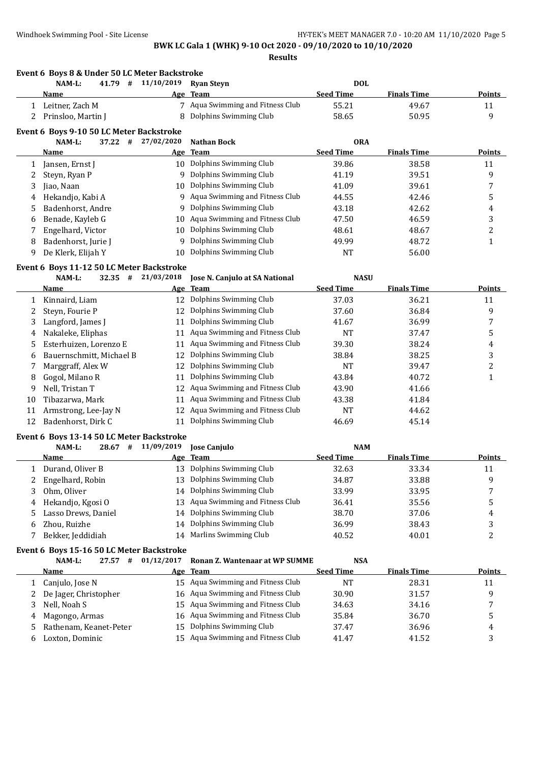**BWK LC Gala 1 (WHK) 9-10 Oct 2020 - 09/10/2020 to 10/10/2020**

**Results**

### Event 6 Boys 8 & Under 50 LC Meter Backstroke

NAM-L: 41.79 # 11/10/2019 Ryan Steyn DOL

| | Name | Age | Team | Seed Time | Finals Time | Points |
|---|---|---|---|---|---|---|
| 1 | Leitner, Zach M | 7 | Aqua Swimming and Fitness Club | 55.21 | 49.67 | 11 |
| 2 | Prinsloo, Martin J | 8 | Dolphins Swimming Club | 58.65 | 50.95 | 9 |

### Event 6 Boys 9-10 50 LC Meter Backstroke

NAM-L: 37.22 # 27/02/2020 Nathan Bock ORA

| | Name | Age | Team | Seed Time | Finals Time | Points |
|---|---|---|---|---|---|---|
| 1 | Jansen, Ernst J | 10 | Dolphins Swimming Club | 39.86 | 38.58 | 11 |
| 2 | Steyn, Ryan P | 9 | Dolphins Swimming Club | 41.19 | 39.51 | 9 |
| 3 | Jiao, Naan | 10 | Dolphins Swimming Club | 41.09 | 39.61 | 7 |
| 4 | Hekandjo, Kabi A | 9 | Aqua Swimming and Fitness Club | 44.55 | 42.46 | 5 |
| 5 | Badenhorst, Andre | 9 | Dolphins Swimming Club | 43.18 | 42.62 | 4 |
| 6 | Benade, Kayleb G | 10 | Aqua Swimming and Fitness Club | 47.50 | 46.59 | 3 |
| 7 | Engelhard, Victor | 10 | Dolphins Swimming Club | 48.61 | 48.67 | 2 |
| 8 | Badenhorst, Jurie J | 9 | Dolphins Swimming Club | 49.99 | 48.72 | 1 |
| 9 | De Klerk, Elijah Y | 10 | Dolphins Swimming Club | NT | 56.00 | |

### Event 6 Boys 11-12 50 LC Meter Backstroke

NAM-L: 32.35 # 21/03/2018 Jose N. Canjulo at SA National NASU

| | Name | Age | Team | Seed Time | Finals Time | Points |
|---|---|---|---|---|---|---|
| 1 | Kinnaird, Liam | 12 | Dolphins Swimming Club | 37.03 | 36.21 | 11 |
| 2 | Steyn, Fourie P | 12 | Dolphins Swimming Club | 37.60 | 36.84 | 9 |
| 3 | Langford, James J | 11 | Dolphins Swimming Club | 41.67 | 36.99 | 7 |
| 4 | Nakaleke, Eliphas | 11 | Aqua Swimming and Fitness Club | NT | 37.47 | 5 |
| 5 | Esterhuizen, Lorenzo E | 11 | Aqua Swimming and Fitness Club | 39.30 | 38.24 | 4 |
| 6 | Bauernschmitt, Michael B | 12 | Dolphins Swimming Club | 38.84 | 38.25 | 3 |
| 7 | Marggraff, Alex W | 12 | Dolphins Swimming Club | NT | 39.47 | 2 |
| 8 | Gogol, Milano R | 11 | Dolphins Swimming Club | 43.84 | 40.72 | 1 |
| 9 | Nell, Tristan T | 12 | Aqua Swimming and Fitness Club | 43.90 | 41.66 | |
| 10 | Tibazarwa, Mark | 11 | Aqua Swimming and Fitness Club | 43.38 | 41.84 | |
| 11 | Armstrong, Lee-Jay N | 12 | Aqua Swimming and Fitness Club | NT | 44.62 | |
| 12 | Badenhorst, Dirk C | 11 | Dolphins Swimming Club | 46.69 | 45.14 | |

### Event 6 Boys 13-14 50 LC Meter Backstroke

NAM-L: 28.67 # 11/09/2019 Jose Canjulo NAM

| | Name | Age | Team | Seed Time | Finals Time | Points |
|---|---|---|---|---|---|---|
| 1 | Durand, Oliver B | 13 | Dolphins Swimming Club | 32.63 | 33.34 | 11 |
| 2 | Engelhard, Robin | 13 | Dolphins Swimming Club | 34.87 | 33.88 | 9 |
| 3 | Ohm, Oliver | 14 | Dolphins Swimming Club | 33.99 | 33.95 | 7 |
| 4 | Hekandjo, Kgosi O | 13 | Aqua Swimming and Fitness Club | 36.41 | 35.56 | 5 |
| 5 | Lasso Drews, Daniel | 14 | Dolphins Swimming Club | 38.70 | 37.06 | 4 |
| 6 | Zhou, Ruizhe | 14 | Dolphins Swimming Club | 36.99 | 38.43 | 3 |
| 7 | Bekker, Jeddidiah | 14 | Marlins Swimming Club | 40.52 | 40.01 | 2 |

### Event 6 Boys 15-16 50 LC Meter Backstroke

NAM-L: 27.57 # 01/12/2017 Ronan Z. Wantenaar at WP SUMME NSA

| | Name | Age | Team | Seed Time | Finals Time | Points |
|---|---|---|---|---|---|---|
| 1 | Canjulo, Jose N | 15 | Aqua Swimming and Fitness Club | NT | 28.31 | 11 |
| 2 | De Jager, Christopher | 16 | Aqua Swimming and Fitness Club | 30.90 | 31.57 | 9 |
| 3 | Nell, Noah S | 15 | Aqua Swimming and Fitness Club | 34.63 | 34.16 | 7 |
| 4 | Magongo, Armas | 16 | Aqua Swimming and Fitness Club | 35.84 | 36.70 | 5 |
| 5 | Rathenam, Keanet-Peter | 15 | Dolphins Swimming Club | 37.47 | 36.96 | 4 |
| 6 | Loxton, Dominic | 15 | Aqua Swimming and Fitness Club | 41.47 | 41.52 | 3 |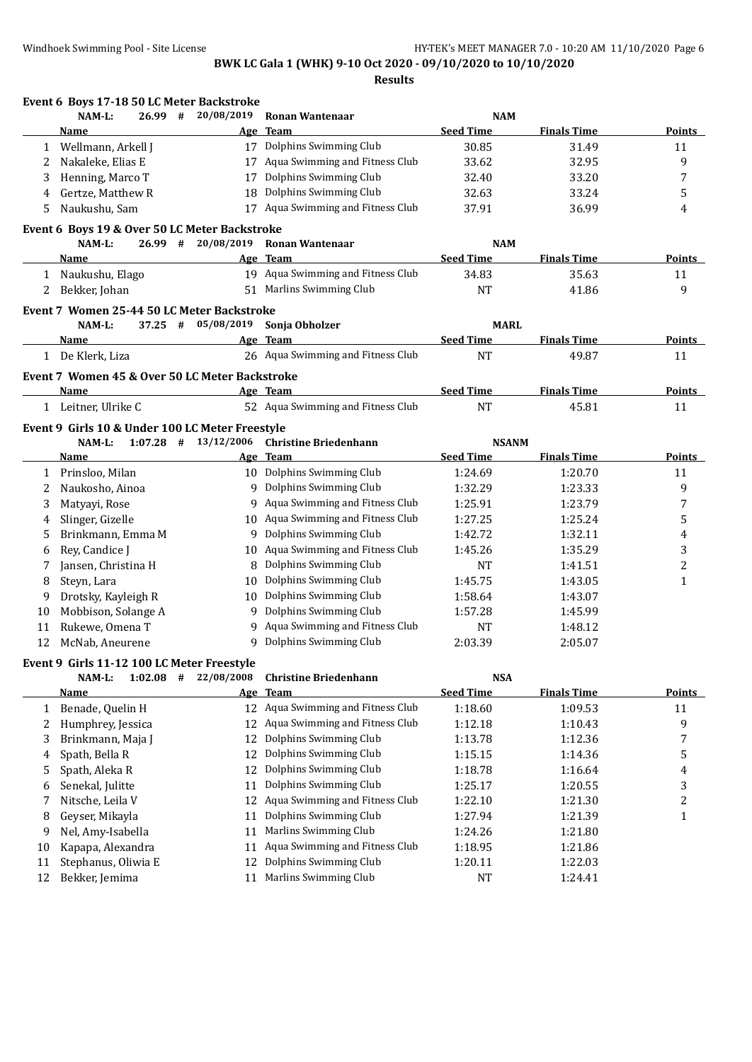**BWK LC Gala 1 (WHK) 9-10 Oct 2020 - 09/10/2020 to 10/10/2020**

**Results**

### Event 6 Boys 17-18 50 LC Meter Backstroke

NAM-L: 26.99 # 20/08/2019 Ronan Wantenaar NAM

| | Name | Age | Team | Seed Time | Finals Time | Points |
|---|---|---|---|---|---|---|
| 1 | Wellmann, Arkell J | 17 | Dolphins Swimming Club | 30.85 | 31.49 | 11 |
| 2 | Nakaleke, Elias E | 17 | Aqua Swimming and Fitness Club | 33.62 | 32.95 | 9 |
| 3 | Henning, Marco T | 17 | Dolphins Swimming Club | 32.40 | 33.20 | 7 |
| 4 | Gertze, Matthew R | 18 | Dolphins Swimming Club | 32.63 | 33.24 | 5 |
| 5 | Naukushu, Sam | 17 | Aqua Swimming and Fitness Club | 37.91 | 36.99 | 4 |

### Event 6 Boys 19 & Over 50 LC Meter Backstroke

NAM-L: 26.99 # 20/08/2019 Ronan Wantenaar NAM

| | Name | Age | Team | Seed Time | Finals Time | Points |
|---|---|---|---|---|---|---|
| 1 | Naukushu, Elago | 19 | Aqua Swimming and Fitness Club | 34.83 | 35.63 | 11 |
| 2 | Bekker, Johan | 51 | Marlins Swimming Club | NT | 41.86 | 9 |

### Event 7 Women 25-44 50 LC Meter Backstroke

NAM-L: 37.25 # 05/08/2019 Sonja Obholzer MARL

| | Name | Age | Team | Seed Time | Finals Time | Points |
|---|---|---|---|---|---|---|
| 1 | De Klerk, Liza | 26 | Aqua Swimming and Fitness Club | NT | 49.87 | 11 |

### Event 7 Women 45 & Over 50 LC Meter Backstroke

| | Name | Age | Team | Seed Time | Finals Time | Points |
|---|---|---|---|---|---|---|
| 1 | Leitner, Ulrike C | 52 | Aqua Swimming and Fitness Club | NT | 45.81 | 11 |

### Event 9 Girls 10 & Under 100 LC Meter Freestyle

NAM-L: 1:07.28 # 13/12/2006 Christine Briedenhann NSANM

| | Name | Age | Team | Seed Time | Finals Time | Points |
|---|---|---|---|---|---|---|
| 1 | Prinsloo, Milan | 10 | Dolphins Swimming Club | 1:24.69 | 1:20.70 | 11 |
| 2 | Naukosho, Ainoa | 9 | Dolphins Swimming Club | 1:32.29 | 1:23.33 | 9 |
| 3 | Matyayi, Rose | 9 | Aqua Swimming and Fitness Club | 1:25.91 | 1:23.79 | 7 |
| 4 | Slinger, Gizelle | 10 | Aqua Swimming and Fitness Club | 1:27.25 | 1:25.24 | 5 |
| 5 | Brinkmann, Emma M | 9 | Dolphins Swimming Club | 1:42.72 | 1:32.11 | 4 |
| 6 | Rey, Candice J | 10 | Aqua Swimming and Fitness Club | 1:45.26 | 1:35.29 | 3 |
| 7 | Jansen, Christina H | 8 | Dolphins Swimming Club | NT | 1:41.51 | 2 |
| 8 | Steyn, Lara | 10 | Dolphins Swimming Club | 1:45.75 | 1:43.05 | 1 |
| 9 | Drotsky, Kayleigh R | 10 | Dolphins Swimming Club | 1:58.64 | 1:43.07 | |
| 10 | Mobbison, Solange A | 9 | Dolphins Swimming Club | 1:57.28 | 1:45.99 | |
| 11 | Rukewe, Omena T | 9 | Aqua Swimming and Fitness Club | NT | 1:48.12 | |
| 12 | McNab, Aneurene | 9 | Dolphins Swimming Club | 2:03.39 | 2:05.07 | |

### Event 9 Girls 11-12 100 LC Meter Freestyle

NAM-L: 1:02.08 # 22/08/2008 Christine Briedenhann NSA

| | Name | Age | Team | Seed Time | Finals Time | Points |
|---|---|---|---|---|---|---|
| 1 | Benade, Quelin H | 12 | Aqua Swimming and Fitness Club | 1:18.60 | 1:09.53 | 11 |
| 2 | Humphrey, Jessica | 12 | Aqua Swimming and Fitness Club | 1:12.18 | 1:10.43 | 9 |
| 3 | Brinkmann, Maja J | 12 | Dolphins Swimming Club | 1:13.78 | 1:12.36 | 7 |
| 4 | Spath, Bella R | 12 | Dolphins Swimming Club | 1:15.15 | 1:14.36 | 5 |
| 5 | Spath, Aleka R | 12 | Dolphins Swimming Club | 1:18.78 | 1:16.64 | 4 |
| 6 | Senekal, Julitte | 11 | Dolphins Swimming Club | 1:25.17 | 1:20.55 | 3 |
| 7 | Nitsche, Leila V | 12 | Aqua Swimming and Fitness Club | 1:22.10 | 1:21.30 | 2 |
| 8 | Geyser, Mikayla | 11 | Dolphins Swimming Club | 1:27.94 | 1:21.39 | 1 |
| 9 | Nel, Amy-Isabella | 11 | Marlins Swimming Club | 1:24.26 | 1:21.80 | |
| 10 | Kapapa, Alexandra | 11 | Aqua Swimming and Fitness Club | 1:18.95 | 1:21.86 | |
| 11 | Stephanus, Oliwia E | 12 | Dolphins Swimming Club | 1:20.11 | 1:22.03 | |
| 12 | Bekker, Jemima | 11 | Marlins Swimming Club | NT | 1:24.41 | |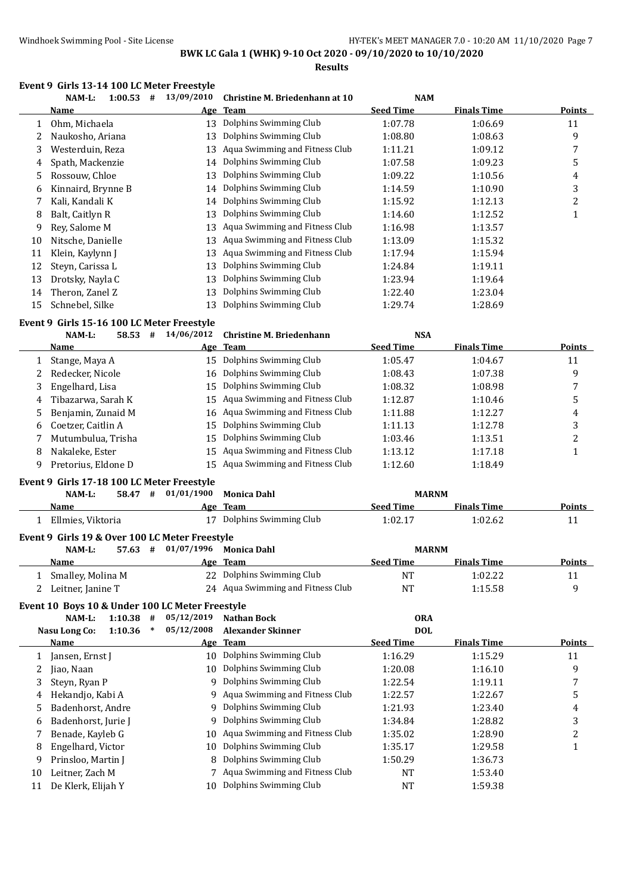**BWK LC Gala 1 (WHK) 9-10 Oct 2020 - 09/10/2020 to 10/10/2020**

**Results**

### Event 9 Girls 13-14 100 LC Meter Freestyle

NAM-L: 1:00.53 # 13/09/2010 Christine M. Briedenhann at 10 NAM

| | Name | Age | Team | Seed Time | Finals Time | Points |
|---|---|---|---|---|---|---|
| 1 | Ohm, Michaela | 13 | Dolphins Swimming Club | 1:07.78 | 1:06.69 | 11 |
| 2 | Naukosho, Ariana | 13 | Dolphins Swimming Club | 1:08.80 | 1:08.63 | 9 |
| 3 | Westerduin, Reza | 13 | Aqua Swimming and Fitness Club | 1:11.21 | 1:09.12 | 7 |
| 4 | Spath, Mackenzie | 14 | Dolphins Swimming Club | 1:07.58 | 1:09.23 | 5 |
| 5 | Rossouw, Chloe | 13 | Dolphins Swimming Club | 1:09.22 | 1:10.56 | 4 |
| 6 | Kinnaird, Brynne B | 14 | Dolphins Swimming Club | 1:14.59 | 1:10.90 | 3 |
| 7 | Kali, Kandali K | 14 | Dolphins Swimming Club | 1:15.92 | 1:12.13 | 2 |
| 8 | Balt, Caitlyn R | 13 | Dolphins Swimming Club | 1:14.60 | 1:12.52 | 1 |
| 9 | Rey, Salome M | 13 | Aqua Swimming and Fitness Club | 1:16.98 | 1:13.57 | |
| 10 | Nitsche, Danielle | 13 | Aqua Swimming and Fitness Club | 1:13.09 | 1:15.32 | |
| 11 | Klein, Kaylynn J | 13 | Aqua Swimming and Fitness Club | 1:17.94 | 1:15.94 | |
| 12 | Steyn, Carissa L | 13 | Dolphins Swimming Club | 1:24.84 | 1:19.11 | |
| 13 | Drotsky, Nayla C | 13 | Dolphins Swimming Club | 1:23.94 | 1:19.64 | |
| 14 | Theron, Zanel Z | 13 | Dolphins Swimming Club | 1:22.40 | 1:23.04 | |
| 15 | Schnebel, Silke | 13 | Dolphins Swimming Club | 1:29.74 | 1:28.69 | |

### Event 9 Girls 15-16 100 LC Meter Freestyle

NAM-L: 58.53 # 14/06/2012 Christine M. Briedenhann NSA

| | Name | Age | Team | Seed Time | Finals Time | Points |
|---|---|---|---|---|---|---|
| 1 | Stange, Maya A | 15 | Dolphins Swimming Club | 1:05.47 | 1:04.67 | 11 |
| 2 | Redecker, Nicole | 16 | Dolphins Swimming Club | 1:08.43 | 1:07.38 | 9 |
| 3 | Engelhard, Lisa | 15 | Dolphins Swimming Club | 1:08.32 | 1:08.98 | 7 |
| 4 | Tibazarwa, Sarah K | 15 | Aqua Swimming and Fitness Club | 1:12.87 | 1:10.46 | 5 |
| 5 | Benjamin, Zunaid M | 16 | Aqua Swimming and Fitness Club | 1:11.88 | 1:12.27 | 4 |
| 6 | Coetzer, Caitlin A | 15 | Dolphins Swimming Club | 1:11.13 | 1:12.78 | 3 |
| 7 | Mutumbulua, Trisha | 15 | Dolphins Swimming Club | 1:03.46 | 1:13.51 | 2 |
| 8 | Nakaleke, Ester | 15 | Aqua Swimming and Fitness Club | 1:13.12 | 1:17.18 | 1 |
| 9 | Pretorius, Eldone D | 15 | Aqua Swimming and Fitness Club | 1:12.60 | 1:18.49 | |

### Event 9 Girls 17-18 100 LC Meter Freestyle

NAM-L: 58.47 # 01/01/1900 Monica Dahl MARNM

| | Name | Age | Team | Seed Time | Finals Time | Points |
|---|---|---|---|---|---|---|
| 1 | Ellmies, Viktoria | 17 | Dolphins Swimming Club | 1:02.17 | 1:02.62 | 11 |

### Event 9 Girls 19 & Over 100 LC Meter Freestyle

NAM-L: 57.63 # 01/07/1996 Monica Dahl MARNM

| | Name | Age | Team | Seed Time | Finals Time | Points |
|---|---|---|---|---|---|---|
| 1 | Smalley, Molina M | 22 | Dolphins Swimming Club | NT | 1:02.22 | 11 |
| 2 | Leitner, Janine T | 24 | Aqua Swimming and Fitness Club | NT | 1:15.58 | 9 |

### Event 10 Boys 10 & Under 100 LC Meter Freestyle

NAM-L: 1:10.38 # 05/12/2019 Nathan Bock ORA

Nasu Long Co: 1:10.36 * 05/12/2008 Alexander Skinner DOL

| | Name | Age | Team | Seed Time | Finals Time | Points |
|---|---|---|---|---|---|---|
| 1 | Jansen, Ernst J | 10 | Dolphins Swimming Club | 1:16.29 | 1:15.29 | 11 |
| 2 | Jiao, Naan | 10 | Dolphins Swimming Club | 1:20.08 | 1:16.10 | 9 |
| 3 | Steyn, Ryan P | 9 | Dolphins Swimming Club | 1:22.54 | 1:19.11 | 7 |
| 4 | Hekandjo, Kabi A | 9 | Aqua Swimming and Fitness Club | 1:22.57 | 1:22.67 | 5 |
| 5 | Badenhorst, Andre | 9 | Dolphins Swimming Club | 1:21.93 | 1:23.40 | 4 |
| 6 | Badenhorst, Jurie J | 9 | Dolphins Swimming Club | 1:34.84 | 1:28.82 | 3 |
| 7 | Benade, Kayleb G | 10 | Aqua Swimming and Fitness Club | 1:35.02 | 1:28.90 | 2 |
| 8 | Engelhard, Victor | 10 | Dolphins Swimming Club | 1:35.17 | 1:29.58 | 1 |
| 9 | Prinsloo, Martin J | 8 | Dolphins Swimming Club | 1:50.29 | 1:36.73 | |
| 10 | Leitner, Zach M | 7 | Aqua Swimming and Fitness Club | NT | 1:53.40 | |
| 11 | De Klerk, Elijah Y | 10 | Dolphins Swimming Club | NT | 1:59.38 | |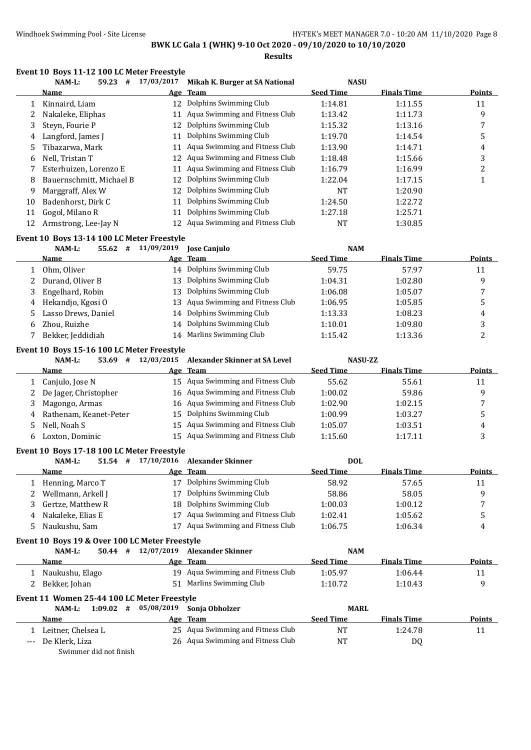**BWK LC Gala 1 (WHK) 9-10 Oct 2020 - 09/10/2020 to 10/10/2020**

**Results**

### Event 10 Boys 11-12 100 LC Meter Freestyle

NAM-L: 59.23 # 17/03/2017 Mikah K. Burger at SA National — NASU

| | Name | Age | Team | Seed Time | Finals Time | Points |
|---|---|---|---|---|---|---|
| 1 | Kinnaird, Liam | 12 | Dolphins Swimming Club | 1:14.81 | 1:11.55 | 11 |
| 2 | Nakaleke, Eliphas | 11 | Aqua Swimming and Fitness Club | 1:13.42 | 1:11.73 | 9 |
| 3 | Steyn, Fourie P | 12 | Dolphins Swimming Club | 1:15.32 | 1:13.16 | 7 |
| 4 | Langford, James J | 11 | Dolphins Swimming Club | 1:19.70 | 1:14.54 | 5 |
| 5 | Tibazarwa, Mark | 11 | Aqua Swimming and Fitness Club | 1:13.90 | 1:14.71 | 4 |
| 6 | Nell, Tristan T | 12 | Aqua Swimming and Fitness Club | 1:18.48 | 1:15.66 | 3 |
| 7 | Esterhuizen, Lorenzo E | 11 | Aqua Swimming and Fitness Club | 1:16.79 | 1:16.99 | 2 |
| 8 | Bauernschmitt, Michael B | 12 | Dolphins Swimming Club | 1:22.04 | 1:17.15 | 1 |
| 9 | Marggraff, Alex W | 12 | Dolphins Swimming Club | NT | 1:20.90 | |
| 10 | Badenhorst, Dirk C | 11 | Dolphins Swimming Club | 1:24.50 | 1:22.72 | |
| 11 | Gogol, Milano R | 11 | Dolphins Swimming Club | 1:27.18 | 1:25.71 | |
| 12 | Armstrong, Lee-Jay N | 12 | Aqua Swimming and Fitness Club | NT | 1:30.85 | |

### Event 10 Boys 13-14 100 LC Meter Freestyle

NAM-L: 55.62 # 11/09/2019 Jose Canjulo — NAM

| | Name | Age | Team | Seed Time | Finals Time | Points |
|---|---|---|---|---|---|---|
| 1 | Ohm, Oliver | 14 | Dolphins Swimming Club | 59.75 | 57.97 | 11 |
| 2 | Durand, Oliver B | 13 | Dolphins Swimming Club | 1:04.31 | 1:02.80 | 9 |
| 3 | Engelhard, Robin | 13 | Dolphins Swimming Club | 1:06.08 | 1:05.07 | 7 |
| 4 | Hekandjo, Kgosi O | 13 | Aqua Swimming and Fitness Club | 1:06.95 | 1:05.85 | 5 |
| 5 | Lasso Drews, Daniel | 14 | Dolphins Swimming Club | 1:13.33 | 1:08.23 | 4 |
| 6 | Zhou, Ruizhe | 14 | Dolphins Swimming Club | 1:10.01 | 1:09.80 | 3 |
| 7 | Bekker, Jeddidiah | 14 | Marlins Swimming Club | 1:15.42 | 1:13.36 | 2 |

### Event 10 Boys 15-16 100 LC Meter Freestyle

NAM-L: 53.69 # 12/03/2015 Alexander Skinner at SA Level — NASU-ZZ

| | Name | Age | Team | Seed Time | Finals Time | Points |
|---|---|---|---|---|---|---|
| 1 | Canjulo, Jose N | 15 | Aqua Swimming and Fitness Club | 55.62 | 55.61 | 11 |
| 2 | De Jager, Christopher | 16 | Aqua Swimming and Fitness Club | 1:00.02 | 59.86 | 9 |
| 3 | Magongo, Armas | 16 | Aqua Swimming and Fitness Club | 1:02.90 | 1:02.15 | 7 |
| 4 | Rathenam, Keanet-Peter | 15 | Dolphins Swimming Club | 1:00.99 | 1:03.27 | 5 |
| 5 | Nell, Noah S | 15 | Aqua Swimming and Fitness Club | 1:05.07 | 1:03.51 | 4 |
| 6 | Loxton, Dominic | 15 | Aqua Swimming and Fitness Club | 1:15.60 | 1:17.11 | 3 |

### Event 10 Boys 17-18 100 LC Meter Freestyle

NAM-L: 51.54 # 17/10/2016 Alexander Skinner — DOL

| | Name | Age | Team | Seed Time | Finals Time | Points |
|---|---|---|---|---|---|---|
| 1 | Henning, Marco T | 17 | Dolphins Swimming Club | 58.92 | 57.65 | 11 |
| 2 | Wellmann, Arkell J | 17 | Dolphins Swimming Club | 58.86 | 58.05 | 9 |
| 3 | Gertze, Matthew R | 18 | Dolphins Swimming Club | 1:00.03 | 1:00.12 | 7 |
| 4 | Nakaleke, Elias E | 17 | Aqua Swimming and Fitness Club | 1:02.41 | 1:05.62 | 5 |
| 5 | Naukushu, Sam | 17 | Aqua Swimming and Fitness Club | 1:06.75 | 1:06.34 | 4 |

### Event 10 Boys 19 & Over 100 LC Meter Freestyle

NAM-L: 50.44 # 12/07/2019 Alexander Skinner — NAM

| | Name | Age | Team | Seed Time | Finals Time | Points |
|---|---|---|---|---|---|---|
| 1 | Naukushu, Elago | 19 | Aqua Swimming and Fitness Club | 1:05.97 | 1:06.44 | 11 |
| 2 | Bekker, Johan | 51 | Marlins Swimming Club | 1:10.72 | 1:10.43 | 9 |

### Event 11 Women 25-44 100 LC Meter Freestyle

NAM-L: 1:09.02 # 05/08/2019 Sonja Obholzer — MARL

| | Name | Age | Team | Seed Time | Finals Time | Points |
|---|---|---|---|---|---|---|
| 1 | Leitner, Chelsea L | 25 | Aqua Swimming and Fitness Club | NT | 1:24.78 | 11 |
| --- | De Klerk, Liza | 26 | Aqua Swimming and Fitness Club | NT | DQ | |

Swimmer did not finish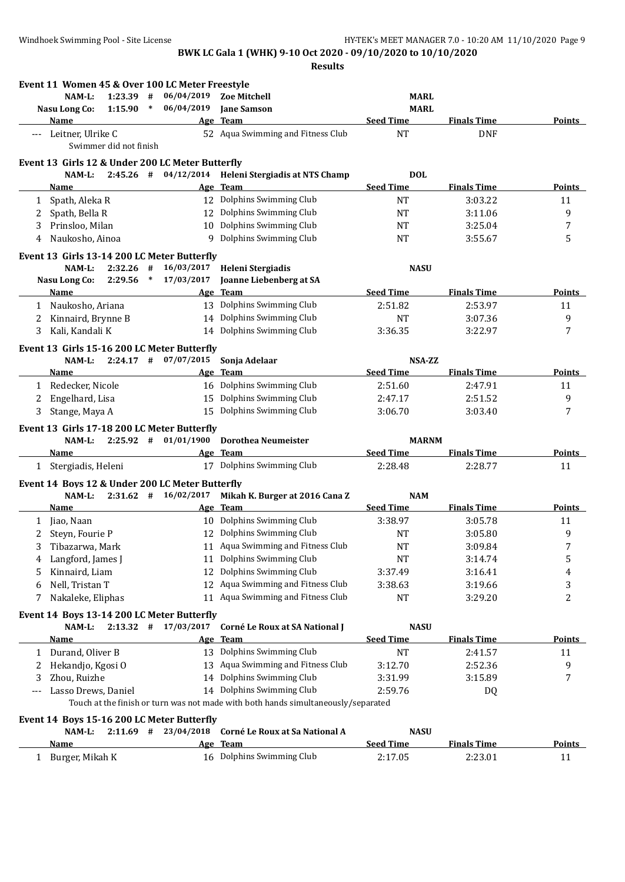**BWK LC Gala 1 (WHK) 9-10 Oct 2020 - 09/10/2020 to 10/10/2020**

**Results**

### Event 11 Women 45 & Over 100 LC Meter Freestyle

NAM-L: 1:23.39 # 06/04/2019 Zoe Mitchell MARL
Nasu Long Co: 1:15.90 * 06/04/2019 Jane Samson MARL

| | Name | Age | Team | Seed Time | Finals Time | Points |
|---|---|---|---|---|---|---|
| --- | Leitner, Ulrike C | 52 | Aqua Swimming and Fitness Club | NT | DNF | |

Swimmer did not finish

### Event 13 Girls 12 & Under 200 LC Meter Butterfly

NAM-L: 2:45.26 # 04/12/2014 Heleni Stergiadis at NTS Champ DOL

| | Name | Age | Team | Seed Time | Finals Time | Points |
|---|---|---|---|---|---|---|
| 1 | Spath, Aleka R | 12 | Dolphins Swimming Club | NT | 3:03.22 | 11 |
| 2 | Spath, Bella R | 12 | Dolphins Swimming Club | NT | 3:11.06 | 9 |
| 3 | Prinsloo, Milan | 10 | Dolphins Swimming Club | NT | 3:25.04 | 7 |
| 4 | Naukosho, Ainoa | 9 | Dolphins Swimming Club | NT | 3:55.67 | 5 |

### Event 13 Girls 13-14 200 LC Meter Butterfly

NAM-L: 2:32.26 # 16/03/2017 Heleni Stergiadis NASU
Nasu Long Co: 2:29.56 * 17/03/2017 Joanne Liebenberg at SA

| | Name | Age | Team | Seed Time | Finals Time | Points |
|---|---|---|---|---|---|---|
| 1 | Naukosho, Ariana | 13 | Dolphins Swimming Club | 2:51.82 | 2:53.97 | 11 |
| 2 | Kinnaird, Brynne B | 14 | Dolphins Swimming Club | NT | 3:07.36 | 9 |
| 3 | Kali, Kandali K | 14 | Dolphins Swimming Club | 3:36.35 | 3:22.97 | 7 |

### Event 13 Girls 15-16 200 LC Meter Butterfly

NAM-L: 2:24.17 # 07/07/2015 Sonja Adelaar NSA-ZZ

| | Name | Age | Team | Seed Time | Finals Time | Points |
|---|---|---|---|---|---|---|
| 1 | Redecker, Nicole | 16 | Dolphins Swimming Club | 2:51.60 | 2:47.91 | 11 |
| 2 | Engelhard, Lisa | 15 | Dolphins Swimming Club | 2:47.17 | 2:51.52 | 9 |
| 3 | Stange, Maya A | 15 | Dolphins Swimming Club | 3:06.70 | 3:03.40 | 7 |

### Event 13 Girls 17-18 200 LC Meter Butterfly

NAM-L: 2:25.92 # 01/01/1900 Dorothea Neumeister MARNM

| | Name | Age | Team | Seed Time | Finals Time | Points |
|---|---|---|---|---|---|---|
| 1 | Stergiadis, Heleni | 17 | Dolphins Swimming Club | 2:28.48 | 2:28.77 | 11 |

### Event 14 Boys 12 & Under 200 LC Meter Butterfly

NAM-L: 2:31.62 # 16/02/2017 Mikah K. Burger at 2016 Cana Z NAM

| | Name | Age | Team | Seed Time | Finals Time | Points |
|---|---|---|---|---|---|---|
| 1 | Jiao, Naan | 10 | Dolphins Swimming Club | 3:38.97 | 3:05.78 | 11 |
| 2 | Steyn, Fourie P | 12 | Dolphins Swimming Club | NT | 3:05.80 | 9 |
| 3 | Tibazarwa, Mark | 11 | Aqua Swimming and Fitness Club | NT | 3:09.84 | 7 |
| 4 | Langford, James J | 11 | Dolphins Swimming Club | NT | 3:14.74 | 5 |
| 5 | Kinnaird, Liam | 12 | Dolphins Swimming Club | 3:37.49 | 3:16.41 | 4 |
| 6 | Nell, Tristan T | 12 | Aqua Swimming and Fitness Club | 3:38.63 | 3:19.66 | 3 |
| 7 | Nakaleke, Eliphas | 11 | Aqua Swimming and Fitness Club | NT | 3:29.20 | 2 |

### Event 14 Boys 13-14 200 LC Meter Butterfly

NAM-L: 2:13.32 # 17/03/2017 Corné Le Roux at SA National J NASU

| | Name | Age | Team | Seed Time | Finals Time | Points |
|---|---|---|---|---|---|---|
| 1 | Durand, Oliver B | 13 | Dolphins Swimming Club | NT | 2:41.57 | 11 |
| 2 | Hekandjo, Kgosi O | 13 | Aqua Swimming and Fitness Club | 3:12.70 | 2:52.36 | 9 |
| 3 | Zhou, Ruizhe | 14 | Dolphins Swimming Club | 3:31.99 | 3:15.89 | 7 |
| --- | Lasso Drews, Daniel | 14 | Dolphins Swimming Club | 2:59.76 | DQ | |

Touch at the finish or turn was not made with both hands simultaneously/separated

### Event 14 Boys 15-16 200 LC Meter Butterfly

NAM-L: 2:11.69 # 23/04/2018 Corné Le Roux at Sa National A NASU

| | Name | Age | Team | Seed Time | Finals Time | Points |
|---|---|---|---|---|---|---|
| 1 | Burger, Mikah K | 16 | Dolphins Swimming Club | 2:17.05 | 2:23.01 | 11 |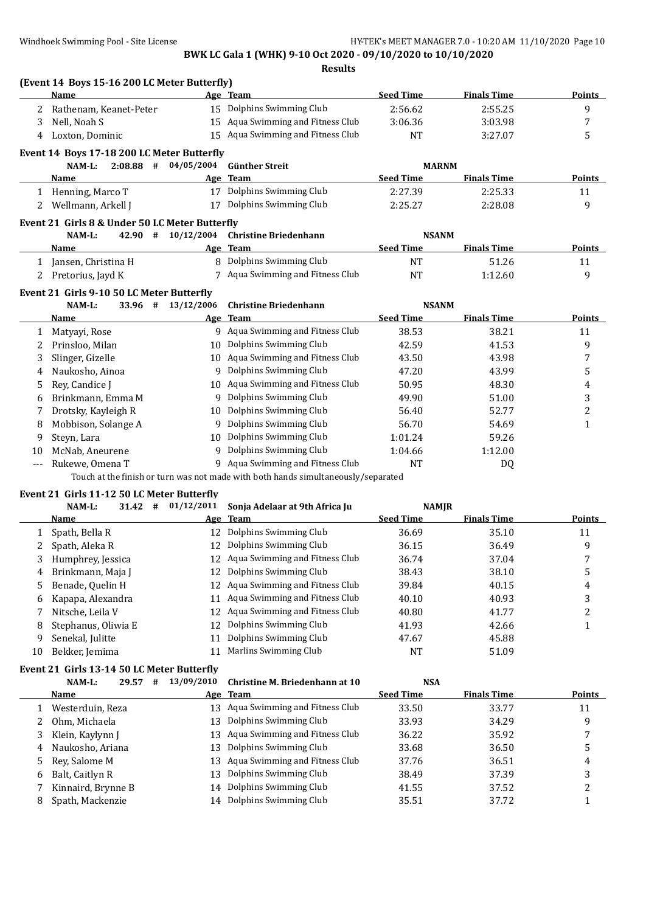**BWK LC Gala 1 (WHK) 9-10 Oct 2020 - 09/10/2020 to 10/10/2020**

**Results**

### (Event 14 Boys 15-16 200 LC Meter Butterfly)

| | Name | Age | Team | Seed Time | Finals Time | Points |
|---|---|---|---|---|---|---|
| 2 | Rathenam, Keanet-Peter | 15 | Dolphins Swimming Club | 2:56.62 | 2:55.25 | 9 |
| 3 | Nell, Noah S | 15 | Aqua Swimming and Fitness Club | 3:06.36 | 3:03.98 | 7 |
| 4 | Loxton, Dominic | 15 | Aqua Swimming and Fitness Club | NT | 3:27.07 | 5 |

### Event 14 Boys 17-18 200 LC Meter Butterfly

NAM-L: 2:08.88 # 04/05/2004 Günther Streit MARNM

| | Name | Age | Team | Seed Time | Finals Time | Points |
|---|---|---|---|---|---|---|
| 1 | Henning, Marco T | 17 | Dolphins Swimming Club | 2:27.39 | 2:25.33 | 11 |
| 2 | Wellmann, Arkell J | 17 | Dolphins Swimming Club | 2:25.27 | 2:28.08 | 9 |

### Event 21 Girls 8 & Under 50 LC Meter Butterfly

NAM-L: 42.90 # 10/12/2004 Christine Briedenhann NSANM

| | Name | Age | Team | Seed Time | Finals Time | Points |
|---|---|---|---|---|---|---|
| 1 | Jansen, Christina H | 8 | Dolphins Swimming Club | NT | 51.26 | 11 |
| 2 | Pretorius, Jayd K | 7 | Aqua Swimming and Fitness Club | NT | 1:12.60 | 9 |

### Event 21 Girls 9-10 50 LC Meter Butterfly

NAM-L: 33.96 # 13/12/2006 Christine Briedenhann NSANM

| | Name | Age | Team | Seed Time | Finals Time | Points |
|---|---|---|---|---|---|---|
| 1 | Matyayi, Rose | 9 | Aqua Swimming and Fitness Club | 38.53 | 38.21 | 11 |
| 2 | Prinsloo, Milan | 10 | Dolphins Swimming Club | 42.59 | 41.53 | 9 |
| 3 | Slinger, Gizelle | 10 | Aqua Swimming and Fitness Club | 43.50 | 43.98 | 7 |
| 4 | Naukosho, Ainoa | 9 | Dolphins Swimming Club | 47.20 | 43.99 | 5 |
| 5 | Rey, Candice J | 10 | Aqua Swimming and Fitness Club | 50.95 | 48.30 | 4 |
| 6 | Brinkmann, Emma M | 9 | Dolphins Swimming Club | 49.90 | 51.00 | 3 |
| 7 | Drotsky, Kayleigh R | 10 | Dolphins Swimming Club | 56.40 | 52.77 | 2 |
| 8 | Mobbison, Solange A | 9 | Dolphins Swimming Club | 56.70 | 54.69 | 1 |
| 9 | Steyn, Lara | 10 | Dolphins Swimming Club | 1:01.24 | 59.26 | |
| 10 | McNab, Aneurene | 9 | Dolphins Swimming Club | 1:04.66 | 1:12.00 | |
| --- | Rukewe, Omena T | 9 | Aqua Swimming and Fitness Club | NT | DQ | |

Touch at the finish or turn was not made with both hands simultaneously/separated

### Event 21 Girls 11-12 50 LC Meter Butterfly

NAM-L: 31.42 # 01/12/2011 Sonja Adelaar at 9th Africa Ju NAMJR

| | Name | Age | Team | Seed Time | Finals Time | Points |
|---|---|---|---|---|---|---|
| 1 | Spath, Bella R | 12 | Dolphins Swimming Club | 36.69 | 35.10 | 11 |
| 2 | Spath, Aleka R | 12 | Dolphins Swimming Club | 36.15 | 36.49 | 9 |
| 3 | Humphrey, Jessica | 12 | Aqua Swimming and Fitness Club | 36.74 | 37.04 | 7 |
| 4 | Brinkmann, Maja J | 12 | Dolphins Swimming Club | 38.43 | 38.10 | 5 |
| 5 | Benade, Quelin H | 12 | Aqua Swimming and Fitness Club | 39.84 | 40.15 | 4 |
| 6 | Kapapa, Alexandra | 11 | Aqua Swimming and Fitness Club | 40.10 | 40.93 | 3 |
| 7 | Nitsche, Leila V | 12 | Aqua Swimming and Fitness Club | 40.80 | 41.77 | 2 |
| 8 | Stephanus, Oliwia E | 12 | Dolphins Swimming Club | 41.93 | 42.66 | 1 |
| 9 | Senekal, Julitte | 11 | Dolphins Swimming Club | 47.67 | 45.88 | |
| 10 | Bekker, Jemima | 11 | Marlins Swimming Club | NT | 51.09 | |

### Event 21 Girls 13-14 50 LC Meter Butterfly

NAM-L: 29.57 # 13/09/2010 Christine M. Briedenhann at 10 NSA

| | Name | Age | Team | Seed Time | Finals Time | Points |
|---|---|---|---|---|---|---|
| 1 | Westerduin, Reza | 13 | Aqua Swimming and Fitness Club | 33.50 | 33.77 | 11 |
| 2 | Ohm, Michaela | 13 | Dolphins Swimming Club | 33.93 | 34.29 | 9 |
| 3 | Klein, Kaylynn J | 13 | Aqua Swimming and Fitness Club | 36.22 | 35.92 | 7 |
| 4 | Naukosho, Ariana | 13 | Dolphins Swimming Club | 33.68 | 36.50 | 5 |
| 5 | Rey, Salome M | 13 | Aqua Swimming and Fitness Club | 37.76 | 36.51 | 4 |
| 6 | Balt, Caitlyn R | 13 | Dolphins Swimming Club | 38.49 | 37.39 | 3 |
| 7 | Kinnaird, Brynne B | 14 | Dolphins Swimming Club | 41.55 | 37.52 | 2 |
| 8 | Spath, Mackenzie | 14 | Dolphins Swimming Club | 35.51 | 37.72 | 1 |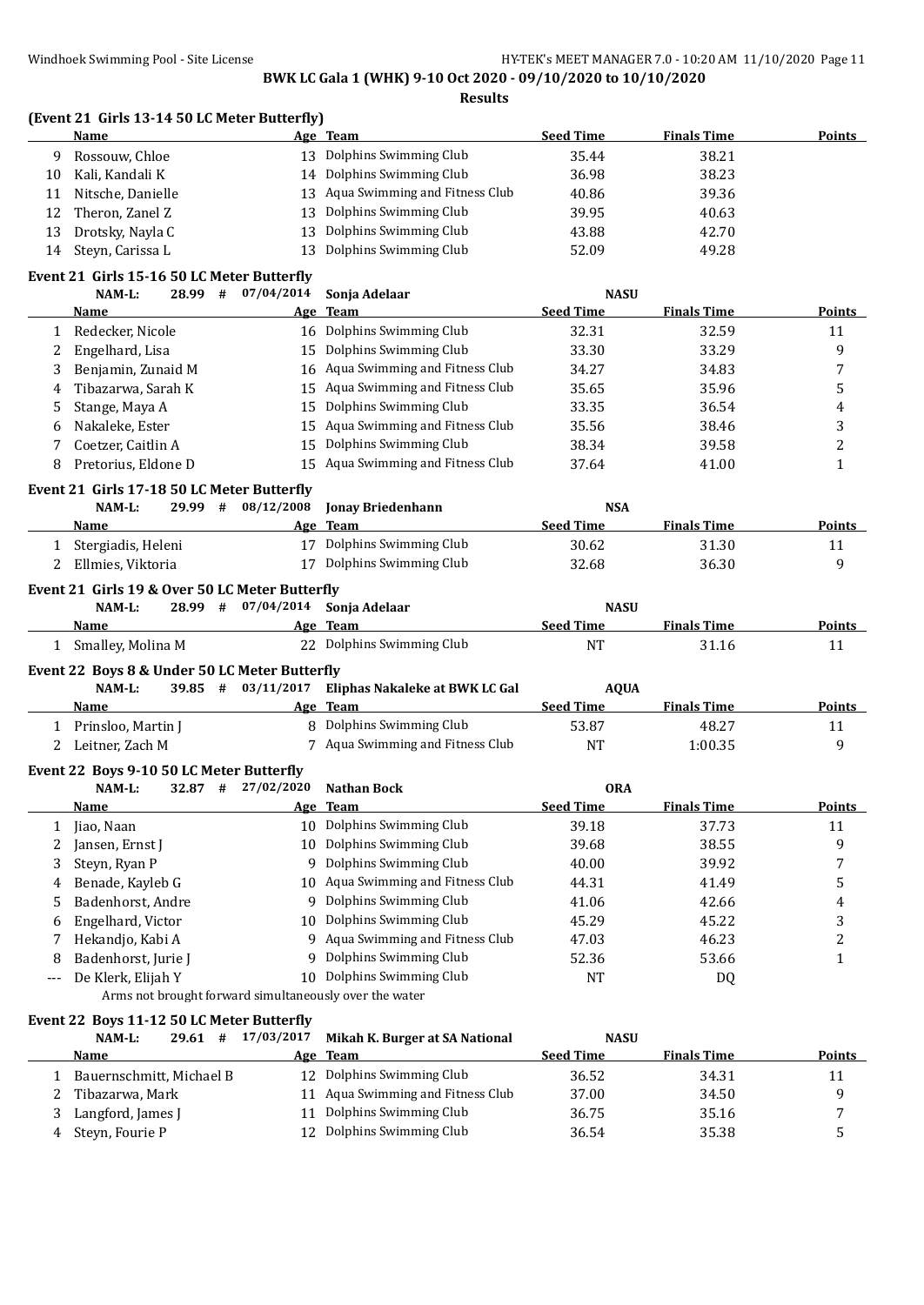BWK LC Gala 1 (WHK) 9-10 Oct 2020 - 09/10/2020 to 10/10/2020

Results

**(Event 21 Girls 13-14 50 LC Meter Butterfly)**

| | Name | Age | Team | Seed Time | Finals Time | Points |
|---|---|---|---|---|---|---|
| 9 | Rossouw, Chloe | 13 | Dolphins Swimming Club | 35.44 | 38.21 | |
| 10 | Kali, Kandali K | 14 | Dolphins Swimming Club | 36.98 | 38.23 | |
| 11 | Nitsche, Danielle | 13 | Aqua Swimming and Fitness Club | 40.86 | 39.36 | |
| 12 | Theron, Zanel Z | 13 | Dolphins Swimming Club | 39.95 | 40.63 | |
| 13 | Drotsky, Nayla C | 13 | Dolphins Swimming Club | 43.88 | 42.70 | |
| 14 | Steyn, Carissa L | 13 | Dolphins Swimming Club | 52.09 | 49.28 | |

**Event 21 Girls 15-16 50 LC Meter Butterfly**

NAM-L: 28.99 # 07/04/2014 Sonja Adelaar NASU

| | Name | Age | Team | Seed Time | Finals Time | Points |
|---|---|---|---|---|---|---|
| 1 | Redecker, Nicole | 16 | Dolphins Swimming Club | 32.31 | 32.59 | 11 |
| 2 | Engelhard, Lisa | 15 | Dolphins Swimming Club | 33.30 | 33.29 | 9 |
| 3 | Benjamin, Zunaid M | 16 | Aqua Swimming and Fitness Club | 34.27 | 34.83 | 7 |
| 4 | Tibazarwa, Sarah K | 15 | Aqua Swimming and Fitness Club | 35.65 | 35.96 | 5 |
| 5 | Stange, Maya A | 15 | Dolphins Swimming Club | 33.35 | 36.54 | 4 |
| 6 | Nakaleke, Ester | 15 | Aqua Swimming and Fitness Club | 35.56 | 38.46 | 3 |
| 7 | Coetzer, Caitlin A | 15 | Dolphins Swimming Club | 38.34 | 39.58 | 2 |
| 8 | Pretorius, Eldone D | 15 | Aqua Swimming and Fitness Club | 37.64 | 41.00 | 1 |

**Event 21 Girls 17-18 50 LC Meter Butterfly**

NAM-L: 29.99 # 08/12/2008 Jonay Briedenhann NSA

| | Name | Age | Team | Seed Time | Finals Time | Points |
|---|---|---|---|---|---|---|
| 1 | Stergiadis, Heleni | 17 | Dolphins Swimming Club | 30.62 | 31.30 | 11 |
| 2 | Ellmies, Viktoria | 17 | Dolphins Swimming Club | 32.68 | 36.30 | 9 |

**Event 21 Girls 19 & Over 50 LC Meter Butterfly**

NAM-L: 28.99 # 07/04/2014 Sonja Adelaar NASU

| | Name | Age | Team | Seed Time | Finals Time | Points |
|---|---|---|---|---|---|---|
| 1 | Smalley, Molina M | 22 | Dolphins Swimming Club | NT | 31.16 | 11 |

**Event 22 Boys 8 & Under 50 LC Meter Butterfly**

NAM-L: 39.85 # 03/11/2017 Eliphas Nakaleke at BWK LC Gal AQUA

| | Name | Age | Team | Seed Time | Finals Time | Points |
|---|---|---|---|---|---|---|
| 1 | Prinsloo, Martin J | 8 | Dolphins Swimming Club | 53.87 | 48.27 | 11 |
| 2 | Leitner, Zach M | 7 | Aqua Swimming and Fitness Club | NT | 1:00.35 | 9 |

**Event 22 Boys 9-10 50 LC Meter Butterfly**

NAM-L: 32.87 # 27/02/2020 Nathan Bock ORA

| | Name | Age | Team | Seed Time | Finals Time | Points |
|---|---|---|---|---|---|---|
| 1 | Jiao, Naan | 10 | Dolphins Swimming Club | 39.18 | 37.73 | 11 |
| 2 | Jansen, Ernst J | 10 | Dolphins Swimming Club | 39.68 | 38.55 | 9 |
| 3 | Steyn, Ryan P | 9 | Dolphins Swimming Club | 40.00 | 39.92 | 7 |
| 4 | Benade, Kayleb G | 10 | Aqua Swimming and Fitness Club | 44.31 | 41.49 | 5 |
| 5 | Badenhorst, Andre | 9 | Dolphins Swimming Club | 41.06 | 42.66 | 4 |
| 6 | Engelhard, Victor | 10 | Dolphins Swimming Club | 45.29 | 45.22 | 3 |
| 7 | Hekandjo, Kabi A | 9 | Aqua Swimming and Fitness Club | 47.03 | 46.23 | 2 |
| 8 | Badenhorst, Jurie J | 9 | Dolphins Swimming Club | 52.36 | 53.66 | 1 |
| --- | De Klerk, Elijah Y | 10 | Dolphins Swimming Club | NT | DQ | |

Arms not brought forward simultaneously over the water

**Event 22 Boys 11-12 50 LC Meter Butterfly**

NAM-L: 29.61 # 17/03/2017 Mikah K. Burger at SA National NASU

| | Name | Age | Team | Seed Time | Finals Time | Points |
|---|---|---|---|---|---|---|
| 1 | Bauernschmitt, Michael B | 12 | Dolphins Swimming Club | 36.52 | 34.31 | 11 |
| 2 | Tibazarwa, Mark | 11 | Aqua Swimming and Fitness Club | 37.00 | 34.50 | 9 |
| 3 | Langford, James J | 11 | Dolphins Swimming Club | 36.75 | 35.16 | 7 |
| 4 | Steyn, Fourie P | 12 | Dolphins Swimming Club | 36.54 | 35.38 | 5 |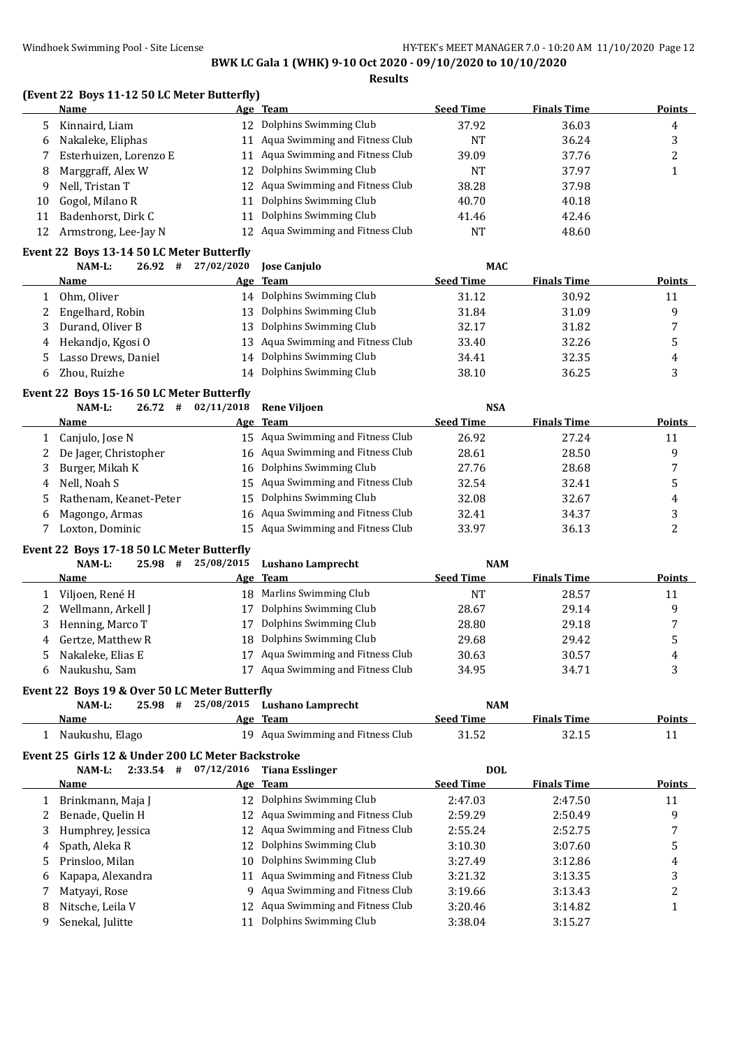**BWK LC Gala 1 (WHK) 9-10 Oct 2020 - 09/10/2020 to 10/10/2020**

**Results**

### (Event 22 Boys 11-12 50 LC Meter Butterfly)

| | Name | Age | Team | Seed Time | Finals Time | Points |
|---|---|---|---|---|---|---|
| 5 | Kinnaird, Liam | 12 | Dolphins Swimming Club | 37.92 | 36.03 | 4 |
| 6 | Nakaleke, Eliphas | 11 | Aqua Swimming and Fitness Club | NT | 36.24 | 3 |
| 7 | Esterhuizen, Lorenzo E | 11 | Aqua Swimming and Fitness Club | 39.09 | 37.76 | 2 |
| 8 | Marggraff, Alex W | 12 | Dolphins Swimming Club | NT | 37.97 | 1 |
| 9 | Nell, Tristan T | 12 | Aqua Swimming and Fitness Club | 38.28 | 37.98 | |
| 10 | Gogol, Milano R | 11 | Dolphins Swimming Club | 40.70 | 40.18 | |
| 11 | Badenhorst, Dirk C | 11 | Dolphins Swimming Club | 41.46 | 42.46 | |
| 12 | Armstrong, Lee-Jay N | 12 | Aqua Swimming and Fitness Club | NT | 48.60 | |

### Event 22 Boys 13-14 50 LC Meter Butterfly

NAM-L: 26.92 # 27/02/2020 Jose Canjulo MAC

| | Name | Age | Team | Seed Time | Finals Time | Points |
|---|---|---|---|---|---|---|
| 1 | Ohm, Oliver | 14 | Dolphins Swimming Club | 31.12 | 30.92 | 11 |
| 2 | Engelhard, Robin | 13 | Dolphins Swimming Club | 31.84 | 31.09 | 9 |
| 3 | Durand, Oliver B | 13 | Dolphins Swimming Club | 32.17 | 31.82 | 7 |
| 4 | Hekandjo, Kgosi O | 13 | Aqua Swimming and Fitness Club | 33.40 | 32.26 | 5 |
| 5 | Lasso Drews, Daniel | 14 | Dolphins Swimming Club | 34.41 | 32.35 | 4 |
| 6 | Zhou, Ruizhe | 14 | Dolphins Swimming Club | 38.10 | 36.25 | 3 |

### Event 22 Boys 15-16 50 LC Meter Butterfly

NAM-L: 26.72 # 02/11/2018 Rene Viljoen NSA

| | Name | Age | Team | Seed Time | Finals Time | Points |
|---|---|---|---|---|---|---|
| 1 | Canjulo, Jose N | 15 | Aqua Swimming and Fitness Club | 26.92 | 27.24 | 11 |
| 2 | De Jager, Christopher | 16 | Aqua Swimming and Fitness Club | 28.61 | 28.50 | 9 |
| 3 | Burger, Mikah K | 16 | Dolphins Swimming Club | 27.76 | 28.68 | 7 |
| 4 | Nell, Noah S | 15 | Aqua Swimming and Fitness Club | 32.54 | 32.41 | 5 |
| 5 | Rathenam, Keanet-Peter | 15 | Dolphins Swimming Club | 32.08 | 32.67 | 4 |
| 6 | Magongo, Armas | 16 | Aqua Swimming and Fitness Club | 32.41 | 34.37 | 3 |
| 7 | Loxton, Dominic | 15 | Aqua Swimming and Fitness Club | 33.97 | 36.13 | 2 |

### Event 22 Boys 17-18 50 LC Meter Butterfly

NAM-L: 25.98 # 25/08/2015 Lushano Lamprecht NAM

| | Name | Age | Team | Seed Time | Finals Time | Points |
|---|---|---|---|---|---|---|
| 1 | Viljoen, René H | 18 | Marlins Swimming Club | NT | 28.57 | 11 |
| 2 | Wellmann, Arkell J | 17 | Dolphins Swimming Club | 28.67 | 29.14 | 9 |
| 3 | Henning, Marco T | 17 | Dolphins Swimming Club | 28.80 | 29.18 | 7 |
| 4 | Gertze, Matthew R | 18 | Dolphins Swimming Club | 29.68 | 29.42 | 5 |
| 5 | Nakaleke, Elias E | 17 | Aqua Swimming and Fitness Club | 30.63 | 30.57 | 4 |
| 6 | Naukushu, Sam | 17 | Aqua Swimming and Fitness Club | 34.95 | 34.71 | 3 |

### Event 22 Boys 19 & Over 50 LC Meter Butterfly

NAM-L: 25.98 # 25/08/2015 Lushano Lamprecht NAM

| | Name | Age | Team | Seed Time | Finals Time | Points |
|---|---|---|---|---|---|---|
| 1 | Naukushu, Elago | 19 | Aqua Swimming and Fitness Club | 31.52 | 32.15 | 11 |

### Event 25 Girls 12 & Under 200 LC Meter Backstroke

NAM-L: 2:33.54 # 07/12/2016 Tiana Esslinger DOL

| | Name | Age | Team | Seed Time | Finals Time | Points |
|---|---|---|---|---|---|---|
| 1 | Brinkmann, Maja J | 12 | Dolphins Swimming Club | 2:47.03 | 2:47.50 | 11 |
| 2 | Benade, Quelin H | 12 | Aqua Swimming and Fitness Club | 2:59.29 | 2:50.49 | 9 |
| 3 | Humphrey, Jessica | 12 | Aqua Swimming and Fitness Club | 2:55.24 | 2:52.75 | 7 |
| 4 | Spath, Aleka R | 12 | Dolphins Swimming Club | 3:10.30 | 3:07.60 | 5 |
| 5 | Prinsloo, Milan | 10 | Dolphins Swimming Club | 3:27.49 | 3:12.86 | 4 |
| 6 | Kapapa, Alexandra | 11 | Aqua Swimming and Fitness Club | 3:21.32 | 3:13.35 | 3 |
| 7 | Matyayi, Rose | 9 | Aqua Swimming and Fitness Club | 3:19.66 | 3:13.43 | 2 |
| 8 | Nitsche, Leila V | 12 | Aqua Swimming and Fitness Club | 3:20.46 | 3:14.82 | 1 |
| 9 | Senekal, Julitte | 11 | Dolphins Swimming Club | 3:38.04 | 3:15.27 | |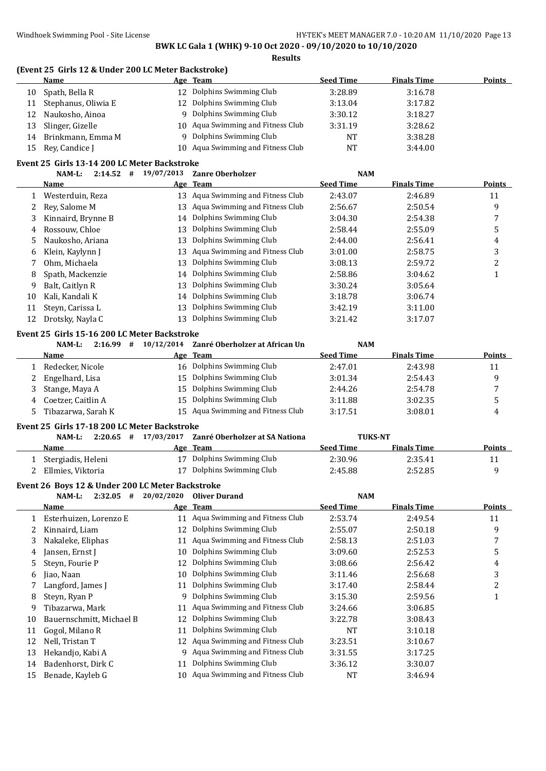**BWK LC Gala 1 (WHK) 9-10 Oct 2020 - 09/10/2020 to 10/10/2020**

**Results**

### (Event 25 Girls 12 & Under 200 LC Meter Backstroke)

| | Name | Age | Team | Seed Time | Finals Time | Points |
|---|---|---|---|---|---|---|
| 10 | Spath, Bella R | 12 | Dolphins Swimming Club | 3:28.89 | 3:16.78 | |
| 11 | Stephanus, Oliwia E | 12 | Dolphins Swimming Club | 3:13.04 | 3:17.82 | |
| 12 | Naukosho, Ainoa | 9 | Dolphins Swimming Club | 3:30.12 | 3:18.27 | |
| 13 | Slinger, Gizelle | 10 | Aqua Swimming and Fitness Club | 3:31.19 | 3:28.62 | |
| 14 | Brinkmann, Emma M | 9 | Dolphins Swimming Club | NT | 3:38.28 | |
| 15 | Rey, Candice J | 10 | Aqua Swimming and Fitness Club | NT | 3:44.00 | |

### Event 25 Girls 13-14 200 LC Meter Backstroke

NAM-L: 2:14.52 # 19/07/2013 Zanre Oberholzer NAM

| | Name | Age | Team | Seed Time | Finals Time | Points |
|---|---|---|---|---|---|---|
| 1 | Westerduin, Reza | 13 | Aqua Swimming and Fitness Club | 2:43.07 | 2:46.89 | 11 |
| 2 | Rey, Salome M | 13 | Aqua Swimming and Fitness Club | 2:56.67 | 2:50.54 | 9 |
| 3 | Kinnaird, Brynne B | 14 | Dolphins Swimming Club | 3:04.30 | 2:54.38 | 7 |
| 4 | Rossouw, Chloe | 13 | Dolphins Swimming Club | 2:58.44 | 2:55.09 | 5 |
| 5 | Naukosho, Ariana | 13 | Dolphins Swimming Club | 2:44.00 | 2:56.41 | 4 |
| 6 | Klein, Kaylynn J | 13 | Aqua Swimming and Fitness Club | 3:01.00 | 2:58.75 | 3 |
| 7 | Ohm, Michaela | 13 | Dolphins Swimming Club | 3:08.13 | 2:59.72 | 2 |
| 8 | Spath, Mackenzie | 14 | Dolphins Swimming Club | 2:58.86 | 3:04.62 | 1 |
| 9 | Balt, Caitlyn R | 13 | Dolphins Swimming Club | 3:30.24 | 3:05.64 | |
| 10 | Kali, Kandali K | 14 | Dolphins Swimming Club | 3:18.78 | 3:06.74 | |
| 11 | Steyn, Carissa L | 13 | Dolphins Swimming Club | 3:42.19 | 3:11.00 | |
| 12 | Drotsky, Nayla C | 13 | Dolphins Swimming Club | 3:21.42 | 3:17.07 | |

### Event 25 Girls 15-16 200 LC Meter Backstroke

NAM-L: 2:16.99 # 10/12/2014 Zanré Oberholzer at African Un NAM

| | Name | Age | Team | Seed Time | Finals Time | Points |
|---|---|---|---|---|---|---|
| 1 | Redecker, Nicole | 16 | Dolphins Swimming Club | 2:47.01 | 2:43.98 | 11 |
| 2 | Engelhard, Lisa | 15 | Dolphins Swimming Club | 3:01.34 | 2:54.43 | 9 |
| 3 | Stange, Maya A | 15 | Dolphins Swimming Club | 2:44.26 | 2:54.78 | 7 |
| 4 | Coetzer, Caitlin A | 15 | Dolphins Swimming Club | 3:11.88 | 3:02.35 | 5 |
| 5 | Tibazarwa, Sarah K | 15 | Aqua Swimming and Fitness Club | 3:17.51 | 3:08.01 | 4 |

### Event 25 Girls 17-18 200 LC Meter Backstroke

NAM-L: 2:20.65 # 17/03/2017 Zanré Oberholzer at SA Nationa TUKS-NT

| | Name | Age | Team | Seed Time | Finals Time | Points |
|---|---|---|---|---|---|---|
| 1 | Stergiadis, Heleni | 17 | Dolphins Swimming Club | 2:30.96 | 2:35.41 | 11 |
| 2 | Ellmies, Viktoria | 17 | Dolphins Swimming Club | 2:45.88 | 2:52.85 | 9 |

### Event 26 Boys 12 & Under 200 LC Meter Backstroke

NAM-L: 2:32.05 # 20/02/2020 Oliver Durand NAM

| | Name | Age | Team | Seed Time | Finals Time | Points |
|---|---|---|---|---|---|---|
| 1 | Esterhuizen, Lorenzo E | 11 | Aqua Swimming and Fitness Club | 2:53.74 | 2:49.54 | 11 |
| 2 | Kinnaird, Liam | 12 | Dolphins Swimming Club | 2:55.07 | 2:50.18 | 9 |
| 3 | Nakaleke, Eliphas | 11 | Aqua Swimming and Fitness Club | 2:58.13 | 2:51.03 | 7 |
| 4 | Jansen, Ernst J | 10 | Dolphins Swimming Club | 3:09.60 | 2:52.53 | 5 |
| 5 | Steyn, Fourie P | 12 | Dolphins Swimming Club | 3:08.66 | 2:56.42 | 4 |
| 6 | Jiao, Naan | 10 | Dolphins Swimming Club | 3:11.46 | 2:56.68 | 3 |
| 7 | Langford, James J | 11 | Dolphins Swimming Club | 3:17.40 | 2:58.44 | 2 |
| 8 | Steyn, Ryan P | 9 | Dolphins Swimming Club | 3:15.30 | 2:59.56 | 1 |
| 9 | Tibazarwa, Mark | 11 | Aqua Swimming and Fitness Club | 3:24.66 | 3:06.85 | |
| 10 | Bauernschmitt, Michael B | 12 | Dolphins Swimming Club | 3:22.78 | 3:08.43 | |
| 11 | Gogol, Milano R | 11 | Dolphins Swimming Club | NT | 3:10.18 | |
| 12 | Nell, Tristan T | 12 | Aqua Swimming and Fitness Club | 3:23.51 | 3:10.67 | |
| 13 | Hekandjo, Kabi A | 9 | Aqua Swimming and Fitness Club | 3:31.55 | 3:17.25 | |
| 14 | Badenhorst, Dirk C | 11 | Dolphins Swimming Club | 3:36.12 | 3:30.07 | |
| 15 | Benade, Kayleb G | 10 | Aqua Swimming and Fitness Club | NT | 3:46.94 | |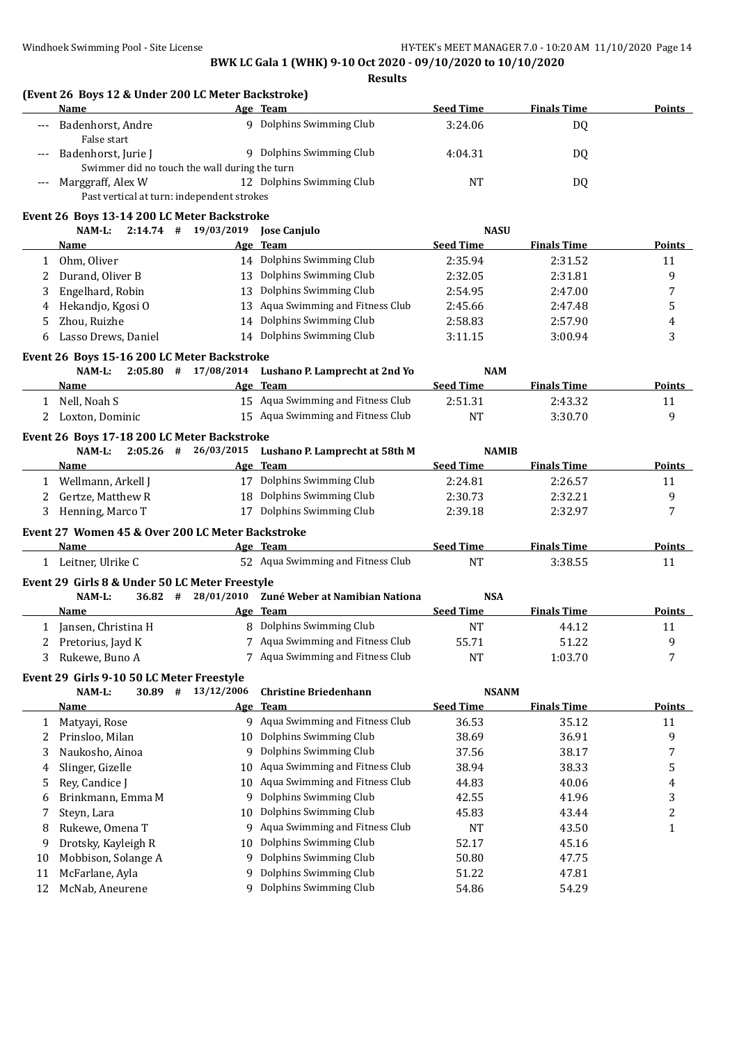**BWK LC Gala 1 (WHK) 9-10 Oct 2020 - 09/10/2020 to 10/10/2020**

**Results**

### (Event 26 Boys 12 & Under 200 LC Meter Backstroke)

| | Name | Age | Team | Seed Time | Finals Time | Points |
|---|---|---|---|---|---|---|
| --- | Badenhorst, Andre | 9 | Dolphins Swimming Club | 3:24.06 | DQ | |
| | False start | | | | | |
| --- | Badenhorst, Jurie J | 9 | Dolphins Swimming Club | 4:04.31 | DQ | |
| | Swimmer did no touch the wall during the turn | | | | | |
| --- | Marggraff, Alex W | 12 | Dolphins Swimming Club | NT | DQ | |
| | Past vertical at turn: independent strokes | | | | | |

### Event 26 Boys 13-14 200 LC Meter Backstroke

NAM-L: 2:14.74 # 19/03/2019 Jose Canjulo NASU

| | Name | Age | Team | Seed Time | Finals Time | Points |
|---|---|---|---|---|---|---|
| 1 | Ohm, Oliver | 14 | Dolphins Swimming Club | 2:35.94 | 2:31.52 | 11 |
| 2 | Durand, Oliver B | 13 | Dolphins Swimming Club | 2:32.05 | 2:31.81 | 9 |
| 3 | Engelhard, Robin | 13 | Dolphins Swimming Club | 2:54.95 | 2:47.00 | 7 |
| 4 | Hekandjo, Kgosi O | 13 | Aqua Swimming and Fitness Club | 2:45.66 | 2:47.48 | 5 |
| 5 | Zhou, Ruizhe | 14 | Dolphins Swimming Club | 2:58.83 | 2:57.90 | 4 |
| 6 | Lasso Drews, Daniel | 14 | Dolphins Swimming Club | 3:11.15 | 3:00.94 | 3 |

### Event 26 Boys 15-16 200 LC Meter Backstroke

NAM-L: 2:05.80 # 17/08/2014 Lushano P. Lamprecht at 2nd Yo NAM

| | Name | Age | Team | Seed Time | Finals Time | Points |
|---|---|---|---|---|---|---|
| 1 | Nell, Noah S | 15 | Aqua Swimming and Fitness Club | 2:51.31 | 2:43.32 | 11 |
| 2 | Loxton, Dominic | 15 | Aqua Swimming and Fitness Club | NT | 3:30.70 | 9 |

### Event 26 Boys 17-18 200 LC Meter Backstroke

NAM-L: 2:05.26 # 26/03/2015 Lushano P. Lamprecht at 58th M NAMIB

| | Name | Age | Team | Seed Time | Finals Time | Points |
|---|---|---|---|---|---|---|
| 1 | Wellmann, Arkell J | 17 | Dolphins Swimming Club | 2:24.81 | 2:26.57 | 11 |
| 2 | Gertze, Matthew R | 18 | Dolphins Swimming Club | 2:30.73 | 2:32.21 | 9 |
| 3 | Henning, Marco T | 17 | Dolphins Swimming Club | 2:39.18 | 2:32.97 | 7 |

### Event 27 Women 45 & Over 200 LC Meter Backstroke

| | Name | Age | Team | Seed Time | Finals Time | Points |
|---|---|---|---|---|---|---|
| 1 | Leitner, Ulrike C | 52 | Aqua Swimming and Fitness Club | NT | 3:38.55 | 11 |

### Event 29 Girls 8 & Under 50 LC Meter Freestyle

NAM-L: 36.82 # 28/01/2010 Zuné Weber at Namibian Nationa NSA

| | Name | Age | Team | Seed Time | Finals Time | Points |
|---|---|---|---|---|---|---|
| 1 | Jansen, Christina H | 8 | Dolphins Swimming Club | NT | 44.12 | 11 |
| 2 | Pretorius, Jayd K | 7 | Aqua Swimming and Fitness Club | 55.71 | 51.22 | 9 |
| 3 | Rukewe, Buno A | 7 | Aqua Swimming and Fitness Club | NT | 1:03.70 | 7 |

### Event 29 Girls 9-10 50 LC Meter Freestyle

NAM-L: 30.89 # 13/12/2006 Christine Briedenhann NSANM

| | Name | Age | Team | Seed Time | Finals Time | Points |
|---|---|---|---|---|---|---|
| 1 | Matyayi, Rose | 9 | Aqua Swimming and Fitness Club | 36.53 | 35.12 | 11 |
| 2 | Prinsloo, Milan | 10 | Dolphins Swimming Club | 38.69 | 36.91 | 9 |
| 3 | Naukosho, Ainoa | 9 | Dolphins Swimming Club | 37.56 | 38.17 | 7 |
| 4 | Slinger, Gizelle | 10 | Aqua Swimming and Fitness Club | 38.94 | 38.33 | 5 |
| 5 | Rey, Candice J | 10 | Aqua Swimming and Fitness Club | 44.83 | 40.06 | 4 |
| 6 | Brinkmann, Emma M | 9 | Dolphins Swimming Club | 42.55 | 41.96 | 3 |
| 7 | Steyn, Lara | 10 | Dolphins Swimming Club | 45.83 | 43.44 | 2 |
| 8 | Rukewe, Omena T | 9 | Aqua Swimming and Fitness Club | NT | 43.50 | 1 |
| 9 | Drotsky, Kayleigh R | 10 | Dolphins Swimming Club | 52.17 | 45.16 | |
| 10 | Mobbison, Solange A | 9 | Dolphins Swimming Club | 50.80 | 47.75 | |
| 11 | McFarlane, Ayla | 9 | Dolphins Swimming Club | 51.22 | 47.81 | |
| 12 | McNab, Aneurene | 9 | Dolphins Swimming Club | 54.86 | 54.29 | |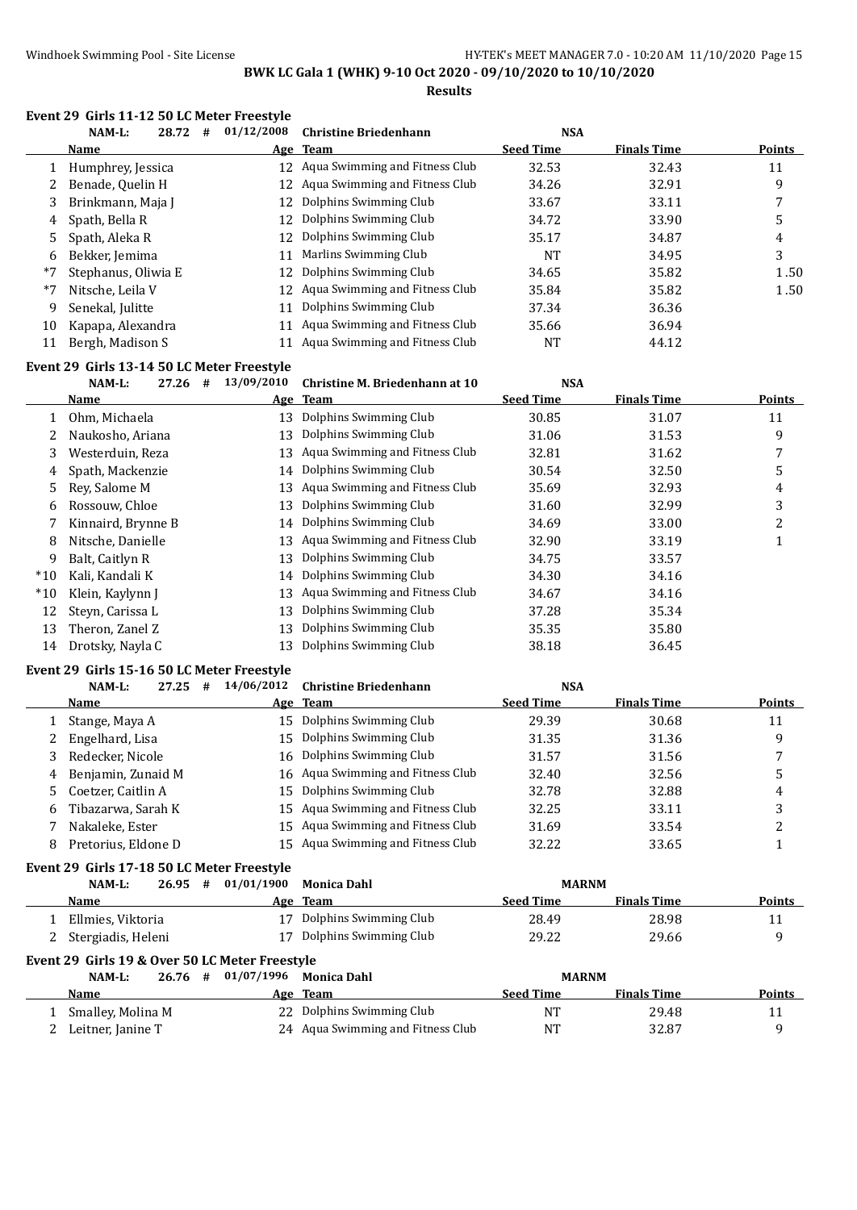**BWK LC Gala 1 (WHK) 9-10 Oct 2020 - 09/10/2020 to 10/10/2020**

**Results**

**Event 29 Girls 11-12 50 LC Meter Freestyle**

NAM-L: 28.72 # 01/12/2008 Christine Briedenhann NSA

| | Name | Age | Team | Seed Time | Finals Time | Points |
|---|---|---|---|---|---|---|
| 1 | Humphrey, Jessica | 12 | Aqua Swimming and Fitness Club | 32.53 | 32.43 | 11 |
| 2 | Benade, Quelin H | 12 | Aqua Swimming and Fitness Club | 34.26 | 32.91 | 9 |
| 3 | Brinkmann, Maja J | 12 | Dolphins Swimming Club | 33.67 | 33.11 | 7 |
| 4 | Spath, Bella R | 12 | Dolphins Swimming Club | 34.72 | 33.90 | 5 |
| 5 | Spath, Aleka R | 12 | Dolphins Swimming Club | 35.17 | 34.87 | 4 |
| 6 | Bekker, Jemima | 11 | Marlins Swimming Club | NT | 34.95 | 3 |
| *7 | Stephanus, Oliwia E | 12 | Dolphins Swimming Club | 34.65 | 35.82 | 1.50 |
| *7 | Nitsche, Leila V | 12 | Aqua Swimming and Fitness Club | 35.84 | 35.82 | 1.50 |
| 9 | Senekal, Julitte | 11 | Dolphins Swimming Club | 37.34 | 36.36 | |
| 10 | Kapapa, Alexandra | 11 | Aqua Swimming and Fitness Club | 35.66 | 36.94 | |
| 11 | Bergh, Madison S | 11 | Aqua Swimming and Fitness Club | NT | 44.12 | |

**Event 29 Girls 13-14 50 LC Meter Freestyle**

NAM-L: 27.26 # 13/09/2010 Christine M. Briedenhann at 10 NSA

| | Name | Age | Team | Seed Time | Finals Time | Points |
|---|---|---|---|---|---|---|
| 1 | Ohm, Michaela | 13 | Dolphins Swimming Club | 30.85 | 31.07 | 11 |
| 2 | Naukosho, Ariana | 13 | Dolphins Swimming Club | 31.06 | 31.53 | 9 |
| 3 | Westerduin, Reza | 13 | Aqua Swimming and Fitness Club | 32.81 | 31.62 | 7 |
| 4 | Spath, Mackenzie | 14 | Dolphins Swimming Club | 30.54 | 32.50 | 5 |
| 5 | Rey, Salome M | 13 | Aqua Swimming and Fitness Club | 35.69 | 32.93 | 4 |
| 6 | Rossouw, Chloe | 13 | Dolphins Swimming Club | 31.60 | 32.99 | 3 |
| 7 | Kinnaird, Brynne B | 14 | Dolphins Swimming Club | 34.69 | 33.00 | 2 |
| 8 | Nitsche, Danielle | 13 | Aqua Swimming and Fitness Club | 32.90 | 33.19 | 1 |
| 9 | Balt, Caitlyn R | 13 | Dolphins Swimming Club | 34.75 | 33.57 | |
| *10 | Kali, Kandali K | 14 | Dolphins Swimming Club | 34.30 | 34.16 | |
| *10 | Klein, Kaylynn J | 13 | Aqua Swimming and Fitness Club | 34.67 | 34.16 | |
| 12 | Steyn, Carissa L | 13 | Dolphins Swimming Club | 37.28 | 35.34 | |
| 13 | Theron, Zanel Z | 13 | Dolphins Swimming Club | 35.35 | 35.80 | |
| 14 | Drotsky, Nayla C | 13 | Dolphins Swimming Club | 38.18 | 36.45 | |

**Event 29 Girls 15-16 50 LC Meter Freestyle**

NAM-L: 27.25 # 14/06/2012 Christine Briedenhann NSA

| | Name | Age | Team | Seed Time | Finals Time | Points |
|---|---|---|---|---|---|---|
| 1 | Stange, Maya A | 15 | Dolphins Swimming Club | 29.39 | 30.68 | 11 |
| 2 | Engelhard, Lisa | 15 | Dolphins Swimming Club | 31.35 | 31.36 | 9 |
| 3 | Redecker, Nicole | 16 | Dolphins Swimming Club | 31.57 | 31.56 | 7 |
| 4 | Benjamin, Zunaid M | 16 | Aqua Swimming and Fitness Club | 32.40 | 32.56 | 5 |
| 5 | Coetzer, Caitlin A | 15 | Dolphins Swimming Club | 32.78 | 32.88 | 4 |
| 6 | Tibazarwa, Sarah K | 15 | Aqua Swimming and Fitness Club | 32.25 | 33.11 | 3 |
| 7 | Nakaleke, Ester | 15 | Aqua Swimming and Fitness Club | 31.69 | 33.54 | 2 |
| 8 | Pretorius, Eldone D | 15 | Aqua Swimming and Fitness Club | 32.22 | 33.65 | 1 |

**Event 29 Girls 17-18 50 LC Meter Freestyle**

NAM-L: 26.95 # 01/01/1900 Monica Dahl MARNM

| | Name | Age | Team | Seed Time | Finals Time | Points |
|---|---|---|---|---|---|---|
| 1 | Ellmies, Viktoria | 17 | Dolphins Swimming Club | 28.49 | 28.98 | 11 |
| 2 | Stergiadis, Heleni | 17 | Dolphins Swimming Club | 29.22 | 29.66 | 9 |

**Event 29 Girls 19 & Over 50 LC Meter Freestyle**

NAM-L: 26.76 # 01/07/1996 Monica Dahl MARNM

| | Name | Age | Team | Seed Time | Finals Time | Points |
|---|---|---|---|---|---|---|
| 1 | Smalley, Molina M | 22 | Dolphins Swimming Club | NT | 29.48 | 11 |
| 2 | Leitner, Janine T | 24 | Aqua Swimming and Fitness Club | NT | 32.87 | 9 |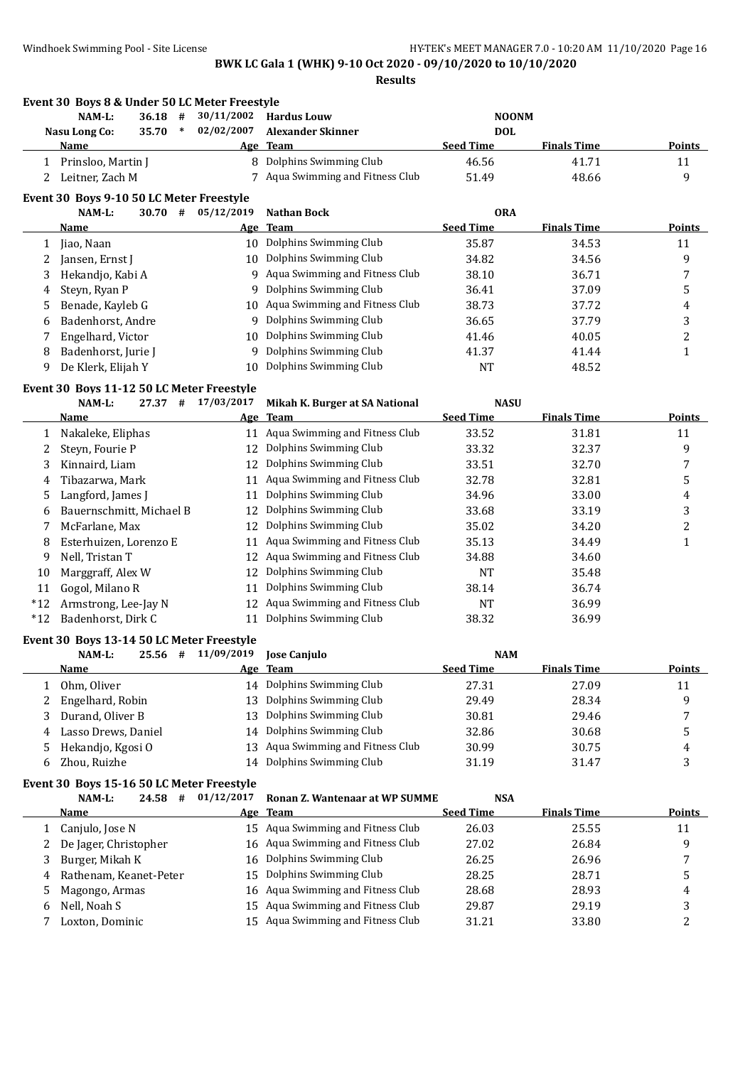**BWK LC Gala 1 (WHK) 9-10 Oct 2020 - 09/10/2020 to 10/10/2020**

**Results**

### Event 30 Boys 8 & Under 50 LC Meter Freestyle

| NAM-L: | 36.18 # | 30/11/2002 | Hardus Louw | NOONM | | |
|---|---|---|---|---|---|---|
| Nasu Long Co: | 35.70 * | 02/02/2007 | Alexander Skinner | DOL | | |

| | Name | Age | Team | Seed Time | Finals Time | Points |
|---|---|---|---|---|---|---|
| 1 | Prinsloo, Martin J | 8 | Dolphins Swimming Club | 46.56 | 41.71 | 11 |
| 2 | Leitner, Zach M | 7 | Aqua Swimming and Fitness Club | 51.49 | 48.66 | 9 |

### Event 30 Boys 9-10 50 LC Meter Freestyle

| NAM-L: | 30.70 # | 05/12/2019 | Nathan Bock | ORA |
|---|---|---|---|---|

| | Name | Age | Team | Seed Time | Finals Time | Points |
|---|---|---|---|---|---|---|
| 1 | Jiao, Naan | 10 | Dolphins Swimming Club | 35.87 | 34.53 | 11 |
| 2 | Jansen, Ernst J | 10 | Dolphins Swimming Club | 34.82 | 34.56 | 9 |
| 3 | Hekandjo, Kabi A | 9 | Aqua Swimming and Fitness Club | 38.10 | 36.71 | 7 |
| 4 | Steyn, Ryan P | 9 | Dolphins Swimming Club | 36.41 | 37.09 | 5 |
| 5 | Benade, Kayleb G | 10 | Aqua Swimming and Fitness Club | 38.73 | 37.72 | 4 |
| 6 | Badenhorst, Andre | 9 | Dolphins Swimming Club | 36.65 | 37.79 | 3 |
| 7 | Engelhard, Victor | 10 | Dolphins Swimming Club | 41.46 | 40.05 | 2 |
| 8 | Badenhorst, Jurie J | 9 | Dolphins Swimming Club | 41.37 | 41.44 | 1 |
| 9 | De Klerk, Elijah Y | 10 | Dolphins Swimming Club | NT | 48.52 | |

### Event 30 Boys 11-12 50 LC Meter Freestyle

| NAM-L: | 27.37 # | 17/03/2017 | Mikah K. Burger at SA National | NASU |
|---|---|---|---|---|

| | Name | Age | Team | Seed Time | Finals Time | Points |
|---|---|---|---|---|---|---|
| 1 | Nakaleke, Eliphas | 11 | Aqua Swimming and Fitness Club | 33.52 | 31.81 | 11 |
| 2 | Steyn, Fourie P | 12 | Dolphins Swimming Club | 33.32 | 32.37 | 9 |
| 3 | Kinnaird, Liam | 12 | Dolphins Swimming Club | 33.51 | 32.70 | 7 |
| 4 | Tibazarwa, Mark | 11 | Aqua Swimming and Fitness Club | 32.78 | 32.81 | 5 |
| 5 | Langford, James J | 11 | Dolphins Swimming Club | 34.96 | 33.00 | 4 |
| 6 | Bauernschmitt, Michael B | 12 | Dolphins Swimming Club | 33.68 | 33.19 | 3 |
| 7 | McFarlane, Max | 12 | Dolphins Swimming Club | 35.02 | 34.20 | 2 |
| 8 | Esterhuizen, Lorenzo E | 11 | Aqua Swimming and Fitness Club | 35.13 | 34.49 | 1 |
| 9 | Nell, Tristan T | 12 | Aqua Swimming and Fitness Club | 34.88 | 34.60 | |
| 10 | Marggraff, Alex W | 12 | Dolphins Swimming Club | NT | 35.48 | |
| 11 | Gogol, Milano R | 11 | Dolphins Swimming Club | 38.14 | 36.74 | |
| *12 | Armstrong, Lee-Jay N | 12 | Aqua Swimming and Fitness Club | NT | 36.99 | |
| *12 | Badenhorst, Dirk C | 11 | Dolphins Swimming Club | 38.32 | 36.99 | |

### Event 30 Boys 13-14 50 LC Meter Freestyle

| NAM-L: | 25.56 # | 11/09/2019 | Jose Canjulo | NAM |
|---|---|---|---|---|

| | Name | Age | Team | Seed Time | Finals Time | Points |
|---|---|---|---|---|---|---|
| 1 | Ohm, Oliver | 14 | Dolphins Swimming Club | 27.31 | 27.09 | 11 |
| 2 | Engelhard, Robin | 13 | Dolphins Swimming Club | 29.49 | 28.34 | 9 |
| 3 | Durand, Oliver B | 13 | Dolphins Swimming Club | 30.81 | 29.46 | 7 |
| 4 | Lasso Drews, Daniel | 14 | Dolphins Swimming Club | 32.86 | 30.68 | 5 |
| 5 | Hekandjo, Kgosi O | 13 | Aqua Swimming and Fitness Club | 30.99 | 30.75 | 4 |
| 6 | Zhou, Ruizhe | 14 | Dolphins Swimming Club | 31.19 | 31.47 | 3 |

### Event 30 Boys 15-16 50 LC Meter Freestyle

| NAM-L: | 24.58 # | 01/12/2017 | Ronan Z. Wantenaar at WP SUMME | NSA |
|---|---|---|---|---|

| | Name | Age | Team | Seed Time | Finals Time | Points |
|---|---|---|---|---|---|---|
| 1 | Canjulo, Jose N | 15 | Aqua Swimming and Fitness Club | 26.03 | 25.55 | 11 |
| 2 | De Jager, Christopher | 16 | Aqua Swimming and Fitness Club | 27.02 | 26.84 | 9 |
| 3 | Burger, Mikah K | 16 | Dolphins Swimming Club | 26.25 | 26.96 | 7 |
| 4 | Rathenam, Keanet-Peter | 15 | Dolphins Swimming Club | 28.25 | 28.71 | 5 |
| 5 | Magongo, Armas | 16 | Aqua Swimming and Fitness Club | 28.68 | 28.93 | 4 |
| 6 | Nell, Noah S | 15 | Aqua Swimming and Fitness Club | 29.87 | 29.19 | 3 |
| 7 | Loxton, Dominic | 15 | Aqua Swimming and Fitness Club | 31.21 | 33.80 | 2 |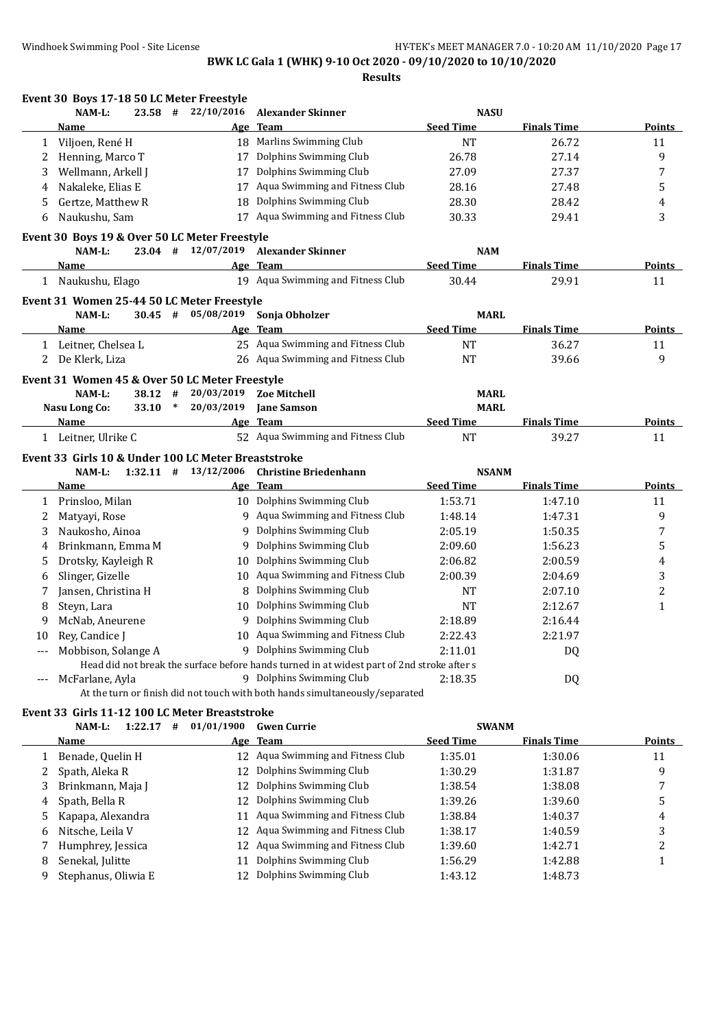**BWK LC Gala 1 (WHK) 9-10 Oct 2020 - 09/10/2020 to 10/10/2020**

**Results**

### Event 30 Boys 17-18 50 LC Meter Freestyle

NAM-L: 23.58 # 22/10/2016 Alexander Skinner NASU

| | Name | Age | Team | Seed Time | Finals Time | Points |
|---|---|---|---|---|---|---|
| 1 | Viljoen, René H | 18 | Marlins Swimming Club | NT | 26.72 | 11 |
| 2 | Henning, Marco T | 17 | Dolphins Swimming Club | 26.78 | 27.14 | 9 |
| 3 | Wellmann, Arkell J | 17 | Dolphins Swimming Club | 27.09 | 27.37 | 7 |
| 4 | Nakaleke, Elias E | 17 | Aqua Swimming and Fitness Club | 28.16 | 27.48 | 5 |
| 5 | Gertze, Matthew R | 18 | Dolphins Swimming Club | 28.30 | 28.42 | 4 |
| 6 | Naukushu, Sam | 17 | Aqua Swimming and Fitness Club | 30.33 | 29.41 | 3 |

### Event 30 Boys 19 & Over 50 LC Meter Freestyle

NAM-L: 23.04 # 12/07/2019 Alexander Skinner NAM

| | Name | Age | Team | Seed Time | Finals Time | Points |
|---|---|---|---|---|---|---|
| 1 | Naukushu, Elago | 19 | Aqua Swimming and Fitness Club | 30.44 | 29.91 | 11 |

### Event 31 Women 25-44 50 LC Meter Freestyle

NAM-L: 30.45 # 05/08/2019 Sonja Obholzer MARL

| | Name | Age | Team | Seed Time | Finals Time | Points |
|---|---|---|---|---|---|---|
| 1 | Leitner, Chelsea L | 25 | Aqua Swimming and Fitness Club | NT | 36.27 | 11 |
| 2 | De Klerk, Liza | 26 | Aqua Swimming and Fitness Club | NT | 39.66 | 9 |

### Event 31 Women 45 & Over 50 LC Meter Freestyle

NAM-L: 38.12 # 20/03/2019 Zoe Mitchell MARL

Nasu Long Co: 33.10 * 20/03/2019 Jane Samson MARL

| | Name | Age | Team | Seed Time | Finals Time | Points |
|---|---|---|---|---|---|---|
| 1 | Leitner, Ulrike C | 52 | Aqua Swimming and Fitness Club | NT | 39.27 | 11 |

### Event 33 Girls 10 & Under 100 LC Meter Breaststroke

NAM-L: 1:32.11 # 13/12/2006 Christine Briedenhann NSANM

| | Name | Age | Team | Seed Time | Finals Time | Points |
|---|---|---|---|---|---|---|
| 1 | Prinsloo, Milan | 10 | Dolphins Swimming Club | 1:53.71 | 1:47.10 | 11 |
| 2 | Matyayi, Rose | 9 | Aqua Swimming and Fitness Club | 1:48.14 | 1:47.31 | 9 |
| 3 | Naukosho, Ainoa | 9 | Dolphins Swimming Club | 2:05.19 | 1:50.35 | 7 |
| 4 | Brinkmann, Emma M | 9 | Dolphins Swimming Club | 2:09.60 | 1:56.23 | 5 |
| 5 | Drotsky, Kayleigh R | 10 | Dolphins Swimming Club | 2:06.82 | 2:00.59 | 4 |
| 6 | Slinger, Gizelle | 10 | Aqua Swimming and Fitness Club | 2:00.39 | 2:04.69 | 3 |
| 7 | Jansen, Christina H | 8 | Dolphins Swimming Club | NT | 2:07.10 | 2 |
| 8 | Steyn, Lara | 10 | Dolphins Swimming Club | NT | 2:12.67 | 1 |
| 9 | McNab, Aneurene | 9 | Dolphins Swimming Club | 2:18.89 | 2:16.44 | |
| 10 | Rey, Candice J | 10 | Aqua Swimming and Fitness Club | 2:22.43 | 2:21.97 | |
| --- | Mobbison, Solange A | 9 | Dolphins Swimming Club | 2:11.01 | DQ | |
| | Head did not break the surface before hands turned in at widest part of 2nd stroke after s | | | | | |
| --- | McFarlane, Ayla | 9 | Dolphins Swimming Club | 2:18.35 | DQ | |
| | At the turn or finish did not touch with both hands simultaneously/separated | | | | | |

### Event 33 Girls 11-12 100 LC Meter Breaststroke

NAM-L: 1:22.17 # 01/01/1900 Gwen Currie SWANM

| | Name | Age | Team | Seed Time | Finals Time | Points |
|---|---|---|---|---|---|---|
| 1 | Benade, Quelin H | 12 | Aqua Swimming and Fitness Club | 1:35.01 | 1:30.06 | 11 |
| 2 | Spath, Aleka R | 12 | Dolphins Swimming Club | 1:30.29 | 1:31.87 | 9 |
| 3 | Brinkmann, Maja J | 12 | Dolphins Swimming Club | 1:38.54 | 1:38.08 | 7 |
| 4 | Spath, Bella R | 12 | Dolphins Swimming Club | 1:39.26 | 1:39.60 | 5 |
| 5 | Kapapa, Alexandra | 11 | Aqua Swimming and Fitness Club | 1:38.84 | 1:40.37 | 4 |
| 6 | Nitsche, Leila V | 12 | Aqua Swimming and Fitness Club | 1:38.17 | 1:40.59 | 3 |
| 7 | Humphrey, Jessica | 12 | Aqua Swimming and Fitness Club | 1:39.60 | 1:42.71 | 2 |
| 8 | Senekal, Julitte | 11 | Dolphins Swimming Club | 1:56.29 | 1:42.88 | 1 |
| 9 | Stephanus, Oliwia E | 12 | Dolphins Swimming Club | 1:43.12 | 1:48.73 | |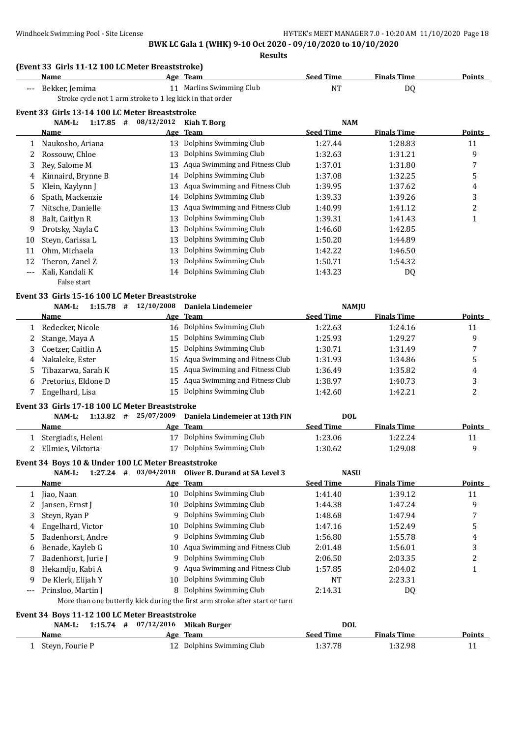**BWK LC Gala 1 (WHK) 9-10 Oct 2020 - 09/10/2020 to 10/10/2020**

**Results**

### (Event 33 Girls 11-12 100 LC Meter Breaststroke)

| | Name | Age | Team | Seed Time | Finals Time | Points |
|---|---|---|---|---|---|---|
| --- | Bekker, Jemima | 11 | Marlins Swimming Club | NT | DQ | |
| | Stroke cycle not 1 arm stroke to 1 leg kick in that order | | | | | |

### Event 33 Girls 13-14 100 LC Meter Breaststroke

NAM-L: 1:17.85 # 08/12/2012 Kiah T. Borg NAM

| | Name | Age | Team | Seed Time | Finals Time | Points |
|---|---|---|---|---|---|---|
| 1 | Naukosho, Ariana | 13 | Dolphins Swimming Club | 1:27.44 | 1:28.83 | 11 |
| 2 | Rossouw, Chloe | 13 | Dolphins Swimming Club | 1:32.63 | 1:31.21 | 9 |
| 3 | Rey, Salome M | 13 | Aqua Swimming and Fitness Club | 1:37.01 | 1:31.80 | 7 |
| 4 | Kinnaird, Brynne B | 14 | Dolphins Swimming Club | 1:37.08 | 1:32.25 | 5 |
| 5 | Klein, Kaylynn J | 13 | Aqua Swimming and Fitness Club | 1:39.95 | 1:37.62 | 4 |
| 6 | Spath, Mackenzie | 14 | Dolphins Swimming Club | 1:39.33 | 1:39.26 | 3 |
| 7 | Nitsche, Danielle | 13 | Aqua Swimming and Fitness Club | 1:40.99 | 1:41.12 | 2 |
| 8 | Balt, Caitlyn R | 13 | Dolphins Swimming Club | 1:39.31 | 1:41.43 | 1 |
| 9 | Drotsky, Nayla C | 13 | Dolphins Swimming Club | 1:46.60 | 1:42.85 | |
| 10 | Steyn, Carissa L | 13 | Dolphins Swimming Club | 1:50.20 | 1:44.89 | |
| 11 | Ohm, Michaela | 13 | Dolphins Swimming Club | 1:42.22 | 1:46.50 | |
| 12 | Theron, Zanel Z | 13 | Dolphins Swimming Club | 1:50.71 | 1:54.32 | |
| --- | Kali, Kandali K | 14 | Dolphins Swimming Club | 1:43.23 | DQ | |
| | False start | | | | | |

### Event 33 Girls 15-16 100 LC Meter Breaststroke

NAM-L: 1:15.78 # 12/10/2008 Daniela Lindemeier NAMJU

| | Name | Age | Team | Seed Time | Finals Time | Points |
|---|---|---|---|---|---|---|
| 1 | Redecker, Nicole | 16 | Dolphins Swimming Club | 1:22.63 | 1:24.16 | 11 |
| 2 | Stange, Maya A | 15 | Dolphins Swimming Club | 1:25.93 | 1:29.27 | 9 |
| 3 | Coetzer, Caitlin A | 15 | Dolphins Swimming Club | 1:30.71 | 1:31.49 | 7 |
| 4 | Nakaleke, Ester | 15 | Aqua Swimming and Fitness Club | 1:31.93 | 1:34.86 | 5 |
| 5 | Tibazarwa, Sarah K | 15 | Aqua Swimming and Fitness Club | 1:36.49 | 1:35.82 | 4 |
| 6 | Pretorius, Eldone D | 15 | Aqua Swimming and Fitness Club | 1:38.97 | 1:40.73 | 3 |
| 7 | Engelhard, Lisa | 15 | Dolphins Swimming Club | 1:42.60 | 1:42.21 | 2 |

### Event 33 Girls 17-18 100 LC Meter Breaststroke

NAM-L: 1:13.82 # 25/07/2009 Daniela Lindemeier at 13th FIN DOL

| | Name | Age | Team | Seed Time | Finals Time | Points |
|---|---|---|---|---|---|---|
| 1 | Stergiadis, Heleni | 17 | Dolphins Swimming Club | 1:23.06 | 1:22.24 | 11 |
| 2 | Ellmies, Viktoria | 17 | Dolphins Swimming Club | 1:30.62 | 1:29.08 | 9 |

### Event 34 Boys 10 & Under 100 LC Meter Breaststroke

NAM-L: 1:27.24 # 03/04/2018 Oliver B. Durand at SA Level 3 NASU

| | Name | Age | Team | Seed Time | Finals Time | Points |
|---|---|---|---|---|---|---|
| 1 | Jiao, Naan | 10 | Dolphins Swimming Club | 1:41.40 | 1:39.12 | 11 |
| 2 | Jansen, Ernst J | 10 | Dolphins Swimming Club | 1:44.38 | 1:47.24 | 9 |
| 3 | Steyn, Ryan P | 9 | Dolphins Swimming Club | 1:48.68 | 1:47.94 | 7 |
| 4 | Engelhard, Victor | 10 | Dolphins Swimming Club | 1:47.16 | 1:52.49 | 5 |
| 5 | Badenhorst, Andre | 9 | Dolphins Swimming Club | 1:56.80 | 1:55.78 | 4 |
| 6 | Benade, Kayleb G | 10 | Aqua Swimming and Fitness Club | 2:01.48 | 1:56.01 | 3 |
| 7 | Badenhorst, Jurie J | 9 | Dolphins Swimming Club | 2:06.50 | 2:03.35 | 2 |
| 8 | Hekandjo, Kabi A | 9 | Aqua Swimming and Fitness Club | 1:57.85 | 2:04.02 | 1 |
| 9 | De Klerk, Elijah Y | 10 | Dolphins Swimming Club | NT | 2:23.31 | |
| --- | Prinsloo, Martin J | 8 | Dolphins Swimming Club | 2:14.31 | DQ | |
| | More than one butterfly kick during the first arm stroke after start or turn | | | | | |

### Event 34 Boys 11-12 100 LC Meter Breaststroke

NAM-L: 1:15.74 # 07/12/2016 Mikah Burger DOL

| | Name | Age | Team | Seed Time | Finals Time | Points |
|---|---|---|---|---|---|---|
| 1 | Steyn, Fourie P | 12 | Dolphins Swimming Club | 1:37.78 | 1:32.98 | 11 |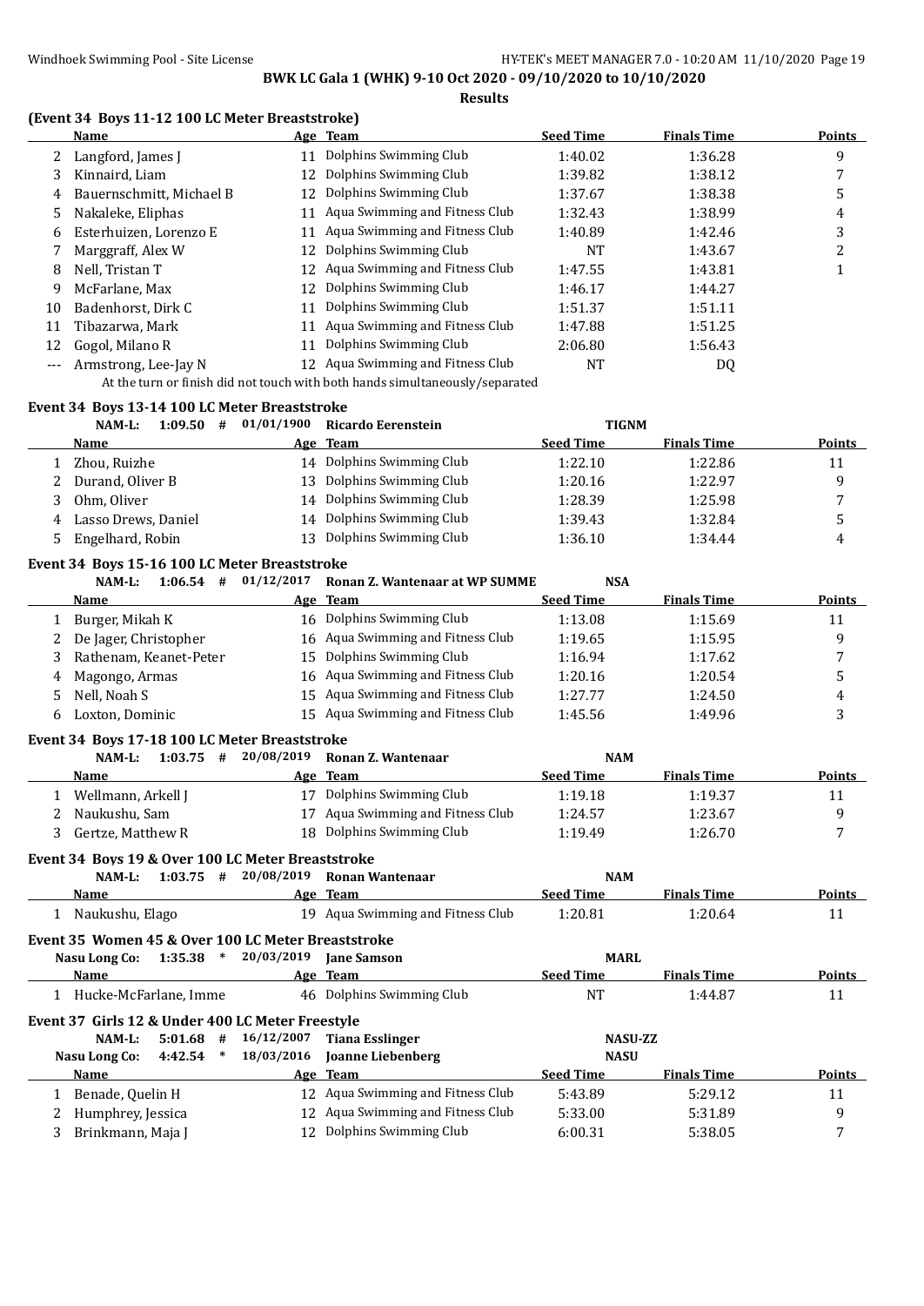## BWK LC Gala 1 (WHK) 9-10 Oct 2020 - 09/10/2020 to 10/10/2020

**Results**

### (Event 34 Boys 11-12 100 LC Meter Breaststroke)

| | Name | Age | Team | Seed Time | Finals Time | Points |
|---|---|---|---|---|---|---|
| 2 | Langford, James J | 11 | Dolphins Swimming Club | 1:40.02 | 1:36.28 | 9 |
| 3 | Kinnaird, Liam | 12 | Dolphins Swimming Club | 1:39.82 | 1:38.12 | 7 |
| 4 | Bauernschmitt, Michael B | 12 | Dolphins Swimming Club | 1:37.67 | 1:38.38 | 5 |
| 5 | Nakaleke, Eliphas | 11 | Aqua Swimming and Fitness Club | 1:32.43 | 1:38.99 | 4 |
| 6 | Esterhuizen, Lorenzo E | 11 | Aqua Swimming and Fitness Club | 1:40.89 | 1:42.46 | 3 |
| 7 | Marggraff, Alex W | 12 | Dolphins Swimming Club | NT | 1:43.67 | 2 |
| 8 | Nell, Tristan T | 12 | Aqua Swimming and Fitness Club | 1:47.55 | 1:43.81 | 1 |
| 9 | McFarlane, Max | 12 | Dolphins Swimming Club | 1:46.17 | 1:44.27 | |
| 10 | Badenhorst, Dirk C | 11 | Dolphins Swimming Club | 1:51.37 | 1:51.11 | |
| 11 | Tibazarwa, Mark | 11 | Aqua Swimming and Fitness Club | 1:47.88 | 1:51.25 | |
| 12 | Gogol, Milano R | 11 | Dolphins Swimming Club | 2:06.80 | 1:56.43 | |
| --- | Armstrong, Lee-Jay N | 12 | Aqua Swimming and Fitness Club | NT | DQ | |

At the turn or finish did not touch with both hands simultaneously/separated

### Event 34 Boys 13-14 100 LC Meter Breaststroke

NAM-L: 1:09.50 # 01/01/1900 Ricardo Eerenstein TIGNM

| | Name | Age | Team | Seed Time | Finals Time | Points |
|---|---|---|---|---|---|---|
| 1 | Zhou, Ruizhe | 14 | Dolphins Swimming Club | 1:22.10 | 1:22.86 | 11 |
| 2 | Durand, Oliver B | 13 | Dolphins Swimming Club | 1:20.16 | 1:22.97 | 9 |
| 3 | Ohm, Oliver | 14 | Dolphins Swimming Club | 1:28.39 | 1:25.98 | 7 |
| 4 | Lasso Drews, Daniel | 14 | Dolphins Swimming Club | 1:39.43 | 1:32.84 | 5 |
| 5 | Engelhard, Robin | 13 | Dolphins Swimming Club | 1:36.10 | 1:34.44 | 4 |

### Event 34 Boys 15-16 100 LC Meter Breaststroke

NAM-L: 1:06.54 # 01/12/2017 Ronan Z. Wantenaar at WP SUMME NSA

| | Name | Age | Team | Seed Time | Finals Time | Points |
|---|---|---|---|---|---|---|
| 1 | Burger, Mikah K | 16 | Dolphins Swimming Club | 1:13.08 | 1:15.69 | 11 |
| 2 | De Jager, Christopher | 16 | Aqua Swimming and Fitness Club | 1:19.65 | 1:15.95 | 9 |
| 3 | Rathenam, Keanet-Peter | 15 | Dolphins Swimming Club | 1:16.94 | 1:17.62 | 7 |
| 4 | Magongo, Armas | 16 | Aqua Swimming and Fitness Club | 1:20.16 | 1:20.54 | 5 |
| 5 | Nell, Noah S | 15 | Aqua Swimming and Fitness Club | 1:27.77 | 1:24.50 | 4 |
| 6 | Loxton, Dominic | 15 | Aqua Swimming and Fitness Club | 1:45.56 | 1:49.96 | 3 |

### Event 34 Boys 17-18 100 LC Meter Breaststroke

NAM-L: 1:03.75 # 20/08/2019 Ronan Z. Wantenaar NAM

| | Name | Age | Team | Seed Time | Finals Time | Points |
|---|---|---|---|---|---|---|
| 1 | Wellmann, Arkell J | 17 | Dolphins Swimming Club | 1:19.18 | 1:19.37 | 11 |
| 2 | Naukushu, Sam | 17 | Aqua Swimming and Fitness Club | 1:24.57 | 1:23.67 | 9 |
| 3 | Gertze, Matthew R | 18 | Dolphins Swimming Club | 1:19.49 | 1:26.70 | 7 |

### Event 34 Boys 19 & Over 100 LC Meter Breaststroke

NAM-L: 1:03.75 # 20/08/2019 Ronan Wantenaar NAM

| | Name | Age | Team | Seed Time | Finals Time | Points |
|---|---|---|---|---|---|---|
| 1 | Naukushu, Elago | 19 | Aqua Swimming and Fitness Club | 1:20.81 | 1:20.64 | 11 |

### Event 35 Women 45 & Over 100 LC Meter Breaststroke

Nasu Long Co: 1:35.38 * 20/03/2019 Jane Samson MARL

| | Name | Age | Team | Seed Time | Finals Time | Points |
|---|---|---|---|---|---|---|
| 1 | Hucke-McFarlane, Imme | 46 | Dolphins Swimming Club | NT | 1:44.87 | 11 |

### Event 37 Girls 12 & Under 400 LC Meter Freestyle

NAM-L: 5:01.68 # 16/12/2007 Tiana Esslinger NASU-ZZ

Nasu Long Co: 4:42.54 * 18/03/2016 Joanne Liebenberg NASU

| | Name | Age | Team | Seed Time | Finals Time | Points |
|---|---|---|---|---|---|---|
| 1 | Benade, Quelin H | 12 | Aqua Swimming and Fitness Club | 5:43.89 | 5:29.12 | 11 |
| 2 | Humphrey, Jessica | 12 | Aqua Swimming and Fitness Club | 5:33.00 | 5:31.89 | 9 |
| 3 | Brinkmann, Maja J | 12 | Dolphins Swimming Club | 6:00.31 | 5:38.05 | 7 |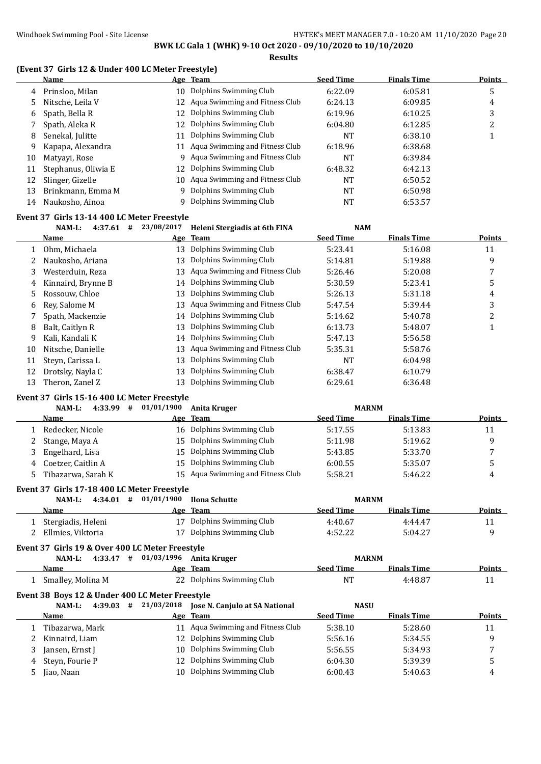**BWK LC Gala 1 (WHK) 9-10 Oct 2020 - 09/10/2020 to 10/10/2020**

**Results**

### (Event 37 Girls 12 & Under 400 LC Meter Freestyle)

| | Name | Age | Team | Seed Time | Finals Time | Points |
|---|---|---|---|---|---|---|
| 4 | Prinsloo, Milan | 10 | Dolphins Swimming Club | 6:22.09 | 6:05.81 | 5 |
| 5 | Nitsche, Leila V | 12 | Aqua Swimming and Fitness Club | 6:24.13 | 6:09.85 | 4 |
| 6 | Spath, Bella R | 12 | Dolphins Swimming Club | 6:19.96 | 6:10.25 | 3 |
| 7 | Spath, Aleka R | 12 | Dolphins Swimming Club | 6:04.80 | 6:12.85 | 2 |
| 8 | Senekal, Julitte | 11 | Dolphins Swimming Club | NT | 6:38.10 | 1 |
| 9 | Kapapa, Alexandra | 11 | Aqua Swimming and Fitness Club | 6:18.96 | 6:38.68 | |
| 10 | Matyayi, Rose | 9 | Aqua Swimming and Fitness Club | NT | 6:39.84 | |
| 11 | Stephanus, Oliwia E | 12 | Dolphins Swimming Club | 6:48.32 | 6:42.13 | |
| 12 | Slinger, Gizelle | 10 | Aqua Swimming and Fitness Club | NT | 6:50.52 | |
| 13 | Brinkmann, Emma M | 9 | Dolphins Swimming Club | NT | 6:50.98 | |
| 14 | Naukosho, Ainoa | 9 | Dolphins Swimming Club | NT | 6:53.57 | |

### Event 37 Girls 13-14 400 LC Meter Freestyle

NAM-L: 4:37.61 # 23/08/2017 Heleni Stergiadis at 6th FINA NAM

| | Name | Age | Team | Seed Time | Finals Time | Points |
|---|---|---|---|---|---|---|
| 1 | Ohm, Michaela | 13 | Dolphins Swimming Club | 5:23.41 | 5:16.08 | 11 |
| 2 | Naukosho, Ariana | 13 | Dolphins Swimming Club | 5:14.81 | 5:19.88 | 9 |
| 3 | Westerduin, Reza | 13 | Aqua Swimming and Fitness Club | 5:26.46 | 5:20.08 | 7 |
| 4 | Kinnaird, Brynne B | 14 | Dolphins Swimming Club | 5:30.59 | 5:23.41 | 5 |
| 5 | Rossouw, Chloe | 13 | Dolphins Swimming Club | 5:26.13 | 5:31.18 | 4 |
| 6 | Rey, Salome M | 13 | Aqua Swimming and Fitness Club | 5:47.54 | 5:39.44 | 3 |
| 7 | Spath, Mackenzie | 14 | Dolphins Swimming Club | 5:14.62 | 5:40.78 | 2 |
| 8 | Balt, Caitlyn R | 13 | Dolphins Swimming Club | 6:13.73 | 5:48.07 | 1 |
| 9 | Kali, Kandali K | 14 | Dolphins Swimming Club | 5:47.13 | 5:56.58 | |
| 10 | Nitsche, Danielle | 13 | Aqua Swimming and Fitness Club | 5:35.31 | 5:58.76 | |
| 11 | Steyn, Carissa L | 13 | Dolphins Swimming Club | NT | 6:04.98 | |
| 12 | Drotsky, Nayla C | 13 | Dolphins Swimming Club | 6:38.47 | 6:10.79 | |
| 13 | Theron, Zanel Z | 13 | Dolphins Swimming Club | 6:29.61 | 6:36.48 | |

### Event 37 Girls 15-16 400 LC Meter Freestyle

NAM-L: 4:33.99 # 01/01/1900 Anita Kruger MARNM

| | Name | Age | Team | Seed Time | Finals Time | Points |
|---|---|---|---|---|---|---|
| 1 | Redecker, Nicole | 16 | Dolphins Swimming Club | 5:17.55 | 5:13.83 | 11 |
| 2 | Stange, Maya A | 15 | Dolphins Swimming Club | 5:11.98 | 5:19.62 | 9 |
| 3 | Engelhard, Lisa | 15 | Dolphins Swimming Club | 5:43.85 | 5:33.70 | 7 |
| 4 | Coetzer, Caitlin A | 15 | Dolphins Swimming Club | 6:00.55 | 5:35.07 | 5 |
| 5 | Tibazarwa, Sarah K | 15 | Aqua Swimming and Fitness Club | 5:58.21 | 5:46.22 | 4 |

### Event 37 Girls 17-18 400 LC Meter Freestyle

NAM-L: 4:34.01 # 01/01/1900 Ilona Schutte MARNM

| | Name | Age | Team | Seed Time | Finals Time | Points |
|---|---|---|---|---|---|---|
| 1 | Stergiadis, Heleni | 17 | Dolphins Swimming Club | 4:40.67 | 4:44.47 | 11 |
| 2 | Ellmies, Viktoria | 17 | Dolphins Swimming Club | 4:52.22 | 5:04.27 | 9 |

### Event 37 Girls 19 & Over 400 LC Meter Freestyle

NAM-L: 4:33.47 # 01/03/1996 Anita Kruger MARNM

| | Name | Age | Team | Seed Time | Finals Time | Points |
|---|---|---|---|---|---|---|
| 1 | Smalley, Molina M | 22 | Dolphins Swimming Club | NT | 4:48.87 | 11 |

### Event 38 Boys 12 & Under 400 LC Meter Freestyle

NAM-L: 4:39.03 # 21/03/2018 Jose N. Canjulo at SA National NASU

| | Name | Age | Team | Seed Time | Finals Time | Points |
|---|---|---|---|---|---|---|
| 1 | Tibazarwa, Mark | 11 | Aqua Swimming and Fitness Club | 5:38.10 | 5:28.60 | 11 |
| 2 | Kinnaird, Liam | 12 | Dolphins Swimming Club | 5:56.16 | 5:34.55 | 9 |
| 3 | Jansen, Ernst J | 10 | Dolphins Swimming Club | 5:56.55 | 5:34.93 | 7 |
| 4 | Steyn, Fourie P | 12 | Dolphins Swimming Club | 6:04.30 | 5:39.39 | 5 |
| 5 | Jiao, Naan | 10 | Dolphins Swimming Club | 6:00.43 | 5:40.63 | 4 |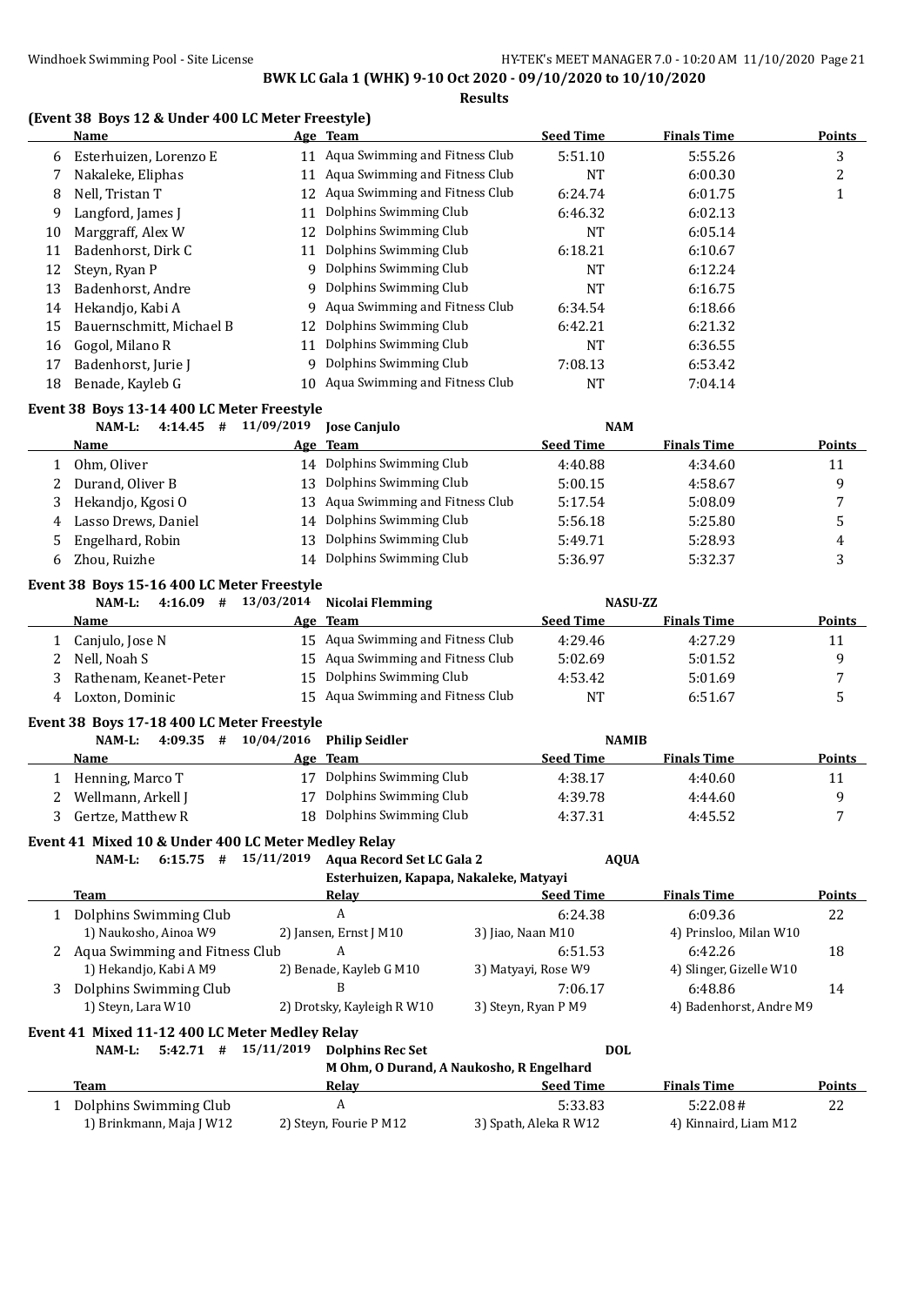**BWK LC Gala 1 (WHK) 9-10 Oct 2020 - 09/10/2020 to 10/10/2020**

**Results**

### (Event 38 Boys 12 & Under 400 LC Meter Freestyle)

| | Name | Age | Team | Seed Time | Finals Time | Points |
|---|---|---|---|---|---|---|
| 6 | Esterhuizen, Lorenzo E | 11 | Aqua Swimming and Fitness Club | 5:51.10 | 5:55.26 | 3 |
| 7 | Nakaleke, Eliphas | 11 | Aqua Swimming and Fitness Club | NT | 6:00.30 | 2 |
| 8 | Nell, Tristan T | 12 | Aqua Swimming and Fitness Club | 6:24.74 | 6:01.75 | 1 |
| 9 | Langford, James J | 11 | Dolphins Swimming Club | 6:46.32 | 6:02.13 | |
| 10 | Marggraff, Alex W | 12 | Dolphins Swimming Club | NT | 6:05.14 | |
| 11 | Badenhorst, Dirk C | 11 | Dolphins Swimming Club | 6:18.21 | 6:10.67 | |
| 12 | Steyn, Ryan P | 9 | Dolphins Swimming Club | NT | 6:12.24 | |
| 13 | Badenhorst, Andre | 9 | Dolphins Swimming Club | NT | 6:16.75 | |
| 14 | Hekandjo, Kabi A | 9 | Aqua Swimming and Fitness Club | 6:34.54 | 6:18.66 | |
| 15 | Bauernschmitt, Michael B | 12 | Dolphins Swimming Club | 6:42.21 | 6:21.32 | |
| 16 | Gogol, Milano R | 11 | Dolphins Swimming Club | NT | 6:36.55 | |
| 17 | Badenhorst, Jurie J | 9 | Dolphins Swimming Club | 7:08.13 | 6:53.42 | |
| 18 | Benade, Kayleb G | 10 | Aqua Swimming and Fitness Club | NT | 7:04.14 | |

### Event 38 Boys 13-14 400 LC Meter Freestyle

NAM-L: 4:14.45 # 11/09/2019 Jose Canjulo NAM

| | Name | Age | Team | Seed Time | Finals Time | Points |
|---|---|---|---|---|---|---|
| 1 | Ohm, Oliver | 14 | Dolphins Swimming Club | 4:40.88 | 4:34.60 | 11 |
| 2 | Durand, Oliver B | 13 | Dolphins Swimming Club | 5:00.15 | 4:58.67 | 9 |
| 3 | Hekandjo, Kgosi O | 13 | Aqua Swimming and Fitness Club | 5:17.54 | 5:08.09 | 7 |
| 4 | Lasso Drews, Daniel | 14 | Dolphins Swimming Club | 5:56.18 | 5:25.80 | 5 |
| 5 | Engelhard, Robin | 13 | Dolphins Swimming Club | 5:49.71 | 5:28.93 | 4 |
| 6 | Zhou, Ruizhe | 14 | Dolphins Swimming Club | 5:36.97 | 5:32.37 | 3 |

### Event 38 Boys 15-16 400 LC Meter Freestyle

NAM-L: 4:16.09 # 13/03/2014 Nicolai Flemming NASU-ZZ

| | Name | Age | Team | Seed Time | Finals Time | Points |
|---|---|---|---|---|---|---|
| 1 | Canjulo, Jose N | 15 | Aqua Swimming and Fitness Club | 4:29.46 | 4:27.29 | 11 |
| 2 | Nell, Noah S | 15 | Aqua Swimming and Fitness Club | 5:02.69 | 5:01.52 | 9 |
| 3 | Rathenam, Keanet-Peter | 15 | Dolphins Swimming Club | 4:53.42 | 5:01.69 | 7 |
| 4 | Loxton, Dominic | 15 | Aqua Swimming and Fitness Club | NT | 6:51.67 | 5 |

### Event 38 Boys 17-18 400 LC Meter Freestyle

NAM-L: 4:09.35 # 10/04/2016 Philip Seidler NAMIB

| | Name | Age | Team | Seed Time | Finals Time | Points |
|---|---|---|---|---|---|---|
| 1 | Henning, Marco T | 17 | Dolphins Swimming Club | 4:38.17 | 4:40.60 | 11 |
| 2 | Wellmann, Arkell J | 17 | Dolphins Swimming Club | 4:39.78 | 4:44.60 | 9 |
| 3 | Gertze, Matthew R | 18 | Dolphins Swimming Club | 4:37.31 | 4:45.52 | 7 |

### Event 41 Mixed 10 & Under 400 LC Meter Medley Relay

NAM-L: 6:15.75 # 15/11/2019 Aqua Record Set LC Gala 2 AQUA
Esterhuizen, Kapapa, Nakaleke, Matyayi

| | Team | Relay | Seed Time | Finals Time | Points |
|---|---|---|---|---|---|
| 1 | Dolphins Swimming Club | A | 6:24.38 | 6:09.36 | 22 |
| | 1) Naukosho, Ainoa W9 | 2) Jansen, Ernst J M10 | 3) Jiao, Naan M10 | 4) Prinsloo, Milan W10 | |
| 2 | Aqua Swimming and Fitness Club | A | 6:51.53 | 6:42.26 | 18 |
| | 1) Hekandjo, Kabi A M9 | 2) Benade, Kayleb G M10 | 3) Matyayi, Rose W9 | 4) Slinger, Gizelle W10 | |
| 3 | Dolphins Swimming Club | B | 7:06.17 | 6:48.86 | 14 |
| | 1) Steyn, Lara W10 | 2) Drotsky, Kayleigh R W10 | 3) Steyn, Ryan P M9 | 4) Badenhorst, Andre M9 | |

### Event 41 Mixed 11-12 400 LC Meter Medley Relay

NAM-L: 5:42.71 # 15/11/2019 Dolphins Rec Set DOL
M Ohm, O Durand, A Naukosho, R Engelhard

| | Team | Relay | Seed Time | Finals Time | Points |
|---|---|---|---|---|---|
| 1 | Dolphins Swimming Club | A | 5:33.83 | 5:22.08# | 22 |
| | 1) Brinkmann, Maja J W12 | 2) Steyn, Fourie P M12 | 3) Spath, Aleka R W12 | 4) Kinnaird, Liam M12 | |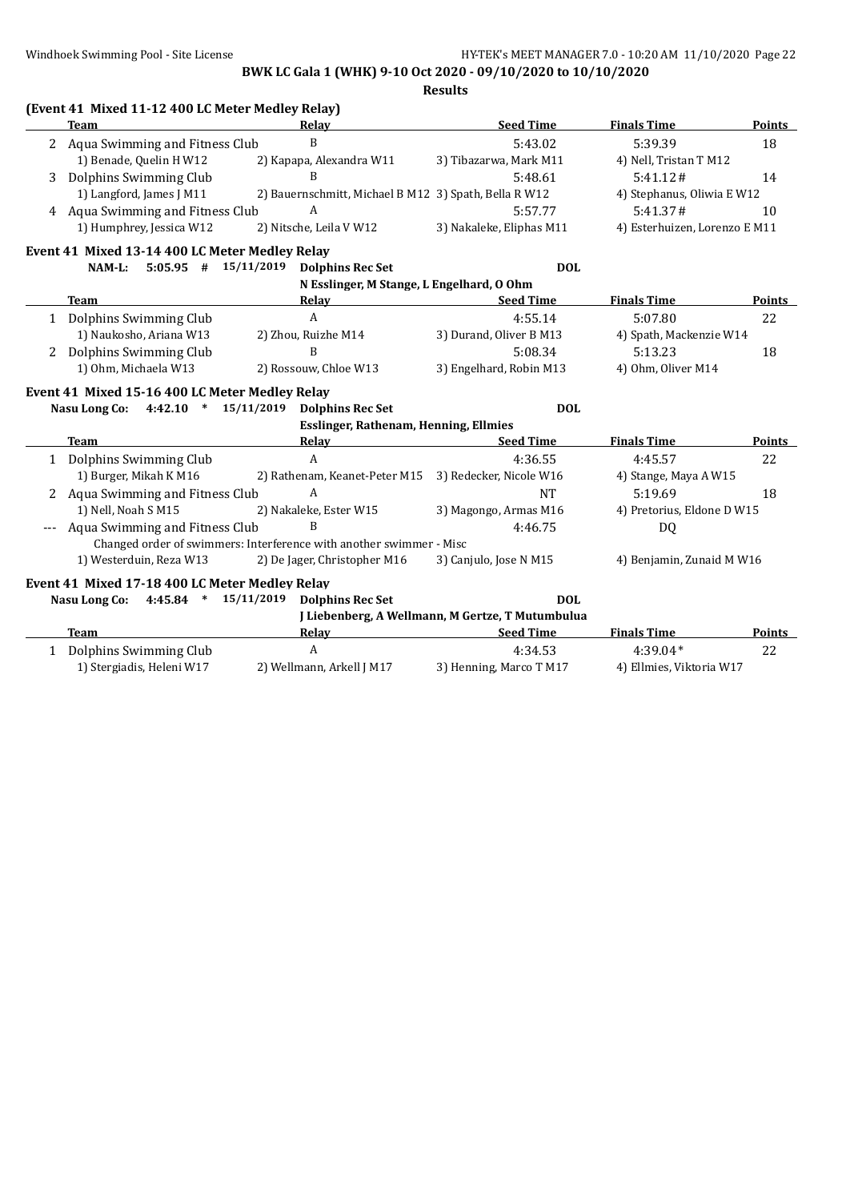**BWK LC Gala 1 (WHK) 9-10 Oct 2020 - 09/10/2020 to 10/10/2020**

**Results**

### (Event 41 Mixed 11-12 400 LC Meter Medley Relay)

| | Team | Relay | Seed Time | Finals Time | Points |
|---|---|---|---|---|---|
| 2 | Aqua Swimming and Fitness Club | B | 5:43.02 | 5:39.39 | 18 |
| | 1) Benade, Quelin H W12 | 2) Kapapa, Alexandra W11 | 3) Tibazarwa, Mark M11 | 4) Nell, Tristan T M12 | |
| 3 | Dolphins Swimming Club | B | 5:48.61 | 5:41.12# | 14 |
| | 1) Langford, James J M11 | 2) Bauernschmitt, Michael B M12 | 3) Spath, Bella R W12 | 4) Stephanus, Oliwia E W12 | |
| 4 | Aqua Swimming and Fitness Club | A | 5:57.77 | 5:41.37# | 10 |
| | 1) Humphrey, Jessica W12 | 2) Nitsche, Leila V W12 | 3) Nakaleke, Eliphas M11 | 4) Esterhuizen, Lorenzo E M11 | |

### Event 41 Mixed 13-14 400 LC Meter Medley Relay

**NAM-L: 5:05.95 # 15/11/2019 Dolphins Rec Set DOL**
**N Esslinger, M Stange, L Engelhard, O Ohm**

| | Team | Relay | Seed Time | Finals Time | Points |
|---|---|---|---|---|---|
| 1 | Dolphins Swimming Club | A | 4:55.14 | 5:07.80 | 22 |
| | 1) Naukosho, Ariana W13 | 2) Zhou, Ruizhe M14 | 3) Durand, Oliver B M13 | 4) Spath, Mackenzie W14 | |
| 2 | Dolphins Swimming Club | B | 5:08.34 | 5:13.23 | 18 |
| | 1) Ohm, Michaela W13 | 2) Rossouw, Chloe W13 | 3) Engelhard, Robin M13 | 4) Ohm, Oliver M14 | |

### Event 41 Mixed 15-16 400 LC Meter Medley Relay

**Nasu Long Co: 4:42.10 * 15/11/2019 Dolphins Rec Set DOL**
**Esslinger, Rathenam, Henning, Ellmies**

| | Team | Relay | Seed Time | Finals Time | Points |
|---|---|---|---|---|---|
| 1 | Dolphins Swimming Club | A | 4:36.55 | 4:45.57 | 22 |
| | 1) Burger, Mikah K M16 | 2) Rathenam, Keanet-Peter M15 | 3) Redecker, Nicole W16 | 4) Stange, Maya A W15 | |
| 2 | Aqua Swimming and Fitness Club | A | NT | 5:19.69 | 18 |
| | 1) Nell, Noah S M15 | 2) Nakaleke, Ester W15 | 3) Magongo, Armas M16 | 4) Pretorius, Eldone D W15 | |
| --- | Aqua Swimming and Fitness Club | B | 4:46.75 | DQ | |
| | Changed order of swimmers: Interference with another swimmer - Misc | | | | |
| | 1) Westerduin, Reza W13 | 2) De Jager, Christopher M16 | 3) Canjulo, Jose N M15 | 4) Benjamin, Zunaid M W16 | |

### Event 41 Mixed 17-18 400 LC Meter Medley Relay

**Nasu Long Co: 4:45.84 * 15/11/2019 Dolphins Rec Set DOL**
**J Liebenberg, A Wellmann, M Gertze, T Mutumbulua**

| | Team | Relay | Seed Time | Finals Time | Points |
|---|---|---|---|---|---|
| 1 | Dolphins Swimming Club | A | 4:34.53 | 4:39.04* | 22 |
| | 1) Stergiadis, Heleni W17 | 2) Wellmann, Arkell J M17 | 3) Henning, Marco T M17 | 4) Ellmies, Viktoria W17 | |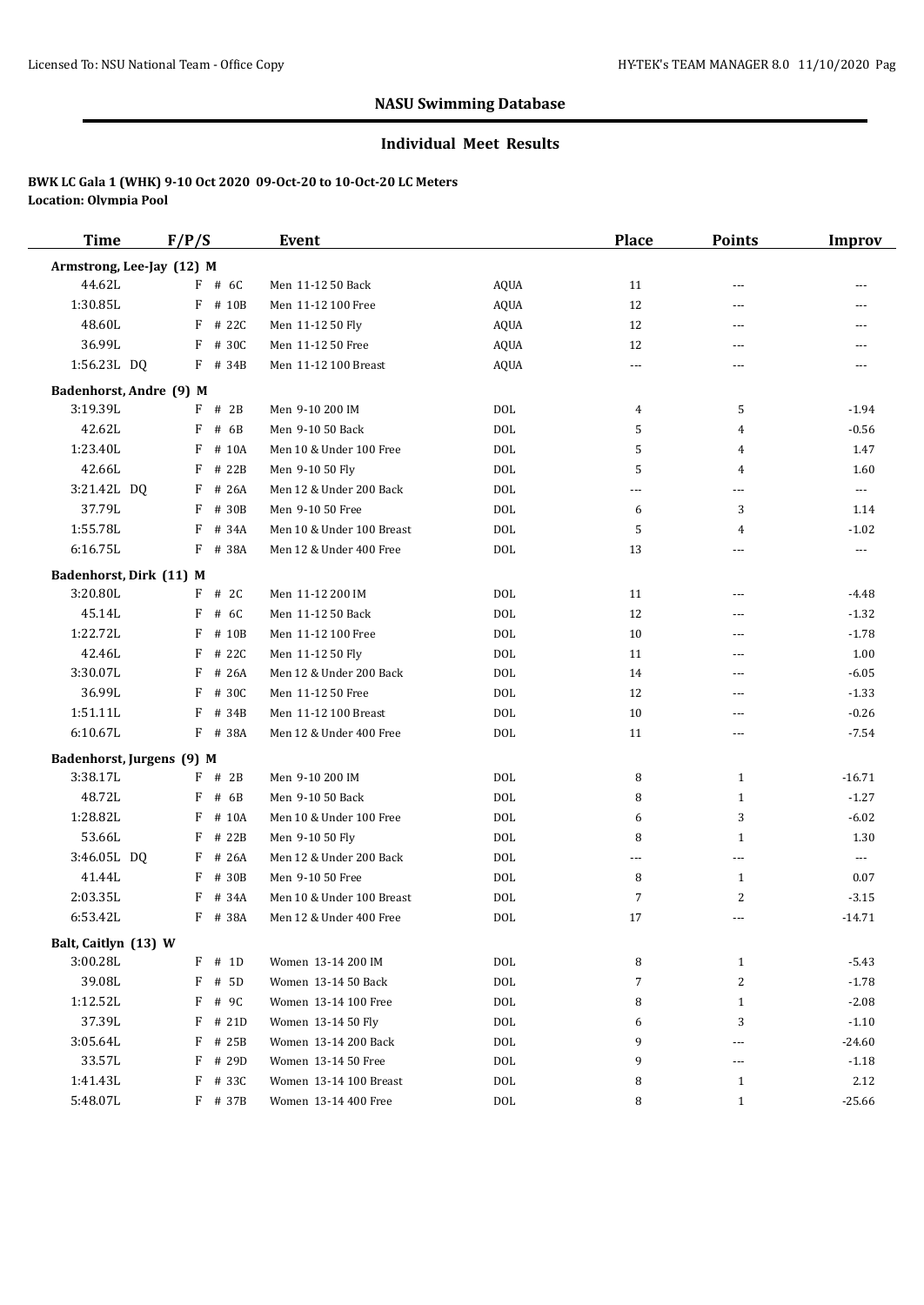## NASU Swimming Database

### Individual Meet Results

**BWK LC Gala 1 (WHK) 9-10 Oct 2020 09-Oct-20 to 10-Oct-20 LC Meters**
**Location: Olympia Pool**

| Time | F/P/S | Event | | Place | Points | Improv |
|---|---|---|---|---|---|---|
| **Armstrong, Lee-Jay (12) M** | | | | | | |
| 44.62L | F # 6C | Men 11-12 50 Back | AQUA | 11 | --- | --- |
| 1:30.85L | F # 10B | Men 11-12 100 Free | AQUA | 12 | --- | --- |
| 48.60L | F # 22C | Men 11-12 50 Fly | AQUA | 12 | --- | --- |
| 36.99L | F # 30C | Men 11-12 50 Free | AQUA | 12 | --- | --- |
| 1:56.23L DQ | F # 34B | Men 11-12 100 Breast | AQUA | --- | --- | --- |
| **Badenhorst, Andre (9) M** | | | | | | |
| 3:19.39L | F # 2B | Men 9-10 200 IM | DOL | 4 | 5 | -1.94 |
| 42.62L | F # 6B | Men 9-10 50 Back | DOL | 5 | 4 | -0.56 |
| 1:23.40L | F # 10A | Men 10 & Under 100 Free | DOL | 5 | 4 | 1.47 |
| 42.66L | F # 22B | Men 9-10 50 Fly | DOL | 5 | 4 | 1.60 |
| 3:21.42L DQ | F # 26A | Men 12 & Under 200 Back | DOL | --- | --- | --- |
| 37.79L | F # 30B | Men 9-10 50 Free | DOL | 6 | 3 | 1.14 |
| 1:55.78L | F # 34A | Men 10 & Under 100 Breast | DOL | 5 | 4 | -1.02 |
| 6:16.75L | F # 38A | Men 12 & Under 400 Free | DOL | 13 | --- | --- |
| **Badenhorst, Dirk (11) M** | | | | | | |
| 3:20.80L | F # 2C | Men 11-12 200 IM | DOL | 11 | --- | -4.48 |
| 45.14L | F # 6C | Men 11-12 50 Back | DOL | 12 | --- | -1.32 |
| 1:22.72L | F # 10B | Men 11-12 100 Free | DOL | 10 | --- | -1.78 |
| 42.46L | F # 22C | Men 11-12 50 Fly | DOL | 11 | --- | 1.00 |
| 3:30.07L | F # 26A | Men 12 & Under 200 Back | DOL | 14 | --- | -6.05 |
| 36.99L | F # 30C | Men 11-12 50 Free | DOL | 12 | --- | -1.33 |
| 1:51.11L | F # 34B | Men 11-12 100 Breast | DOL | 10 | --- | -0.26 |
| 6:10.67L | F # 38A | Men 12 & Under 400 Free | DOL | 11 | --- | -7.54 |
| **Badenhorst, Jurgens (9) M** | | | | | | |
| 3:38.17L | F # 2B | Men 9-10 200 IM | DOL | 8 | 1 | -16.71 |
| 48.72L | F # 6B | Men 9-10 50 Back | DOL | 8 | 1 | -1.27 |
| 1:28.82L | F # 10A | Men 10 & Under 100 Free | DOL | 6 | 3 | -6.02 |
| 53.66L | F # 22B | Men 9-10 50 Fly | DOL | 8 | 1 | 1.30 |
| 3:46.05L DQ | F # 26A | Men 12 & Under 200 Back | DOL | --- | --- | --- |
| 41.44L | F # 30B | Men 9-10 50 Free | DOL | 8 | 1 | 0.07 |
| 2:03.35L | F # 34A | Men 10 & Under 100 Breast | DOL | 7 | 2 | -3.15 |
| 6:53.42L | F # 38A | Men 12 & Under 400 Free | DOL | 17 | --- | -14.71 |
| **Balt, Caitlyn (13) W** | | | | | | |
| 3:00.28L | F # 1D | Women 13-14 200 IM | DOL | 8 | 1 | -5.43 |
| 39.08L | F # 5D | Women 13-14 50 Back | DOL | 7 | 2 | -1.78 |
| 1:12.52L | F # 9C | Women 13-14 100 Free | DOL | 8 | 1 | -2.08 |
| 37.39L | F # 21D | Women 13-14 50 Fly | DOL | 6 | 3 | -1.10 |
| 3:05.64L | F # 25B | Women 13-14 200 Back | DOL | 9 | --- | -24.60 |
| 33.57L | F # 29D | Women 13-14 50 Free | DOL | 9 | --- | -1.18 |
| 1:41.43L | F # 33C | Women 13-14 100 Breast | DOL | 8 | 1 | 2.12 |
| 5:48.07L | F # 37B | Women 13-14 400 Free | DOL | 8 | 1 | -25.66 |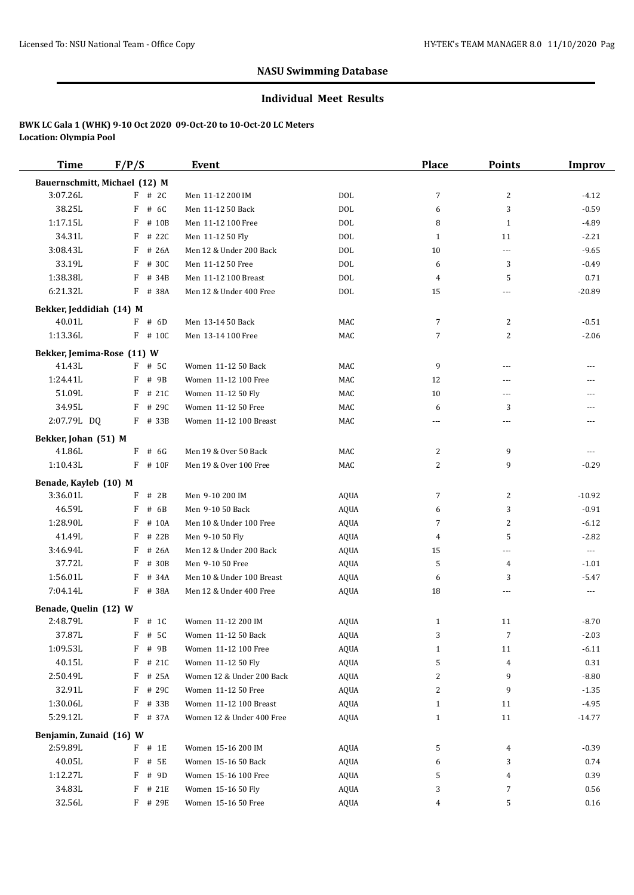## NASU Swimming Database

### Individual Meet Results

**BWK LC Gala 1 (WHK) 9-10 Oct 2020 09-Oct-20 to 10-Oct-20 LC Meters**
**Location: Olympia Pool**

| Time | F/P/S | Event | | Place | Points | Improv |
|---|---|---|---|---|---|---|
| **Bauernschmitt, Michael (12) M** | | | | | | |
| 3:07.26L | F # 2C | Men 11-12 200 IM | DOL | 7 | 2 | -4.12 |
| 38.25L | F # 6C | Men 11-12 50 Back | DOL | 6 | 3 | -0.59 |
| 1:17.15L | F # 10B | Men 11-12 100 Free | DOL | 8 | 1 | -4.89 |
| 34.31L | F # 22C | Men 11-12 50 Fly | DOL | 1 | 11 | -2.21 |
| 3:08.43L | F # 26A | Men 12 & Under 200 Back | DOL | 10 | --- | -9.65 |
| 33.19L | F # 30C | Men 11-12 50 Free | DOL | 6 | 3 | -0.49 |
| 1:38.38L | F # 34B | Men 11-12 100 Breast | DOL | 4 | 5 | 0.71 |
| 6:21.32L | F # 38A | Men 12 & Under 400 Free | DOL | 15 | --- | -20.89 |
| **Bekker, Jeddidiah (14) M** | | | | | | |
| 40.01L | F # 6D | Men 13-14 50 Back | MAC | 7 | 2 | -0.51 |
| 1:13.36L | F # 10C | Men 13-14 100 Free | MAC | 7 | 2 | -2.06 |
| **Bekker, Jemima-Rose (11) W** | | | | | | |
| 41.43L | F # 5C | Women 11-12 50 Back | MAC | 9 | --- | --- |
| 1:24.41L | F # 9B | Women 11-12 100 Free | MAC | 12 | --- | --- |
| 51.09L | F # 21C | Women 11-12 50 Fly | MAC | 10 | --- | --- |
| 34.95L | F # 29C | Women 11-12 50 Free | MAC | 6 | 3 | --- |
| 2:07.79L DQ | F # 33B | Women 11-12 100 Breast | MAC | --- | --- | --- |
| **Bekker, Johan (51) M** | | | | | | |
| 41.86L | F # 6G | Men 19 & Over 50 Back | MAC | 2 | 9 | --- |
| 1:10.43L | F # 10F | Men 19 & Over 100 Free | MAC | 2 | 9 | -0.29 |
| **Benade, Kayleb (10) M** | | | | | | |
| 3:36.01L | F # 2B | Men 9-10 200 IM | AQUA | 7 | 2 | -10.92 |
| 46.59L | F # 6B | Men 9-10 50 Back | AQUA | 6 | 3 | -0.91 |
| 1:28.90L | F # 10A | Men 10 & Under 100 Free | AQUA | 7 | 2 | -6.12 |
| 41.49L | F # 22B | Men 9-10 50 Fly | AQUA | 4 | 5 | -2.82 |
| 3:46.94L | F # 26A | Men 12 & Under 200 Back | AQUA | 15 | --- | --- |
| 37.72L | F # 30B | Men 9-10 50 Free | AQUA | 5 | 4 | -1.01 |
| 1:56.01L | F # 34A | Men 10 & Under 100 Breast | AQUA | 6 | 3 | -5.47 |
| 7:04.14L | F # 38A | Men 12 & Under 400 Free | AQUA | 18 | --- | --- |
| **Benade, Quelin (12) W** | | | | | | |
| 2:48.79L | F # 1C | Women 11-12 200 IM | AQUA | 1 | 11 | -8.70 |
| 37.87L | F # 5C | Women 11-12 50 Back | AQUA | 3 | 7 | -2.03 |
| 1:09.53L | F # 9B | Women 11-12 100 Free | AQUA | 1 | 11 | -6.11 |
| 40.15L | F # 21C | Women 11-12 50 Fly | AQUA | 5 | 4 | 0.31 |
| 2:50.49L | F # 25A | Women 12 & Under 200 Back | AQUA | 2 | 9 | -8.80 |
| 32.91L | F # 29C | Women 11-12 50 Free | AQUA | 2 | 9 | -1.35 |
| 1:30.06L | F # 33B | Women 11-12 100 Breast | AQUA | 1 | 11 | -4.95 |
| 5:29.12L | F # 37A | Women 12 & Under 400 Free | AQUA | 1 | 11 | -14.77 |
| **Benjamin, Zunaid (16) W** | | | | | | |
| 2:59.89L | F # 1E | Women 15-16 200 IM | AQUA | 5 | 4 | -0.39 |
| 40.05L | F # 5E | Women 15-16 50 Back | AQUA | 6 | 3 | 0.74 |
| 1:12.27L | F # 9D | Women 15-16 100 Free | AQUA | 5 | 4 | 0.39 |
| 34.83L | F # 21E | Women 15-16 50 Fly | AQUA | 3 | 7 | 0.56 |
| 32.56L | F # 29E | Women 15-16 50 Free | AQUA | 4 | 5 | 0.16 |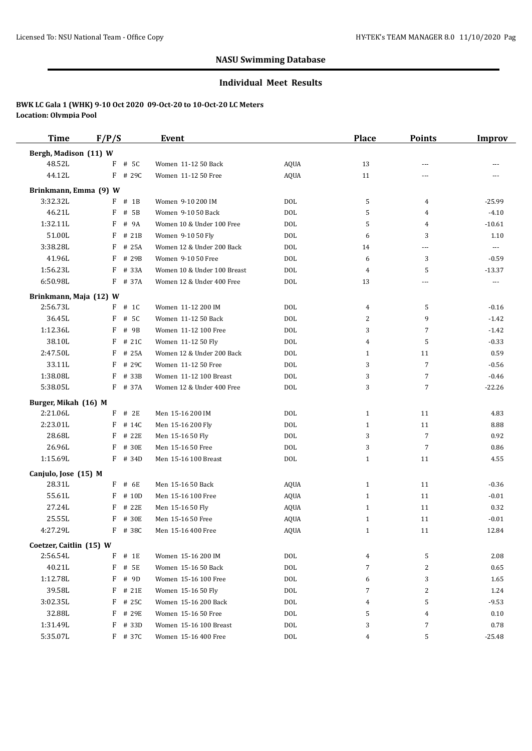## NASU Swimming Database

### Individual Meet Results

**BWK LC Gala 1 (WHK) 9-10 Oct 2020 09-Oct-20 to 10-Oct-20 LC Meters**
**Location: Olympia Pool**

| Time | F/P/S | | Event | | Place | Points | Improv |
|---|---|---|---|---|---|---|---|
| **Bergh, Madison (11) W** | | | | | | | |
| 48.52L | F | # 5C | Women 11-12 50 Back | AQUA | 13 | --- | --- |
| 44.12L | F | # 29C | Women 11-12 50 Free | AQUA | 11 | --- | --- |
| **Brinkmann, Emma (9) W** | | | | | | | |
| 3:32.32L | F | # 1B | Women 9-10 200 IM | DOL | 5 | 4 | -25.99 |
| 46.21L | F | # 5B | Women 9-10 50 Back | DOL | 5 | 4 | -4.10 |
| 1:32.11L | F | # 9A | Women 10 & Under 100 Free | DOL | 5 | 4 | -10.61 |
| 51.00L | F | # 21B | Women 9-10 50 Fly | DOL | 6 | 3 | 1.10 |
| 3:38.28L | F | # 25A | Women 12 & Under 200 Back | DOL | 14 | --- | --- |
| 41.96L | F | # 29B | Women 9-10 50 Free | DOL | 6 | 3 | -0.59 |
| 1:56.23L | F | # 33A | Women 10 & Under 100 Breast | DOL | 4 | 5 | -13.37 |
| 6:50.98L | F | # 37A | Women 12 & Under 400 Free | DOL | 13 | --- | --- |
| **Brinkmann, Maja (12) W** | | | | | | | |
| 2:56.73L | F | # 1C | Women 11-12 200 IM | DOL | 4 | 5 | -0.16 |
| 36.45L | F | # 5C | Women 11-12 50 Back | DOL | 2 | 9 | -1.42 |
| 1:12.36L | F | # 9B | Women 11-12 100 Free | DOL | 3 | 7 | -1.42 |
| 38.10L | F | # 21C | Women 11-12 50 Fly | DOL | 4 | 5 | -0.33 |
| 2:47.50L | F | # 25A | Women 12 & Under 200 Back | DOL | 1 | 11 | 0.59 |
| 33.11L | F | # 29C | Women 11-12 50 Free | DOL | 3 | 7 | -0.56 |
| 1:38.08L | F | # 33B | Women 11-12 100 Breast | DOL | 3 | 7 | -0.46 |
| 5:38.05L | F | # 37A | Women 12 & Under 400 Free | DOL | 3 | 7 | -22.26 |
| **Burger, Mikah (16) M** | | | | | | | |
| 2:21.06L | F | # 2E | Men 15-16 200 IM | DOL | 1 | 11 | 4.83 |
| 2:23.01L | F | # 14C | Men 15-16 200 Fly | DOL | 1 | 11 | 8.88 |
| 28.68L | F | # 22E | Men 15-16 50 Fly | DOL | 3 | 7 | 0.92 |
| 26.96L | F | # 30E | Men 15-16 50 Free | DOL | 3 | 7 | 0.86 |
| 1:15.69L | F | # 34D | Men 15-16 100 Breast | DOL | 1 | 11 | 4.55 |
| **Canjulo, Jose (15) M** | | | | | | | |
| 28.31L | F | # 6E | Men 15-16 50 Back | AQUA | 1 | 11 | -0.36 |
| 55.61L | F | # 10D | Men 15-16 100 Free | AQUA | 1 | 11 | -0.01 |
| 27.24L | F | # 22E | Men 15-16 50 Fly | AQUA | 1 | 11 | 0.32 |
| 25.55L | F | # 30E | Men 15-16 50 Free | AQUA | 1 | 11 | -0.01 |
| 4:27.29L | F | # 38C | Men 15-16 400 Free | AQUA | 1 | 11 | 12.84 |
| **Coetzer, Caitlin (15) W** | | | | | | | |
| 2:56.54L | F | # 1E | Women 15-16 200 IM | DOL | 4 | 5 | 2.08 |
| 40.21L | F | # 5E | Women 15-16 50 Back | DOL | 7 | 2 | 0.65 |
| 1:12.78L | F | # 9D | Women 15-16 100 Free | DOL | 6 | 3 | 1.65 |
| 39.58L | F | # 21E | Women 15-16 50 Fly | DOL | 7 | 2 | 1.24 |
| 3:02.35L | F | # 25C | Women 15-16 200 Back | DOL | 4 | 5 | -9.53 |
| 32.88L | F | # 29E | Women 15-16 50 Free | DOL | 5 | 4 | 0.10 |
| 1:31.49L | F | # 33D | Women 15-16 100 Breast | DOL | 3 | 7 | 0.78 |
| 5:35.07L | F | # 37C | Women 15-16 400 Free | DOL | 4 | 5 | -25.48 |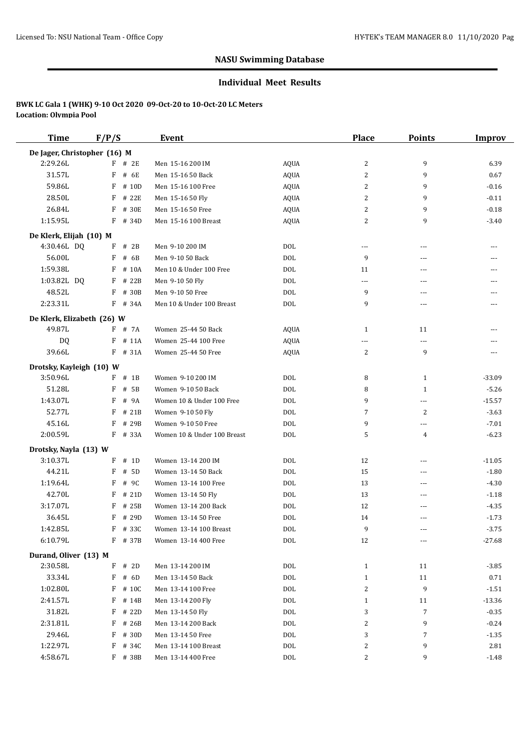## NASU Swimming Database

### Individual Meet Results

**BWK LC Gala 1 (WHK) 9-10 Oct 2020 09-Oct-20 to 10-Oct-20 LC Meters**
**Location: Olympia Pool**

| Time | F/P/S | Event | | Place | Points | Improv |
|---|---|---|---|---|---|---|
| **De Jager, Christopher (16) M** | | | | | | |
| 2:29.26L | F # 2E | Men 15-16 200 IM | AQUA | 2 | 9 | 6.39 |
| 31.57L | F # 6E | Men 15-16 50 Back | AQUA | 2 | 9 | 0.67 |
| 59.86L | F # 10D | Men 15-16 100 Free | AQUA | 2 | 9 | -0.16 |
| 28.50L | F # 22E | Men 15-16 50 Fly | AQUA | 2 | 9 | -0.11 |
| 26.84L | F # 30E | Men 15-16 50 Free | AQUA | 2 | 9 | -0.18 |
| 1:15.95L | F # 34D | Men 15-16 100 Breast | AQUA | 2 | 9 | -3.40 |
| **De Klerk, Elijah (10) M** | | | | | | |
| 4:30.46L DQ | F # 2B | Men 9-10 200 IM | DOL | --- | --- | --- |
| 56.00L | F # 6B | Men 9-10 50 Back | DOL | 9 | --- | --- |
| 1:59.38L | F # 10A | Men 10 & Under 100 Free | DOL | 11 | --- | --- |
| 1:03.82L DQ | F # 22B | Men 9-10 50 Fly | DOL | --- | --- | --- |
| 48.52L | F # 30B | Men 9-10 50 Free | DOL | 9 | --- | --- |
| 2:23.31L | F # 34A | Men 10 & Under 100 Breast | DOL | 9 | --- | --- |
| **De Klerk, Elizabeth (26) W** | | | | | | |
| 49.87L | F # 7A | Women 25-44 50 Back | AQUA | 1 | 11 | --- |
| DQ | F # 11A | Women 25-44 100 Free | AQUA | --- | --- | --- |
| 39.66L | F # 31A | Women 25-44 50 Free | AQUA | 2 | 9 | --- |
| **Drotsky, Kayleigh (10) W** | | | | | | |
| 3:50.96L | F # 1B | Women 9-10 200 IM | DOL | 8 | 1 | -33.09 |
| 51.28L | F # 5B | Women 9-10 50 Back | DOL | 8 | 1 | -5.26 |
| 1:43.07L | F # 9A | Women 10 & Under 100 Free | DOL | 9 | --- | -15.57 |
| 52.77L | F # 21B | Women 9-10 50 Fly | DOL | 7 | 2 | -3.63 |
| 45.16L | F # 29B | Women 9-10 50 Free | DOL | 9 | --- | -7.01 |
| 2:00.59L | F # 33A | Women 10 & Under 100 Breast | DOL | 5 | 4 | -6.23 |
| **Drotsky, Nayla (13) W** | | | | | | |
| 3:10.37L | F # 1D | Women 13-14 200 IM | DOL | 12 | --- | -11.05 |
| 44.21L | F # 5D | Women 13-14 50 Back | DOL | 15 | --- | -1.80 |
| 1:19.64L | F # 9C | Women 13-14 100 Free | DOL | 13 | --- | -4.30 |
| 42.70L | F # 21D | Women 13-14 50 Fly | DOL | 13 | --- | -1.18 |
| 3:17.07L | F # 25B | Women 13-14 200 Back | DOL | 12 | --- | -4.35 |
| 36.45L | F # 29D | Women 13-14 50 Free | DOL | 14 | --- | -1.73 |
| 1:42.85L | F # 33C | Women 13-14 100 Breast | DOL | 9 | --- | -3.75 |
| 6:10.79L | F # 37B | Women 13-14 400 Free | DOL | 12 | --- | -27.68 |
| **Durand, Oliver (13) M** | | | | | | |
| 2:30.58L | F # 2D | Men 13-14 200 IM | DOL | 1 | 11 | -3.85 |
| 33.34L | F # 6D | Men 13-14 50 Back | DOL | 1 | 11 | 0.71 |
| 1:02.80L | F # 10C | Men 13-14 100 Free | DOL | 2 | 9 | -1.51 |
| 2:41.57L | F # 14B | Men 13-14 200 Fly | DOL | 1 | 11 | -13.36 |
| 31.82L | F # 22D | Men 13-14 50 Fly | DOL | 3 | 7 | -0.35 |
| 2:31.81L | F # 26B | Men 13-14 200 Back | DOL | 2 | 9 | -0.24 |
| 29.46L | F # 30D | Men 13-14 50 Free | DOL | 3 | 7 | -1.35 |
| 1:22.97L | F # 34C | Men 13-14 100 Breast | DOL | 2 | 9 | 2.81 |
| 4:58.67L | F # 38B | Men 13-14 400 Free | DOL | 2 | 9 | -1.48 |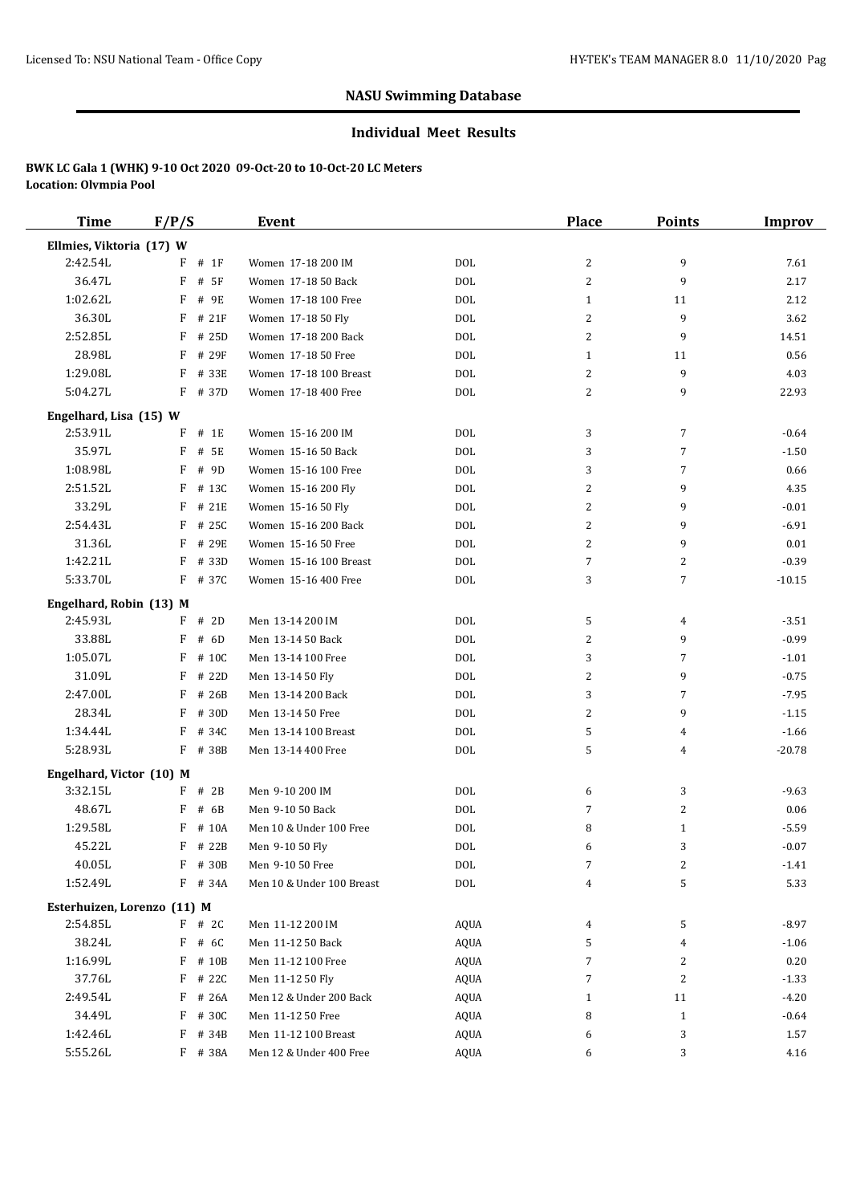## NASU Swimming Database

### Individual Meet Results

**BWK LC Gala 1 (WHK) 9-10 Oct 2020 09-Oct-20 to 10-Oct-20 LC Meters**
**Location: Olympia Pool**

| Time | F/P/S | Event | | Place | Points | Improv |
|---|---|---|---|---|---|---|
| **Ellmies, Viktoria (17) W** | | | | | | |
| 2:42.54L | F # 1F | Women 17-18 200 IM | DOL | 2 | 9 | 7.61 |
| 36.47L | F # 5F | Women 17-18 50 Back | DOL | 2 | 9 | 2.17 |
| 1:02.62L | F # 9E | Women 17-18 100 Free | DOL | 1 | 11 | 2.12 |
| 36.30L | F # 21F | Women 17-18 50 Fly | DOL | 2 | 9 | 3.62 |
| 2:52.85L | F # 25D | Women 17-18 200 Back | DOL | 2 | 9 | 14.51 |
| 28.98L | F # 29F | Women 17-18 50 Free | DOL | 1 | 11 | 0.56 |
| 1:29.08L | F # 33E | Women 17-18 100 Breast | DOL | 2 | 9 | 4.03 |
| 5:04.27L | F # 37D | Women 17-18 400 Free | DOL | 2 | 9 | 22.93 |
| **Engelhard, Lisa (15) W** | | | | | | |
| 2:53.91L | F # 1E | Women 15-16 200 IM | DOL | 3 | 7 | -0.64 |
| 35.97L | F # 5E | Women 15-16 50 Back | DOL | 3 | 7 | -1.50 |
| 1:08.98L | F # 9D | Women 15-16 100 Free | DOL | 3 | 7 | 0.66 |
| 2:51.52L | F # 13C | Women 15-16 200 Fly | DOL | 2 | 9 | 4.35 |
| 33.29L | F # 21E | Women 15-16 50 Fly | DOL | 2 | 9 | -0.01 |
| 2:54.43L | F # 25C | Women 15-16 200 Back | DOL | 2 | 9 | -6.91 |
| 31.36L | F # 29E | Women 15-16 50 Free | DOL | 2 | 9 | 0.01 |
| 1:42.21L | F # 33D | Women 15-16 100 Breast | DOL | 7 | 2 | -0.39 |
| 5:33.70L | F # 37C | Women 15-16 400 Free | DOL | 3 | 7 | -10.15 |
| **Engelhard, Robin (13) M** | | | | | | |
| 2:45.93L | F # 2D | Men 13-14 200 IM | DOL | 5 | 4 | -3.51 |
| 33.88L | F # 6D | Men 13-14 50 Back | DOL | 2 | 9 | -0.99 |
| 1:05.07L | F # 10C | Men 13-14 100 Free | DOL | 3 | 7 | -1.01 |
| 31.09L | F # 22D | Men 13-14 50 Fly | DOL | 2 | 9 | -0.75 |
| 2:47.00L | F # 26B | Men 13-14 200 Back | DOL | 3 | 7 | -7.95 |
| 28.34L | F # 30D | Men 13-14 50 Free | DOL | 2 | 9 | -1.15 |
| 1:34.44L | F # 34C | Men 13-14 100 Breast | DOL | 5 | 4 | -1.66 |
| 5:28.93L | F # 38B | Men 13-14 400 Free | DOL | 5 | 4 | -20.78 |
| **Engelhard, Victor (10) M** | | | | | | |
| 3:32.15L | F # 2B | Men 9-10 200 IM | DOL | 6 | 3 | -9.63 |
| 48.67L | F # 6B | Men 9-10 50 Back | DOL | 7 | 2 | 0.06 |
| 1:29.58L | F # 10A | Men 10 & Under 100 Free | DOL | 8 | 1 | -5.59 |
| 45.22L | F # 22B | Men 9-10 50 Fly | DOL | 6 | 3 | -0.07 |
| 40.05L | F # 30B | Men 9-10 50 Free | DOL | 7 | 2 | -1.41 |
| 1:52.49L | F # 34A | Men 10 & Under 100 Breast | DOL | 4 | 5 | 5.33 |
| **Esterhuizen, Lorenzo (11) M** | | | | | | |
| 2:54.85L | F # 2C | Men 11-12 200 IM | AQUA | 4 | 5 | -8.97 |
| 38.24L | F # 6C | Men 11-12 50 Back | AQUA | 5 | 4 | -1.06 |
| 1:16.99L | F # 10B | Men 11-12 100 Free | AQUA | 7 | 2 | 0.20 |
| 37.76L | F # 22C | Men 11-12 50 Fly | AQUA | 7 | 2 | -1.33 |
| 2:49.54L | F # 26A | Men 12 & Under 200 Back | AQUA | 1 | 11 | -4.20 |
| 34.49L | F # 30C | Men 11-12 50 Free | AQUA | 8 | 1 | -0.64 |
| 1:42.46L | F # 34B | Men 11-12 100 Breast | AQUA | 6 | 3 | 1.57 |
| 5:55.26L | F # 38A | Men 12 & Under 400 Free | AQUA | 6 | 3 | 4.16 |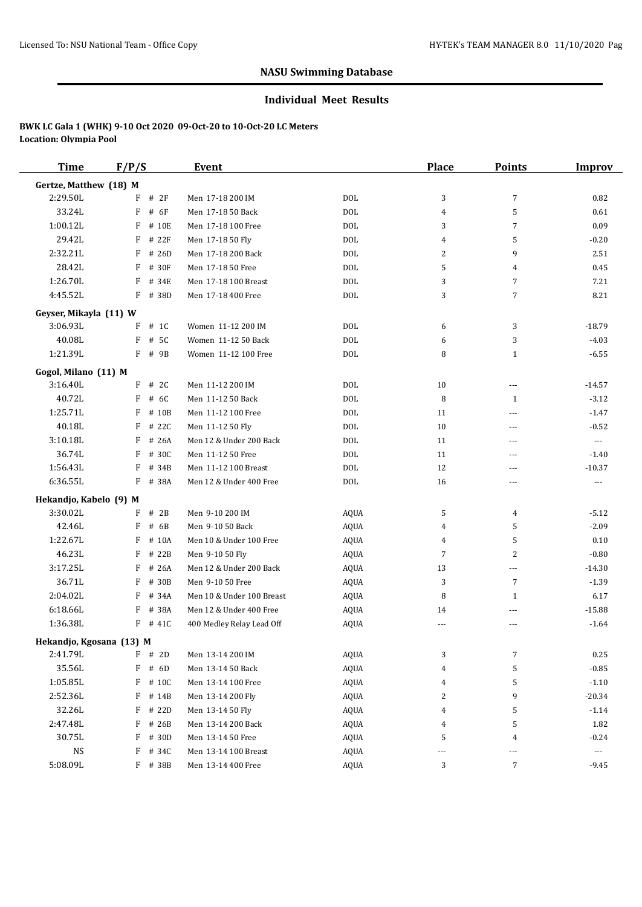## NASU Swimming Database

### Individual Meet Results

**BWK LC Gala 1 (WHK) 9-10 Oct 2020 09-Oct-20 to 10-Oct-20 LC Meters**
**Location: Olympia Pool**

| Time | F/P/S | Event | | Place | Points | Improv |
|---|---|---|---|---|---|---|
| **Gertze, Matthew (18) M** | | | | | | |
| 2:29.50L | F # 2F | Men 17-18 200 IM | DOL | 3 | 7 | 0.82 |
| 33.24L | F # 6F | Men 17-18 50 Back | DOL | 4 | 5 | 0.61 |
| 1:00.12L | F # 10E | Men 17-18 100 Free | DOL | 3 | 7 | 0.09 |
| 29.42L | F # 22F | Men 17-18 50 Fly | DOL | 4 | 5 | -0.20 |
| 2:32.21L | F # 26D | Men 17-18 200 Back | DOL | 2 | 9 | 2.51 |
| 28.42L | F # 30F | Men 17-18 50 Free | DOL | 5 | 4 | 0.45 |
| 1:26.70L | F # 34E | Men 17-18 100 Breast | DOL | 3 | 7 | 7.21 |
| 4:45.52L | F # 38D | Men 17-18 400 Free | DOL | 3 | 7 | 8.21 |
| **Geyser, Mikayla (11) W** | | | | | | |
| 3:06.93L | F # 1C | Women 11-12 200 IM | DOL | 6 | 3 | -18.79 |
| 40.08L | F # 5C | Women 11-12 50 Back | DOL | 6 | 3 | -4.03 |
| 1:21.39L | F # 9B | Women 11-12 100 Free | DOL | 8 | 1 | -6.55 |
| **Gogol, Milano (11) M** | | | | | | |
| 3:16.40L | F # 2C | Men 11-12 200 IM | DOL | 10 | --- | -14.57 |
| 40.72L | F # 6C | Men 11-12 50 Back | DOL | 8 | 1 | -3.12 |
| 1:25.71L | F # 10B | Men 11-12 100 Free | DOL | 11 | --- | -1.47 |
| 40.18L | F # 22C | Men 11-12 50 Fly | DOL | 10 | --- | -0.52 |
| 3:10.18L | F # 26A | Men 12 & Under 200 Back | DOL | 11 | --- | --- |
| 36.74L | F # 30C | Men 11-12 50 Free | DOL | 11 | --- | -1.40 |
| 1:56.43L | F # 34B | Men 11-12 100 Breast | DOL | 12 | --- | -10.37 |
| 6:36.55L | F # 38A | Men 12 & Under 400 Free | DOL | 16 | --- | --- |
| **Hekandjo, Kabelo (9) M** | | | | | | |
| 3:30.02L | F # 2B | Men 9-10 200 IM | AQUA | 5 | 4 | -5.12 |
| 42.46L | F # 6B | Men 9-10 50 Back | AQUA | 4 | 5 | -2.09 |
| 1:22.67L | F # 10A | Men 10 & Under 100 Free | AQUA | 4 | 5 | 0.10 |
| 46.23L | F # 22B | Men 9-10 50 Fly | AQUA | 7 | 2 | -0.80 |
| 3:17.25L | F # 26A | Men 12 & Under 200 Back | AQUA | 13 | --- | -14.30 |
| 36.71L | F # 30B | Men 9-10 50 Free | AQUA | 3 | 7 | -1.39 |
| 2:04.02L | F # 34A | Men 10 & Under 100 Breast | AQUA | 8 | 1 | 6.17 |
| 6:18.66L | F # 38A | Men 12 & Under 400 Free | AQUA | 14 | --- | -15.88 |
| 1:36.38L | F # 41C | 400 Medley Relay Lead Off | AQUA | --- | --- | -1.64 |
| **Hekandjo, Kgosana (13) M** | | | | | | |
| 2:41.79L | F # 2D | Men 13-14 200 IM | AQUA | 3 | 7 | 0.25 |
| 35.56L | F # 6D | Men 13-14 50 Back | AQUA | 4 | 5 | -0.85 |
| 1:05.85L | F # 10C | Men 13-14 100 Free | AQUA | 4 | 5 | -1.10 |
| 2:52.36L | F # 14B | Men 13-14 200 Fly | AQUA | 2 | 9 | -20.34 |
| 32.26L | F # 22D | Men 13-14 50 Fly | AQUA | 4 | 5 | -1.14 |
| 2:47.48L | F # 26B | Men 13-14 200 Back | AQUA | 4 | 5 | 1.82 |
| 30.75L | F # 30D | Men 13-14 50 Free | AQUA | 5 | 4 | -0.24 |
| NS | F # 34C | Men 13-14 100 Breast | AQUA | --- | --- | --- |
| 5:08.09L | F # 38B | Men 13-14 400 Free | AQUA | 3 | 7 | -9.45 |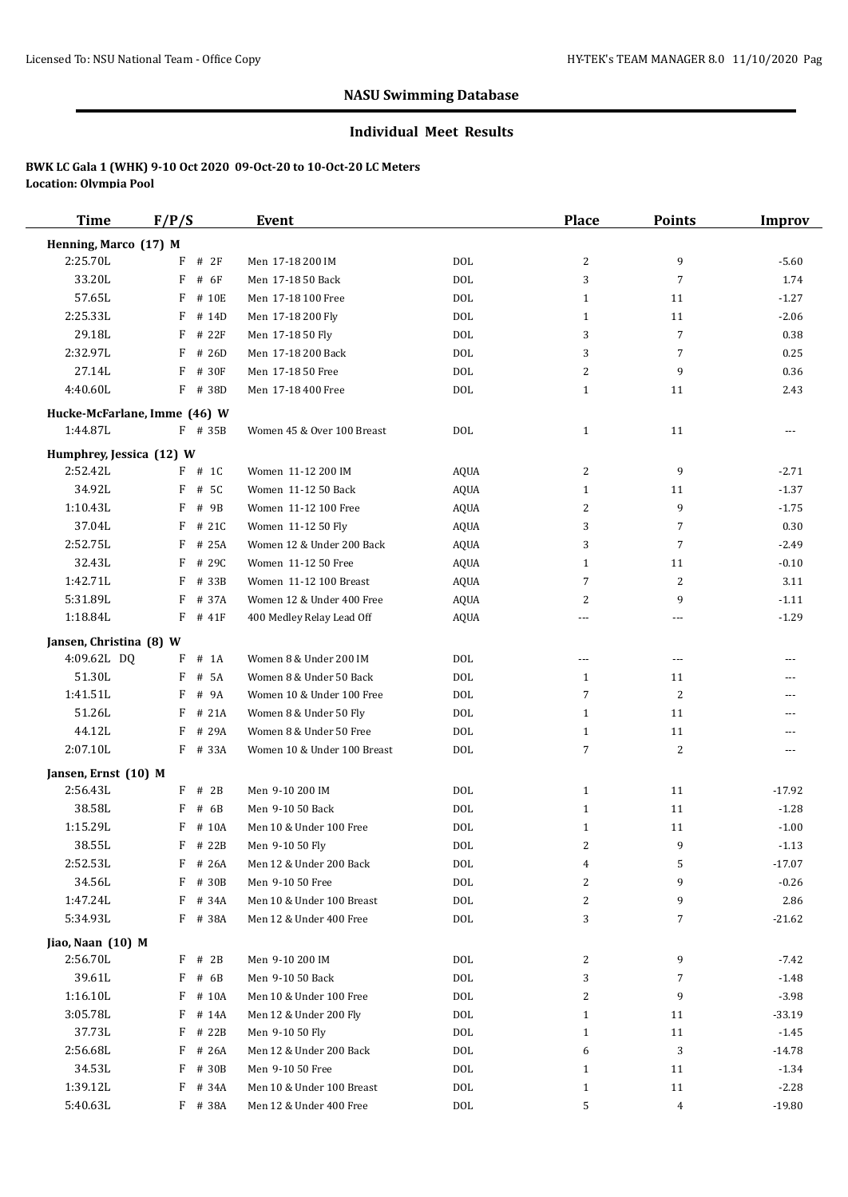## NASU Swimming Database

### Individual Meet Results

**BWK LC Gala 1 (WHK) 9-10 Oct 2020 09-Oct-20 to 10-Oct-20 LC Meters**
**Location: Olympia Pool**

| Time | F/P/S | Event | | Place | Points | Improv |
|---|---|---|---|---|---|---|
| **Henning, Marco (17) M** | | | | | | |
| 2:25.70L | F # 2F | Men 17-18 200 IM | DOL | 2 | 9 | -5.60 |
| 33.20L | F # 6F | Men 17-18 50 Back | DOL | 3 | 7 | 1.74 |
| 57.65L | F # 10E | Men 17-18 100 Free | DOL | 1 | 11 | -1.27 |
| 2:25.33L | F # 14D | Men 17-18 200 Fly | DOL | 1 | 11 | -2.06 |
| 29.18L | F # 22F | Men 17-18 50 Fly | DOL | 3 | 7 | 0.38 |
| 2:32.97L | F # 26D | Men 17-18 200 Back | DOL | 3 | 7 | 0.25 |
| 27.14L | F # 30F | Men 17-18 50 Free | DOL | 2 | 9 | 0.36 |
| 4:40.60L | F # 38D | Men 17-18 400 Free | DOL | 1 | 11 | 2.43 |
| **Hucke-McFarlane, Imme (46) W** | | | | | | |
| 1:44.87L | F # 35B | Women 45 & Over 100 Breast | DOL | 1 | 11 | --- |
| **Humphrey, Jessica (12) W** | | | | | | |
| 2:52.42L | F # 1C | Women 11-12 200 IM | AQUA | 2 | 9 | -2.71 |
| 34.92L | F # 5C | Women 11-12 50 Back | AQUA | 1 | 11 | -1.37 |
| 1:10.43L | F # 9B | Women 11-12 100 Free | AQUA | 2 | 9 | -1.75 |
| 37.04L | F # 21C | Women 11-12 50 Fly | AQUA | 3 | 7 | 0.30 |
| 2:52.75L | F # 25A | Women 12 & Under 200 Back | AQUA | 3 | 7 | -2.49 |
| 32.43L | F # 29C | Women 11-12 50 Free | AQUA | 1 | 11 | -0.10 |
| 1:42.71L | F # 33B | Women 11-12 100 Breast | AQUA | 7 | 2 | 3.11 |
| 5:31.89L | F # 37A | Women 12 & Under 400 Free | AQUA | 2 | 9 | -1.11 |
| 1:18.84L | F # 41F | 400 Medley Relay Lead Off | AQUA | --- | --- | -1.29 |
| **Jansen, Christina (8) W** | | | | | | |
| 4:09.62L DQ | F # 1A | Women 8 & Under 200 IM | DOL | --- | --- | --- |
| 51.30L | F # 5A | Women 8 & Under 50 Back | DOL | 1 | 11 | --- |
| 1:41.51L | F # 9A | Women 10 & Under 100 Free | DOL | 7 | 2 | --- |
| 51.26L | F # 21A | Women 8 & Under 50 Fly | DOL | 1 | 11 | --- |
| 44.12L | F # 29A | Women 8 & Under 50 Free | DOL | 1 | 11 | --- |
| 2:07.10L | F # 33A | Women 10 & Under 100 Breast | DOL | 7 | 2 | --- |
| **Jansen, Ernst (10) M** | | | | | | |
| 2:56.43L | F # 2B | Men 9-10 200 IM | DOL | 1 | 11 | -17.92 |
| 38.58L | F # 6B | Men 9-10 50 Back | DOL | 1 | 11 | -1.28 |
| 1:15.29L | F # 10A | Men 10 & Under 100 Free | DOL | 1 | 11 | -1.00 |
| 38.55L | F # 22B | Men 9-10 50 Fly | DOL | 2 | 9 | -1.13 |
| 2:52.53L | F # 26A | Men 12 & Under 200 Back | DOL | 4 | 5 | -17.07 |
| 34.56L | F # 30B | Men 9-10 50 Free | DOL | 2 | 9 | -0.26 |
| 1:47.24L | F # 34A | Men 10 & Under 100 Breast | DOL | 2 | 9 | 2.86 |
| 5:34.93L | F # 38A | Men 12 & Under 400 Free | DOL | 3 | 7 | -21.62 |
| **Jiao, Naan (10) M** | | | | | | |
| 2:56.70L | F # 2B | Men 9-10 200 IM | DOL | 2 | 9 | -7.42 |
| 39.61L | F # 6B | Men 9-10 50 Back | DOL | 3 | 7 | -1.48 |
| 1:16.10L | F # 10A | Men 10 & Under 100 Free | DOL | 2 | 9 | -3.98 |
| 3:05.78L | F # 14A | Men 12 & Under 200 Fly | DOL | 1 | 11 | -33.19 |
| 37.73L | F # 22B | Men 9-10 50 Fly | DOL | 1 | 11 | -1.45 |
| 2:56.68L | F # 26A | Men 12 & Under 200 Back | DOL | 6 | 3 | -14.78 |
| 34.53L | F # 30B | Men 9-10 50 Free | DOL | 1 | 11 | -1.34 |
| 1:39.12L | F # 34A | Men 10 & Under 100 Breast | DOL | 1 | 11 | -2.28 |
| 5:40.63L | F # 38A | Men 12 & Under 400 Free | DOL | 5 | 4 | -19.80 |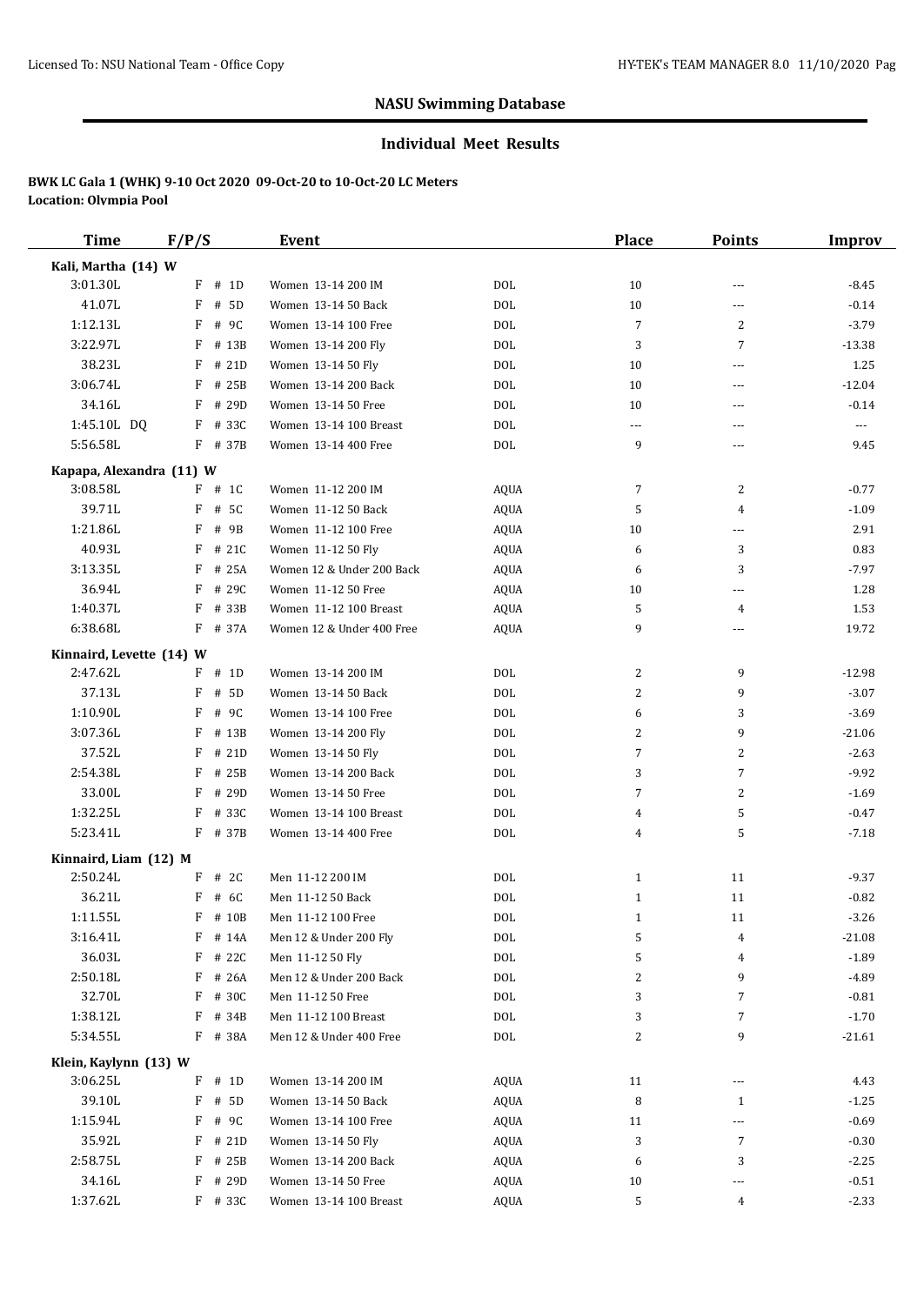## NASU Swimming Database

### Individual Meet Results

**BWK LC Gala 1 (WHK) 9-10 Oct 2020 09-Oct-20 to 10-Oct-20 LC Meters**
**Location: Olympia Pool**

| Time | F/P/S | Event | | Place | Points | Improv |
|---|---|---|---|---|---|---|
| **Kali, Martha (14) W** | | | | | | |
| 3:01.30L | F # 1D | Women 13-14 200 IM | DOL | 10 | --- | -8.45 |
| 41.07L | F # 5D | Women 13-14 50 Back | DOL | 10 | --- | -0.14 |
| 1:12.13L | F # 9C | Women 13-14 100 Free | DOL | 7 | 2 | -3.79 |
| 3:22.97L | F # 13B | Women 13-14 200 Fly | DOL | 3 | 7 | -13.38 |
| 38.23L | F # 21D | Women 13-14 50 Fly | DOL | 10 | --- | 1.25 |
| 3:06.74L | F # 25B | Women 13-14 200 Back | DOL | 10 | --- | -12.04 |
| 34.16L | F # 29D | Women 13-14 50 Free | DOL | 10 | --- | -0.14 |
| 1:45.10L DQ | F # 33C | Women 13-14 100 Breast | DOL | --- | --- | --- |
| 5:56.58L | F # 37B | Women 13-14 400 Free | DOL | 9 | --- | 9.45 |
| **Kapapa, Alexandra (11) W** | | | | | | |
| 3:08.58L | F # 1C | Women 11-12 200 IM | AQUA | 7 | 2 | -0.77 |
| 39.71L | F # 5C | Women 11-12 50 Back | AQUA | 5 | 4 | -1.09 |
| 1:21.86L | F # 9B | Women 11-12 100 Free | AQUA | 10 | --- | 2.91 |
| 40.93L | F # 21C | Women 11-12 50 Fly | AQUA | 6 | 3 | 0.83 |
| 3:13.35L | F # 25A | Women 12 & Under 200 Back | AQUA | 6 | 3 | -7.97 |
| 36.94L | F # 29C | Women 11-12 50 Free | AQUA | 10 | --- | 1.28 |
| 1:40.37L | F # 33B | Women 11-12 100 Breast | AQUA | 5 | 4 | 1.53 |
| 6:38.68L | F # 37A | Women 12 & Under 400 Free | AQUA | 9 | --- | 19.72 |
| **Kinnaird, Levette (14) W** | | | | | | |
| 2:47.62L | F # 1D | Women 13-14 200 IM | DOL | 2 | 9 | -12.98 |
| 37.13L | F # 5D | Women 13-14 50 Back | DOL | 2 | 9 | -3.07 |
| 1:10.90L | F # 9C | Women 13-14 100 Free | DOL | 6 | 3 | -3.69 |
| 3:07.36L | F # 13B | Women 13-14 200 Fly | DOL | 2 | 9 | -21.06 |
| 37.52L | F # 21D | Women 13-14 50 Fly | DOL | 7 | 2 | -2.63 |
| 2:54.38L | F # 25B | Women 13-14 200 Back | DOL | 3 | 7 | -9.92 |
| 33.00L | F # 29D | Women 13-14 50 Free | DOL | 7 | 2 | -1.69 |
| 1:32.25L | F # 33C | Women 13-14 100 Breast | DOL | 4 | 5 | -0.47 |
| 5:23.41L | F # 37B | Women 13-14 400 Free | DOL | 4 | 5 | -7.18 |
| **Kinnaird, Liam (12) M** | | | | | | |
| 2:50.24L | F # 2C | Men 11-12 200 IM | DOL | 1 | 11 | -9.37 |
| 36.21L | F # 6C | Men 11-12 50 Back | DOL | 1 | 11 | -0.82 |
| 1:11.55L | F # 10B | Men 11-12 100 Free | DOL | 1 | 11 | -3.26 |
| 3:16.41L | F # 14A | Men 12 & Under 200 Fly | DOL | 5 | 4 | -21.08 |
| 36.03L | F # 22C | Men 11-12 50 Fly | DOL | 5 | 4 | -1.89 |
| 2:50.18L | F # 26A | Men 12 & Under 200 Back | DOL | 2 | 9 | -4.89 |
| 32.70L | F # 30C | Men 11-12 50 Free | DOL | 3 | 7 | -0.81 |
| 1:38.12L | F # 34B | Men 11-12 100 Breast | DOL | 3 | 7 | -1.70 |
| 5:34.55L | F # 38A | Men 12 & Under 400 Free | DOL | 2 | 9 | -21.61 |
| **Klein, Kaylynn (13) W** | | | | | | |
| 3:06.25L | F # 1D | Women 13-14 200 IM | AQUA | 11 | --- | 4.43 |
| 39.10L | F # 5D | Women 13-14 50 Back | AQUA | 8 | 1 | -1.25 |
| 1:15.94L | F # 9C | Women 13-14 100 Free | AQUA | 11 | --- | -0.69 |
| 35.92L | F # 21D | Women 13-14 50 Fly | AQUA | 3 | 7 | -0.30 |
| 2:58.75L | F # 25B | Women 13-14 200 Back | AQUA | 6 | 3 | -2.25 |
| 34.16L | F # 29D | Women 13-14 50 Free | AQUA | 10 | --- | -0.51 |
| 1:37.62L | F # 33C | Women 13-14 100 Breast | AQUA | 5 | 4 | -2.33 |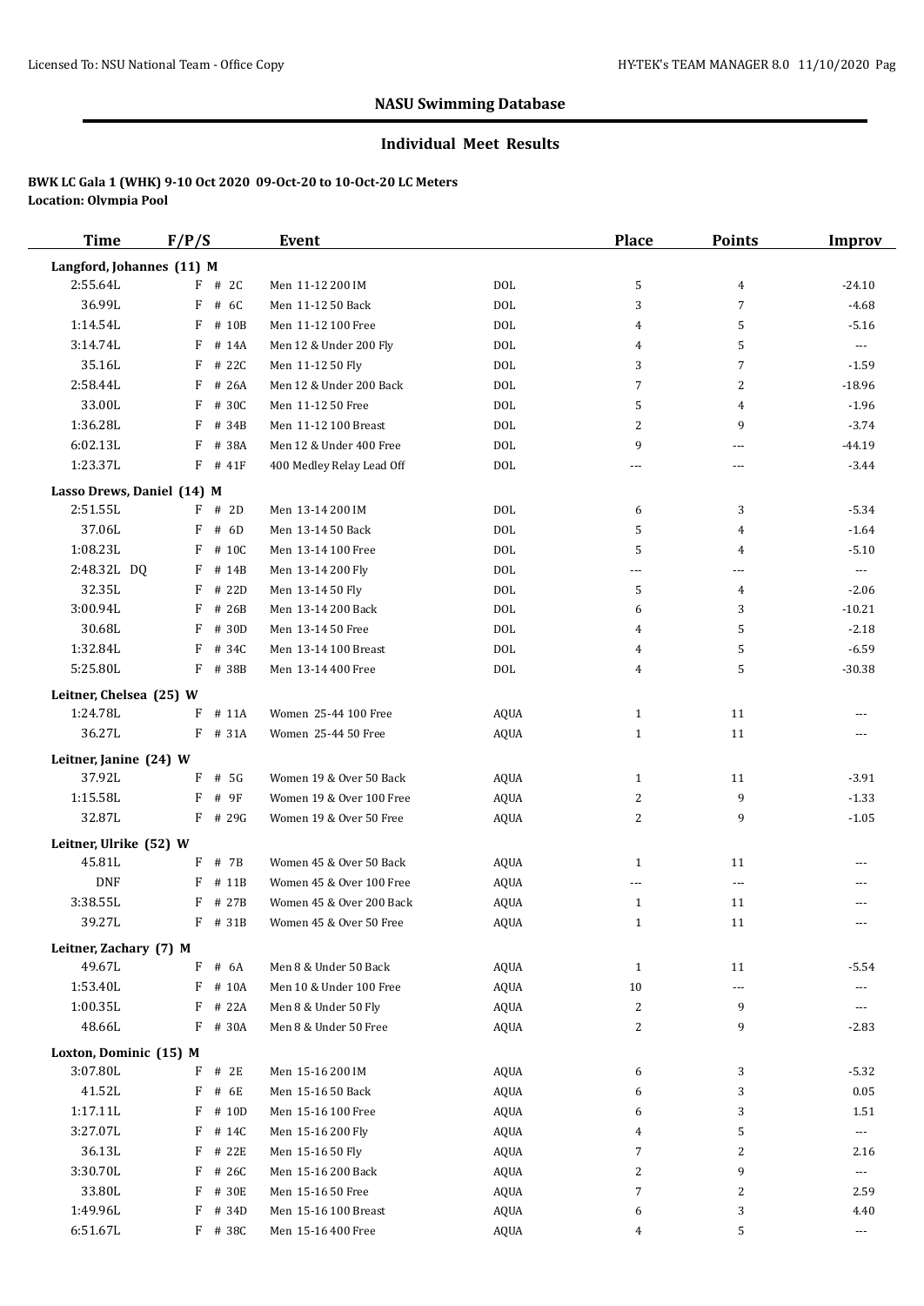## NASU Swimming Database

### Individual Meet Results

**BWK LC Gala 1 (WHK) 9-10 Oct 2020 09-Oct-20 to 10-Oct-20 LC Meters**
**Location: Olympia Pool**

| Time | F/P/S | Event | | Place | Points | Improv |
|---|---|---|---|---|---|---|
| **Langford, Johannes (11) M** | | | | | | |
| 2:55.64L | F # 2C | Men 11-12 200 IM | DOL | 5 | 4 | -24.10 |
| 36.99L | F # 6C | Men 11-12 50 Back | DOL | 3 | 7 | -4.68 |
| 1:14.54L | F # 10B | Men 11-12 100 Free | DOL | 4 | 5 | -5.16 |
| 3:14.74L | F # 14A | Men 12 & Under 200 Fly | DOL | 4 | 5 | --- |
| 35.16L | F # 22C | Men 11-12 50 Fly | DOL | 3 | 7 | -1.59 |
| 2:58.44L | F # 26A | Men 12 & Under 200 Back | DOL | 7 | 2 | -18.96 |
| 33.00L | F # 30C | Men 11-12 50 Free | DOL | 5 | 4 | -1.96 |
| 1:36.28L | F # 34B | Men 11-12 100 Breast | DOL | 2 | 9 | -3.74 |
| 6:02.13L | F # 38A | Men 12 & Under 400 Free | DOL | 9 | --- | -44.19 |
| 1:23.37L | F # 41F | 400 Medley Relay Lead Off | DOL | --- | --- | -3.44 |
| **Lasso Drews, Daniel (14) M** | | | | | | |
| 2:51.55L | F # 2D | Men 13-14 200 IM | DOL | 6 | 3 | -5.34 |
| 37.06L | F # 6D | Men 13-14 50 Back | DOL | 5 | 4 | -1.64 |
| 1:08.23L | F # 10C | Men 13-14 100 Free | DOL | 5 | 4 | -5.10 |
| 2:48.32L DQ | F # 14B | Men 13-14 200 Fly | DOL | --- | --- | --- |
| 32.35L | F # 22D | Men 13-14 50 Fly | DOL | 5 | 4 | -2.06 |
| 3:00.94L | F # 26B | Men 13-14 200 Back | DOL | 6 | 3 | -10.21 |
| 30.68L | F # 30D | Men 13-14 50 Free | DOL | 4 | 5 | -2.18 |
| 1:32.84L | F # 34C | Men 13-14 100 Breast | DOL | 4 | 5 | -6.59 |
| 5:25.80L | F # 38B | Men 13-14 400 Free | DOL | 4 | 5 | -30.38 |
| **Leitner, Chelsea (25) W** | | | | | | |
| 1:24.78L | F # 11A | Women 25-44 100 Free | AQUA | 1 | 11 | --- |
| 36.27L | F # 31A | Women 25-44 50 Free | AQUA | 1 | 11 | --- |
| **Leitner, Janine (24) W** | | | | | | |
| 37.92L | F # 5G | Women 19 & Over 50 Back | AQUA | 1 | 11 | -3.91 |
| 1:15.58L | F # 9F | Women 19 & Over 100 Free | AQUA | 2 | 9 | -1.33 |
| 32.87L | F # 29G | Women 19 & Over 50 Free | AQUA | 2 | 9 | -1.05 |
| **Leitner, Ulrike (52) W** | | | | | | |
| 45.81L | F # 7B | Women 45 & Over 50 Back | AQUA | 1 | 11 | --- |
| DNF | F # 11B | Women 45 & Over 100 Free | AQUA | --- | --- | --- |
| 3:38.55L | F # 27B | Women 45 & Over 200 Back | AQUA | 1 | 11 | --- |
| 39.27L | F # 31B | Women 45 & Over 50 Free | AQUA | 1 | 11 | --- |
| **Leitner, Zachary (7) M** | | | | | | |
| 49.67L | F # 6A | Men 8 & Under 50 Back | AQUA | 1 | 11 | -5.54 |
| 1:53.40L | F # 10A | Men 10 & Under 100 Free | AQUA | 10 | --- | --- |
| 1:00.35L | F # 22A | Men 8 & Under 50 Fly | AQUA | 2 | 9 | --- |
| 48.66L | F # 30A | Men 8 & Under 50 Free | AQUA | 2 | 9 | -2.83 |
| **Loxton, Dominic (15) M** | | | | | | |
| 3:07.80L | F # 2E | Men 15-16 200 IM | AQUA | 6 | 3 | -5.32 |
| 41.52L | F # 6E | Men 15-16 50 Back | AQUA | 6 | 3 | 0.05 |
| 1:17.11L | F # 10D | Men 15-16 100 Free | AQUA | 6 | 3 | 1.51 |
| 3:27.07L | F # 14C | Men 15-16 200 Fly | AQUA | 4 | 5 | --- |
| 36.13L | F # 22E | Men 15-16 50 Fly | AQUA | 7 | 2 | 2.16 |
| 3:30.70L | F # 26C | Men 15-16 200 Back | AQUA | 2 | 9 | --- |
| 33.80L | F # 30E | Men 15-16 50 Free | AQUA | 7 | 2 | 2.59 |
| 1:49.96L | F # 34D | Men 15-16 100 Breast | AQUA | 6 | 3 | 4.40 |
| 6:51.67L | F # 38C | Men 15-16 400 Free | AQUA | 4 | 5 | --- |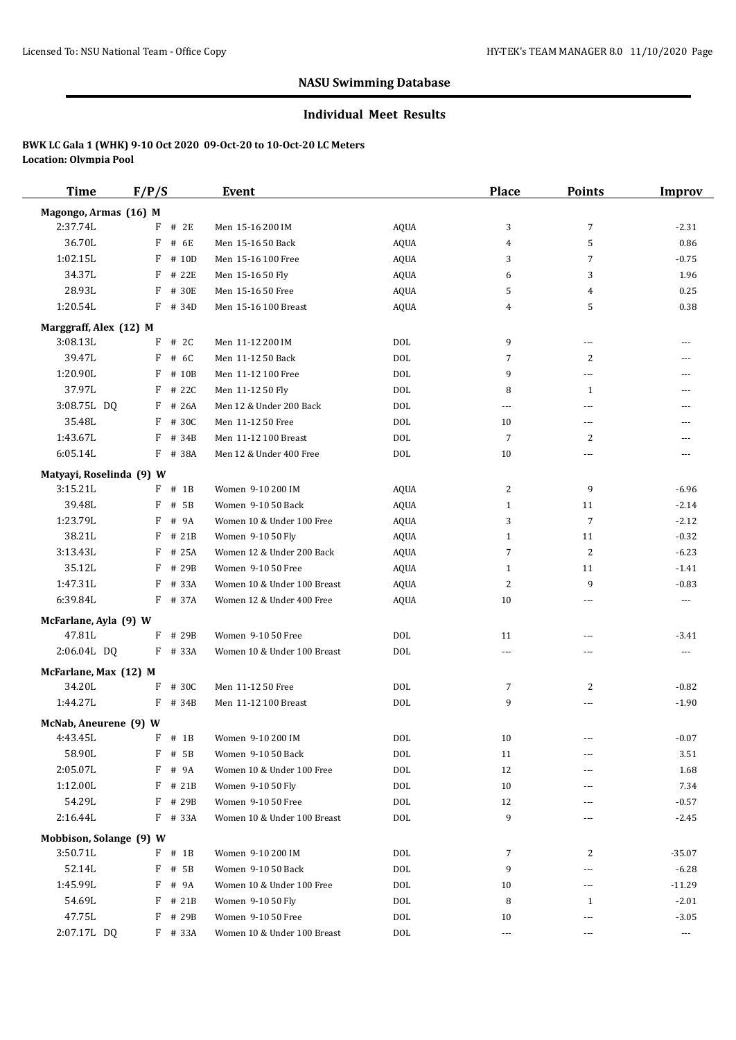## NASU Swimming Database

### Individual Meet Results

**BWK LC Gala 1 (WHK) 9-10 Oct 2020 09-Oct-20 to 10-Oct-20 LC Meters**
**Location: Olympia Pool**

| Time | F/P/S | | Event | | Place | Points | Improv |
|---|---|---|---|---|---|---|---|
| **Magongo, Armas (16) M** | | | | | | | |
| 2:37.74L | F | # 2E | Men 15-16 200 IM | AQUA | 3 | 7 | -2.31 |
| 36.70L | F | # 6E | Men 15-16 50 Back | AQUA | 4 | 5 | 0.86 |
| 1:02.15L | F | # 10D | Men 15-16 100 Free | AQUA | 3 | 7 | -0.75 |
| 34.37L | F | # 22E | Men 15-16 50 Fly | AQUA | 6 | 3 | 1.96 |
| 28.93L | F | # 30E | Men 15-16 50 Free | AQUA | 5 | 4 | 0.25 |
| 1:20.54L | F | # 34D | Men 15-16 100 Breast | AQUA | 4 | 5 | 0.38 |
| **Marggraff, Alex (12) M** | | | | | | | |
| 3:08.13L | F | # 2C | Men 11-12 200 IM | DOL | 9 | --- | --- |
| 39.47L | F | # 6C | Men 11-12 50 Back | DOL | 7 | 2 | --- |
| 1:20.90L | F | # 10B | Men 11-12 100 Free | DOL | 9 | --- | --- |
| 37.97L | F | # 22C | Men 11-12 50 Fly | DOL | 8 | 1 | --- |
| 3:08.75L DQ | F | # 26A | Men 12 & Under 200 Back | DOL | --- | --- | --- |
| 35.48L | F | # 30C | Men 11-12 50 Free | DOL | 10 | --- | --- |
| 1:43.67L | F | # 34B | Men 11-12 100 Breast | DOL | 7 | 2 | --- |
| 6:05.14L | F | # 38A | Men 12 & Under 400 Free | DOL | 10 | --- | --- |
| **Matyayi, Roselinda (9) W** | | | | | | | |
| 3:15.21L | F | # 1B | Women 9-10 200 IM | AQUA | 2 | 9 | -6.96 |
| 39.48L | F | # 5B | Women 9-10 50 Back | AQUA | 1 | 11 | -2.14 |
| 1:23.79L | F | # 9A | Women 10 & Under 100 Free | AQUA | 3 | 7 | -2.12 |
| 38.21L | F | # 21B | Women 9-10 50 Fly | AQUA | 1 | 11 | -0.32 |
| 3:13.43L | F | # 25A | Women 12 & Under 200 Back | AQUA | 7 | 2 | -6.23 |
| 35.12L | F | # 29B | Women 9-10 50 Free | AQUA | 1 | 11 | -1.41 |
| 1:47.31L | F | # 33A | Women 10 & Under 100 Breast | AQUA | 2 | 9 | -0.83 |
| 6:39.84L | F | # 37A | Women 12 & Under 400 Free | AQUA | 10 | --- | --- |
| **McFarlane, Ayla (9) W** | | | | | | | |
| 47.81L | F | # 29B | Women 9-10 50 Free | DOL | 11 | --- | -3.41 |
| 2:06.04L DQ | F | # 33A | Women 10 & Under 100 Breast | DOL | --- | --- | --- |
| **McFarlane, Max (12) M** | | | | | | | |
| 34.20L | F | # 30C | Men 11-12 50 Free | DOL | 7 | 2 | -0.82 |
| 1:44.27L | F | # 34B | Men 11-12 100 Breast | DOL | 9 | --- | -1.90 |
| **McNab, Aneurene (9) W** | | | | | | | |
| 4:43.45L | F | # 1B | Women 9-10 200 IM | DOL | 10 | --- | -0.07 |
| 58.90L | F | # 5B | Women 9-10 50 Back | DOL | 11 | --- | 3.51 |
| 2:05.07L | F | # 9A | Women 10 & Under 100 Free | DOL | 12 | --- | 1.68 |
| 1:12.00L | F | # 21B | Women 9-10 50 Fly | DOL | 10 | --- | 7.34 |
| 54.29L | F | # 29B | Women 9-10 50 Free | DOL | 12 | --- | -0.57 |
| 2:16.44L | F | # 33A | Women 10 & Under 100 Breast | DOL | 9 | --- | -2.45 |
| **Mobbison, Solange (9) W** | | | | | | | |
| 3:50.71L | F | # 1B | Women 9-10 200 IM | DOL | 7 | 2 | -35.07 |
| 52.14L | F | # 5B | Women 9-10 50 Back | DOL | 9 | --- | -6.28 |
| 1:45.99L | F | # 9A | Women 10 & Under 100 Free | DOL | 10 | --- | -11.29 |
| 54.69L | F | # 21B | Women 9-10 50 Fly | DOL | 8 | 1 | -2.01 |
| 47.75L | F | # 29B | Women 9-10 50 Free | DOL | 10 | --- | -3.05 |
| 2:07.17L DQ | F | # 33A | Women 10 & Under 100 Breast | DOL | --- | --- | --- |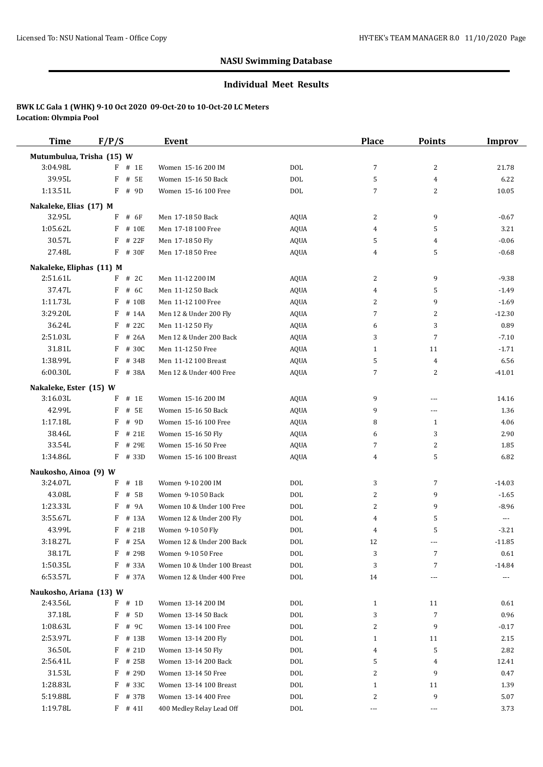## NASU Swimming Database

### Individual Meet Results

**BWK LC Gala 1 (WHK) 9-10 Oct 2020 09-Oct-20 to 10-Oct-20 LC Meters**
**Location: Olympia Pool**

| Time | F/P/S | Event | | Place | Points | Improv |
|---|---|---|---|---|---|---|
| **Mutumbulua, Trisha (15) W** | | | | | | |
| 3:04.98L | F # 1E | Women 15-16 200 IM | DOL | 7 | 2 | 21.78 |
| 39.95L | F # 5E | Women 15-16 50 Back | DOL | 5 | 4 | 6.22 |
| 1:13.51L | F # 9D | Women 15-16 100 Free | DOL | 7 | 2 | 10.05 |
| **Nakaleke, Elias (17) M** | | | | | | |
| 32.95L | F # 6F | Men 17-18 50 Back | AQUA | 2 | 9 | -0.67 |
| 1:05.62L | F # 10E | Men 17-18 100 Free | AQUA | 4 | 5 | 3.21 |
| 30.57L | F # 22F | Men 17-18 50 Fly | AQUA | 5 | 4 | -0.06 |
| 27.48L | F # 30F | Men 17-18 50 Free | AQUA | 4 | 5 | -0.68 |
| **Nakaleke, Eliphas (11) M** | | | | | | |
| 2:51.61L | F # 2C | Men 11-12 200 IM | AQUA | 2 | 9 | -9.38 |
| 37.47L | F # 6C | Men 11-12 50 Back | AQUA | 4 | 5 | -1.49 |
| 1:11.73L | F # 10B | Men 11-12 100 Free | AQUA | 2 | 9 | -1.69 |
| 3:29.20L | F # 14A | Men 12 & Under 200 Fly | AQUA | 7 | 2 | -12.30 |
| 36.24L | F # 22C | Men 11-12 50 Fly | AQUA | 6 | 3 | 0.89 |
| 2:51.03L | F # 26A | Men 12 & Under 200 Back | AQUA | 3 | 7 | -7.10 |
| 31.81L | F # 30C | Men 11-12 50 Free | AQUA | 1 | 11 | -1.71 |
| 1:38.99L | F # 34B | Men 11-12 100 Breast | AQUA | 5 | 4 | 6.56 |
| 6:00.30L | F # 38A | Men 12 & Under 400 Free | AQUA | 7 | 2 | -41.01 |
| **Nakaleke, Ester (15) W** | | | | | | |
| 3:16.03L | F # 1E | Women 15-16 200 IM | AQUA | 9 | --- | 14.16 |
| 42.99L | F # 5E | Women 15-16 50 Back | AQUA | 9 | --- | 1.36 |
| 1:17.18L | F # 9D | Women 15-16 100 Free | AQUA | 8 | 1 | 4.06 |
| 38.46L | F # 21E | Women 15-16 50 Fly | AQUA | 6 | 3 | 2.90 |
| 33.54L | F # 29E | Women 15-16 50 Free | AQUA | 7 | 2 | 1.85 |
| 1:34.86L | F # 33D | Women 15-16 100 Breast | AQUA | 4 | 5 | 6.82 |
| **Naukosho, Ainoa (9) W** | | | | | | |
| 3:24.07L | F # 1B | Women 9-10 200 IM | DOL | 3 | 7 | -14.03 |
| 43.08L | F # 5B | Women 9-10 50 Back | DOL | 2 | 9 | -1.65 |
| 1:23.33L | F # 9A | Women 10 & Under 100 Free | DOL | 2 | 9 | -8.96 |
| 3:55.67L | F # 13A | Women 12 & Under 200 Fly | DOL | 4 | 5 | --- |
| 43.99L | F # 21B | Women 9-10 50 Fly | DOL | 4 | 5 | -3.21 |
| 3:18.27L | F # 25A | Women 12 & Under 200 Back | DOL | 12 | --- | -11.85 |
| 38.17L | F # 29B | Women 9-10 50 Free | DOL | 3 | 7 | 0.61 |
| 1:50.35L | F # 33A | Women 10 & Under 100 Breast | DOL | 3 | 7 | -14.84 |
| 6:53.57L | F # 37A | Women 12 & Under 400 Free | DOL | 14 | --- | --- |
| **Naukosho, Ariana (13) W** | | | | | | |
| 2:43.56L | F # 1D | Women 13-14 200 IM | DOL | 1 | 11 | 0.61 |
| 37.18L | F # 5D | Women 13-14 50 Back | DOL | 3 | 7 | 0.96 |
| 1:08.63L | F # 9C | Women 13-14 100 Free | DOL | 2 | 9 | -0.17 |
| 2:53.97L | F # 13B | Women 13-14 200 Fly | DOL | 1 | 11 | 2.15 |
| 36.50L | F # 21D | Women 13-14 50 Fly | DOL | 4 | 5 | 2.82 |
| 2:56.41L | F # 25B | Women 13-14 200 Back | DOL | 5 | 4 | 12.41 |
| 31.53L | F # 29D | Women 13-14 50 Free | DOL | 2 | 9 | 0.47 |
| 1:28.83L | F # 33C | Women 13-14 100 Breast | DOL | 1 | 11 | 1.39 |
| 5:19.88L | F # 37B | Women 13-14 400 Free | DOL | 2 | 9 | 5.07 |
| 1:19.78L | F # 41I | 400 Medley Relay Lead Off | DOL | --- | --- | 3.73 |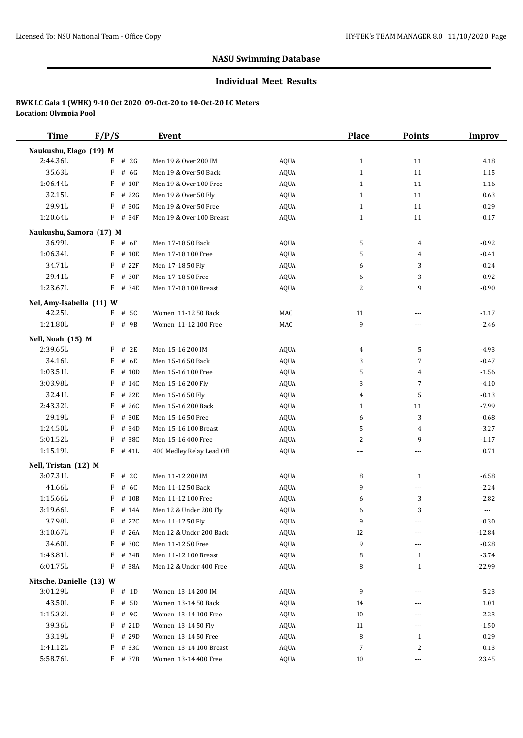## NASU Swimming Database

### Individual Meet Results

**BWK LC Gala 1 (WHK) 9-10 Oct 2020 09-Oct-20 to 10-Oct-20 LC Meters**
**Location: Olympia Pool**

| Time | F/P/S | Event | | Place | Points | Improv |
|---|---|---|---|---|---|---|
| **Naukushu, Elago (19) M** | | | | | | |
| 2:44.36L | F # 2G | Men 19 & Over 200 IM | AQUA | 1 | 11 | 4.18 |
| 35.63L | F # 6G | Men 19 & Over 50 Back | AQUA | 1 | 11 | 1.15 |
| 1:06.44L | F # 10F | Men 19 & Over 100 Free | AQUA | 1 | 11 | 1.16 |
| 32.15L | F # 22G | Men 19 & Over 50 Fly | AQUA | 1 | 11 | 0.63 |
| 29.91L | F # 30G | Men 19 & Over 50 Free | AQUA | 1 | 11 | -0.29 |
| 1:20.64L | F # 34F | Men 19 & Over 100 Breast | AQUA | 1 | 11 | -0.17 |
| **Naukushu, Samora (17) M** | | | | | | |
| 36.99L | F # 6F | Men 17-18 50 Back | AQUA | 5 | 4 | -0.92 |
| 1:06.34L | F # 10E | Men 17-18 100 Free | AQUA | 5 | 4 | -0.41 |
| 34.71L | F # 22F | Men 17-18 50 Fly | AQUA | 6 | 3 | -0.24 |
| 29.41L | F # 30F | Men 17-18 50 Free | AQUA | 6 | 3 | -0.92 |
| 1:23.67L | F # 34E | Men 17-18 100 Breast | AQUA | 2 | 9 | -0.90 |
| **Nel, Amy-Isabella (11) W** | | | | | | |
| 42.25L | F # 5C | Women 11-12 50 Back | MAC | 11 | --- | -1.17 |
| 1:21.80L | F # 9B | Women 11-12 100 Free | MAC | 9 | --- | -2.46 |
| **Nell, Noah (15) M** | | | | | | |
| 2:39.65L | F # 2E | Men 15-16 200 IM | AQUA | 4 | 5 | -4.93 |
| 34.16L | F # 6E | Men 15-16 50 Back | AQUA | 3 | 7 | -0.47 |
| 1:03.51L | F # 10D | Men 15-16 100 Free | AQUA | 5 | 4 | -1.56 |
| 3:03.98L | F # 14C | Men 15-16 200 Fly | AQUA | 3 | 7 | -4.10 |
| 32.41L | F # 22E | Men 15-16 50 Fly | AQUA | 4 | 5 | -0.13 |
| 2:43.32L | F # 26C | Men 15-16 200 Back | AQUA | 1 | 11 | -7.99 |
| 29.19L | F # 30E | Men 15-16 50 Free | AQUA | 6 | 3 | -0.68 |
| 1:24.50L | F # 34D | Men 15-16 100 Breast | AQUA | 5 | 4 | -3.27 |
| 5:01.52L | F # 38C | Men 15-16 400 Free | AQUA | 2 | 9 | -1.17 |
| 1:15.19L | F # 41L | 400 Medley Relay Lead Off | AQUA | --- | --- | 0.71 |
| **Nell, Tristan (12) M** | | | | | | |
| 3:07.31L | F # 2C | Men 11-12 200 IM | AQUA | 8 | 1 | -6.58 |
| 41.66L | F # 6C | Men 11-12 50 Back | AQUA | 9 | --- | -2.24 |
| 1:15.66L | F # 10B | Men 11-12 100 Free | AQUA | 6 | 3 | -2.82 |
| 3:19.66L | F # 14A | Men 12 & Under 200 Fly | AQUA | 6 | 3 | --- |
| 37.98L | F # 22C | Men 11-12 50 Fly | AQUA | 9 | --- | -0.30 |
| 3:10.67L | F # 26A | Men 12 & Under 200 Back | AQUA | 12 | --- | -12.84 |
| 34.60L | F # 30C | Men 11-12 50 Free | AQUA | 9 | --- | -0.28 |
| 1:43.81L | F # 34B | Men 11-12 100 Breast | AQUA | 8 | 1 | -3.74 |
| 6:01.75L | F # 38A | Men 12 & Under 400 Free | AQUA | 8 | 1 | -22.99 |
| **Nitsche, Danielle (13) W** | | | | | | |
| 3:01.29L | F # 1D | Women 13-14 200 IM | AQUA | 9 | --- | -5.23 |
| 43.50L | F # 5D | Women 13-14 50 Back | AQUA | 14 | --- | 1.01 |
| 1:15.32L | F # 9C | Women 13-14 100 Free | AQUA | 10 | --- | 2.23 |
| 39.36L | F # 21D | Women 13-14 50 Fly | AQUA | 11 | --- | -1.50 |
| 33.19L | F # 29D | Women 13-14 50 Free | AQUA | 8 | 1 | 0.29 |
| 1:41.12L | F # 33C | Women 13-14 100 Breast | AQUA | 7 | 2 | 0.13 |
| 5:58.76L | F # 37B | Women 13-14 400 Free | AQUA | 10 | --- | 23.45 |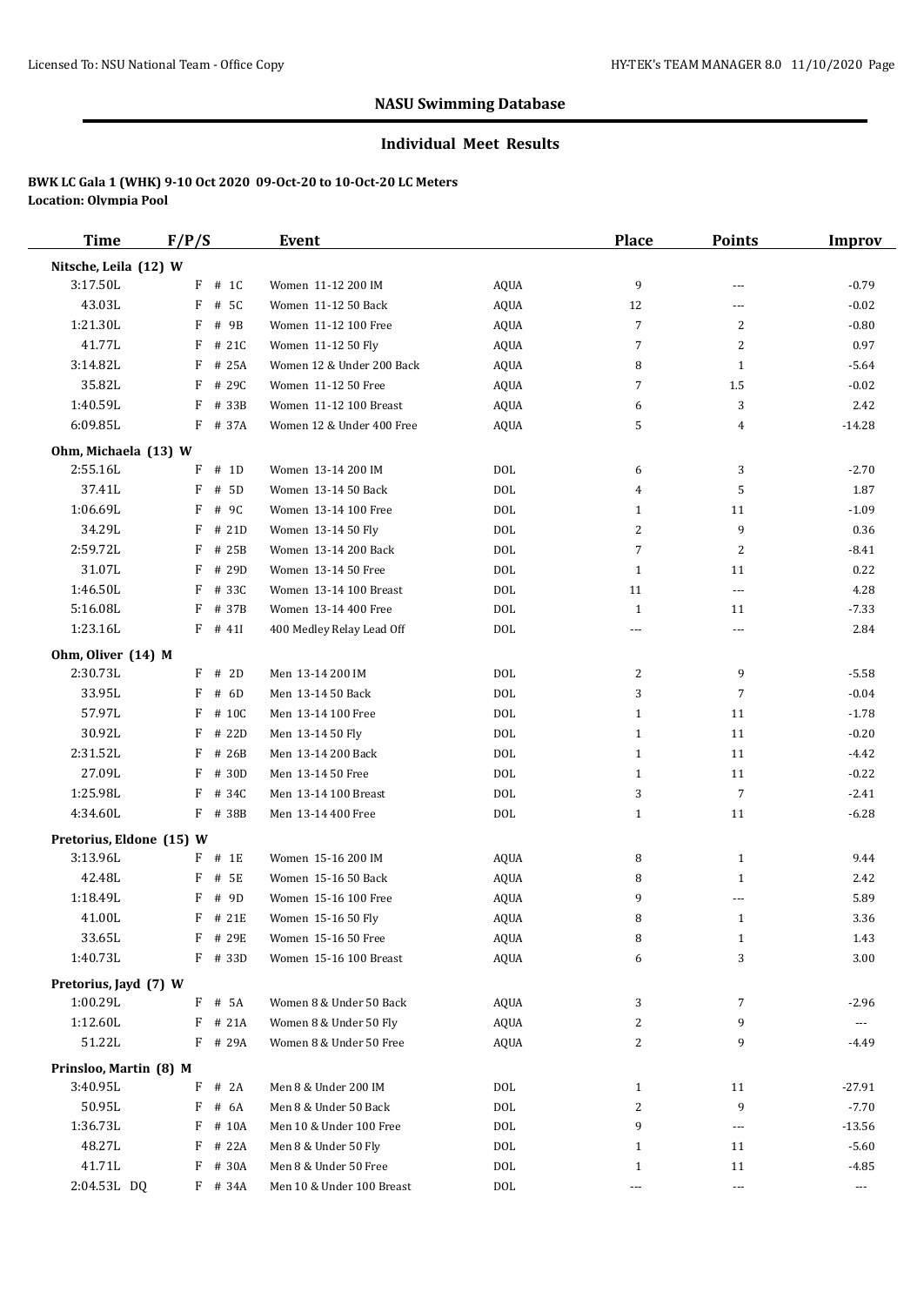## NASU Swimming Database

### Individual Meet Results

**BWK LC Gala 1 (WHK) 9-10 Oct 2020 09-Oct-20 to 10-Oct-20 LC Meters**
**Location: Olympia Pool**

| Time | F/P/S | | Event | | Place | Points | Improv |
|---|---|---|---|---|---|---|---|
| **Nitsche, Leila (12) W** | | | | | | | |
| 3:17.50L | F | # 1C | Women 11-12 200 IM | AQUA | 9 | --- | -0.79 |
| 43.03L | F | # 5C | Women 11-12 50 Back | AQUA | 12 | --- | -0.02 |
| 1:21.30L | F | # 9B | Women 11-12 100 Free | AQUA | 7 | 2 | -0.80 |
| 41.77L | F | # 21C | Women 11-12 50 Fly | AQUA | 7 | 2 | 0.97 |
| 3:14.82L | F | # 25A | Women 12 & Under 200 Back | AQUA | 8 | 1 | -5.64 |
| 35.82L | F | # 29C | Women 11-12 50 Free | AQUA | 7 | 1.5 | -0.02 |
| 1:40.59L | F | # 33B | Women 11-12 100 Breast | AQUA | 6 | 3 | 2.42 |
| 6:09.85L | F | # 37A | Women 12 & Under 400 Free | AQUA | 5 | 4 | -14.28 |
| **Ohm, Michaela (13) W** | | | | | | | |
| 2:55.16L | F | # 1D | Women 13-14 200 IM | DOL | 6 | 3 | -2.70 |
| 37.41L | F | # 5D | Women 13-14 50 Back | DOL | 4 | 5 | 1.87 |
| 1:06.69L | F | # 9C | Women 13-14 100 Free | DOL | 1 | 11 | -1.09 |
| 34.29L | F | # 21D | Women 13-14 50 Fly | DOL | 2 | 9 | 0.36 |
| 2:59.72L | F | # 25B | Women 13-14 200 Back | DOL | 7 | 2 | -8.41 |
| 31.07L | F | # 29D | Women 13-14 50 Free | DOL | 1 | 11 | 0.22 |
| 1:46.50L | F | # 33C | Women 13-14 100 Breast | DOL | 11 | --- | 4.28 |
| 5:16.08L | F | # 37B | Women 13-14 400 Free | DOL | 1 | 11 | -7.33 |
| 1:23.16L | F | # 41I | 400 Medley Relay Lead Off | DOL | --- | --- | 2.84 |
| **Ohm, Oliver (14) M** | | | | | | | |
| 2:30.73L | F | # 2D | Men 13-14 200 IM | DOL | 2 | 9 | -5.58 |
| 33.95L | F | # 6D | Men 13-14 50 Back | DOL | 3 | 7 | -0.04 |
| 57.97L | F | # 10C | Men 13-14 100 Free | DOL | 1 | 11 | -1.78 |
| 30.92L | F | # 22D | Men 13-14 50 Fly | DOL | 1 | 11 | -0.20 |
| 2:31.52L | F | # 26B | Men 13-14 200 Back | DOL | 1 | 11 | -4.42 |
| 27.09L | F | # 30D | Men 13-14 50 Free | DOL | 1 | 11 | -0.22 |
| 1:25.98L | F | # 34C | Men 13-14 100 Breast | DOL | 3 | 7 | -2.41 |
| 4:34.60L | F | # 38B | Men 13-14 400 Free | DOL | 1 | 11 | -6.28 |
| **Pretorius, Eldone (15) W** | | | | | | | |
| 3:13.96L | F | # 1E | Women 15-16 200 IM | AQUA | 8 | 1 | 9.44 |
| 42.48L | F | # 5E | Women 15-16 50 Back | AQUA | 8 | 1 | 2.42 |
| 1:18.49L | F | # 9D | Women 15-16 100 Free | AQUA | 9 | --- | 5.89 |
| 41.00L | F | # 21E | Women 15-16 50 Fly | AQUA | 8 | 1 | 3.36 |
| 33.65L | F | # 29E | Women 15-16 50 Free | AQUA | 8 | 1 | 1.43 |
| 1:40.73L | F | # 33D | Women 15-16 100 Breast | AQUA | 6 | 3 | 3.00 |
| **Pretorius, Jayd (7) W** | | | | | | | |
| 1:00.29L | F | # 5A | Women 8 & Under 50 Back | AQUA | 3 | 7 | -2.96 |
| 1:12.60L | F | # 21A | Women 8 & Under 50 Fly | AQUA | 2 | 9 | --- |
| 51.22L | F | # 29A | Women 8 & Under 50 Free | AQUA | 2 | 9 | -4.49 |
| **Prinsloo, Martin (8) M** | | | | | | | |
| 3:40.95L | F | # 2A | Men 8 & Under 200 IM | DOL | 1 | 11 | -27.91 |
| 50.95L | F | # 6A | Men 8 & Under 50 Back | DOL | 2 | 9 | -7.70 |
| 1:36.73L | F | # 10A | Men 10 & Under 100 Free | DOL | 9 | --- | -13.56 |
| 48.27L | F | # 22A | Men 8 & Under 50 Fly | DOL | 1 | 11 | -5.60 |
| 41.71L | F | # 30A | Men 8 & Under 50 Free | DOL | 1 | 11 | -4.85 |
| 2:04.53L DQ | F | # 34A | Men 10 & Under 100 Breast | DOL | --- | --- | --- |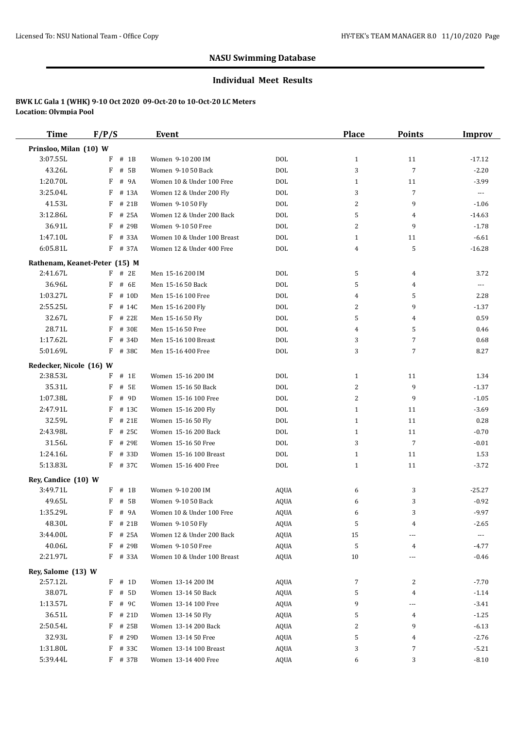## NASU Swimming Database

### Individual Meet Results

**BWK LC Gala 1 (WHK) 9-10 Oct 2020 09-Oct-20 to 10-Oct-20 LC Meters**
**Location: Olympia Pool**

| Time | F/P/S | Event | | Place | Points | Improv |
|---|---|---|---|---|---|---|
| **Prinsloo, Milan (10) W** | | | | | | |
| 3:07.55L | F # 1B | Women 9-10 200 IM | DOL | 1 | 11 | -17.12 |
| 43.26L | F # 5B | Women 9-10 50 Back | DOL | 3 | 7 | -2.20 |
| 1:20.70L | F # 9A | Women 10 & Under 100 Free | DOL | 1 | 11 | -3.99 |
| 3:25.04L | F # 13A | Women 12 & Under 200 Fly | DOL | 3 | 7 | --- |
| 41.53L | F # 21B | Women 9-10 50 Fly | DOL | 2 | 9 | -1.06 |
| 3:12.86L | F # 25A | Women 12 & Under 200 Back | DOL | 5 | 4 | -14.63 |
| 36.91L | F # 29B | Women 9-10 50 Free | DOL | 2 | 9 | -1.78 |
| 1:47.10L | F # 33A | Women 10 & Under 100 Breast | DOL | 1 | 11 | -6.61 |
| 6:05.81L | F # 37A | Women 12 & Under 400 Free | DOL | 4 | 5 | -16.28 |
| **Rathenam, Keanet-Peter (15) M** | | | | | | |
| 2:41.67L | F # 2E | Men 15-16 200 IM | DOL | 5 | 4 | 3.72 |
| 36.96L | F # 6E | Men 15-16 50 Back | DOL | 5 | 4 | --- |
| 1:03.27L | F # 10D | Men 15-16 100 Free | DOL | 4 | 5 | 2.28 |
| 2:55.25L | F # 14C | Men 15-16 200 Fly | DOL | 2 | 9 | -1.37 |
| 32.67L | F # 22E | Men 15-16 50 Fly | DOL | 5 | 4 | 0.59 |
| 28.71L | F # 30E | Men 15-16 50 Free | DOL | 4 | 5 | 0.46 |
| 1:17.62L | F # 34D | Men 15-16 100 Breast | DOL | 3 | 7 | 0.68 |
| 5:01.69L | F # 38C | Men 15-16 400 Free | DOL | 3 | 7 | 8.27 |
| **Redecker, Nicole (16) W** | | | | | | |
| 2:38.53L | F # 1E | Women 15-16 200 IM | DOL | 1 | 11 | 1.34 |
| 35.31L | F # 5E | Women 15-16 50 Back | DOL | 2 | 9 | -1.37 |
| 1:07.38L | F # 9D | Women 15-16 100 Free | DOL | 2 | 9 | -1.05 |
| 2:47.91L | F # 13C | Women 15-16 200 Fly | DOL | 1 | 11 | -3.69 |
| 32.59L | F # 21E | Women 15-16 50 Fly | DOL | 1 | 11 | 0.28 |
| 2:43.98L | F # 25C | Women 15-16 200 Back | DOL | 1 | 11 | -0.70 |
| 31.56L | F # 29E | Women 15-16 50 Free | DOL | 3 | 7 | -0.01 |
| 1:24.16L | F # 33D | Women 15-16 100 Breast | DOL | 1 | 11 | 1.53 |
| 5:13.83L | F # 37C | Women 15-16 400 Free | DOL | 1 | 11 | -3.72 |
| **Rey, Candice (10) W** | | | | | | |
| 3:49.71L | F # 1B | Women 9-10 200 IM | AQUA | 6 | 3 | -25.27 |
| 49.65L | F # 5B | Women 9-10 50 Back | AQUA | 6 | 3 | -0.92 |
| 1:35.29L | F # 9A | Women 10 & Under 100 Free | AQUA | 6 | 3 | -9.97 |
| 48.30L | F # 21B | Women 9-10 50 Fly | AQUA | 5 | 4 | -2.65 |
| 3:44.00L | F # 25A | Women 12 & Under 200 Back | AQUA | 15 | --- | --- |
| 40.06L | F # 29B | Women 9-10 50 Free | AQUA | 5 | 4 | -4.77 |
| 2:21.97L | F # 33A | Women 10 & Under 100 Breast | AQUA | 10 | --- | -0.46 |
| **Rey, Salome (13) W** | | | | | | |
| 2:57.12L | F # 1D | Women 13-14 200 IM | AQUA | 7 | 2 | -7.70 |
| 38.07L | F # 5D | Women 13-14 50 Back | AQUA | 5 | 4 | -1.14 |
| 1:13.57L | F # 9C | Women 13-14 100 Free | AQUA | 9 | --- | -3.41 |
| 36.51L | F # 21D | Women 13-14 50 Fly | AQUA | 5 | 4 | -1.25 |
| 2:50.54L | F # 25B | Women 13-14 200 Back | AQUA | 2 | 9 | -6.13 |
| 32.93L | F # 29D | Women 13-14 50 Free | AQUA | 5 | 4 | -2.76 |
| 1:31.80L | F # 33C | Women 13-14 100 Breast | AQUA | 3 | 7 | -5.21 |
| 5:39.44L | F # 37B | Women 13-14 400 Free | AQUA | 6 | 3 | -8.10 |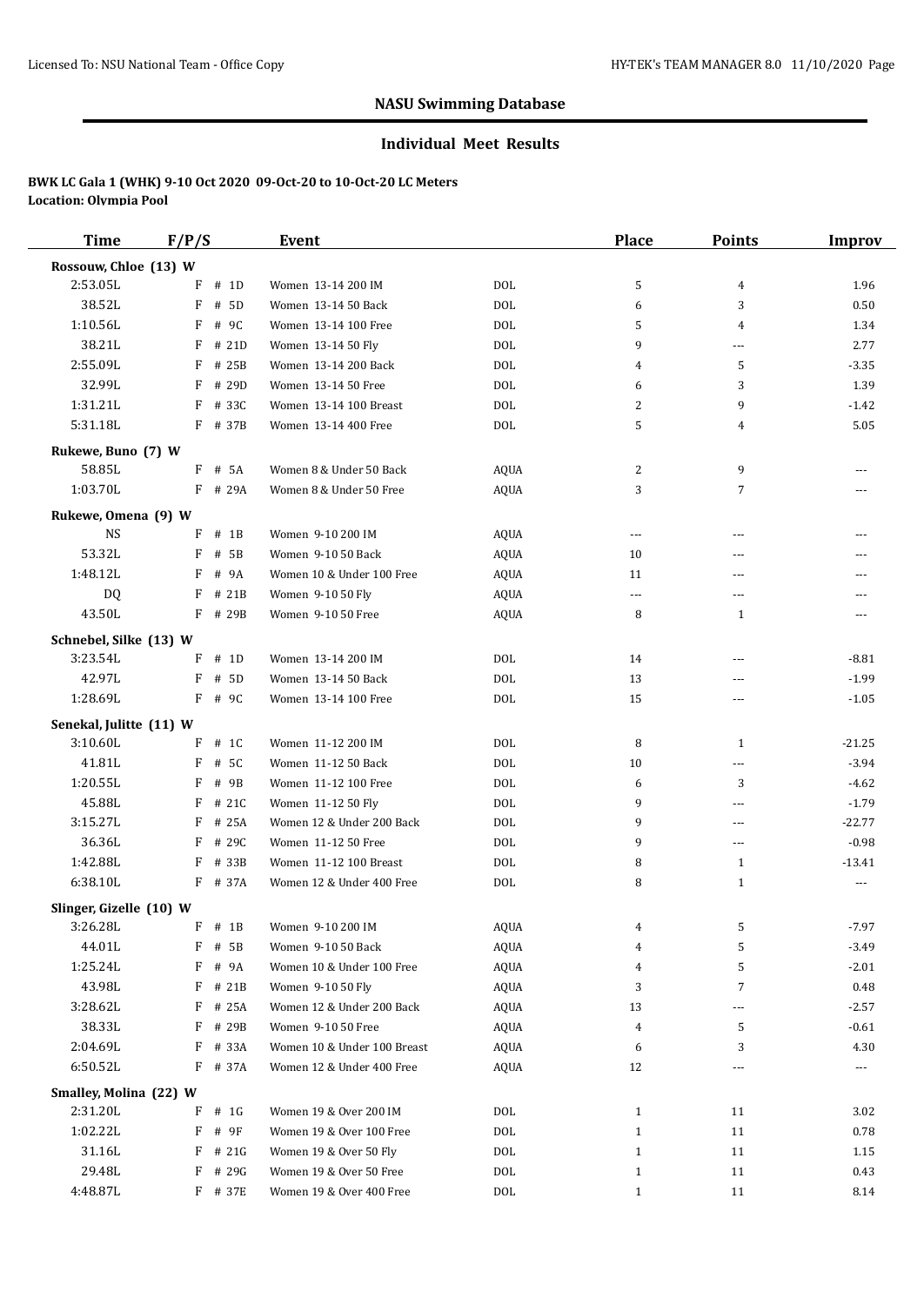Licensed To: NSU National Team - Office Copy

HY-TEK's TEAM MANAGER 8.0 11/10/2020 Page

## NASU Swimming Database

### Individual Meet Results

**BWK LC Gala 1 (WHK) 9-10 Oct 2020 09-Oct-20 to 10-Oct-20 LC Meters**
**Location: Olympia Pool**

| Time | F/P/S | Event | | Place | Points | Improv |
|---|---|---|---|---|---|---|
| **Rossouw, Chloe (13) W** | | | | | | |
| 2:53.05L | F # 1D | Women 13-14 200 IM | DOL | 5 | 4 | 1.96 |
| 38.52L | F # 5D | Women 13-14 50 Back | DOL | 6 | 3 | 0.50 |
| 1:10.56L | F # 9C | Women 13-14 100 Free | DOL | 5 | 4 | 1.34 |
| 38.21L | F # 21D | Women 13-14 50 Fly | DOL | 9 | --- | 2.77 |
| 2:55.09L | F # 25B | Women 13-14 200 Back | DOL | 4 | 5 | -3.35 |
| 32.99L | F # 29D | Women 13-14 50 Free | DOL | 6 | 3 | 1.39 |
| 1:31.21L | F # 33C | Women 13-14 100 Breast | DOL | 2 | 9 | -1.42 |
| 5:31.18L | F # 37B | Women 13-14 400 Free | DOL | 5 | 4 | 5.05 |
| **Rukewe, Buno (7) W** | | | | | | |
| 58.85L | F # 5A | Women 8 & Under 50 Back | AQUA | 2 | 9 | --- |
| 1:03.70L | F # 29A | Women 8 & Under 50 Free | AQUA | 3 | 7 | --- |
| **Rukewe, Omena (9) W** | | | | | | |
| NS | F # 1B | Women 9-10 200 IM | AQUA | --- | --- | --- |
| 53.32L | F # 5B | Women 9-10 50 Back | AQUA | 10 | --- | --- |
| 1:48.12L | F # 9A | Women 10 & Under 100 Free | AQUA | 11 | --- | --- |
| DQ | F # 21B | Women 9-10 50 Fly | AQUA | --- | --- | --- |
| 43.50L | F # 29B | Women 9-10 50 Free | AQUA | 8 | 1 | --- |
| **Schnebel, Silke (13) W** | | | | | | |
| 3:23.54L | F # 1D | Women 13-14 200 IM | DOL | 14 | --- | -8.81 |
| 42.97L | F # 5D | Women 13-14 50 Back | DOL | 13 | --- | -1.99 |
| 1:28.69L | F # 9C | Women 13-14 100 Free | DOL | 15 | --- | -1.05 |
| **Senekal, Julitte (11) W** | | | | | | |
| 3:10.60L | F # 1C | Women 11-12 200 IM | DOL | 8 | 1 | -21.25 |
| 41.81L | F # 5C | Women 11-12 50 Back | DOL | 10 | --- | -3.94 |
| 1:20.55L | F # 9B | Women 11-12 100 Free | DOL | 6 | 3 | -4.62 |
| 45.88L | F # 21C | Women 11-12 50 Fly | DOL | 9 | --- | -1.79 |
| 3:15.27L | F # 25A | Women 12 & Under 200 Back | DOL | 9 | --- | -22.77 |
| 36.36L | F # 29C | Women 11-12 50 Free | DOL | 9 | --- | -0.98 |
| 1:42.88L | F # 33B | Women 11-12 100 Breast | DOL | 8 | 1 | -13.41 |
| 6:38.10L | F # 37A | Women 12 & Under 400 Free | DOL | 8 | 1 | --- |
| **Slinger, Gizelle (10) W** | | | | | | |
| 3:26.28L | F # 1B | Women 9-10 200 IM | AQUA | 4 | 5 | -7.97 |
| 44.01L | F # 5B | Women 9-10 50 Back | AQUA | 4 | 5 | -3.49 |
| 1:25.24L | F # 9A | Women 10 & Under 100 Free | AQUA | 4 | 5 | -2.01 |
| 43.98L | F # 21B | Women 9-10 50 Fly | AQUA | 3 | 7 | 0.48 |
| 3:28.62L | F # 25A | Women 12 & Under 200 Back | AQUA | 13 | --- | -2.57 |
| 38.33L | F # 29B | Women 9-10 50 Free | AQUA | 4 | 5 | -0.61 |
| 2:04.69L | F # 33A | Women 10 & Under 100 Breast | AQUA | 6 | 3 | 4.30 |
| 6:50.52L | F # 37A | Women 12 & Under 400 Free | AQUA | 12 | --- | --- |
| **Smalley, Molina (22) W** | | | | | | |
| 2:31.20L | F # 1G | Women 19 & Over 200 IM | DOL | 1 | 11 | 3.02 |
| 1:02.22L | F # 9F | Women 19 & Over 100 Free | DOL | 1 | 11 | 0.78 |
| 31.16L | F # 21G | Women 19 & Over 50 Fly | DOL | 1 | 11 | 1.15 |
| 29.48L | F # 29G | Women 19 & Over 50 Free | DOL | 1 | 11 | 0.43 |
| 4:48.87L | F # 37E | Women 19 & Over 400 Free | DOL | 1 | 11 | 8.14 |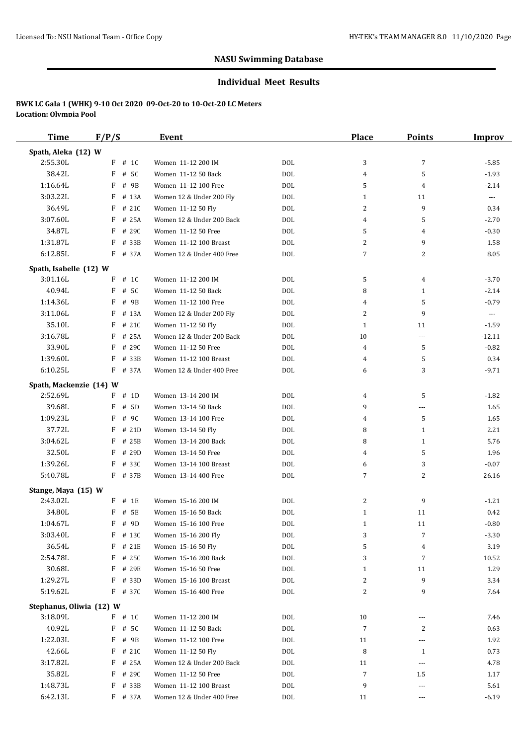## NASU Swimming Database

### Individual Meet Results

**BWK LC Gala 1 (WHK) 9-10 Oct 2020 09-Oct-20 to 10-Oct-20 LC Meters**
**Location: Olympia Pool**

| Time | F/P/S | Event | | Place | Points | Improv |
|---|---|---|---|---|---|---|
| **Spath, Aleka (12) W** | | | | | | |
| 2:55.30L | F # 1C | Women 11-12 200 IM | DOL | 3 | 7 | -5.85 |
| 38.42L | F # 5C | Women 11-12 50 Back | DOL | 4 | 5 | -1.93 |
| 1:16.64L | F # 9B | Women 11-12 100 Free | DOL | 5 | 4 | -2.14 |
| 3:03.22L | F # 13A | Women 12 & Under 200 Fly | DOL | 1 | 11 | --- |
| 36.49L | F # 21C | Women 11-12 50 Fly | DOL | 2 | 9 | 0.34 |
| 3:07.60L | F # 25A | Women 12 & Under 200 Back | DOL | 4 | 5 | -2.70 |
| 34.87L | F # 29C | Women 11-12 50 Free | DOL | 5 | 4 | -0.30 |
| 1:31.87L | F # 33B | Women 11-12 100 Breast | DOL | 2 | 9 | 1.58 |
| 6:12.85L | F # 37A | Women 12 & Under 400 Free | DOL | 7 | 2 | 8.05 |
| **Spath, Isabelle (12) W** | | | | | | |
| 3:01.16L | F # 1C | Women 11-12 200 IM | DOL | 5 | 4 | -3.70 |
| 40.94L | F # 5C | Women 11-12 50 Back | DOL | 8 | 1 | -2.14 |
| 1:14.36L | F # 9B | Women 11-12 100 Free | DOL | 4 | 5 | -0.79 |
| 3:11.06L | F # 13A | Women 12 & Under 200 Fly | DOL | 2 | 9 | --- |
| 35.10L | F # 21C | Women 11-12 50 Fly | DOL | 1 | 11 | -1.59 |
| 3:16.78L | F # 25A | Women 12 & Under 200 Back | DOL | 10 | --- | -12.11 |
| 33.90L | F # 29C | Women 11-12 50 Free | DOL | 4 | 5 | -0.82 |
| 1:39.60L | F # 33B | Women 11-12 100 Breast | DOL | 4 | 5 | 0.34 |
| 6:10.25L | F # 37A | Women 12 & Under 400 Free | DOL | 6 | 3 | -9.71 |
| **Spath, Mackenzie (14) W** | | | | | | |
| 2:52.69L | F # 1D | Women 13-14 200 IM | DOL | 4 | 5 | -1.82 |
| 39.68L | F # 5D | Women 13-14 50 Back | DOL | 9 | --- | 1.65 |
| 1:09.23L | F # 9C | Women 13-14 100 Free | DOL | 4 | 5 | 1.65 |
| 37.72L | F # 21D | Women 13-14 50 Fly | DOL | 8 | 1 | 2.21 |
| 3:04.62L | F # 25B | Women 13-14 200 Back | DOL | 8 | 1 | 5.76 |
| 32.50L | F # 29D | Women 13-14 50 Free | DOL | 4 | 5 | 1.96 |
| 1:39.26L | F # 33C | Women 13-14 100 Breast | DOL | 6 | 3 | -0.07 |
| 5:40.78L | F # 37B | Women 13-14 400 Free | DOL | 7 | 2 | 26.16 |
| **Stange, Maya (15) W** | | | | | | |
| 2:43.02L | F # 1E | Women 15-16 200 IM | DOL | 2 | 9 | -1.21 |
| 34.80L | F # 5E | Women 15-16 50 Back | DOL | 1 | 11 | 0.42 |
| 1:04.67L | F # 9D | Women 15-16 100 Free | DOL | 1 | 11 | -0.80 |
| 3:03.40L | F # 13C | Women 15-16 200 Fly | DOL | 3 | 7 | -3.30 |
| 36.54L | F # 21E | Women 15-16 50 Fly | DOL | 5 | 4 | 3.19 |
| 2:54.78L | F # 25C | Women 15-16 200 Back | DOL | 3 | 7 | 10.52 |
| 30.68L | F # 29E | Women 15-16 50 Free | DOL | 1 | 11 | 1.29 |
| 1:29.27L | F # 33D | Women 15-16 100 Breast | DOL | 2 | 9 | 3.34 |
| 5:19.62L | F # 37C | Women 15-16 400 Free | DOL | 2 | 9 | 7.64 |
| **Stephanus, Oliwia (12) W** | | | | | | |
| 3:18.09L | F # 1C | Women 11-12 200 IM | DOL | 10 | --- | 7.46 |
| 40.92L | F # 5C | Women 11-12 50 Back | DOL | 7 | 2 | 0.63 |
| 1:22.03L | F # 9B | Women 11-12 100 Free | DOL | 11 | --- | 1.92 |
| 42.66L | F # 21C | Women 11-12 50 Fly | DOL | 8 | 1 | 0.73 |
| 3:17.82L | F # 25A | Women 12 & Under 200 Back | DOL | 11 | --- | 4.78 |
| 35.82L | F # 29C | Women 11-12 50 Free | DOL | 7 | 1.5 | 1.17 |
| 1:48.73L | F # 33B | Women 11-12 100 Breast | DOL | 9 | --- | 5.61 |
| 6:42.13L | F # 37A | Women 12 & Under 400 Free | DOL | 11 | --- | -6.19 |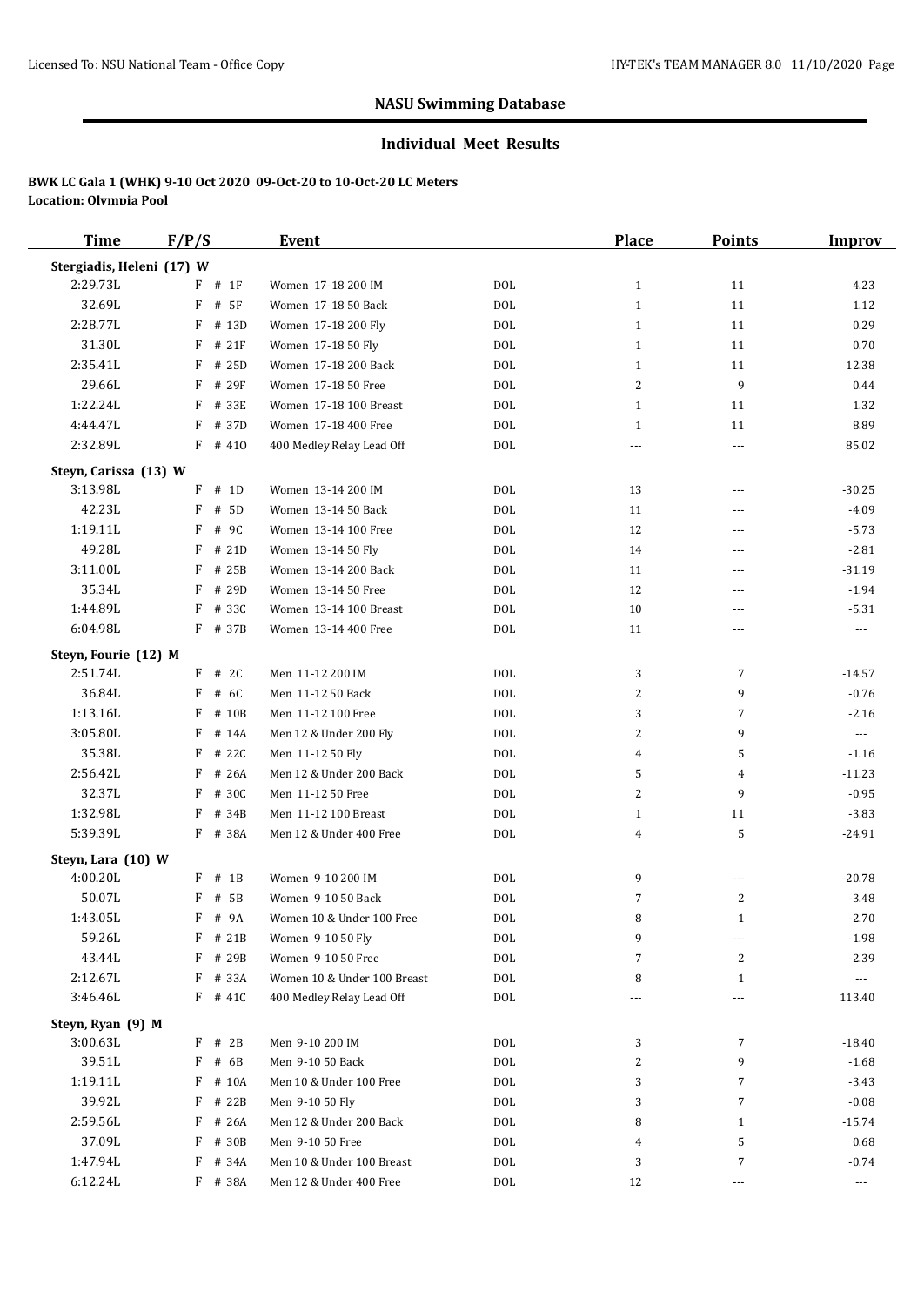## NASU Swimming Database

### Individual Meet Results

**BWK LC Gala 1 (WHK) 9-10 Oct 2020 09-Oct-20 to 10-Oct-20 LC Meters**
**Location: Olympia Pool**

| Time | F/P/S | | Event | | Place | Points | Improv |
|---|---|---|---|---|---|---|---|
| **Stergiadis, Heleni (17) W** | | | | | | | |
| 2:29.73L | F | # 1F | Women 17-18 200 IM | DOL | 1 | 11 | 4.23 |
| 32.69L | F | # 5F | Women 17-18 50 Back | DOL | 1 | 11 | 1.12 |
| 2:28.77L | F | # 13D | Women 17-18 200 Fly | DOL | 1 | 11 | 0.29 |
| 31.30L | F | # 21F | Women 17-18 50 Fly | DOL | 1 | 11 | 0.70 |
| 2:35.41L | F | # 25D | Women 17-18 200 Back | DOL | 1 | 11 | 12.38 |
| 29.66L | F | # 29F | Women 17-18 50 Free | DOL | 2 | 9 | 0.44 |
| 1:22.24L | F | # 33E | Women 17-18 100 Breast | DOL | 1 | 11 | 1.32 |
| 4:44.47L | F | # 37D | Women 17-18 400 Free | DOL | 1 | 11 | 8.89 |
| 2:32.89L | F | # 41O | 400 Medley Relay Lead Off | DOL | --- | --- | 85.02 |
| **Steyn, Carissa (13) W** | | | | | | | |
| 3:13.98L | F | # 1D | Women 13-14 200 IM | DOL | 13 | --- | -30.25 |
| 42.23L | F | # 5D | Women 13-14 50 Back | DOL | 11 | --- | -4.09 |
| 1:19.11L | F | # 9C | Women 13-14 100 Free | DOL | 12 | --- | -5.73 |
| 49.28L | F | # 21D | Women 13-14 50 Fly | DOL | 14 | --- | -2.81 |
| 3:11.00L | F | # 25B | Women 13-14 200 Back | DOL | 11 | --- | -31.19 |
| 35.34L | F | # 29D | Women 13-14 50 Free | DOL | 12 | --- | -1.94 |
| 1:44.89L | F | # 33C | Women 13-14 100 Breast | DOL | 10 | --- | -5.31 |
| 6:04.98L | F | # 37B | Women 13-14 400 Free | DOL | 11 | --- | --- |
| **Steyn, Fourie (12) M** | | | | | | | |
| 2:51.74L | F | # 2C | Men 11-12 200 IM | DOL | 3 | 7 | -14.57 |
| 36.84L | F | # 6C | Men 11-12 50 Back | DOL | 2 | 9 | -0.76 |
| 1:13.16L | F | # 10B | Men 11-12 100 Free | DOL | 3 | 7 | -2.16 |
| 3:05.80L | F | # 14A | Men 12 & Under 200 Fly | DOL | 2 | 9 | --- |
| 35.38L | F | # 22C | Men 11-12 50 Fly | DOL | 4 | 5 | -1.16 |
| 2:56.42L | F | # 26A | Men 12 & Under 200 Back | DOL | 5 | 4 | -11.23 |
| 32.37L | F | # 30C | Men 11-12 50 Free | DOL | 2 | 9 | -0.95 |
| 1:32.98L | F | # 34B | Men 11-12 100 Breast | DOL | 1 | 11 | -3.83 |
| 5:39.39L | F | # 38A | Men 12 & Under 400 Free | DOL | 4 | 5 | -24.91 |
| **Steyn, Lara (10) W** | | | | | | | |
| 4:00.20L | F | # 1B | Women 9-10 200 IM | DOL | 9 | --- | -20.78 |
| 50.07L | F | # 5B | Women 9-10 50 Back | DOL | 7 | 2 | -3.48 |
| 1:43.05L | F | # 9A | Women 10 & Under 100 Free | DOL | 8 | 1 | -2.70 |
| 59.26L | F | # 21B | Women 9-10 50 Fly | DOL | 9 | --- | -1.98 |
| 43.44L | F | # 29B | Women 9-10 50 Free | DOL | 7 | 2 | -2.39 |
| 2:12.67L | F | # 33A | Women 10 & Under 100 Breast | DOL | 8 | 1 | --- |
| 3:46.46L | F | # 41C | 400 Medley Relay Lead Off | DOL | --- | --- | 113.40 |
| **Steyn, Ryan (9) M** | | | | | | | |
| 3:00.63L | F | # 2B | Men 9-10 200 IM | DOL | 3 | 7 | -18.40 |
| 39.51L | F | # 6B | Men 9-10 50 Back | DOL | 2 | 9 | -1.68 |
| 1:19.11L | F | # 10A | Men 10 & Under 100 Free | DOL | 3 | 7 | -3.43 |
| 39.92L | F | # 22B | Men 9-10 50 Fly | DOL | 3 | 7 | -0.08 |
| 2:59.56L | F | # 26A | Men 12 & Under 200 Back | DOL | 8 | 1 | -15.74 |
| 37.09L | F | # 30B | Men 9-10 50 Free | DOL | 4 | 5 | 0.68 |
| 1:47.94L | F | # 34A | Men 10 & Under 100 Breast | DOL | 3 | 7 | -0.74 |
| 6:12.24L | F | # 38A | Men 12 & Under 400 Free | DOL | 12 | --- | --- |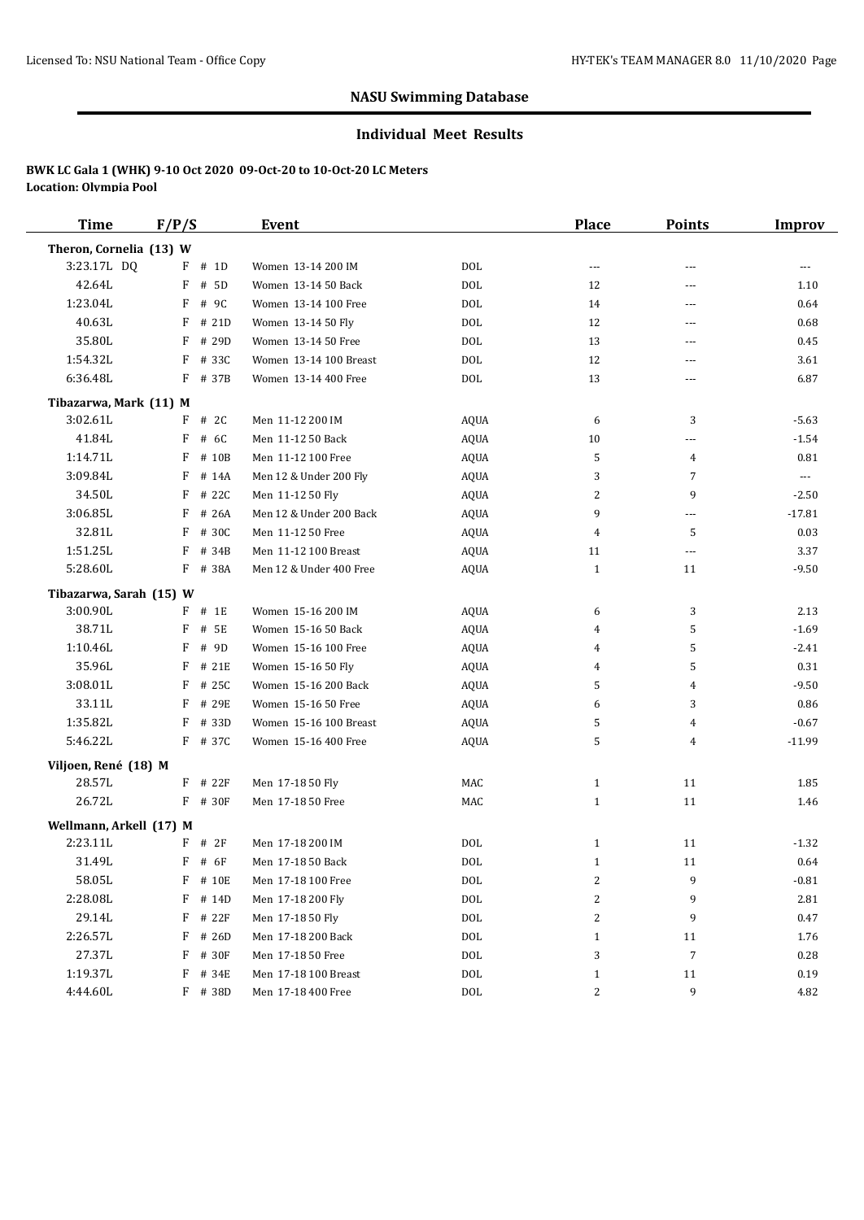## NASU Swimming Database

### Individual Meet Results

**BWK LC Gala 1 (WHK) 9-10 Oct 2020 09-Oct-20 to 10-Oct-20 LC Meters**
**Location: Olympia Pool**

| Time | F/P/S | Event | | Place | Points | Improv |
|---|---|---|---|---|---|---|
| **Theron, Cornelia (13) W** | | | | | | |
| 3:23.17L DQ | F # 1D | Women 13-14 200 IM | DOL | --- | --- | --- |
| 42.64L | F # 5D | Women 13-14 50 Back | DOL | 12 | --- | 1.10 |
| 1:23.04L | F # 9C | Women 13-14 100 Free | DOL | 14 | --- | 0.64 |
| 40.63L | F # 21D | Women 13-14 50 Fly | DOL | 12 | --- | 0.68 |
| 35.80L | F # 29D | Women 13-14 50 Free | DOL | 13 | --- | 0.45 |
| 1:54.32L | F # 33C | Women 13-14 100 Breast | DOL | 12 | --- | 3.61 |
| 6:36.48L | F # 37B | Women 13-14 400 Free | DOL | 13 | --- | 6.87 |
| **Tibazarwa, Mark (11) M** | | | | | | |
| 3:02.61L | F # 2C | Men 11-12 200 IM | AQUA | 6 | 3 | -5.63 |
| 41.84L | F # 6C | Men 11-12 50 Back | AQUA | 10 | --- | -1.54 |
| 1:14.71L | F # 10B | Men 11-12 100 Free | AQUA | 5 | 4 | 0.81 |
| 3:09.84L | F # 14A | Men 12 & Under 200 Fly | AQUA | 3 | 7 | --- |
| 34.50L | F # 22C | Men 11-12 50 Fly | AQUA | 2 | 9 | -2.50 |
| 3:06.85L | F # 26A | Men 12 & Under 200 Back | AQUA | 9 | --- | -17.81 |
| 32.81L | F # 30C | Men 11-12 50 Free | AQUA | 4 | 5 | 0.03 |
| 1:51.25L | F # 34B | Men 11-12 100 Breast | AQUA | 11 | --- | 3.37 |
| 5:28.60L | F # 38A | Men 12 & Under 400 Free | AQUA | 1 | 11 | -9.50 |
| **Tibazarwa, Sarah (15) W** | | | | | | |
| 3:00.90L | F # 1E | Women 15-16 200 IM | AQUA | 6 | 3 | 2.13 |
| 38.71L | F # 5E | Women 15-16 50 Back | AQUA | 4 | 5 | -1.69 |
| 1:10.46L | F # 9D | Women 15-16 100 Free | AQUA | 4 | 5 | -2.41 |
| 35.96L | F # 21E | Women 15-16 50 Fly | AQUA | 4 | 5 | 0.31 |
| 3:08.01L | F # 25C | Women 15-16 200 Back | AQUA | 5 | 4 | -9.50 |
| 33.11L | F # 29E | Women 15-16 50 Free | AQUA | 6 | 3 | 0.86 |
| 1:35.82L | F # 33D | Women 15-16 100 Breast | AQUA | 5 | 4 | -0.67 |
| 5:46.22L | F # 37C | Women 15-16 400 Free | AQUA | 5 | 4 | -11.99 |
| **Viljoen, René (18) M** | | | | | | |
| 28.57L | F # 22F | Men 17-18 50 Fly | MAC | 1 | 11 | 1.85 |
| 26.72L | F # 30F | Men 17-18 50 Free | MAC | 1 | 11 | 1.46 |
| **Wellmann, Arkell (17) M** | | | | | | |
| 2:23.11L | F # 2F | Men 17-18 200 IM | DOL | 1 | 11 | -1.32 |
| 31.49L | F # 6F | Men 17-18 50 Back | DOL | 1 | 11 | 0.64 |
| 58.05L | F # 10E | Men 17-18 100 Free | DOL | 2 | 9 | -0.81 |
| 2:28.08L | F # 14D | Men 17-18 200 Fly | DOL | 2 | 9 | 2.81 |
| 29.14L | F # 22F | Men 17-18 50 Fly | DOL | 2 | 9 | 0.47 |
| 2:26.57L | F # 26D | Men 17-18 200 Back | DOL | 1 | 11 | 1.76 |
| 27.37L | F # 30F | Men 17-18 50 Free | DOL | 3 | 7 | 0.28 |
| 1:19.37L | F # 34E | Men 17-18 100 Breast | DOL | 1 | 11 | 0.19 |
| 4:44.60L | F # 38D | Men 17-18 400 Free | DOL | 2 | 9 | 4.82 |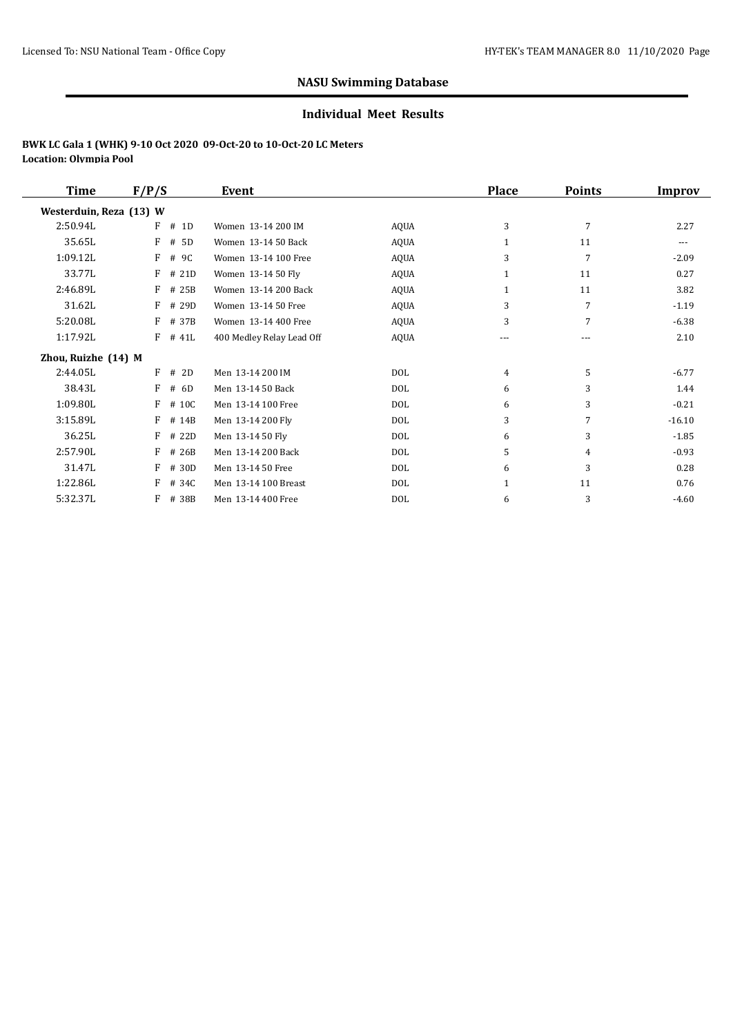## NASU Swimming Database

### Individual Meet Results

**BWK LC Gala 1 (WHK) 9-10 Oct 2020 09-Oct-20 to 10-Oct-20 LC Meters**
**Location: Olympia Pool**

| Time | F/P/S | Event | | Place | Points | Improv |
|---|---|---|---|---|---|---|
| **Westerduin, Reza (13) W** | | | | | | |
| 2:50.94L | F # 1D | Women 13-14 200 IM | AQUA | 3 | 7 | 2.27 |
| 35.65L | F # 5D | Women 13-14 50 Back | AQUA | 1 | 11 | --- |
| 1:09.12L | F # 9C | Women 13-14 100 Free | AQUA | 3 | 7 | -2.09 |
| 33.77L | F # 21D | Women 13-14 50 Fly | AQUA | 1 | 11 | 0.27 |
| 2:46.89L | F # 25B | Women 13-14 200 Back | AQUA | 1 | 11 | 3.82 |
| 31.62L | F # 29D | Women 13-14 50 Free | AQUA | 3 | 7 | -1.19 |
| 5:20.08L | F # 37B | Women 13-14 400 Free | AQUA | 3 | 7 | -6.38 |
| 1:17.92L | F # 41L | 400 Medley Relay Lead Off | AQUA | --- | --- | 2.10 |
| **Zhou, Ruizhe (14) M** | | | | | | |
| 2:44.05L | F # 2D | Men 13-14 200 IM | DOL | 4 | 5 | -6.77 |
| 38.43L | F # 6D | Men 13-14 50 Back | DOL | 6 | 3 | 1.44 |
| 1:09.80L | F # 10C | Men 13-14 100 Free | DOL | 6 | 3 | -0.21 |
| 3:15.89L | F # 14B | Men 13-14 200 Fly | DOL | 3 | 7 | -16.10 |
| 36.25L | F # 22D | Men 13-14 50 Fly | DOL | 6 | 3 | -1.85 |
| 2:57.90L | F # 26B | Men 13-14 200 Back | DOL | 5 | 4 | -0.93 |
| 31.47L | F # 30D | Men 13-14 50 Free | DOL | 6 | 3 | 0.28 |
| 1:22.86L | F # 34C | Men 13-14 100 Breast | DOL | 1 | 11 | 0.76 |
| 5:32.37L | F # 38B | Men 13-14 400 Free | DOL | 6 | 3 | -4.60 |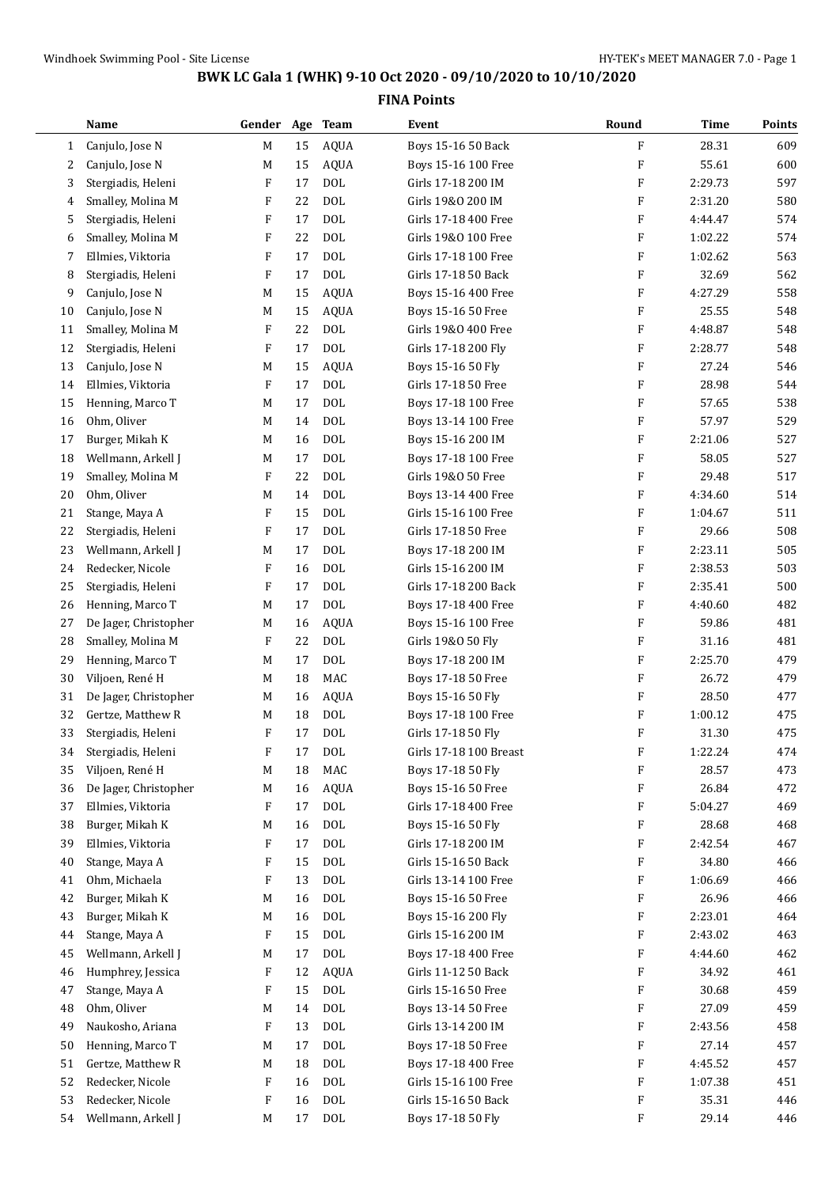# BWK LC Gala 1 (WHK) 9-10 Oct 2020 - 09/10/2020 to 10/10/2020

## FINA Points

| | Name | Gender | Age | Team | Event | Round | Time | Points |
|---|---|---|---|---|---|---|---|---|
| 1 | Canjulo, Jose N | M | 15 | AQUA | Boys 15-16 50 Back | F | 28.31 | 609 |
| 2 | Canjulo, Jose N | M | 15 | AQUA | Boys 15-16 100 Free | F | 55.61 | 600 |
| 3 | Stergiadis, Heleni | F | 17 | DOL | Girls 17-18 200 IM | F | 2:29.73 | 597 |
| 4 | Smalley, Molina M | F | 22 | DOL | Girls 19&O 200 IM | F | 2:31.20 | 580 |
| 5 | Stergiadis, Heleni | F | 17 | DOL | Girls 17-18 400 Free | F | 4:44.47 | 574 |
| 6 | Smalley, Molina M | F | 22 | DOL | Girls 19&O 100 Free | F | 1:02.22 | 574 |
| 7 | Ellmies, Viktoria | F | 17 | DOL | Girls 17-18 100 Free | F | 1:02.62 | 563 |
| 8 | Stergiadis, Heleni | F | 17 | DOL | Girls 17-18 50 Back | F | 32.69 | 562 |
| 9 | Canjulo, Jose N | M | 15 | AQUA | Boys 15-16 400 Free | F | 4:27.29 | 558 |
| 10 | Canjulo, Jose N | M | 15 | AQUA | Boys 15-16 50 Free | F | 25.55 | 548 |
| 11 | Smalley, Molina M | F | 22 | DOL | Girls 19&O 400 Free | F | 4:48.87 | 548 |
| 12 | Stergiadis, Heleni | F | 17 | DOL | Girls 17-18 200 Fly | F | 2:28.77 | 548 |
| 13 | Canjulo, Jose N | M | 15 | AQUA | Boys 15-16 50 Fly | F | 27.24 | 546 |
| 14 | Ellmies, Viktoria | F | 17 | DOL | Girls 17-18 50 Free | F | 28.98 | 544 |
| 15 | Henning, Marco T | M | 17 | DOL | Boys 17-18 100 Free | F | 57.65 | 538 |
| 16 | Ohm, Oliver | M | 14 | DOL | Boys 13-14 100 Free | F | 57.97 | 529 |
| 17 | Burger, Mikah K | M | 16 | DOL | Boys 15-16 200 IM | F | 2:21.06 | 527 |
| 18 | Wellmann, Arkell J | M | 17 | DOL | Boys 17-18 100 Free | F | 58.05 | 527 |
| 19 | Smalley, Molina M | F | 22 | DOL | Girls 19&O 50 Free | F | 29.48 | 517 |
| 20 | Ohm, Oliver | M | 14 | DOL | Boys 13-14 400 Free | F | 4:34.60 | 514 |
| 21 | Stange, Maya A | F | 15 | DOL | Girls 15-16 100 Free | F | 1:04.67 | 511 |
| 22 | Stergiadis, Heleni | F | 17 | DOL | Girls 17-18 50 Free | F | 29.66 | 508 |
| 23 | Wellmann, Arkell J | M | 17 | DOL | Boys 17-18 200 IM | F | 2:23.11 | 505 |
| 24 | Redecker, Nicole | F | 16 | DOL | Girls 15-16 200 IM | F | 2:38.53 | 503 |
| 25 | Stergiadis, Heleni | F | 17 | DOL | Girls 17-18 200 Back | F | 2:35.41 | 500 |
| 26 | Henning, Marco T | M | 17 | DOL | Boys 17-18 400 Free | F | 4:40.60 | 482 |
| 27 | De Jager, Christopher | M | 16 | AQUA | Boys 15-16 100 Free | F | 59.86 | 481 |
| 28 | Smalley, Molina M | F | 22 | DOL | Girls 19&O 50 Fly | F | 31.16 | 481 |
| 29 | Henning, Marco T | M | 17 | DOL | Boys 17-18 200 IM | F | 2:25.70 | 479 |
| 30 | Viljoen, René H | M | 18 | MAC | Boys 17-18 50 Free | F | 26.72 | 479 |
| 31 | De Jager, Christopher | M | 16 | AQUA | Boys 15-16 50 Fly | F | 28.50 | 477 |
| 32 | Gertze, Matthew R | M | 18 | DOL | Boys 17-18 100 Free | F | 1:00.12 | 475 |
| 33 | Stergiadis, Heleni | F | 17 | DOL | Girls 17-18 50 Fly | F | 31.30 | 475 |
| 34 | Stergiadis, Heleni | F | 17 | DOL | Girls 17-18 100 Breast | F | 1:22.24 | 474 |
| 35 | Viljoen, René H | M | 18 | MAC | Boys 17-18 50 Fly | F | 28.57 | 473 |
| 36 | De Jager, Christopher | M | 16 | AQUA | Boys 15-16 50 Free | F | 26.84 | 472 |
| 37 | Ellmies, Viktoria | F | 17 | DOL | Girls 17-18 400 Free | F | 5:04.27 | 469 |
| 38 | Burger, Mikah K | M | 16 | DOL | Boys 15-16 50 Fly | F | 28.68 | 468 |
| 39 | Ellmies, Viktoria | F | 17 | DOL | Girls 17-18 200 IM | F | 2:42.54 | 467 |
| 40 | Stange, Maya A | F | 15 | DOL | Girls 15-16 50 Back | F | 34.80 | 466 |
| 41 | Ohm, Michaela | F | 13 | DOL | Girls 13-14 100 Free | F | 1:06.69 | 466 |
| 42 | Burger, Mikah K | M | 16 | DOL | Boys 15-16 50 Free | F | 26.96 | 466 |
| 43 | Burger, Mikah K | M | 16 | DOL | Boys 15-16 200 Fly | F | 2:23.01 | 464 |
| 44 | Stange, Maya A | F | 15 | DOL | Girls 15-16 200 IM | F | 2:43.02 | 463 |
| 45 | Wellmann, Arkell J | M | 17 | DOL | Boys 17-18 400 Free | F | 4:44.60 | 462 |
| 46 | Humphrey, Jessica | F | 12 | AQUA | Girls 11-12 50 Back | F | 34.92 | 461 |
| 47 | Stange, Maya A | F | 15 | DOL | Girls 15-16 50 Free | F | 30.68 | 459 |
| 48 | Ohm, Oliver | M | 14 | DOL | Boys 13-14 50 Free | F | 27.09 | 459 |
| 49 | Naukosho, Ariana | F | 13 | DOL | Girls 13-14 200 IM | F | 2:43.56 | 458 |
| 50 | Henning, Marco T | M | 17 | DOL | Boys 17-18 50 Free | F | 27.14 | 457 |
| 51 | Gertze, Matthew R | M | 18 | DOL | Boys 17-18 400 Free | F | 4:45.52 | 457 |
| 52 | Redecker, Nicole | F | 16 | DOL | Girls 15-16 100 Free | F | 1:07.38 | 451 |
| 53 | Redecker, Nicole | F | 16 | DOL | Girls 15-16 50 Back | F | 35.31 | 446 |
| 54 | Wellmann, Arkell J | M | 17 | DOL | Boys 17-18 50 Fly | F | 29.14 | 446 |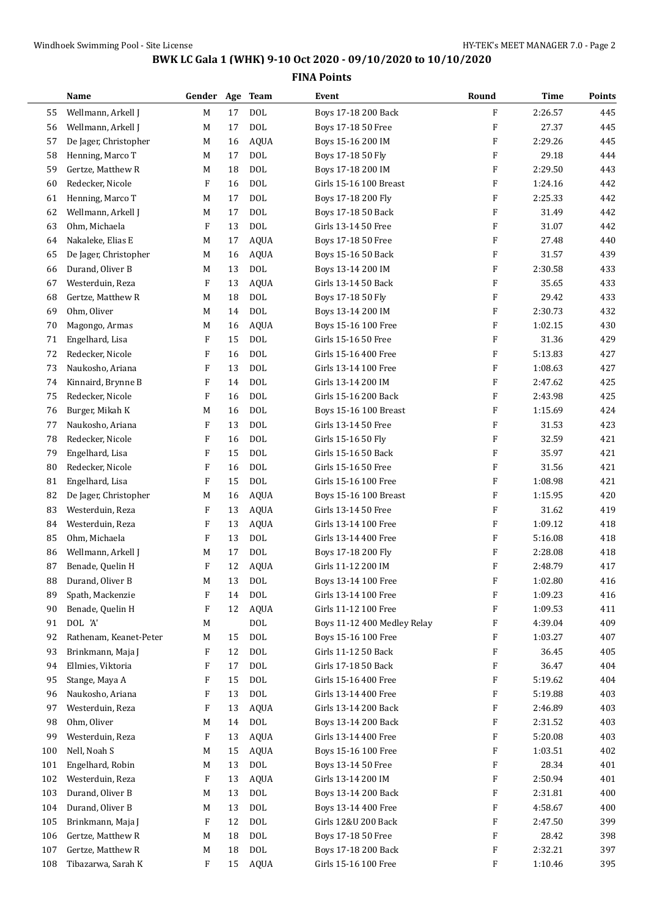# BWK LC Gala 1 (WHK) 9-10 Oct 2020 - 09/10/2020 to 10/10/2020

## FINA Points

| | Name | Gender | Age | Team | Event | Round | Time | Points |
|---|---|---|---|---|---|---|---|---|
| 55 | Wellmann, Arkell J | M | 17 | DOL | Boys 17-18 200 Back | F | 2:26.57 | 445 |
| 56 | Wellmann, Arkell J | M | 17 | DOL | Boys 17-18 50 Free | F | 27.37 | 445 |
| 57 | De Jager, Christopher | M | 16 | AQUA | Boys 15-16 200 IM | F | 2:29.26 | 445 |
| 58 | Henning, Marco T | M | 17 | DOL | Boys 17-18 50 Fly | F | 29.18 | 444 |
| 59 | Gertze, Matthew R | M | 18 | DOL | Boys 17-18 200 IM | F | 2:29.50 | 443 |
| 60 | Redecker, Nicole | F | 16 | DOL | Girls 15-16 100 Breast | F | 1:24.16 | 442 |
| 61 | Henning, Marco T | M | 17 | DOL | Boys 17-18 200 Fly | F | 2:25.33 | 442 |
| 62 | Wellmann, Arkell J | M | 17 | DOL | Boys 17-18 50 Back | F | 31.49 | 442 |
| 63 | Ohm, Michaela | F | 13 | DOL | Girls 13-14 50 Free | F | 31.07 | 442 |
| 64 | Nakaleke, Elias E | M | 17 | AQUA | Boys 17-18 50 Free | F | 27.48 | 440 |
| 65 | De Jager, Christopher | M | 16 | AQUA | Boys 15-16 50 Back | F | 31.57 | 439 |
| 66 | Durand, Oliver B | M | 13 | DOL | Boys 13-14 200 IM | F | 2:30.58 | 433 |
| 67 | Westerduin, Reza | F | 13 | AQUA | Girls 13-14 50 Back | F | 35.65 | 433 |
| 68 | Gertze, Matthew R | M | 18 | DOL | Boys 17-18 50 Fly | F | 29.42 | 433 |
| 69 | Ohm, Oliver | M | 14 | DOL | Boys 13-14 200 IM | F | 2:30.73 | 432 |
| 70 | Magongo, Armas | M | 16 | AQUA | Boys 15-16 100 Free | F | 1:02.15 | 430 |
| 71 | Engelhard, Lisa | F | 15 | DOL | Girls 15-16 50 Free | F | 31.36 | 429 |
| 72 | Redecker, Nicole | F | 16 | DOL | Girls 15-16 400 Free | F | 5:13.83 | 427 |
| 73 | Naukosho, Ariana | F | 13 | DOL | Girls 13-14 100 Free | F | 1:08.63 | 427 |
| 74 | Kinnaird, Brynne B | F | 14 | DOL | Girls 13-14 200 IM | F | 2:47.62 | 425 |
| 75 | Redecker, Nicole | F | 16 | DOL | Girls 15-16 200 Back | F | 2:43.98 | 425 |
| 76 | Burger, Mikah K | M | 16 | DOL | Boys 15-16 100 Breast | F | 1:15.69 | 424 |
| 77 | Naukosho, Ariana | F | 13 | DOL | Girls 13-14 50 Free | F | 31.53 | 423 |
| 78 | Redecker, Nicole | F | 16 | DOL | Girls 15-16 50 Fly | F | 32.59 | 421 |
| 79 | Engelhard, Lisa | F | 15 | DOL | Girls 15-16 50 Back | F | 35.97 | 421 |
| 80 | Redecker, Nicole | F | 16 | DOL | Girls 15-16 50 Free | F | 31.56 | 421 |
| 81 | Engelhard, Lisa | F | 15 | DOL | Girls 15-16 100 Free | F | 1:08.98 | 421 |
| 82 | De Jager, Christopher | M | 16 | AQUA | Boys 15-16 100 Breast | F | 1:15.95 | 420 |
| 83 | Westerduin, Reza | F | 13 | AQUA | Girls 13-14 50 Free | F | 31.62 | 419 |
| 84 | Westerduin, Reza | F | 13 | AQUA | Girls 13-14 100 Free | F | 1:09.12 | 418 |
| 85 | Ohm, Michaela | F | 13 | DOL | Girls 13-14 400 Free | F | 5:16.08 | 418 |
| 86 | Wellmann, Arkell J | M | 17 | DOL | Boys 17-18 200 Fly | F | 2:28.08 | 418 |
| 87 | Benade, Quelin H | F | 12 | AQUA | Girls 11-12 200 IM | F | 2:48.79 | 417 |
| 88 | Durand, Oliver B | M | 13 | DOL | Boys 13-14 100 Free | F | 1:02.80 | 416 |
| 89 | Spath, Mackenzie | F | 14 | DOL | Girls 13-14 100 Free | F | 1:09.23 | 416 |
| 90 | Benade, Quelin H | F | 12 | AQUA | Girls 11-12 100 Free | F | 1:09.53 | 411 |
| 91 | DOL 'A' | M | | DOL | Boys 11-12 400 Medley Relay | F | 4:39.04 | 409 |
| 92 | Rathenam, Keanet-Peter | M | 15 | DOL | Boys 15-16 100 Free | F | 1:03.27 | 407 |
| 93 | Brinkmann, Maja J | F | 12 | DOL | Girls 11-12 50 Back | F | 36.45 | 405 |
| 94 | Ellmies, Viktoria | F | 17 | DOL | Girls 17-18 50 Back | F | 36.47 | 404 |
| 95 | Stange, Maya A | F | 15 | DOL | Girls 15-16 400 Free | F | 5:19.62 | 404 |
| 96 | Naukosho, Ariana | F | 13 | DOL | Girls 13-14 400 Free | F | 5:19.88 | 403 |
| 97 | Westerduin, Reza | F | 13 | AQUA | Girls 13-14 200 Back | F | 2:46.89 | 403 |
| 98 | Ohm, Oliver | M | 14 | DOL | Boys 13-14 200 Back | F | 2:31.52 | 403 |
| 99 | Westerduin, Reza | F | 13 | AQUA | Girls 13-14 400 Free | F | 5:20.08 | 403 |
| 100 | Nell, Noah S | M | 15 | AQUA | Boys 15-16 100 Free | F | 1:03.51 | 402 |
| 101 | Engelhard, Robin | M | 13 | DOL | Boys 13-14 50 Free | F | 28.34 | 401 |
| 102 | Westerduin, Reza | F | 13 | AQUA | Girls 13-14 200 IM | F | 2:50.94 | 401 |
| 103 | Durand, Oliver B | M | 13 | DOL | Boys 13-14 200 Back | F | 2:31.81 | 400 |
| 104 | Durand, Oliver B | M | 13 | DOL | Boys 13-14 400 Free | F | 4:58.67 | 400 |
| 105 | Brinkmann, Maja J | F | 12 | DOL | Girls 12&U 200 Back | F | 2:47.50 | 399 |
| 106 | Gertze, Matthew R | M | 18 | DOL | Boys 17-18 50 Free | F | 28.42 | 398 |
| 107 | Gertze, Matthew R | M | 18 | DOL | Boys 17-18 200 Back | F | 2:32.21 | 397 |
| 108 | Tibazarwa, Sarah K | F | 15 | AQUA | Girls 15-16 100 Free | F | 1:10.46 | 395 |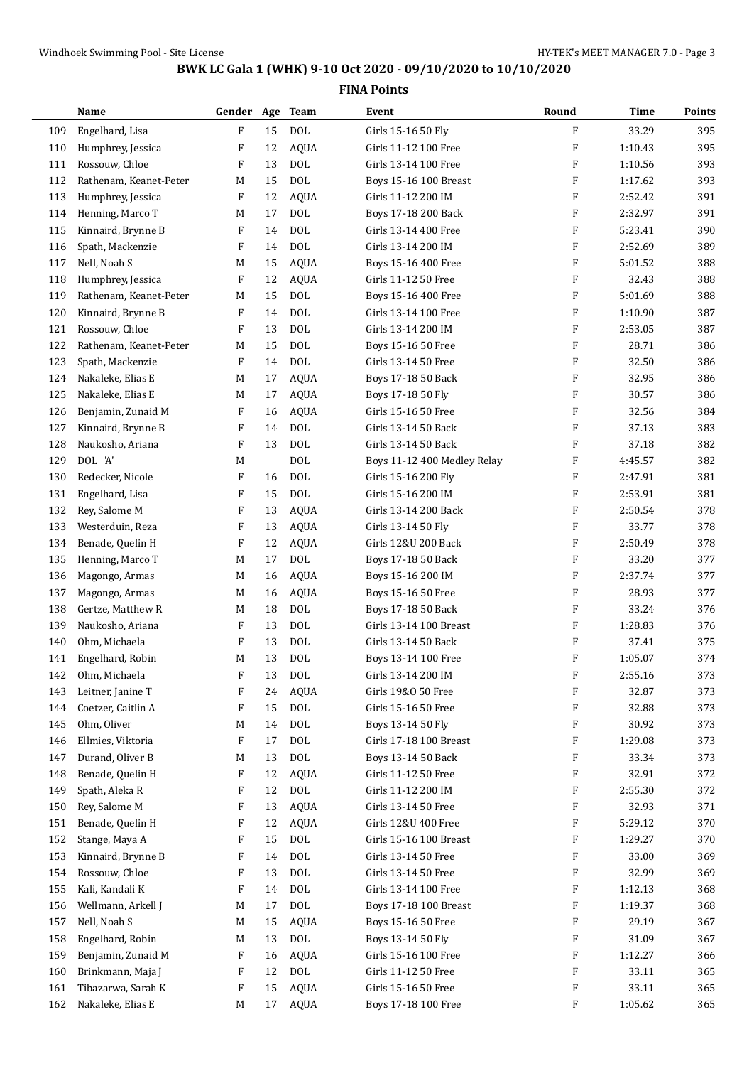## BWK LC Gala 1 (WHK) 9-10 Oct 2020 - 09/10/2020 to 10/10/2020

### FINA Points

| | Name | Gender | Age | Team | Event | Round | Time | Points |
|---|---|---|---|---|---|---|---|---|
| 109 | Engelhard, Lisa | F | 15 | DOL | Girls 15-16 50 Fly | F | 33.29 | 395 |
| 110 | Humphrey, Jessica | F | 12 | AQUA | Girls 11-12 100 Free | F | 1:10.43 | 395 |
| 111 | Rossouw, Chloe | F | 13 | DOL | Girls 13-14 100 Free | F | 1:10.56 | 393 |
| 112 | Rathenam, Keanet-Peter | M | 15 | DOL | Boys 15-16 100 Breast | F | 1:17.62 | 393 |
| 113 | Humphrey, Jessica | F | 12 | AQUA | Girls 11-12 200 IM | F | 2:52.42 | 391 |
| 114 | Henning, Marco T | M | 17 | DOL | Boys 17-18 200 Back | F | 2:32.97 | 391 |
| 115 | Kinnaird, Brynne B | F | 14 | DOL | Girls 13-14 400 Free | F | 5:23.41 | 390 |
| 116 | Spath, Mackenzie | F | 14 | DOL | Girls 13-14 200 IM | F | 2:52.69 | 389 |
| 117 | Nell, Noah S | M | 15 | AQUA | Boys 15-16 400 Free | F | 5:01.52 | 388 |
| 118 | Humphrey, Jessica | F | 12 | AQUA | Girls 11-12 50 Free | F | 32.43 | 388 |
| 119 | Rathenam, Keanet-Peter | M | 15 | DOL | Boys 15-16 400 Free | F | 5:01.69 | 388 |
| 120 | Kinnaird, Brynne B | F | 14 | DOL | Girls 13-14 100 Free | F | 1:10.90 | 387 |
| 121 | Rossouw, Chloe | F | 13 | DOL | Girls 13-14 200 IM | F | 2:53.05 | 387 |
| 122 | Rathenam, Keanet-Peter | M | 15 | DOL | Boys 15-16 50 Free | F | 28.71 | 386 |
| 123 | Spath, Mackenzie | F | 14 | DOL | Girls 13-14 50 Free | F | 32.50 | 386 |
| 124 | Nakaleke, Elias E | M | 17 | AQUA | Boys 17-18 50 Back | F | 32.95 | 386 |
| 125 | Nakaleke, Elias E | M | 17 | AQUA | Boys 17-18 50 Fly | F | 30.57 | 386 |
| 126 | Benjamin, Zunaid M | F | 16 | AQUA | Girls 15-16 50 Free | F | 32.56 | 384 |
| 127 | Kinnaird, Brynne B | F | 14 | DOL | Girls 13-14 50 Back | F | 37.13 | 383 |
| 128 | Naukosho, Ariana | F | 13 | DOL | Girls 13-14 50 Back | F | 37.18 | 382 |
| 129 | DOL 'A' | M | | DOL | Boys 11-12 400 Medley Relay | F | 4:45.57 | 382 |
| 130 | Redecker, Nicole | F | 16 | DOL | Girls 15-16 200 Fly | F | 2:47.91 | 381 |
| 131 | Engelhard, Lisa | F | 15 | DOL | Girls 15-16 200 IM | F | 2:53.91 | 381 |
| 132 | Rey, Salome M | F | 13 | AQUA | Girls 13-14 200 Back | F | 2:50.54 | 378 |
| 133 | Westerduin, Reza | F | 13 | AQUA | Girls 13-14 50 Fly | F | 33.77 | 378 |
| 134 | Benade, Quelin H | F | 12 | AQUA | Girls 12&U 200 Back | F | 2:50.49 | 378 |
| 135 | Henning, Marco T | M | 17 | DOL | Boys 17-18 50 Back | F | 33.20 | 377 |
| 136 | Magongo, Armas | M | 16 | AQUA | Boys 15-16 200 IM | F | 2:37.74 | 377 |
| 137 | Magongo, Armas | M | 16 | AQUA | Boys 15-16 50 Free | F | 28.93 | 377 |
| 138 | Gertze, Matthew R | M | 18 | DOL | Boys 17-18 50 Back | F | 33.24 | 376 |
| 139 | Naukosho, Ariana | F | 13 | DOL | Girls 13-14 100 Breast | F | 1:28.83 | 376 |
| 140 | Ohm, Michaela | F | 13 | DOL | Girls 13-14 50 Back | F | 37.41 | 375 |
| 141 | Engelhard, Robin | M | 13 | DOL | Boys 13-14 100 Free | F | 1:05.07 | 374 |
| 142 | Ohm, Michaela | F | 13 | DOL | Girls 13-14 200 IM | F | 2:55.16 | 373 |
| 143 | Leitner, Janine T | F | 24 | AQUA | Girls 19&O 50 Free | F | 32.87 | 373 |
| 144 | Coetzer, Caitlin A | F | 15 | DOL | Girls 15-16 50 Free | F | 32.88 | 373 |
| 145 | Ohm, Oliver | M | 14 | DOL | Boys 13-14 50 Fly | F | 30.92 | 373 |
| 146 | Ellmies, Viktoria | F | 17 | DOL | Girls 17-18 100 Breast | F | 1:29.08 | 373 |
| 147 | Durand, Oliver B | M | 13 | DOL | Boys 13-14 50 Back | F | 33.34 | 373 |
| 148 | Benade, Quelin H | F | 12 | AQUA | Girls 11-12 50 Free | F | 32.91 | 372 |
| 149 | Spath, Aleka R | F | 12 | DOL | Girls 11-12 200 IM | F | 2:55.30 | 372 |
| 150 | Rey, Salome M | F | 13 | AQUA | Girls 13-14 50 Free | F | 32.93 | 371 |
| 151 | Benade, Quelin H | F | 12 | AQUA | Girls 12&U 400 Free | F | 5:29.12 | 370 |
| 152 | Stange, Maya A | F | 15 | DOL | Girls 15-16 100 Breast | F | 1:29.27 | 370 |
| 153 | Kinnaird, Brynne B | F | 14 | DOL | Girls 13-14 50 Free | F | 33.00 | 369 |
| 154 | Rossouw, Chloe | F | 13 | DOL | Girls 13-14 50 Free | F | 32.99 | 369 |
| 155 | Kali, Kandali K | F | 14 | DOL | Girls 13-14 100 Free | F | 1:12.13 | 368 |
| 156 | Wellmann, Arkell J | M | 17 | DOL | Boys 17-18 100 Breast | F | 1:19.37 | 368 |
| 157 | Nell, Noah S | M | 15 | AQUA | Boys 15-16 50 Free | F | 29.19 | 367 |
| 158 | Engelhard, Robin | M | 13 | DOL | Boys 13-14 50 Fly | F | 31.09 | 367 |
| 159 | Benjamin, Zunaid M | F | 16 | AQUA | Girls 15-16 100 Free | F | 1:12.27 | 366 |
| 160 | Brinkmann, Maja J | F | 12 | DOL | Girls 11-12 50 Free | F | 33.11 | 365 |
| 161 | Tibazarwa, Sarah K | F | 15 | AQUA | Girls 15-16 50 Free | F | 33.11 | 365 |
| 162 | Nakaleke, Elias E | M | 17 | AQUA | Boys 17-18 100 Free | F | 1:05.62 | 365 |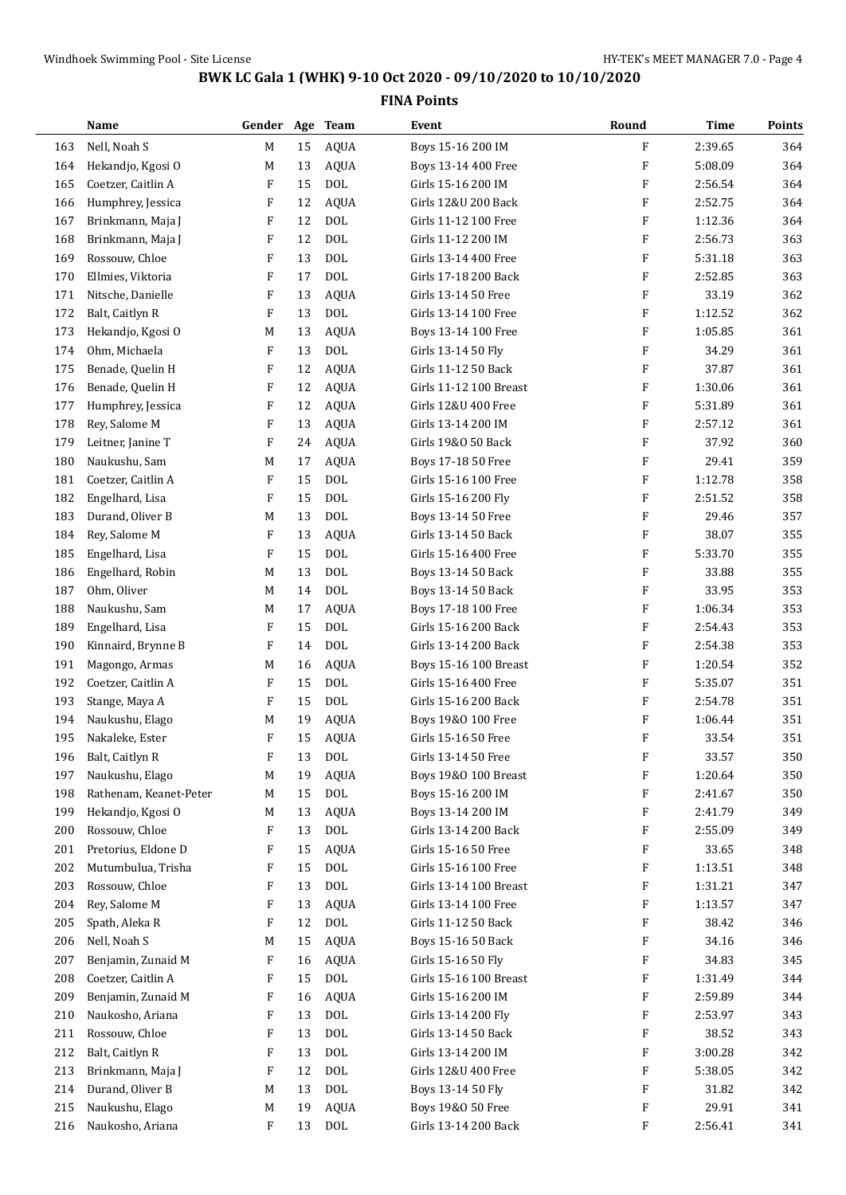# BWK LC Gala 1 (WHK) 9-10 Oct 2020 - 09/10/2020 to 10/10/2020

## FINA Points

| | Name | Gender | Age | Team | Event | Round | Time | Points |
|---|---|---|---|---|---|---|---|---|
| 163 | Nell, Noah S | M | 15 | AQUA | Boys 15-16 200 IM | F | 2:39.65 | 364 |
| 164 | Hekandjo, Kgosi O | M | 13 | AQUA | Boys 13-14 400 Free | F | 5:08.09 | 364 |
| 165 | Coetzer, Caitlin A | F | 15 | DOL | Girls 15-16 200 IM | F | 2:56.54 | 364 |
| 166 | Humphrey, Jessica | F | 12 | AQUA | Girls 12&U 200 Back | F | 2:52.75 | 364 |
| 167 | Brinkmann, Maja J | F | 12 | DOL | Girls 11-12 100 Free | F | 1:12.36 | 364 |
| 168 | Brinkmann, Maja J | F | 12 | DOL | Girls 11-12 200 IM | F | 2:56.73 | 363 |
| 169 | Rossouw, Chloe | F | 13 | DOL | Girls 13-14 400 Free | F | 5:31.18 | 363 |
| 170 | Ellmies, Viktoria | F | 17 | DOL | Girls 17-18 200 Back | F | 2:52.85 | 363 |
| 171 | Nitsche, Danielle | F | 13 | AQUA | Girls 13-14 50 Free | F | 33.19 | 362 |
| 172 | Balt, Caitlyn R | F | 13 | DOL | Girls 13-14 100 Free | F | 1:12.52 | 362 |
| 173 | Hekandjo, Kgosi O | M | 13 | AQUA | Boys 13-14 100 Free | F | 1:05.85 | 361 |
| 174 | Ohm, Michaela | F | 13 | DOL | Girls 13-14 50 Fly | F | 34.29 | 361 |
| 175 | Benade, Quelin H | F | 12 | AQUA | Girls 11-12 50 Back | F | 37.87 | 361 |
| 176 | Benade, Quelin H | F | 12 | AQUA | Girls 11-12 100 Breast | F | 1:30.06 | 361 |
| 177 | Humphrey, Jessica | F | 12 | AQUA | Girls 12&U 400 Free | F | 5:31.89 | 361 |
| 178 | Rey, Salome M | F | 13 | AQUA | Girls 13-14 200 IM | F | 2:57.12 | 361 |
| 179 | Leitner, Janine T | F | 24 | AQUA | Girls 19&O 50 Back | F | 37.92 | 360 |
| 180 | Naukushu, Sam | M | 17 | AQUA | Boys 17-18 50 Free | F | 29.41 | 359 |
| 181 | Coetzer, Caitlin A | F | 15 | DOL | Girls 15-16 100 Free | F | 1:12.78 | 358 |
| 182 | Engelhard, Lisa | F | 15 | DOL | Girls 15-16 200 Fly | F | 2:51.52 | 358 |
| 183 | Durand, Oliver B | M | 13 | DOL | Boys 13-14 50 Free | F | 29.46 | 357 |
| 184 | Rey, Salome M | F | 13 | AQUA | Girls 13-14 50 Back | F | 38.07 | 355 |
| 185 | Engelhard, Lisa | F | 15 | DOL | Girls 15-16 400 Free | F | 5:33.70 | 355 |
| 186 | Engelhard, Robin | M | 13 | DOL | Boys 13-14 50 Back | F | 33.88 | 355 |
| 187 | Ohm, Oliver | M | 14 | DOL | Boys 13-14 50 Back | F | 33.95 | 353 |
| 188 | Naukushu, Sam | M | 17 | AQUA | Boys 17-18 100 Free | F | 1:06.34 | 353 |
| 189 | Engelhard, Lisa | F | 15 | DOL | Girls 15-16 200 Back | F | 2:54.43 | 353 |
| 190 | Kinnaird, Brynne B | F | 14 | DOL | Girls 13-14 200 Back | F | 2:54.38 | 353 |
| 191 | Magongo, Armas | M | 16 | AQUA | Boys 15-16 100 Breast | F | 1:20.54 | 352 |
| 192 | Coetzer, Caitlin A | F | 15 | DOL | Girls 15-16 400 Free | F | 5:35.07 | 351 |
| 193 | Stange, Maya A | F | 15 | DOL | Girls 15-16 200 Back | F | 2:54.78 | 351 |
| 194 | Naukushu, Elago | M | 19 | AQUA | Boys 19&O 100 Free | F | 1:06.44 | 351 |
| 195 | Nakaleke, Ester | F | 15 | AQUA | Girls 15-16 50 Free | F | 33.54 | 351 |
| 196 | Balt, Caitlyn R | F | 13 | DOL | Girls 13-14 50 Free | F | 33.57 | 350 |
| 197 | Naukushu, Elago | M | 19 | AQUA | Boys 19&O 100 Breast | F | 1:20.64 | 350 |
| 198 | Rathenam, Keanet-Peter | M | 15 | DOL | Boys 15-16 200 IM | F | 2:41.67 | 350 |
| 199 | Hekandjo, Kgosi O | M | 13 | AQUA | Boys 13-14 200 IM | F | 2:41.79 | 349 |
| 200 | Rossouw, Chloe | F | 13 | DOL | Girls 13-14 200 Back | F | 2:55.09 | 349 |
| 201 | Pretorius, Eldone D | F | 15 | AQUA | Girls 15-16 50 Free | F | 33.65 | 348 |
| 202 | Mutumbulua, Trisha | F | 15 | DOL | Girls 15-16 100 Free | F | 1:13.51 | 348 |
| 203 | Rossouw, Chloe | F | 13 | DOL | Girls 13-14 100 Breast | F | 1:31.21 | 347 |
| 204 | Rey, Salome M | F | 13 | AQUA | Girls 13-14 100 Free | F | 1:13.57 | 347 |
| 205 | Spath, Aleka R | F | 12 | DOL | Girls 11-12 50 Back | F | 38.42 | 346 |
| 206 | Nell, Noah S | M | 15 | AQUA | Boys 15-16 50 Back | F | 34.16 | 346 |
| 207 | Benjamin, Zunaid M | F | 16 | AQUA | Girls 15-16 50 Fly | F | 34.83 | 345 |
| 208 | Coetzer, Caitlin A | F | 15 | DOL | Girls 15-16 100 Breast | F | 1:31.49 | 344 |
| 209 | Benjamin, Zunaid M | F | 16 | AQUA | Girls 15-16 200 IM | F | 2:59.89 | 344 |
| 210 | Naukosho, Ariana | F | 13 | DOL | Girls 13-14 200 Fly | F | 2:53.97 | 343 |
| 211 | Rossouw, Chloe | F | 13 | DOL | Girls 13-14 50 Back | F | 38.52 | 343 |
| 212 | Balt, Caitlyn R | F | 13 | DOL | Girls 13-14 200 IM | F | 3:00.28 | 342 |
| 213 | Brinkmann, Maja J | F | 12 | DOL | Girls 12&U 400 Free | F | 5:38.05 | 342 |
| 214 | Durand, Oliver B | M | 13 | DOL | Boys 13-14 50 Fly | F | 31.82 | 342 |
| 215 | Naukushu, Elago | M | 19 | AQUA | Boys 19&O 50 Free | F | 29.91 | 341 |
| 216 | Naukosho, Ariana | F | 13 | DOL | Girls 13-14 200 Back | F | 2:56.41 | 341 |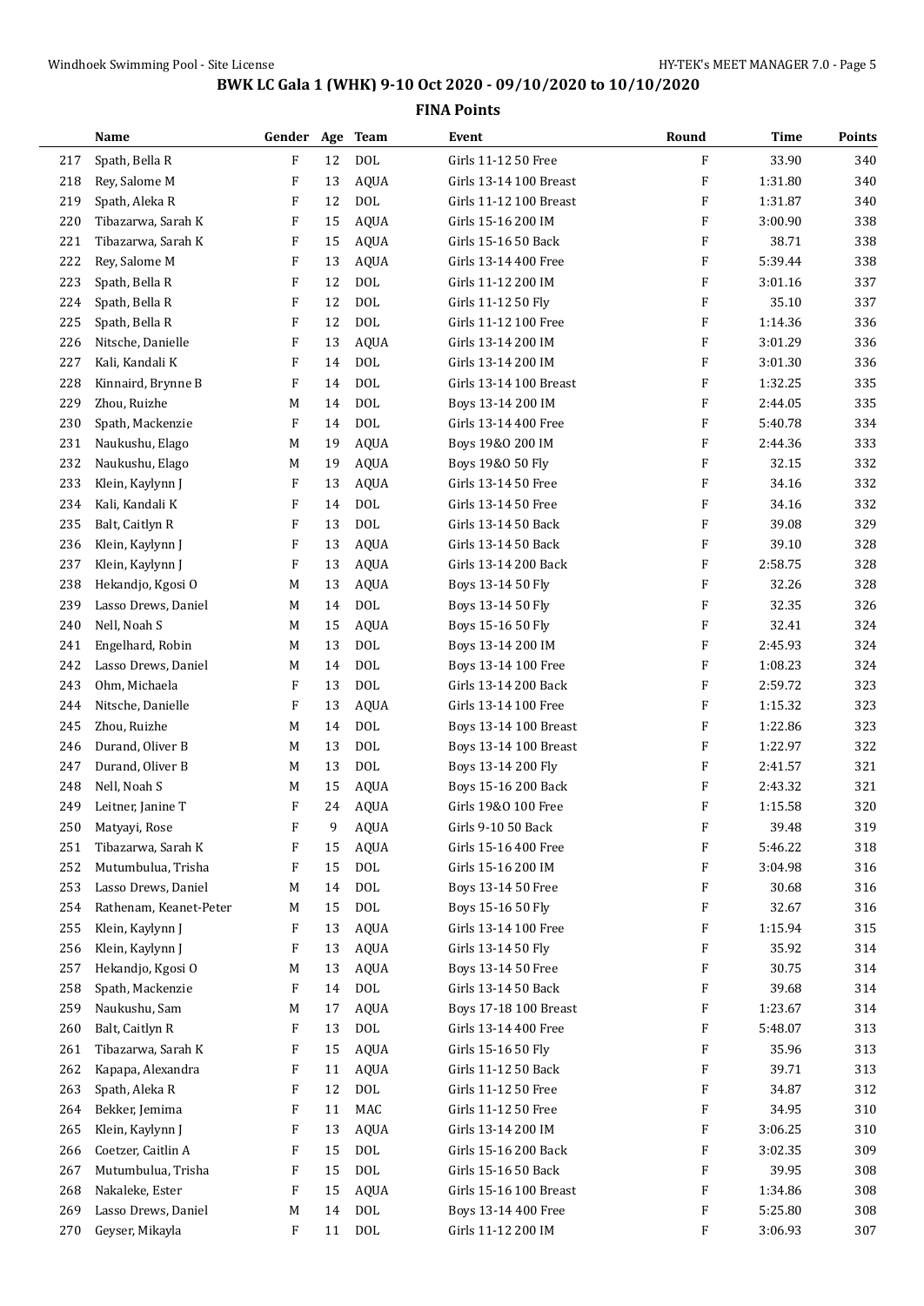# BWK LC Gala 1 (WHK) 9-10 Oct 2020 - 09/10/2020 to 10/10/2020

## FINA Points

| | Name | Gender | Age | Team | Event | Round | Time | Points |
|---|---|---|---|---|---|---|---|---|
| 217 | Spath, Bella R | F | 12 | DOL | Girls 11-12 50 Free | F | 33.90 | 340 |
| 218 | Rey, Salome M | F | 13 | AQUA | Girls 13-14 100 Breast | F | 1:31.80 | 340 |
| 219 | Spath, Aleka R | F | 12 | DOL | Girls 11-12 100 Breast | F | 1:31.87 | 340 |
| 220 | Tibazarwa, Sarah K | F | 15 | AQUA | Girls 15-16 200 IM | F | 3:00.90 | 338 |
| 221 | Tibazarwa, Sarah K | F | 15 | AQUA | Girls 15-16 50 Back | F | 38.71 | 338 |
| 222 | Rey, Salome M | F | 13 | AQUA | Girls 13-14 400 Free | F | 5:39.44 | 338 |
| 223 | Spath, Bella R | F | 12 | DOL | Girls 11-12 200 IM | F | 3:01.16 | 337 |
| 224 | Spath, Bella R | F | 12 | DOL | Girls 11-12 50 Fly | F | 35.10 | 337 |
| 225 | Spath, Bella R | F | 12 | DOL | Girls 11-12 100 Free | F | 1:14.36 | 336 |
| 226 | Nitsche, Danielle | F | 13 | AQUA | Girls 13-14 200 IM | F | 3:01.29 | 336 |
| 227 | Kali, Kandali K | F | 14 | DOL | Girls 13-14 200 IM | F | 3:01.30 | 336 |
| 228 | Kinnaird, Brynne B | F | 14 | DOL | Girls 13-14 100 Breast | F | 1:32.25 | 335 |
| 229 | Zhou, Ruizhe | M | 14 | DOL | Boys 13-14 200 IM | F | 2:44.05 | 335 |
| 230 | Spath, Mackenzie | F | 14 | DOL | Girls 13-14 400 Free | F | 5:40.78 | 334 |
| 231 | Naukushu, Elago | M | 19 | AQUA | Boys 19&O 200 IM | F | 2:44.36 | 333 |
| 232 | Naukushu, Elago | M | 19 | AQUA | Boys 19&O 50 Fly | F | 32.15 | 332 |
| 233 | Klein, Kaylynn J | F | 13 | AQUA | Girls 13-14 50 Free | F | 34.16 | 332 |
| 234 | Kali, Kandali K | F | 14 | DOL | Girls 13-14 50 Free | F | 34.16 | 332 |
| 235 | Balt, Caitlyn R | F | 13 | DOL | Girls 13-14 50 Back | F | 39.08 | 329 |
| 236 | Klein, Kaylynn J | F | 13 | AQUA | Girls 13-14 50 Back | F | 39.10 | 328 |
| 237 | Klein, Kaylynn J | F | 13 | AQUA | Girls 13-14 200 Back | F | 2:58.75 | 328 |
| 238 | Hekandjo, Kgosi O | M | 13 | AQUA | Boys 13-14 50 Fly | F | 32.26 | 328 |
| 239 | Lasso Drews, Daniel | M | 14 | DOL | Boys 13-14 50 Fly | F | 32.35 | 326 |
| 240 | Nell, Noah S | M | 15 | AQUA | Boys 15-16 50 Fly | F | 32.41 | 324 |
| 241 | Engelhard, Robin | M | 13 | DOL | Boys 13-14 200 IM | F | 2:45.93 | 324 |
| 242 | Lasso Drews, Daniel | M | 14 | DOL | Boys 13-14 100 Free | F | 1:08.23 | 324 |
| 243 | Ohm, Michaela | F | 13 | DOL | Girls 13-14 200 Back | F | 2:59.72 | 323 |
| 244 | Nitsche, Danielle | F | 13 | AQUA | Girls 13-14 100 Free | F | 1:15.32 | 323 |
| 245 | Zhou, Ruizhe | M | 14 | DOL | Boys 13-14 100 Breast | F | 1:22.86 | 323 |
| 246 | Durand, Oliver B | M | 13 | DOL | Boys 13-14 100 Breast | F | 1:22.97 | 322 |
| 247 | Durand, Oliver B | M | 13 | DOL | Boys 13-14 200 Fly | F | 2:41.57 | 321 |
| 248 | Nell, Noah S | M | 15 | AQUA | Boys 15-16 200 Back | F | 2:43.32 | 321 |
| 249 | Leitner, Janine T | F | 24 | AQUA | Girls 19&O 100 Free | F | 1:15.58 | 320 |
| 250 | Matyayi, Rose | F | 9 | AQUA | Girls 9-10 50 Back | F | 39.48 | 319 |
| 251 | Tibazarwa, Sarah K | F | 15 | AQUA | Girls 15-16 400 Free | F | 5:46.22 | 318 |
| 252 | Mutumbulua, Trisha | F | 15 | DOL | Girls 15-16 200 IM | F | 3:04.98 | 316 |
| 253 | Lasso Drews, Daniel | M | 14 | DOL | Boys 13-14 50 Free | F | 30.68 | 316 |
| 254 | Rathenam, Keanet-Peter | M | 15 | DOL | Boys 15-16 50 Fly | F | 32.67 | 316 |
| 255 | Klein, Kaylynn J | F | 13 | AQUA | Girls 13-14 100 Free | F | 1:15.94 | 315 |
| 256 | Klein, Kaylynn J | F | 13 | AQUA | Girls 13-14 50 Fly | F | 35.92 | 314 |
| 257 | Hekandjo, Kgosi O | M | 13 | AQUA | Boys 13-14 50 Free | F | 30.75 | 314 |
| 258 | Spath, Mackenzie | F | 14 | DOL | Girls 13-14 50 Back | F | 39.68 | 314 |
| 259 | Naukushu, Sam | M | 17 | AQUA | Boys 17-18 100 Breast | F | 1:23.67 | 314 |
| 260 | Balt, Caitlyn R | F | 13 | DOL | Girls 13-14 400 Free | F | 5:48.07 | 313 |
| 261 | Tibazarwa, Sarah K | F | 15 | AQUA | Girls 15-16 50 Fly | F | 35.96 | 313 |
| 262 | Kapapa, Alexandra | F | 11 | AQUA | Girls 11-12 50 Back | F | 39.71 | 313 |
| 263 | Spath, Aleka R | F | 12 | DOL | Girls 11-12 50 Free | F | 34.87 | 312 |
| 264 | Bekker, Jemima | F | 11 | MAC | Girls 11-12 50 Free | F | 34.95 | 310 |
| 265 | Klein, Kaylynn J | F | 13 | AQUA | Girls 13-14 200 IM | F | 3:06.25 | 310 |
| 266 | Coetzer, Caitlin A | F | 15 | DOL | Girls 15-16 200 Back | F | 3:02.35 | 309 |
| 267 | Mutumbulua, Trisha | F | 15 | DOL | Girls 15-16 50 Back | F | 39.95 | 308 |
| 268 | Nakaleke, Ester | F | 15 | AQUA | Girls 15-16 100 Breast | F | 1:34.86 | 308 |
| 269 | Lasso Drews, Daniel | M | 14 | DOL | Boys 13-14 400 Free | F | 5:25.80 | 308 |
| 270 | Geyser, Mikayla | F | 11 | DOL | Girls 11-12 200 IM | F | 3:06.93 | 307 |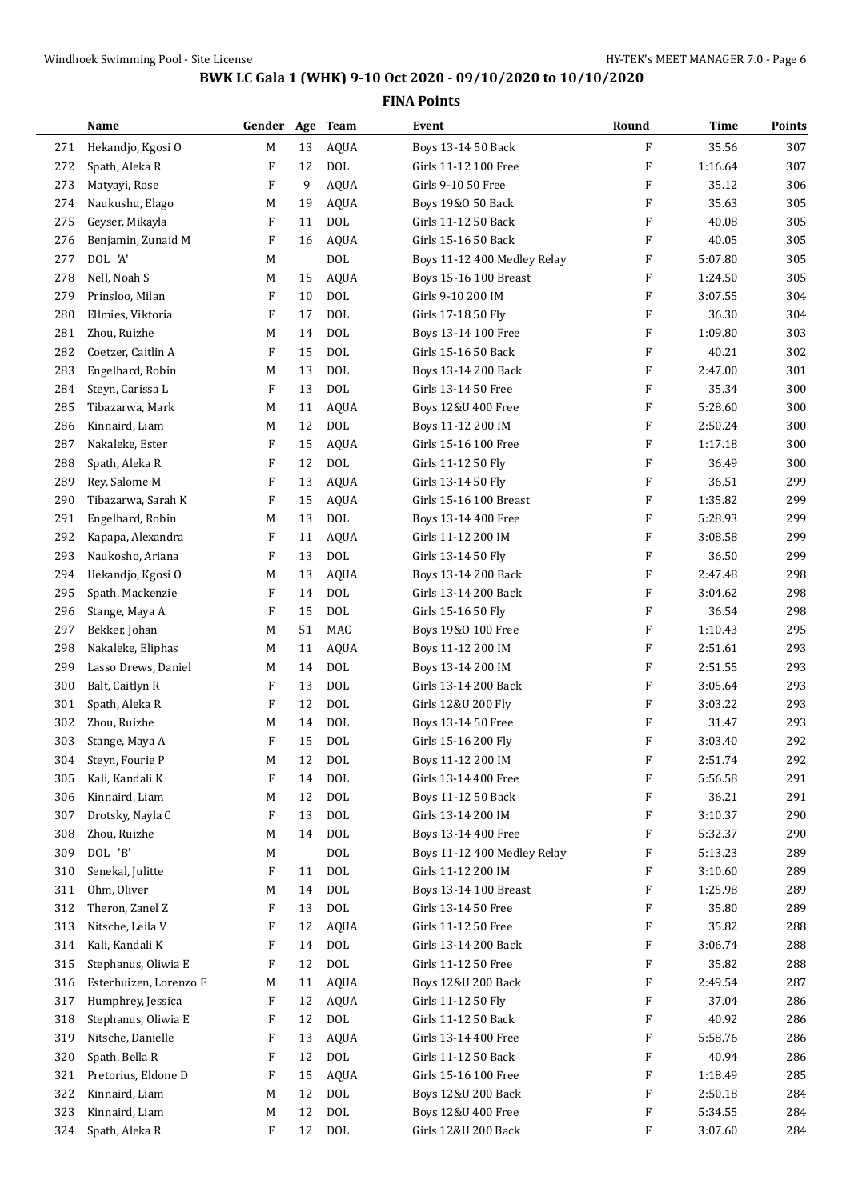# BWK LC Gala 1 (WHK) 9-10 Oct 2020 - 09/10/2020 to 10/10/2020

## FINA Points

| | Name | Gender | Age | Team | Event | Round | Time | Points |
|---|---|---|---|---|---|---|---|---|
| 271 | Hekandjo, Kgosi O | M | 13 | AQUA | Boys 13-14 50 Back | F | 35.56 | 307 |
| 272 | Spath, Aleka R | F | 12 | DOL | Girls 11-12 100 Free | F | 1:16.64 | 307 |
| 273 | Matyayi, Rose | F | 9 | AQUA | Girls 9-10 50 Free | F | 35.12 | 306 |
| 274 | Naukushu, Elago | M | 19 | AQUA | Boys 19&O 50 Back | F | 35.63 | 305 |
| 275 | Geyser, Mikayla | F | 11 | DOL | Girls 11-12 50 Back | F | 40.08 | 305 |
| 276 | Benjamin, Zunaid M | F | 16 | AQUA | Girls 15-16 50 Back | F | 40.05 | 305 |
| 277 | DOL 'A' | M | | DOL | Boys 11-12 400 Medley Relay | F | 5:07.80 | 305 |
| 278 | Nell, Noah S | M | 15 | AQUA | Boys 15-16 100 Breast | F | 1:24.50 | 305 |
| 279 | Prinsloo, Milan | F | 10 | DOL | Girls 9-10 200 IM | F | 3:07.55 | 304 |
| 280 | Ellmies, Viktoria | F | 17 | DOL | Girls 17-18 50 Fly | F | 36.30 | 304 |
| 281 | Zhou, Ruizhe | M | 14 | DOL | Boys 13-14 100 Free | F | 1:09.80 | 303 |
| 282 | Coetzer, Caitlin A | F | 15 | DOL | Girls 15-16 50 Back | F | 40.21 | 302 |
| 283 | Engelhard, Robin | M | 13 | DOL | Boys 13-14 200 Back | F | 2:47.00 | 301 |
| 284 | Steyn, Carissa L | F | 13 | DOL | Girls 13-14 50 Free | F | 35.34 | 300 |
| 285 | Tibazarwa, Mark | M | 11 | AQUA | Boys 12&U 400 Free | F | 5:28.60 | 300 |
| 286 | Kinnaird, Liam | M | 12 | DOL | Boys 11-12 200 IM | F | 2:50.24 | 300 |
| 287 | Nakaleke, Ester | F | 15 | AQUA | Girls 15-16 100 Free | F | 1:17.18 | 300 |
| 288 | Spath, Aleka R | F | 12 | DOL | Girls 11-12 50 Fly | F | 36.49 | 300 |
| 289 | Rey, Salome M | F | 13 | AQUA | Girls 13-14 50 Fly | F | 36.51 | 299 |
| 290 | Tibazarwa, Sarah K | F | 15 | AQUA | Girls 15-16 100 Breast | F | 1:35.82 | 299 |
| 291 | Engelhard, Robin | M | 13 | DOL | Boys 13-14 400 Free | F | 5:28.93 | 299 |
| 292 | Kapapa, Alexandra | F | 11 | AQUA | Girls 11-12 200 IM | F | 3:08.58 | 299 |
| 293 | Naukosho, Ariana | F | 13 | DOL | Girls 13-14 50 Fly | F | 36.50 | 299 |
| 294 | Hekandjo, Kgosi O | M | 13 | AQUA | Boys 13-14 200 Back | F | 2:47.48 | 298 |
| 295 | Spath, Mackenzie | F | 14 | DOL | Girls 13-14 200 Back | F | 3:04.62 | 298 |
| 296 | Stange, Maya A | F | 15 | DOL | Girls 15-16 50 Fly | F | 36.54 | 298 |
| 297 | Bekker, Johan | M | 51 | MAC | Boys 19&O 100 Free | F | 1:10.43 | 295 |
| 298 | Nakaleke, Eliphas | M | 11 | AQUA | Boys 11-12 200 IM | F | 2:51.61 | 293 |
| 299 | Lasso Drews, Daniel | M | 14 | DOL | Boys 13-14 200 IM | F | 2:51.55 | 293 |
| 300 | Balt, Caitlyn R | F | 13 | DOL | Girls 13-14 200 Back | F | 3:05.64 | 293 |
| 301 | Spath, Aleka R | F | 12 | DOL | Girls 12&U 200 Fly | F | 3:03.22 | 293 |
| 302 | Zhou, Ruizhe | M | 14 | DOL | Boys 13-14 50 Free | F | 31.47 | 293 |
| 303 | Stange, Maya A | F | 15 | DOL | Girls 15-16 200 Fly | F | 3:03.40 | 292 |
| 304 | Steyn, Fourie P | M | 12 | DOL | Boys 11-12 200 IM | F | 2:51.74 | 292 |
| 305 | Kali, Kandali K | F | 14 | DOL | Girls 13-14 400 Free | F | 5:56.58 | 291 |
| 306 | Kinnaird, Liam | M | 12 | DOL | Boys 11-12 50 Back | F | 36.21 | 291 |
| 307 | Drotsky, Nayla C | F | 13 | DOL | Girls 13-14 200 IM | F | 3:10.37 | 290 |
| 308 | Zhou, Ruizhe | M | 14 | DOL | Boys 13-14 400 Free | F | 5:32.37 | 290 |
| 309 | DOL 'B' | M | | DOL | Boys 11-12 400 Medley Relay | F | 5:13.23 | 289 |
| 310 | Senekal, Julitte | F | 11 | DOL | Girls 11-12 200 IM | F | 3:10.60 | 289 |
| 311 | Ohm, Oliver | M | 14 | DOL | Boys 13-14 100 Breast | F | 1:25.98 | 289 |
| 312 | Theron, Zanel Z | F | 13 | DOL | Girls 13-14 50 Free | F | 35.80 | 289 |
| 313 | Nitsche, Leila V | F | 12 | AQUA | Girls 11-12 50 Free | F | 35.82 | 288 |
| 314 | Kali, Kandali K | F | 14 | DOL | Girls 13-14 200 Back | F | 3:06.74 | 288 |
| 315 | Stephanus, Oliwia E | F | 12 | DOL | Girls 11-12 50 Free | F | 35.82 | 288 |
| 316 | Esterhuizen, Lorenzo E | M | 11 | AQUA | Boys 12&U 200 Back | F | 2:49.54 | 287 |
| 317 | Humphrey, Jessica | F | 12 | AQUA | Girls 11-12 50 Fly | F | 37.04 | 286 |
| 318 | Stephanus, Oliwia E | F | 12 | DOL | Girls 11-12 50 Back | F | 40.92 | 286 |
| 319 | Nitsche, Danielle | F | 13 | AQUA | Girls 13-14 400 Free | F | 5:58.76 | 286 |
| 320 | Spath, Bella R | F | 12 | DOL | Girls 11-12 50 Back | F | 40.94 | 286 |
| 321 | Pretorius, Eldone D | F | 15 | AQUA | Girls 15-16 100 Free | F | 1:18.49 | 285 |
| 322 | Kinnaird, Liam | M | 12 | DOL | Boys 12&U 200 Back | F | 2:50.18 | 284 |
| 323 | Kinnaird, Liam | M | 12 | DOL | Boys 12&U 400 Free | F | 5:34.55 | 284 |
| 324 | Spath, Aleka R | F | 12 | DOL | Girls 12&U 200 Back | F | 3:07.60 | 284 |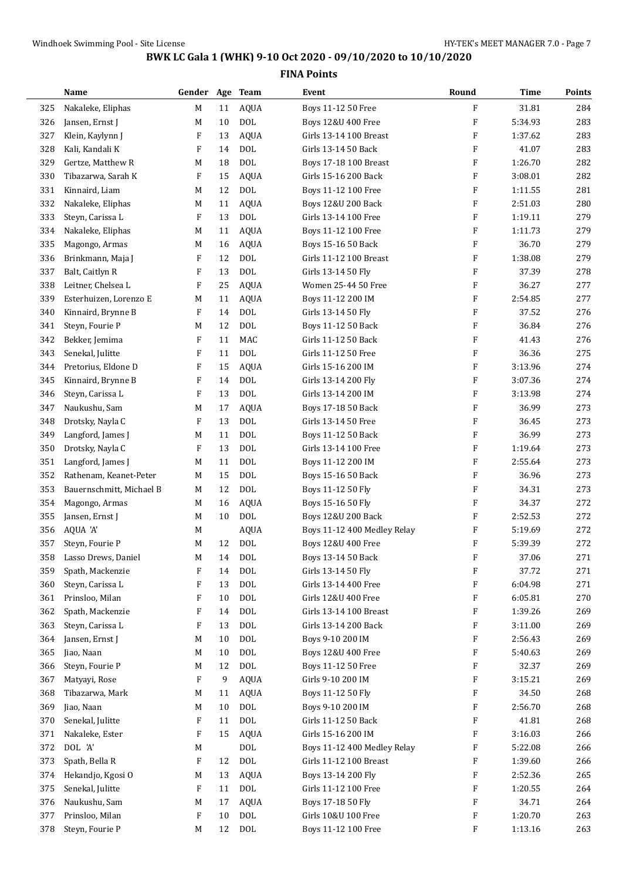## BWK LC Gala 1 (WHK) 9-10 Oct 2020 - 09/10/2020 to 10/10/2020

### FINA Points

| | Name | Gender | Age | Team | Event | Round | Time | Points |
|---|---|---|---|---|---|---|---|---|
| 325 | Nakaleke, Eliphas | M | 11 | AQUA | Boys 11-12 50 Free | F | 31.81 | 284 |
| 326 | Jansen, Ernst J | M | 10 | DOL | Boys 12&U 400 Free | F | 5:34.93 | 283 |
| 327 | Klein, Kaylynn J | F | 13 | AQUA | Girls 13-14 100 Breast | F | 1:37.62 | 283 |
| 328 | Kali, Kandali K | F | 14 | DOL | Girls 13-14 50 Back | F | 41.07 | 283 |
| 329 | Gertze, Matthew R | M | 18 | DOL | Boys 17-18 100 Breast | F | 1:26.70 | 282 |
| 330 | Tibazarwa, Sarah K | F | 15 | AQUA | Girls 15-16 200 Back | F | 3:08.01 | 282 |
| 331 | Kinnaird, Liam | M | 12 | DOL | Boys 11-12 100 Free | F | 1:11.55 | 281 |
| 332 | Nakaleke, Eliphas | M | 11 | AQUA | Boys 12&U 200 Back | F | 2:51.03 | 280 |
| 333 | Steyn, Carissa L | F | 13 | DOL | Girls 13-14 100 Free | F | 1:19.11 | 279 |
| 334 | Nakaleke, Eliphas | M | 11 | AQUA | Boys 11-12 100 Free | F | 1:11.73 | 279 |
| 335 | Magongo, Armas | M | 16 | AQUA | Boys 15-16 50 Back | F | 36.70 | 279 |
| 336 | Brinkmann, Maja J | F | 12 | DOL | Girls 11-12 100 Breast | F | 1:38.08 | 279 |
| 337 | Balt, Caitlyn R | F | 13 | DOL | Girls 13-14 50 Fly | F | 37.39 | 278 |
| 338 | Leitner, Chelsea L | F | 25 | AQUA | Women 25-44 50 Free | F | 36.27 | 277 |
| 339 | Esterhuizen, Lorenzo E | M | 11 | AQUA | Boys 11-12 200 IM | F | 2:54.85 | 277 |
| 340 | Kinnaird, Brynne B | F | 14 | DOL | Girls 13-14 50 Fly | F | 37.52 | 276 |
| 341 | Steyn, Fourie P | M | 12 | DOL | Boys 11-12 50 Back | F | 36.84 | 276 |
| 342 | Bekker, Jemima | F | 11 | MAC | Girls 11-12 50 Back | F | 41.43 | 276 |
| 343 | Senekal, Julitte | F | 11 | DOL | Girls 11-12 50 Free | F | 36.36 | 275 |
| 344 | Pretorius, Eldone D | F | 15 | AQUA | Girls 15-16 200 IM | F | 3:13.96 | 274 |
| 345 | Kinnaird, Brynne B | F | 14 | DOL | Girls 13-14 200 Fly | F | 3:07.36 | 274 |
| 346 | Steyn, Carissa L | F | 13 | DOL | Girls 13-14 200 IM | F | 3:13.98 | 274 |
| 347 | Naukushu, Sam | M | 17 | AQUA | Boys 17-18 50 Back | F | 36.99 | 273 |
| 348 | Drotsky, Nayla C | F | 13 | DOL | Girls 13-14 50 Free | F | 36.45 | 273 |
| 349 | Langford, James J | M | 11 | DOL | Boys 11-12 50 Back | F | 36.99 | 273 |
| 350 | Drotsky, Nayla C | F | 13 | DOL | Girls 13-14 100 Free | F | 1:19.64 | 273 |
| 351 | Langford, James J | M | 11 | DOL | Boys 11-12 200 IM | F | 2:55.64 | 273 |
| 352 | Rathenam, Keanet-Peter | M | 15 | DOL | Boys 15-16 50 Back | F | 36.96 | 273 |
| 353 | Bauernschmitt, Michael B | M | 12 | DOL | Boys 11-12 50 Fly | F | 34.31 | 273 |
| 354 | Magongo, Armas | M | 16 | AQUA | Boys 15-16 50 Fly | F | 34.37 | 272 |
| 355 | Jansen, Ernst J | M | 10 | DOL | Boys 12&U 200 Back | F | 2:52.53 | 272 |
| 356 | AQUA 'A' | M | | AQUA | Boys 11-12 400 Medley Relay | F | 5:19.69 | 272 |
| 357 | Steyn, Fourie P | M | 12 | DOL | Boys 12&U 400 Free | F | 5:39.39 | 272 |
| 358 | Lasso Drews, Daniel | M | 14 | DOL | Boys 13-14 50 Back | F | 37.06 | 271 |
| 359 | Spath, Mackenzie | F | 14 | DOL | Girls 13-14 50 Fly | F | 37.72 | 271 |
| 360 | Steyn, Carissa L | F | 13 | DOL | Girls 13-14 400 Free | F | 6:04.98 | 271 |
| 361 | Prinsloo, Milan | F | 10 | DOL | Girls 12&U 400 Free | F | 6:05.81 | 270 |
| 362 | Spath, Mackenzie | F | 14 | DOL | Girls 13-14 100 Breast | F | 1:39.26 | 269 |
| 363 | Steyn, Carissa L | F | 13 | DOL | Girls 13-14 200 Back | F | 3:11.00 | 269 |
| 364 | Jansen, Ernst J | M | 10 | DOL | Boys 9-10 200 IM | F | 2:56.43 | 269 |
| 365 | Jiao, Naan | M | 10 | DOL | Boys 12&U 400 Free | F | 5:40.63 | 269 |
| 366 | Steyn, Fourie P | M | 12 | DOL | Boys 11-12 50 Free | F | 32.37 | 269 |
| 367 | Matyayi, Rose | F | 9 | AQUA | Girls 9-10 200 IM | F | 3:15.21 | 269 |
| 368 | Tibazarwa, Mark | M | 11 | AQUA | Boys 11-12 50 Fly | F | 34.50 | 268 |
| 369 | Jiao, Naan | M | 10 | DOL | Boys 9-10 200 IM | F | 2:56.70 | 268 |
| 370 | Senekal, Julitte | F | 11 | DOL | Girls 11-12 50 Back | F | 41.81 | 268 |
| 371 | Nakaleke, Ester | F | 15 | AQUA | Girls 15-16 200 IM | F | 3:16.03 | 266 |
| 372 | DOL 'A' | M | | DOL | Boys 11-12 400 Medley Relay | F | 5:22.08 | 266 |
| 373 | Spath, Bella R | F | 12 | DOL | Girls 11-12 100 Breast | F | 1:39.60 | 266 |
| 374 | Hekandjo, Kgosi O | M | 13 | AQUA | Boys 13-14 200 Fly | F | 2:52.36 | 265 |
| 375 | Senekal, Julitte | F | 11 | DOL | Girls 11-12 100 Free | F | 1:20.55 | 264 |
| 376 | Naukushu, Sam | M | 17 | AQUA | Boys 17-18 50 Fly | F | 34.71 | 264 |
| 377 | Prinsloo, Milan | F | 10 | DOL | Girls 10&U 100 Free | F | 1:20.70 | 263 |
| 378 | Steyn, Fourie P | M | 12 | DOL | Boys 11-12 100 Free | F | 1:13.16 | 263 |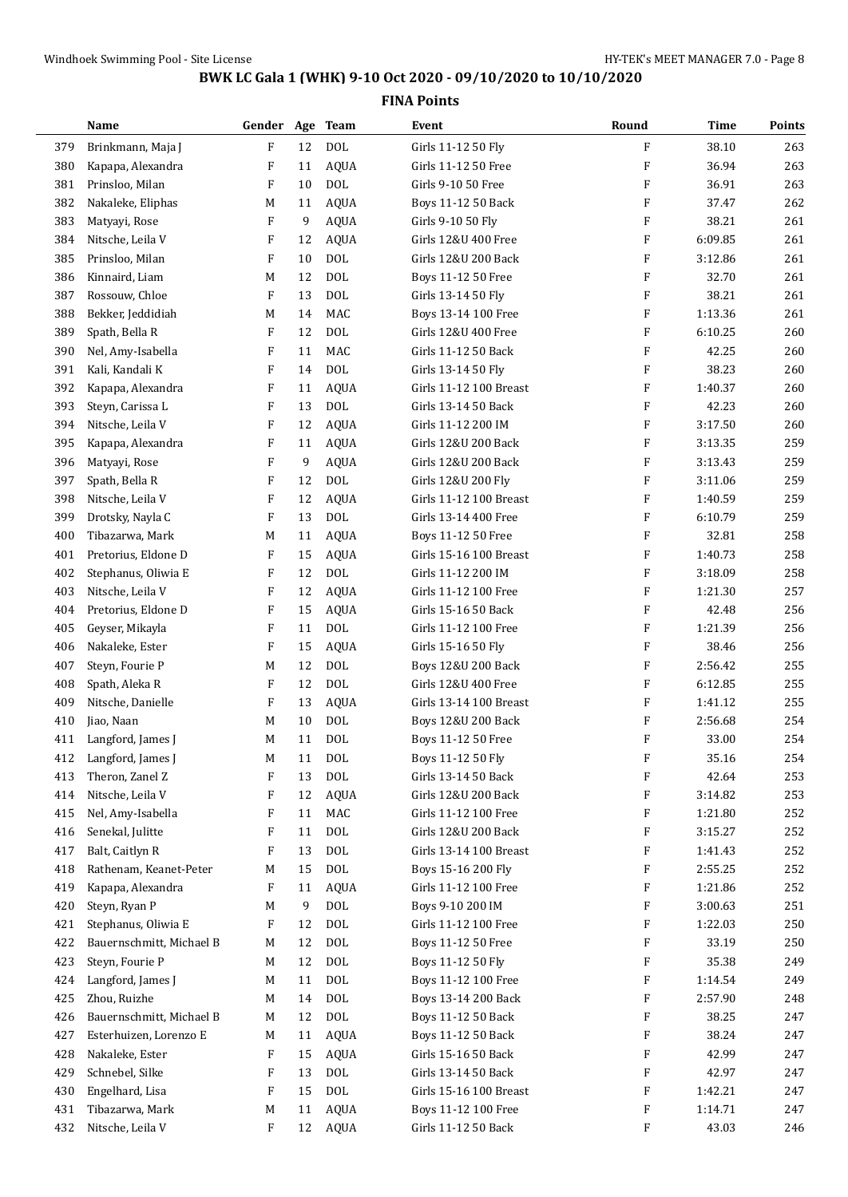## BWK LC Gala 1 (WHK) 9-10 Oct 2020 - 09/10/2020 to 10/10/2020

### FINA Points

| | Name | Gender | Age | Team | Event | Round | Time | Points |
|---|---|---|---|---|---|---|---|---|
| 379 | Brinkmann, Maja J | F | 12 | DOL | Girls 11-12 50 Fly | F | 38.10 | 263 |
| 380 | Kapapa, Alexandra | F | 11 | AQUA | Girls 11-12 50 Free | F | 36.94 | 263 |
| 381 | Prinsloo, Milan | F | 10 | DOL | Girls 9-10 50 Free | F | 36.91 | 263 |
| 382 | Nakaleke, Eliphas | M | 11 | AQUA | Boys 11-12 50 Back | F | 37.47 | 262 |
| 383 | Matyayi, Rose | F | 9 | AQUA | Girls 9-10 50 Fly | F | 38.21 | 261 |
| 384 | Nitsche, Leila V | F | 12 | AQUA | Girls 12&U 400 Free | F | 6:09.85 | 261 |
| 385 | Prinsloo, Milan | F | 10 | DOL | Girls 12&U 200 Back | F | 3:12.86 | 261 |
| 386 | Kinnaird, Liam | M | 12 | DOL | Boys 11-12 50 Free | F | 32.70 | 261 |
| 387 | Rossouw, Chloe | F | 13 | DOL | Girls 13-14 50 Fly | F | 38.21 | 261 |
| 388 | Bekker, Jeddidiah | M | 14 | MAC | Boys 13-14 100 Free | F | 1:13.36 | 261 |
| 389 | Spath, Bella R | F | 12 | DOL | Girls 12&U 400 Free | F | 6:10.25 | 260 |
| 390 | Nel, Amy-Isabella | F | 11 | MAC | Girls 11-12 50 Back | F | 42.25 | 260 |
| 391 | Kali, Kandali K | F | 14 | DOL | Girls 13-14 50 Fly | F | 38.23 | 260 |
| 392 | Kapapa, Alexandra | F | 11 | AQUA | Girls 11-12 100 Breast | F | 1:40.37 | 260 |
| 393 | Steyn, Carissa L | F | 13 | DOL | Girls 13-14 50 Back | F | 42.23 | 260 |
| 394 | Nitsche, Leila V | F | 12 | AQUA | Girls 11-12 200 IM | F | 3:17.50 | 260 |
| 395 | Kapapa, Alexandra | F | 11 | AQUA | Girls 12&U 200 Back | F | 3:13.35 | 259 |
| 396 | Matyayi, Rose | F | 9 | AQUA | Girls 12&U 200 Back | F | 3:13.43 | 259 |
| 397 | Spath, Bella R | F | 12 | DOL | Girls 12&U 200 Fly | F | 3:11.06 | 259 |
| 398 | Nitsche, Leila V | F | 12 | AQUA | Girls 11-12 100 Breast | F | 1:40.59 | 259 |
| 399 | Drotsky, Nayla C | F | 13 | DOL | Girls 13-14 400 Free | F | 6:10.79 | 259 |
| 400 | Tibazarwa, Mark | M | 11 | AQUA | Boys 11-12 50 Free | F | 32.81 | 258 |
| 401 | Pretorius, Eldone D | F | 15 | AQUA | Girls 15-16 100 Breast | F | 1:40.73 | 258 |
| 402 | Stephanus, Oliwia E | F | 12 | DOL | Girls 11-12 200 IM | F | 3:18.09 | 258 |
| 403 | Nitsche, Leila V | F | 12 | AQUA | Girls 11-12 100 Free | F | 1:21.30 | 257 |
| 404 | Pretorius, Eldone D | F | 15 | AQUA | Girls 15-16 50 Back | F | 42.48 | 256 |
| 405 | Geyser, Mikayla | F | 11 | DOL | Girls 11-12 100 Free | F | 1:21.39 | 256 |
| 406 | Nakaleke, Ester | F | 15 | AQUA | Girls 15-16 50 Fly | F | 38.46 | 256 |
| 407 | Steyn, Fourie P | M | 12 | DOL | Boys 12&U 200 Back | F | 2:56.42 | 255 |
| 408 | Spath, Aleka R | F | 12 | DOL | Girls 12&U 400 Free | F | 6:12.85 | 255 |
| 409 | Nitsche, Danielle | F | 13 | AQUA | Girls 13-14 100 Breast | F | 1:41.12 | 255 |
| 410 | Jiao, Naan | M | 10 | DOL | Boys 12&U 200 Back | F | 2:56.68 | 254 |
| 411 | Langford, James J | M | 11 | DOL | Boys 11-12 50 Free | F | 33.00 | 254 |
| 412 | Langford, James J | M | 11 | DOL | Boys 11-12 50 Fly | F | 35.16 | 254 |
| 413 | Theron, Zanel Z | F | 13 | DOL | Girls 13-14 50 Back | F | 42.64 | 253 |
| 414 | Nitsche, Leila V | F | 12 | AQUA | Girls 12&U 200 Back | F | 3:14.82 | 253 |
| 415 | Nel, Amy-Isabella | F | 11 | MAC | Girls 11-12 100 Free | F | 1:21.80 | 252 |
| 416 | Senekal, Julitte | F | 11 | DOL | Girls 12&U 200 Back | F | 3:15.27 | 252 |
| 417 | Balt, Caitlyn R | F | 13 | DOL | Girls 13-14 100 Breast | F | 1:41.43 | 252 |
| 418 | Rathenam, Keanet-Peter | M | 15 | DOL | Boys 15-16 200 Fly | F | 2:55.25 | 252 |
| 419 | Kapapa, Alexandra | F | 11 | AQUA | Girls 11-12 100 Free | F | 1:21.86 | 252 |
| 420 | Steyn, Ryan P | M | 9 | DOL | Boys 9-10 200 IM | F | 3:00.63 | 251 |
| 421 | Stephanus, Oliwia E | F | 12 | DOL | Girls 11-12 100 Free | F | 1:22.03 | 250 |
| 422 | Bauernschmitt, Michael B | M | 12 | DOL | Boys 11-12 50 Free | F | 33.19 | 250 |
| 423 | Steyn, Fourie P | M | 12 | DOL | Boys 11-12 50 Fly | F | 35.38 | 249 |
| 424 | Langford, James J | M | 11 | DOL | Boys 11-12 100 Free | F | 1:14.54 | 249 |
| 425 | Zhou, Ruizhe | M | 14 | DOL | Boys 13-14 200 Back | F | 2:57.90 | 248 |
| 426 | Bauernschmitt, Michael B | M | 12 | DOL | Boys 11-12 50 Back | F | 38.25 | 247 |
| 427 | Esterhuizen, Lorenzo E | M | 11 | AQUA | Boys 11-12 50 Back | F | 38.24 | 247 |
| 428 | Nakaleke, Ester | F | 15 | AQUA | Girls 15-16 50 Back | F | 42.99 | 247 |
| 429 | Schnebel, Silke | F | 13 | DOL | Girls 13-14 50 Back | F | 42.97 | 247 |
| 430 | Engelhard, Lisa | F | 15 | DOL | Girls 15-16 100 Breast | F | 1:42.21 | 247 |
| 431 | Tibazarwa, Mark | M | 11 | AQUA | Boys 11-12 100 Free | F | 1:14.71 | 247 |
| 432 | Nitsche, Leila V | F | 12 | AQUA | Girls 11-12 50 Back | F | 43.03 | 246 |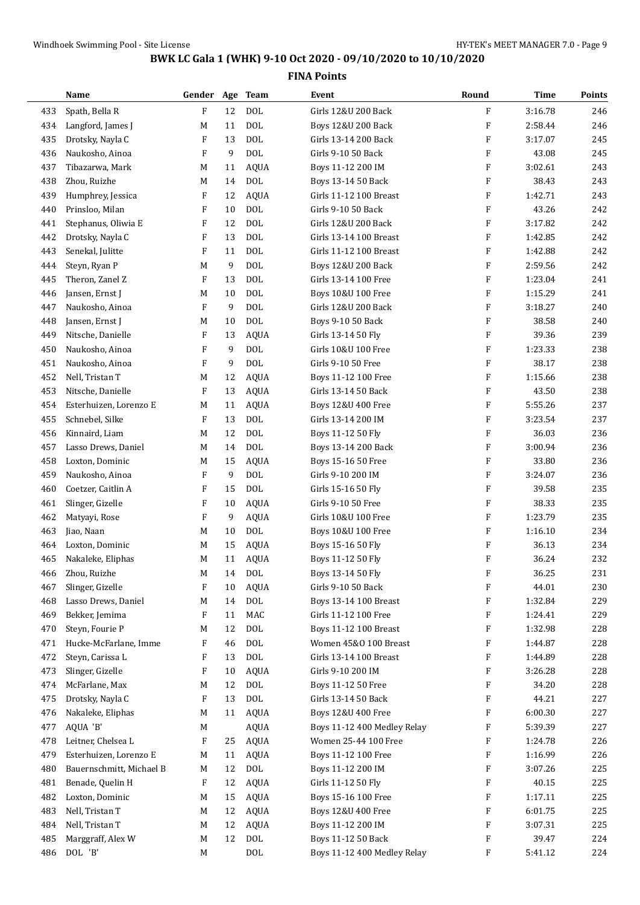## BWK LC Gala 1 (WHK) 9-10 Oct 2020 - 09/10/2020 to 10/10/2020

### FINA Points

| | Name | Gender | Age | Team | Event | Round | Time | Points |
|---|---|---|---|---|---|---|---|---|
| 433 | Spath, Bella R | F | 12 | DOL | Girls 12&U 200 Back | F | 3:16.78 | 246 |
| 434 | Langford, James J | M | 11 | DOL | Boys 12&U 200 Back | F | 2:58.44 | 246 |
| 435 | Drotsky, Nayla C | F | 13 | DOL | Girls 13-14 200 Back | F | 3:17.07 | 245 |
| 436 | Naukosho, Ainoa | F | 9 | DOL | Girls 9-10 50 Back | F | 43.08 | 245 |
| 437 | Tibazarwa, Mark | M | 11 | AQUA | Boys 11-12 200 IM | F | 3:02.61 | 243 |
| 438 | Zhou, Ruizhe | M | 14 | DOL | Boys 13-14 50 Back | F | 38.43 | 243 |
| 439 | Humphrey, Jessica | F | 12 | AQUA | Girls 11-12 100 Breast | F | 1:42.71 | 243 |
| 440 | Prinsloo, Milan | F | 10 | DOL | Girls 9-10 50 Back | F | 43.26 | 242 |
| 441 | Stephanus, Oliwia E | F | 12 | DOL | Girls 12&U 200 Back | F | 3:17.82 | 242 |
| 442 | Drotsky, Nayla C | F | 13 | DOL | Girls 13-14 100 Breast | F | 1:42.85 | 242 |
| 443 | Senekal, Julitte | F | 11 | DOL | Girls 11-12 100 Breast | F | 1:42.88 | 242 |
| 444 | Steyn, Ryan P | M | 9 | DOL | Boys 12&U 200 Back | F | 2:59.56 | 242 |
| 445 | Theron, Zanel Z | F | 13 | DOL | Girls 13-14 100 Free | F | 1:23.04 | 241 |
| 446 | Jansen, Ernst J | M | 10 | DOL | Boys 10&U 100 Free | F | 1:15.29 | 241 |
| 447 | Naukosho, Ainoa | F | 9 | DOL | Girls 12&U 200 Back | F | 3:18.27 | 240 |
| 448 | Jansen, Ernst J | M | 10 | DOL | Boys 9-10 50 Back | F | 38.58 | 240 |
| 449 | Nitsche, Danielle | F | 13 | AQUA | Girls 13-14 50 Fly | F | 39.36 | 239 |
| 450 | Naukosho, Ainoa | F | 9 | DOL | Girls 10&U 100 Free | F | 1:23.33 | 238 |
| 451 | Naukosho, Ainoa | F | 9 | DOL | Girls 9-10 50 Free | F | 38.17 | 238 |
| 452 | Nell, Tristan T | M | 12 | AQUA | Boys 11-12 100 Free | F | 1:15.66 | 238 |
| 453 | Nitsche, Danielle | F | 13 | AQUA | Girls 13-14 50 Back | F | 43.50 | 238 |
| 454 | Esterhuizen, Lorenzo E | M | 11 | AQUA | Boys 12&U 400 Free | F | 5:55.26 | 237 |
| 455 | Schnebel, Silke | F | 13 | DOL | Girls 13-14 200 IM | F | 3:23.54 | 237 |
| 456 | Kinnaird, Liam | M | 12 | DOL | Boys 11-12 50 Fly | F | 36.03 | 236 |
| 457 | Lasso Drews, Daniel | M | 14 | DOL | Boys 13-14 200 Back | F | 3:00.94 | 236 |
| 458 | Loxton, Dominic | M | 15 | AQUA | Boys 15-16 50 Free | F | 33.80 | 236 |
| 459 | Naukosho, Ainoa | F | 9 | DOL | Girls 9-10 200 IM | F | 3:24.07 | 236 |
| 460 | Coetzer, Caitlin A | F | 15 | DOL | Girls 15-16 50 Fly | F | 39.58 | 235 |
| 461 | Slinger, Gizelle | F | 10 | AQUA | Girls 9-10 50 Free | F | 38.33 | 235 |
| 462 | Matyayi, Rose | F | 9 | AQUA | Girls 10&U 100 Free | F | 1:23.79 | 235 |
| 463 | Jiao, Naan | M | 10 | DOL | Boys 10&U 100 Free | F | 1:16.10 | 234 |
| 464 | Loxton, Dominic | M | 15 | AQUA | Boys 15-16 50 Fly | F | 36.13 | 234 |
| 465 | Nakaleke, Eliphas | M | 11 | AQUA | Boys 11-12 50 Fly | F | 36.24 | 232 |
| 466 | Zhou, Ruizhe | M | 14 | DOL | Boys 13-14 50 Fly | F | 36.25 | 231 |
| 467 | Slinger, Gizelle | F | 10 | AQUA | Girls 9-10 50 Back | F | 44.01 | 230 |
| 468 | Lasso Drews, Daniel | M | 14 | DOL | Boys 13-14 100 Breast | F | 1:32.84 | 229 |
| 469 | Bekker, Jemima | F | 11 | MAC | Girls 11-12 100 Free | F | 1:24.41 | 229 |
| 470 | Steyn, Fourie P | M | 12 | DOL | Boys 11-12 100 Breast | F | 1:32.98 | 228 |
| 471 | Hucke-McFarlane, Imme | F | 46 | DOL | Women 45&O 100 Breast | F | 1:44.87 | 228 |
| 472 | Steyn, Carissa L | F | 13 | DOL | Girls 13-14 100 Breast | F | 1:44.89 | 228 |
| 473 | Slinger, Gizelle | F | 10 | AQUA | Girls 9-10 200 IM | F | 3:26.28 | 228 |
| 474 | McFarlane, Max | M | 12 | DOL | Boys 11-12 50 Free | F | 34.20 | 228 |
| 475 | Drotsky, Nayla C | F | 13 | DOL | Girls 13-14 50 Back | F | 44.21 | 227 |
| 476 | Nakaleke, Eliphas | M | 11 | AQUA | Boys 12&U 400 Free | F | 6:00.30 | 227 |
| 477 | AQUA 'B' | M | | AQUA | Boys 11-12 400 Medley Relay | F | 5:39.39 | 227 |
| 478 | Leitner, Chelsea L | F | 25 | AQUA | Women 25-44 100 Free | F | 1:24.78 | 226 |
| 479 | Esterhuizen, Lorenzo E | M | 11 | AQUA | Boys 11-12 100 Free | F | 1:16.99 | 226 |
| 480 | Bauernschmitt, Michael B | M | 12 | DOL | Boys 11-12 200 IM | F | 3:07.26 | 225 |
| 481 | Benade, Quelin H | F | 12 | AQUA | Girls 11-12 50 Fly | F | 40.15 | 225 |
| 482 | Loxton, Dominic | M | 15 | AQUA | Boys 15-16 100 Free | F | 1:17.11 | 225 |
| 483 | Nell, Tristan T | M | 12 | AQUA | Boys 12&U 400 Free | F | 6:01.75 | 225 |
| 484 | Nell, Tristan T | M | 12 | AQUA | Boys 11-12 200 IM | F | 3:07.31 | 225 |
| 485 | Marggraff, Alex W | M | 12 | DOL | Boys 11-12 50 Back | F | 39.47 | 224 |
| 486 | DOL 'B' | M | | DOL | Boys 11-12 400 Medley Relay | F | 5:41.12 | 224 |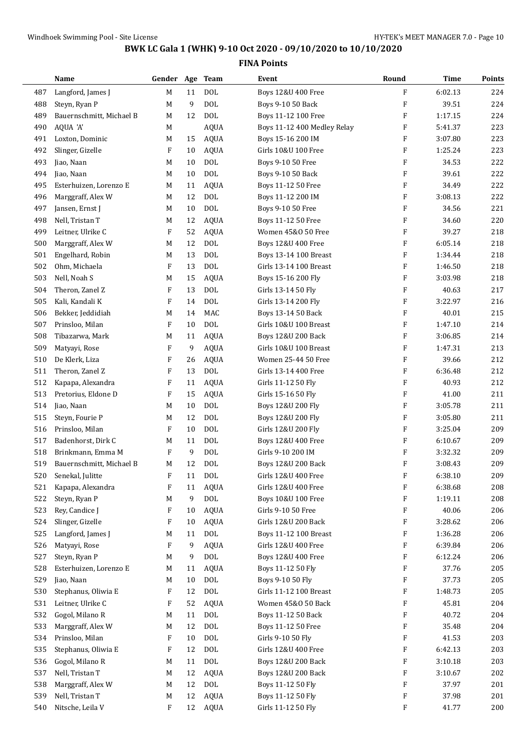# BWK LC Gala 1 (WHK) 9-10 Oct 2020 - 09/10/2020 to 10/10/2020

## FINA Points

| | Name | Gender | Age | Team | Event | Round | Time | Points |
|---|---|---|---|---|---|---|---|---|
| 487 | Langford, James J | M | 11 | DOL | Boys 12&U 400 Free | F | 6:02.13 | 224 |
| 488 | Steyn, Ryan P | M | 9 | DOL | Boys 9-10 50 Back | F | 39.51 | 224 |
| 489 | Bauernschmitt, Michael B | M | 12 | DOL | Boys 11-12 100 Free | F | 1:17.15 | 224 |
| 490 | AQUA 'A' | M | | AQUA | Boys 11-12 400 Medley Relay | F | 5:41.37 | 223 |
| 491 | Loxton, Dominic | M | 15 | AQUA | Boys 15-16 200 IM | F | 3:07.80 | 223 |
| 492 | Slinger, Gizelle | F | 10 | AQUA | Girls 10&U 100 Free | F | 1:25.24 | 223 |
| 493 | Jiao, Naan | M | 10 | DOL | Boys 9-10 50 Free | F | 34.53 | 222 |
| 494 | Jiao, Naan | M | 10 | DOL | Boys 9-10 50 Back | F | 39.61 | 222 |
| 495 | Esterhuizen, Lorenzo E | M | 11 | AQUA | Boys 11-12 50 Free | F | 34.49 | 222 |
| 496 | Marggraff, Alex W | M | 12 | DOL | Boys 11-12 200 IM | F | 3:08.13 | 222 |
| 497 | Jansen, Ernst J | M | 10 | DOL | Boys 9-10 50 Free | F | 34.56 | 221 |
| 498 | Nell, Tristan T | M | 12 | AQUA | Boys 11-12 50 Free | F | 34.60 | 220 |
| 499 | Leitner, Ulrike C | F | 52 | AQUA | Women 45&O 50 Free | F | 39.27 | 218 |
| 500 | Marggraff, Alex W | M | 12 | DOL | Boys 12&U 400 Free | F | 6:05.14 | 218 |
| 501 | Engelhard, Robin | M | 13 | DOL | Boys 13-14 100 Breast | F | 1:34.44 | 218 |
| 502 | Ohm, Michaela | F | 13 | DOL | Girls 13-14 100 Breast | F | 1:46.50 | 218 |
| 503 | Nell, Noah S | M | 15 | AQUA | Boys 15-16 200 Fly | F | 3:03.98 | 218 |
| 504 | Theron, Zanel Z | F | 13 | DOL | Girls 13-14 50 Fly | F | 40.63 | 217 |
| 505 | Kali, Kandali K | F | 14 | DOL | Girls 13-14 200 Fly | F | 3:22.97 | 216 |
| 506 | Bekker, Jeddidiah | M | 14 | MAC | Boys 13-14 50 Back | F | 40.01 | 215 |
| 507 | Prinsloo, Milan | F | 10 | DOL | Girls 10&U 100 Breast | F | 1:47.10 | 214 |
| 508 | Tibazarwa, Mark | M | 11 | AQUA | Boys 12&U 200 Back | F | 3:06.85 | 214 |
| 509 | Matyayi, Rose | F | 9 | AQUA | Girls 10&U 100 Breast | F | 1:47.31 | 213 |
| 510 | De Klerk, Liza | F | 26 | AQUA | Women 25-44 50 Free | F | 39.66 | 212 |
| 511 | Theron, Zanel Z | F | 13 | DOL | Girls 13-14 400 Free | F | 6:36.48 | 212 |
| 512 | Kapapa, Alexandra | F | 11 | AQUA | Girls 11-12 50 Fly | F | 40.93 | 212 |
| 513 | Pretorius, Eldone D | F | 15 | AQUA | Girls 15-16 50 Fly | F | 41.00 | 211 |
| 514 | Jiao, Naan | M | 10 | DOL | Boys 12&U 200 Fly | F | 3:05.78 | 211 |
| 515 | Steyn, Fourie P | M | 12 | DOL | Boys 12&U 200 Fly | F | 3:05.80 | 211 |
| 516 | Prinsloo, Milan | F | 10 | DOL | Girls 12&U 200 Fly | F | 3:25.04 | 209 |
| 517 | Badenhorst, Dirk C | M | 11 | DOL | Boys 12&U 400 Free | F | 6:10.67 | 209 |
| 518 | Brinkmann, Emma M | F | 9 | DOL | Girls 9-10 200 IM | F | 3:32.32 | 209 |
| 519 | Bauernschmitt, Michael B | M | 12 | DOL | Boys 12&U 200 Back | F | 3:08.43 | 209 |
| 520 | Senekal, Julitte | F | 11 | DOL | Girls 12&U 400 Free | F | 6:38.10 | 209 |
| 521 | Kapapa, Alexandra | F | 11 | AQUA | Girls 12&U 400 Free | F | 6:38.68 | 208 |
| 522 | Steyn, Ryan P | M | 9 | DOL | Boys 10&U 100 Free | F | 1:19.11 | 208 |
| 523 | Rey, Candice J | F | 10 | AQUA | Girls 9-10 50 Free | F | 40.06 | 206 |
| 524 | Slinger, Gizelle | F | 10 | AQUA | Girls 12&U 200 Back | F | 3:28.62 | 206 |
| 525 | Langford, James J | M | 11 | DOL | Boys 11-12 100 Breast | F | 1:36.28 | 206 |
| 526 | Matyayi, Rose | F | 9 | AQUA | Girls 12&U 400 Free | F | 6:39.84 | 206 |
| 527 | Steyn, Ryan P | M | 9 | DOL | Boys 12&U 400 Free | F | 6:12.24 | 206 |
| 528 | Esterhuizen, Lorenzo E | M | 11 | AQUA | Boys 11-12 50 Fly | F | 37.76 | 205 |
| 529 | Jiao, Naan | M | 10 | DOL | Boys 9-10 50 Fly | F | 37.73 | 205 |
| 530 | Stephanus, Oliwia E | F | 12 | DOL | Girls 11-12 100 Breast | F | 1:48.73 | 205 |
| 531 | Leitner, Ulrike C | F | 52 | AQUA | Women 45&O 50 Back | F | 45.81 | 204 |
| 532 | Gogol, Milano R | M | 11 | DOL | Boys 11-12 50 Back | F | 40.72 | 204 |
| 533 | Marggraff, Alex W | M | 12 | DOL | Boys 11-12 50 Free | F | 35.48 | 204 |
| 534 | Prinsloo, Milan | F | 10 | DOL | Girls 9-10 50 Fly | F | 41.53 | 203 |
| 535 | Stephanus, Oliwia E | F | 12 | DOL | Girls 12&U 400 Free | F | 6:42.13 | 203 |
| 536 | Gogol, Milano R | M | 11 | DOL | Boys 12&U 200 Back | F | 3:10.18 | 203 |
| 537 | Nell, Tristan T | M | 12 | AQUA | Boys 12&U 200 Back | F | 3:10.67 | 202 |
| 538 | Marggraff, Alex W | M | 12 | DOL | Boys 11-12 50 Fly | F | 37.97 | 201 |
| 539 | Nell, Tristan T | M | 12 | AQUA | Boys 11-12 50 Fly | F | 37.98 | 201 |
| 540 | Nitsche, Leila V | F | 12 | AQUA | Girls 11-12 50 Fly | F | 41.77 | 200 |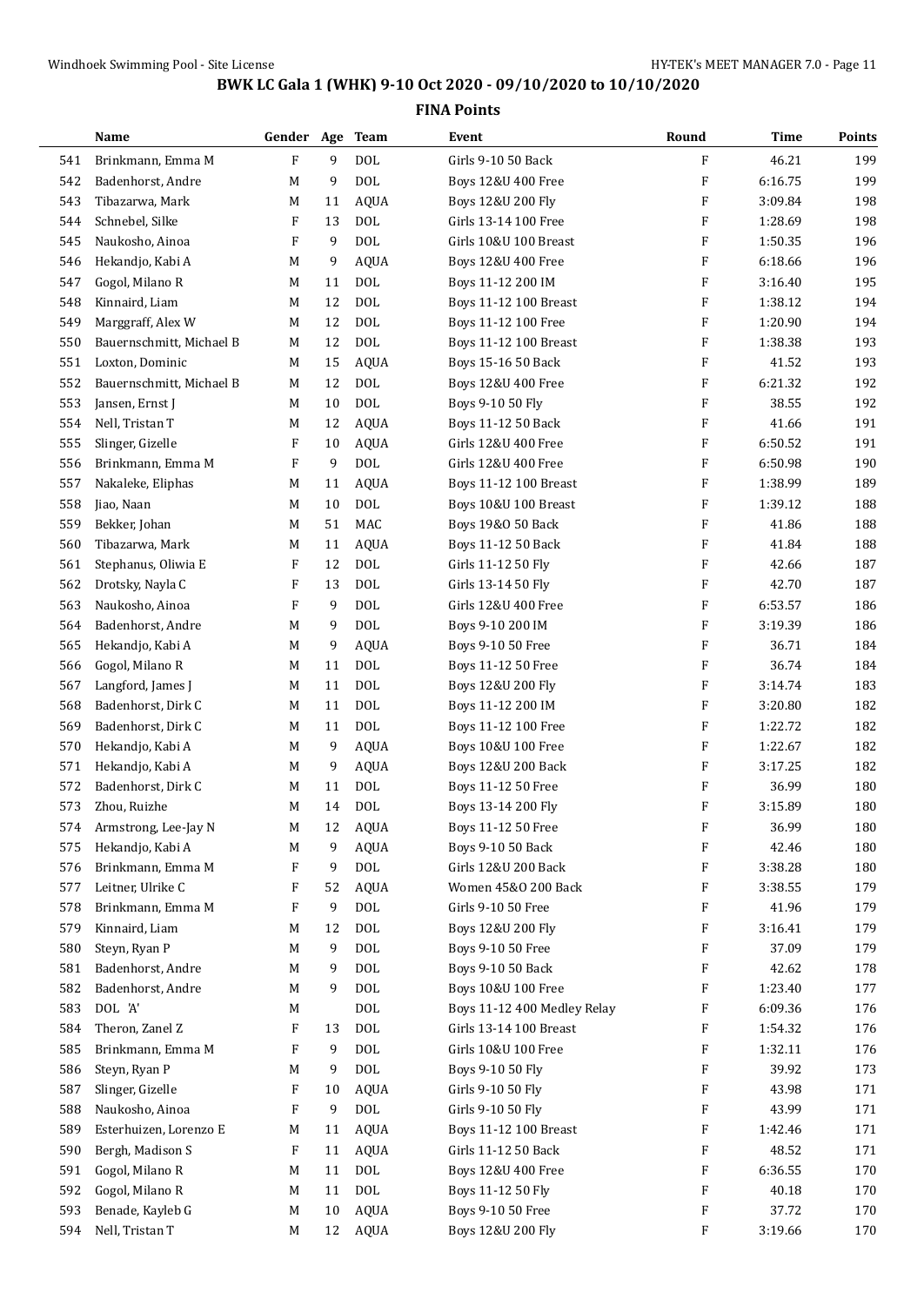## BWK LC Gala 1 (WHK) 9-10 Oct 2020 - 09/10/2020 to 10/10/2020

### FINA Points

| | Name | Gender | Age | Team | Event | Round | Time | Points |
|---|---|---|---|---|---|---|---|---|
| 541 | Brinkmann, Emma M | F | 9 | DOL | Girls 9-10 50 Back | F | 46.21 | 199 |
| 542 | Badenhorst, Andre | M | 9 | DOL | Boys 12&U 400 Free | F | 6:16.75 | 199 |
| 543 | Tibazarwa, Mark | M | 11 | AQUA | Boys 12&U 200 Fly | F | 3:09.84 | 198 |
| 544 | Schnebel, Silke | F | 13 | DOL | Girls 13-14 100 Free | F | 1:28.69 | 198 |
| 545 | Naukosho, Ainoa | F | 9 | DOL | Girls 10&U 100 Breast | F | 1:50.35 | 196 |
| 546 | Hekandjo, Kabi A | M | 9 | AQUA | Boys 12&U 400 Free | F | 6:18.66 | 196 |
| 547 | Gogol, Milano R | M | 11 | DOL | Boys 11-12 200 IM | F | 3:16.40 | 195 |
| 548 | Kinnaird, Liam | M | 12 | DOL | Boys 11-12 100 Breast | F | 1:38.12 | 194 |
| 549 | Marggraff, Alex W | M | 12 | DOL | Boys 11-12 100 Free | F | 1:20.90 | 194 |
| 550 | Bauernschmitt, Michael B | M | 12 | DOL | Boys 11-12 100 Breast | F | 1:38.38 | 193 |
| 551 | Loxton, Dominic | M | 15 | AQUA | Boys 15-16 50 Back | F | 41.52 | 193 |
| 552 | Bauernschmitt, Michael B | M | 12 | DOL | Boys 12&U 400 Free | F | 6:21.32 | 192 |
| 553 | Jansen, Ernst J | M | 10 | DOL | Boys 9-10 50 Fly | F | 38.55 | 192 |
| 554 | Nell, Tristan T | M | 12 | AQUA | Boys 11-12 50 Back | F | 41.66 | 191 |
| 555 | Slinger, Gizelle | F | 10 | AQUA | Girls 12&U 400 Free | F | 6:50.52 | 191 |
| 556 | Brinkmann, Emma M | F | 9 | DOL | Girls 12&U 400 Free | F | 6:50.98 | 190 |
| 557 | Nakaleke, Eliphas | M | 11 | AQUA | Boys 11-12 100 Breast | F | 1:38.99 | 189 |
| 558 | Jiao, Naan | M | 10 | DOL | Boys 10&U 100 Breast | F | 1:39.12 | 188 |
| 559 | Bekker, Johan | M | 51 | MAC | Boys 19&O 50 Back | F | 41.86 | 188 |
| 560 | Tibazarwa, Mark | M | 11 | AQUA | Boys 11-12 50 Back | F | 41.84 | 188 |
| 561 | Stephanus, Oliwia E | F | 12 | DOL | Girls 11-12 50 Fly | F | 42.66 | 187 |
| 562 | Drotsky, Nayla C | F | 13 | DOL | Girls 13-14 50 Fly | F | 42.70 | 187 |
| 563 | Naukosho, Ainoa | F | 9 | DOL | Girls 12&U 400 Free | F | 6:53.57 | 186 |
| 564 | Badenhorst, Andre | M | 9 | DOL | Boys 9-10 200 IM | F | 3:19.39 | 186 |
| 565 | Hekandjo, Kabi A | M | 9 | AQUA | Boys 9-10 50 Free | F | 36.71 | 184 |
| 566 | Gogol, Milano R | M | 11 | DOL | Boys 11-12 50 Free | F | 36.74 | 184 |
| 567 | Langford, James J | M | 11 | DOL | Boys 12&U 200 Fly | F | 3:14.74 | 183 |
| 568 | Badenhorst, Dirk C | M | 11 | DOL | Boys 11-12 200 IM | F | 3:20.80 | 182 |
| 569 | Badenhorst, Dirk C | M | 11 | DOL | Boys 11-12 100 Free | F | 1:22.72 | 182 |
| 570 | Hekandjo, Kabi A | M | 9 | AQUA | Boys 10&U 100 Free | F | 1:22.67 | 182 |
| 571 | Hekandjo, Kabi A | M | 9 | AQUA | Boys 12&U 200 Back | F | 3:17.25 | 182 |
| 572 | Badenhorst, Dirk C | M | 11 | DOL | Boys 11-12 50 Free | F | 36.99 | 180 |
| 573 | Zhou, Ruizhe | M | 14 | DOL | Boys 13-14 200 Fly | F | 3:15.89 | 180 |
| 574 | Armstrong, Lee-Jay N | M | 12 | AQUA | Boys 11-12 50 Free | F | 36.99 | 180 |
| 575 | Hekandjo, Kabi A | M | 9 | AQUA | Boys 9-10 50 Back | F | 42.46 | 180 |
| 576 | Brinkmann, Emma M | F | 9 | DOL | Girls 12&U 200 Back | F | 3:38.28 | 180 |
| 577 | Leitner, Ulrike C | F | 52 | AQUA | Women 45&O 200 Back | F | 3:38.55 | 179 |
| 578 | Brinkmann, Emma M | F | 9 | DOL | Girls 9-10 50 Free | F | 41.96 | 179 |
| 579 | Kinnaird, Liam | M | 12 | DOL | Boys 12&U 200 Fly | F | 3:16.41 | 179 |
| 580 | Steyn, Ryan P | M | 9 | DOL | Boys 9-10 50 Free | F | 37.09 | 179 |
| 581 | Badenhorst, Andre | M | 9 | DOL | Boys 9-10 50 Back | F | 42.62 | 178 |
| 582 | Badenhorst, Andre | M | 9 | DOL | Boys 10&U 100 Free | F | 1:23.40 | 177 |
| 583 | DOL 'A' | M | | DOL | Boys 11-12 400 Medley Relay | F | 6:09.36 | 176 |
| 584 | Theron, Zanel Z | F | 13 | DOL | Girls 13-14 100 Breast | F | 1:54.32 | 176 |
| 585 | Brinkmann, Emma M | F | 9 | DOL | Girls 10&U 100 Free | F | 1:32.11 | 176 |
| 586 | Steyn, Ryan P | M | 9 | DOL | Boys 9-10 50 Fly | F | 39.92 | 173 |
| 587 | Slinger, Gizelle | F | 10 | AQUA | Girls 9-10 50 Fly | F | 43.98 | 171 |
| 588 | Naukosho, Ainoa | F | 9 | DOL | Girls 9-10 50 Fly | F | 43.99 | 171 |
| 589 | Esterhuizen, Lorenzo E | M | 11 | AQUA | Boys 11-12 100 Breast | F | 1:42.46 | 171 |
| 590 | Bergh, Madison S | F | 11 | AQUA | Girls 11-12 50 Back | F | 48.52 | 171 |
| 591 | Gogol, Milano R | M | 11 | DOL | Boys 12&U 400 Free | F | 6:36.55 | 170 |
| 592 | Gogol, Milano R | M | 11 | DOL | Boys 11-12 50 Fly | F | 40.18 | 170 |
| 593 | Benade, Kayleb G | M | 10 | AQUA | Boys 9-10 50 Free | F | 37.72 | 170 |
| 594 | Nell, Tristan T | M | 12 | AQUA | Boys 12&U 200 Fly | F | 3:19.66 | 170 |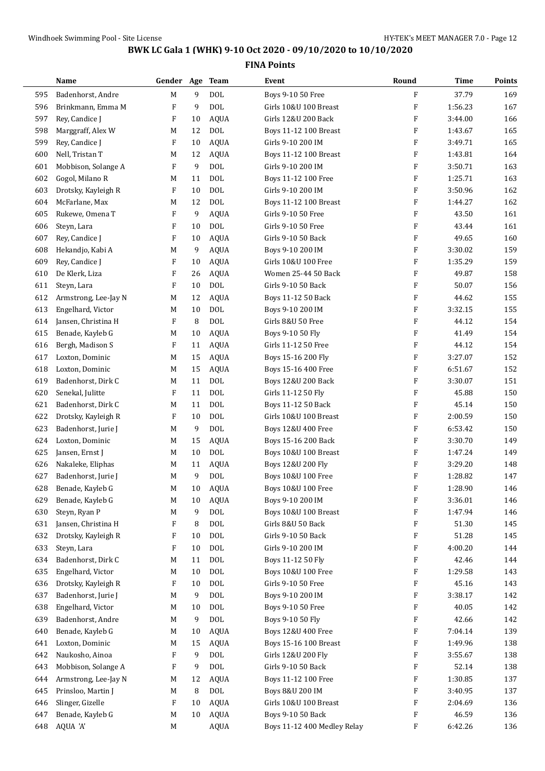# BWK LC Gala 1 (WHK) 9-10 Oct 2020 - 09/10/2020 to 10/10/2020

## FINA Points

| | Name | Gender | Age | Team | Event | Round | Time | Points |
|---|---|---|---|---|---|---|---|---|
| 595 | Badenhorst, Andre | M | 9 | DOL | Boys 9-10 50 Free | F | 37.79 | 169 |
| 596 | Brinkmann, Emma M | F | 9 | DOL | Girls 10&U 100 Breast | F | 1:56.23 | 167 |
| 597 | Rey, Candice J | F | 10 | AQUA | Girls 12&U 200 Back | F | 3:44.00 | 166 |
| 598 | Marggraff, Alex W | M | 12 | DOL | Boys 11-12 100 Breast | F | 1:43.67 | 165 |
| 599 | Rey, Candice J | F | 10 | AQUA | Girls 9-10 200 IM | F | 3:49.71 | 165 |
| 600 | Nell, Tristan T | M | 12 | AQUA | Boys 11-12 100 Breast | F | 1:43.81 | 164 |
| 601 | Mobbison, Solange A | F | 9 | DOL | Girls 9-10 200 IM | F | 3:50.71 | 163 |
| 602 | Gogol, Milano R | M | 11 | DOL | Boys 11-12 100 Free | F | 1:25.71 | 163 |
| 603 | Drotsky, Kayleigh R | F | 10 | DOL | Girls 9-10 200 IM | F | 3:50.96 | 162 |
| 604 | McFarlane, Max | M | 12 | DOL | Boys 11-12 100 Breast | F | 1:44.27 | 162 |
| 605 | Rukewe, Omena T | F | 9 | AQUA | Girls 9-10 50 Free | F | 43.50 | 161 |
| 606 | Steyn, Lara | F | 10 | DOL | Girls 9-10 50 Free | F | 43.44 | 161 |
| 607 | Rey, Candice J | F | 10 | AQUA | Girls 9-10 50 Back | F | 49.65 | 160 |
| 608 | Hekandjo, Kabi A | M | 9 | AQUA | Boys 9-10 200 IM | F | 3:30.02 | 159 |
| 609 | Rey, Candice J | F | 10 | AQUA | Girls 10&U 100 Free | F | 1:35.29 | 159 |
| 610 | De Klerk, Liza | F | 26 | AQUA | Women 25-44 50 Back | F | 49.87 | 158 |
| 611 | Steyn, Lara | F | 10 | DOL | Girls 9-10 50 Back | F | 50.07 | 156 |
| 612 | Armstrong, Lee-Jay N | M | 12 | AQUA | Boys 11-12 50 Back | F | 44.62 | 155 |
| 613 | Engelhard, Victor | M | 10 | DOL | Boys 9-10 200 IM | F | 3:32.15 | 155 |
| 614 | Jansen, Christina H | F | 8 | DOL | Girls 8&U 50 Free | F | 44.12 | 154 |
| 615 | Benade, Kayleb G | M | 10 | AQUA | Boys 9-10 50 Fly | F | 41.49 | 154 |
| 616 | Bergh, Madison S | F | 11 | AQUA | Girls 11-12 50 Free | F | 44.12 | 154 |
| 617 | Loxton, Dominic | M | 15 | AQUA | Boys 15-16 200 Fly | F | 3:27.07 | 152 |
| 618 | Loxton, Dominic | M | 15 | AQUA | Boys 15-16 400 Free | F | 6:51.67 | 152 |
| 619 | Badenhorst, Dirk C | M | 11 | DOL | Boys 12&U 200 Back | F | 3:30.07 | 151 |
| 620 | Senekal, Julitte | F | 11 | DOL | Girls 11-12 50 Fly | F | 45.88 | 150 |
| 621 | Badenhorst, Dirk C | M | 11 | DOL | Boys 11-12 50 Back | F | 45.14 | 150 |
| 622 | Drotsky, Kayleigh R | F | 10 | DOL | Girls 10&U 100 Breast | F | 2:00.59 | 150 |
| 623 | Badenhorst, Jurie J | M | 9 | DOL | Boys 12&U 400 Free | F | 6:53.42 | 150 |
| 624 | Loxton, Dominic | M | 15 | AQUA | Boys 15-16 200 Back | F | 3:30.70 | 149 |
| 625 | Jansen, Ernst J | M | 10 | DOL | Boys 10&U 100 Breast | F | 1:47.24 | 149 |
| 626 | Nakaleke, Eliphas | M | 11 | AQUA | Boys 12&U 200 Fly | F | 3:29.20 | 148 |
| 627 | Badenhorst, Jurie J | M | 9 | DOL | Boys 10&U 100 Free | F | 1:28.82 | 147 |
| 628 | Benade, Kayleb G | M | 10 | AQUA | Boys 10&U 100 Free | F | 1:28.90 | 146 |
| 629 | Benade, Kayleb G | M | 10 | AQUA | Boys 9-10 200 IM | F | 3:36.01 | 146 |
| 630 | Steyn, Ryan P | M | 9 | DOL | Boys 10&U 100 Breast | F | 1:47.94 | 146 |
| 631 | Jansen, Christina H | F | 8 | DOL | Girls 8&U 50 Back | F | 51.30 | 145 |
| 632 | Drotsky, Kayleigh R | F | 10 | DOL | Girls 9-10 50 Back | F | 51.28 | 145 |
| 633 | Steyn, Lara | F | 10 | DOL | Girls 9-10 200 IM | F | 4:00.20 | 144 |
| 634 | Badenhorst, Dirk C | M | 11 | DOL | Boys 11-12 50 Fly | F | 42.46 | 144 |
| 635 | Engelhard, Victor | M | 10 | DOL | Boys 10&U 100 Free | F | 1:29.58 | 143 |
| 636 | Drotsky, Kayleigh R | F | 10 | DOL | Girls 9-10 50 Free | F | 45.16 | 143 |
| 637 | Badenhorst, Jurie J | M | 9 | DOL | Boys 9-10 200 IM | F | 3:38.17 | 142 |
| 638 | Engelhard, Victor | M | 10 | DOL | Boys 9-10 50 Free | F | 40.05 | 142 |
| 639 | Badenhorst, Andre | M | 9 | DOL | Boys 9-10 50 Fly | F | 42.66 | 142 |
| 640 | Benade, Kayleb G | M | 10 | AQUA | Boys 12&U 400 Free | F | 7:04.14 | 139 |
| 641 | Loxton, Dominic | M | 15 | AQUA | Boys 15-16 100 Breast | F | 1:49.96 | 138 |
| 642 | Naukosho, Ainoa | F | 9 | DOL | Girls 12&U 200 Fly | F | 3:55.67 | 138 |
| 643 | Mobbison, Solange A | F | 9 | DOL | Girls 9-10 50 Back | F | 52.14 | 138 |
| 644 | Armstrong, Lee-Jay N | M | 12 | AQUA | Boys 11-12 100 Free | F | 1:30.85 | 137 |
| 645 | Prinsloo, Martin J | M | 8 | DOL | Boys 8&U 200 IM | F | 3:40.95 | 137 |
| 646 | Slinger, Gizelle | F | 10 | AQUA | Girls 10&U 100 Breast | F | 2:04.69 | 136 |
| 647 | Benade, Kayleb G | M | 10 | AQUA | Boys 9-10 50 Back | F | 46.59 | 136 |
| 648 | AQUA 'A' | M | | AQUA | Boys 11-12 400 Medley Relay | F | 6:42.26 | 136 |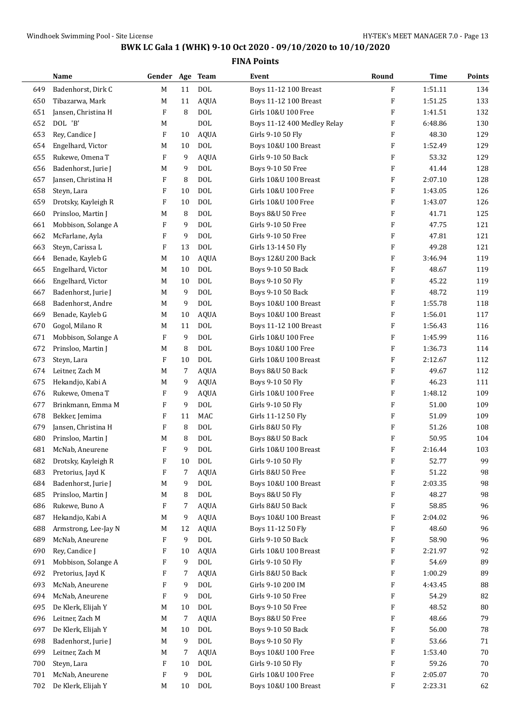# BWK LC Gala 1 (WHK) 9-10 Oct 2020 - 09/10/2020 to 10/10/2020

## FINA Points

| | Name | Gender | Age | Team | Event | Round | Time | Points |
|---|---|---|---|---|---|---|---|---|
| 649 | Badenhorst, Dirk C | M | 11 | DOL | Boys 11-12 100 Breast | F | 1:51.11 | 134 |
| 650 | Tibazarwa, Mark | M | 11 | AQUA | Boys 11-12 100 Breast | F | 1:51.25 | 133 |
| 651 | Jansen, Christina H | F | 8 | DOL | Girls 10&U 100 Free | F | 1:41.51 | 132 |
| 652 | DOL 'B' | M | | DOL | Boys 11-12 400 Medley Relay | F | 6:48.86 | 130 |
| 653 | Rey, Candice J | F | 10 | AQUA | Girls 9-10 50 Fly | F | 48.30 | 129 |
| 654 | Engelhard, Victor | M | 10 | DOL | Boys 10&U 100 Breast | F | 1:52.49 | 129 |
| 655 | Rukewe, Omena T | F | 9 | AQUA | Girls 9-10 50 Back | F | 53.32 | 129 |
| 656 | Badenhorst, Jurie J | M | 9 | DOL | Boys 9-10 50 Free | F | 41.44 | 128 |
| 657 | Jansen, Christina H | F | 8 | DOL | Girls 10&U 100 Breast | F | 2:07.10 | 128 |
| 658 | Steyn, Lara | F | 10 | DOL | Girls 10&U 100 Free | F | 1:43.05 | 126 |
| 659 | Drotsky, Kayleigh R | F | 10 | DOL | Girls 10&U 100 Free | F | 1:43.07 | 126 |
| 660 | Prinsloo, Martin J | M | 8 | DOL | Boys 8&U 50 Free | F | 41.71 | 125 |
| 661 | Mobbison, Solange A | F | 9 | DOL | Girls 9-10 50 Free | F | 47.75 | 121 |
| 662 | McFarlane, Ayla | F | 9 | DOL | Girls 9-10 50 Free | F | 47.81 | 121 |
| 663 | Steyn, Carissa L | F | 13 | DOL | Girls 13-14 50 Fly | F | 49.28 | 121 |
| 664 | Benade, Kayleb G | M | 10 | AQUA | Boys 12&U 200 Back | F | 3:46.94 | 119 |
| 665 | Engelhard, Victor | M | 10 | DOL | Boys 9-10 50 Back | F | 48.67 | 119 |
| 666 | Engelhard, Victor | M | 10 | DOL | Boys 9-10 50 Fly | F | 45.22 | 119 |
| 667 | Badenhorst, Jurie J | M | 9 | DOL | Boys 9-10 50 Back | F | 48.72 | 119 |
| 668 | Badenhorst, Andre | M | 9 | DOL | Boys 10&U 100 Breast | F | 1:55.78 | 118 |
| 669 | Benade, Kayleb G | M | 10 | AQUA | Boys 10&U 100 Breast | F | 1:56.01 | 117 |
| 670 | Gogol, Milano R | M | 11 | DOL | Boys 11-12 100 Breast | F | 1:56.43 | 116 |
| 671 | Mobbison, Solange A | F | 9 | DOL | Girls 10&U 100 Free | F | 1:45.99 | 116 |
| 672 | Prinsloo, Martin J | M | 8 | DOL | Boys 10&U 100 Free | F | 1:36.73 | 114 |
| 673 | Steyn, Lara | F | 10 | DOL | Girls 10&U 100 Breast | F | 2:12.67 | 112 |
| 674 | Leitner, Zach M | M | 7 | AQUA | Boys 8&U 50 Back | F | 49.67 | 112 |
| 675 | Hekandjo, Kabi A | M | 9 | AQUA | Boys 9-10 50 Fly | F | 46.23 | 111 |
| 676 | Rukewe, Omena T | F | 9 | AQUA | Girls 10&U 100 Free | F | 1:48.12 | 109 |
| 677 | Brinkmann, Emma M | F | 9 | DOL | Girls 9-10 50 Fly | F | 51.00 | 109 |
| 678 | Bekker, Jemima | F | 11 | MAC | Girls 11-12 50 Fly | F | 51.09 | 109 |
| 679 | Jansen, Christina H | F | 8 | DOL | Girls 8&U 50 Fly | F | 51.26 | 108 |
| 680 | Prinsloo, Martin J | M | 8 | DOL | Boys 8&U 50 Back | F | 50.95 | 104 |
| 681 | McNab, Aneurene | F | 9 | DOL | Girls 10&U 100 Breast | F | 2:16.44 | 103 |
| 682 | Drotsky, Kayleigh R | F | 10 | DOL | Girls 9-10 50 Fly | F | 52.77 | 99 |
| 683 | Pretorius, Jayd K | F | 7 | AQUA | Girls 8&U 50 Free | F | 51.22 | 98 |
| 684 | Badenhorst, Jurie J | M | 9 | DOL | Boys 10&U 100 Breast | F | 2:03.35 | 98 |
| 685 | Prinsloo, Martin J | M | 8 | DOL | Boys 8&U 50 Fly | F | 48.27 | 98 |
| 686 | Rukewe, Buno A | F | 7 | AQUA | Girls 8&U 50 Back | F | 58.85 | 96 |
| 687 | Hekandjo, Kabi A | M | 9 | AQUA | Boys 10&U 100 Breast | F | 2:04.02 | 96 |
| 688 | Armstrong, Lee-Jay N | M | 12 | AQUA | Boys 11-12 50 Fly | F | 48.60 | 96 |
| 689 | McNab, Aneurene | F | 9 | DOL | Girls 9-10 50 Back | F | 58.90 | 96 |
| 690 | Rey, Candice J | F | 10 | AQUA | Girls 10&U 100 Breast | F | 2:21.97 | 92 |
| 691 | Mobbison, Solange A | F | 9 | DOL | Girls 9-10 50 Fly | F | 54.69 | 89 |
| 692 | Pretorius, Jayd K | F | 7 | AQUA | Girls 8&U 50 Back | F | 1:00.29 | 89 |
| 693 | McNab, Aneurene | F | 9 | DOL | Girls 9-10 200 IM | F | 4:43.45 | 88 |
| 694 | McNab, Aneurene | F | 9 | DOL | Girls 9-10 50 Free | F | 54.29 | 82 |
| 695 | De Klerk, Elijah Y | M | 10 | DOL | Boys 9-10 50 Free | F | 48.52 | 80 |
| 696 | Leitner, Zach M | M | 7 | AQUA | Boys 8&U 50 Free | F | 48.66 | 79 |
| 697 | De Klerk, Elijah Y | M | 10 | DOL | Boys 9-10 50 Back | F | 56.00 | 78 |
| 698 | Badenhorst, Jurie J | M | 9 | DOL | Boys 9-10 50 Fly | F | 53.66 | 71 |
| 699 | Leitner, Zach M | M | 7 | AQUA | Boys 10&U 100 Free | F | 1:53.40 | 70 |
| 700 | Steyn, Lara | F | 10 | DOL | Girls 9-10 50 Fly | F | 59.26 | 70 |
| 701 | McNab, Aneurene | F | 9 | DOL | Girls 10&U 100 Free | F | 2:05.07 | 70 |
| 702 | De Klerk, Elijah Y | M | 10 | DOL | Boys 10&U 100 Breast | F | 2:23.31 | 62 |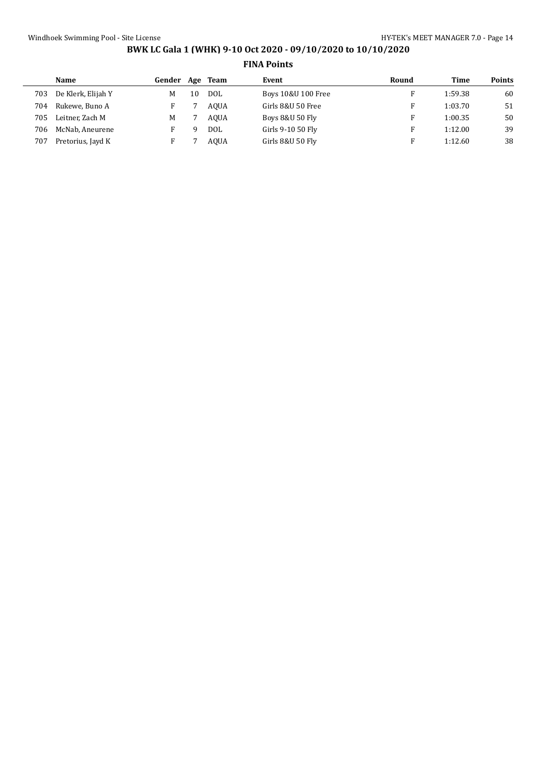# BWK LC Gala 1 (WHK) 9-10 Oct 2020 - 09/10/2020 to 10/10/2020

## FINA Points

| | Name | Gender | Age | Team | Event | Round | Time | Points |
|---|---|---|---|---|---|---|---|---|
| 703 | De Klerk, Elijah Y | M | 10 | DOL | Boys 10&U 100 Free | F | 1:59.38 | 60 |
| 704 | Rukewe, Buno A | F | 7 | AQUA | Girls 8&U 50 Free | F | 1:03.70 | 51 |
| 705 | Leitner, Zach M | M | 7 | AQUA | Boys 8&U 50 Fly | F | 1:00.35 | 50 |
| 706 | McNab, Aneurene | F | 9 | DOL | Girls 9-10 50 Fly | F | 1:12.00 | 39 |
| 707 | Pretorius, Jayd K | F | 7 | AQUA | Girls 8&U 50 Fly | F | 1:12.60 | 38 |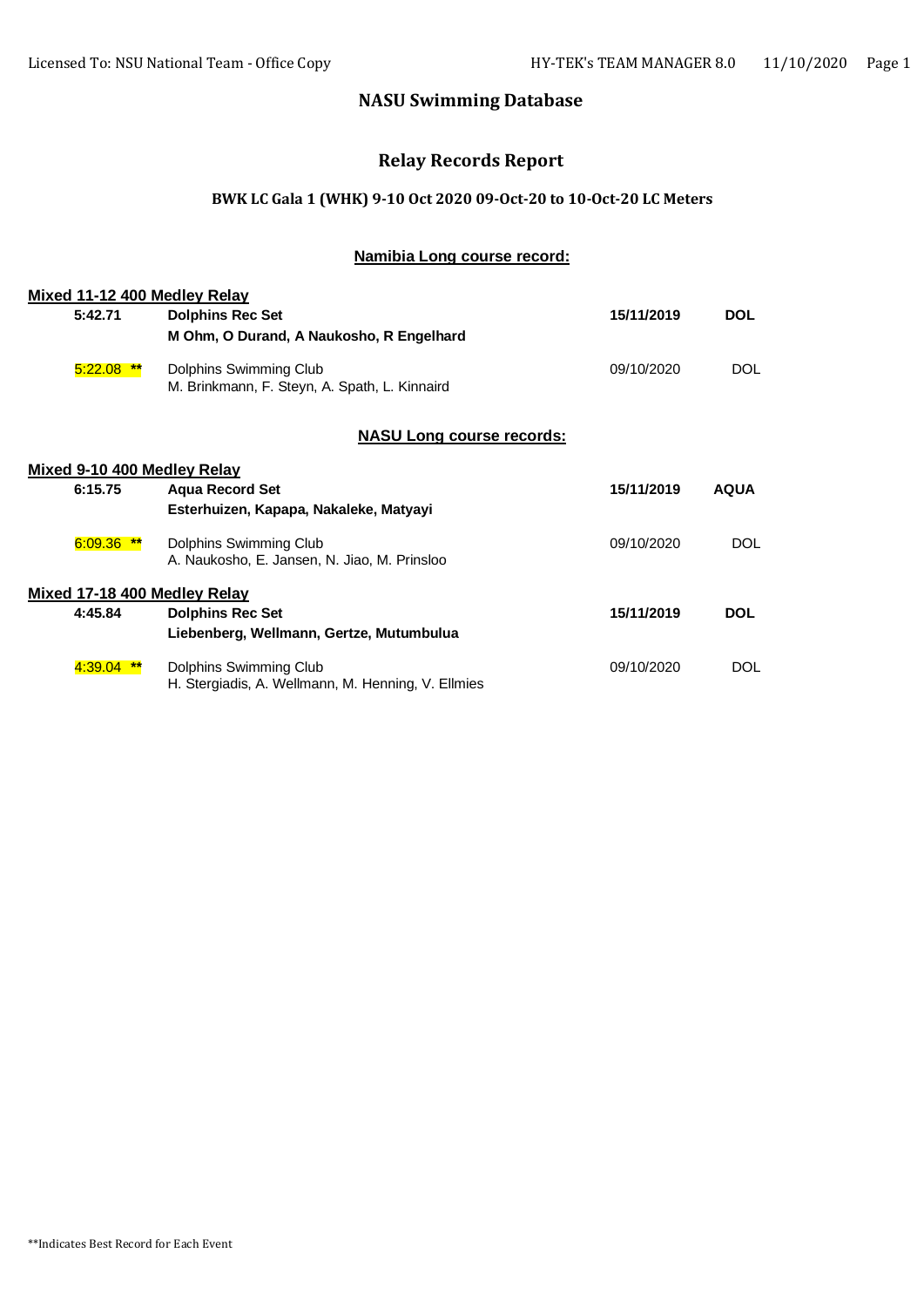# NASU Swimming Database

## Relay Records Report

### BWK LC Gala 1 (WHK) 9-10 Oct 2020 09-Oct-20 to 10-Oct-20 LC Meters

#### Namibia Long course record:

**Mixed 11-12 400 Medley Relay**

| | | | |
|---|---|---|---|
| **5:42.71** | **Dolphins Rec Set**<br>**M Ohm, O Durand, A Naukosho, R Engelhard** | **15/11/2019** | **DOL** |
| 5:22.08 ** | Dolphins Swimming Club<br>M. Brinkmann, F. Steyn, A. Spath, L. Kinnaird | 09/10/2020 | DOL |

#### NASU Long course records:

**Mixed 9-10 400 Medley Relay**

| | | | |
|---|---|---|---|
| **6:15.75** | **Aqua Record Set**<br>**Esterhuizen, Kapapa, Nakaleke, Matyayi** | **15/11/2019** | **AQUA** |
| 6:09.36 ** | Dolphins Swimming Club<br>A. Naukosho, E. Jansen, N. Jiao, M. Prinsloo | 09/10/2020 | DOL |

**Mixed 17-18 400 Medley Relay**

| | | | |
|---|---|---|---|
| **4:45.84** | **Dolphins Rec Set**<br>**Liebenberg, Wellmann, Gertze, Mutumbulua** | **15/11/2019** | **DOL** |
| 4:39.04 ** | Dolphins Swimming Club<br>H. Stergiadis, A. Wellmann, M. Henning, V. Ellmies | 09/10/2020 | DOL |

**Indicates Best Record for Each Event